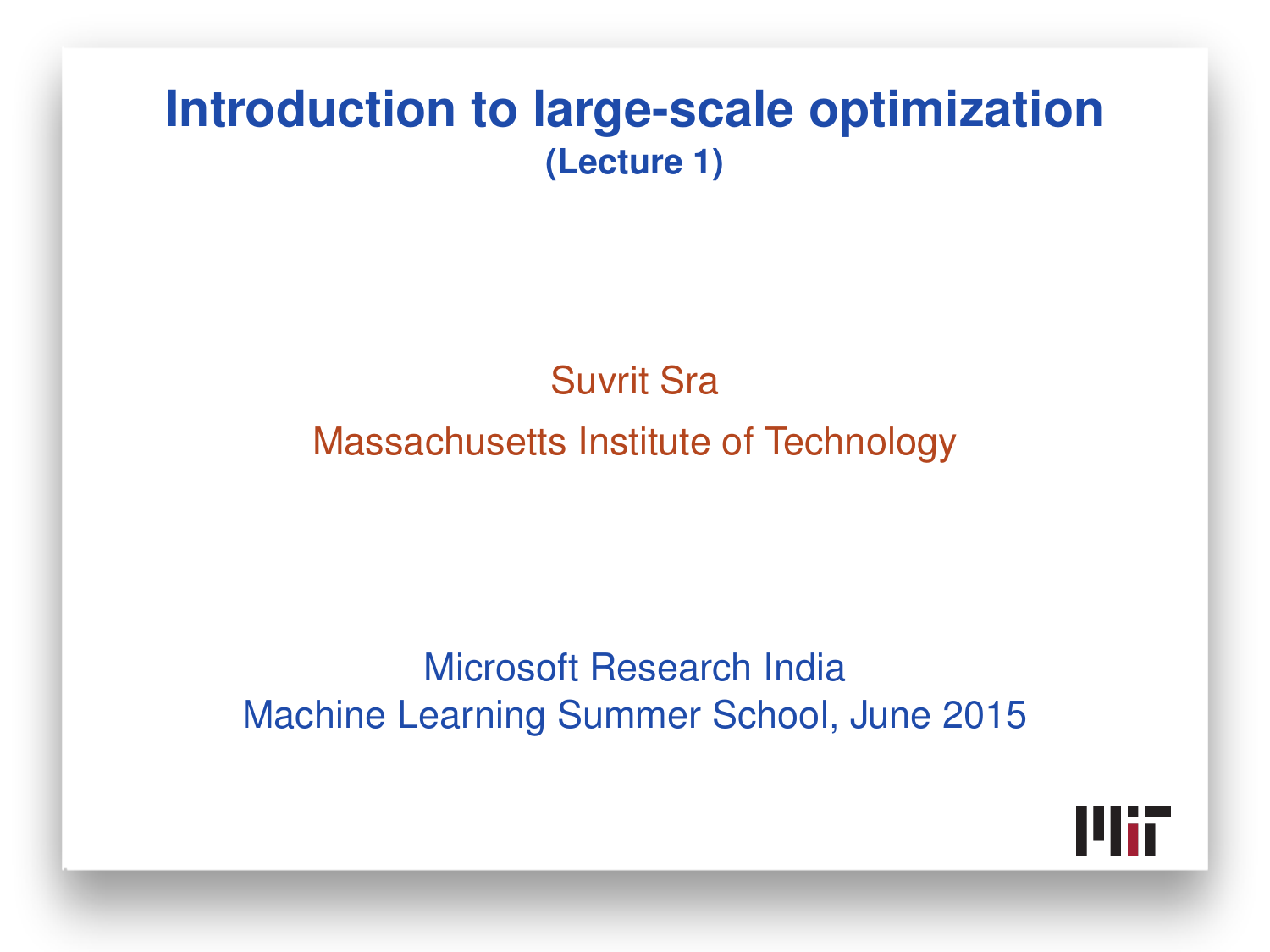# Introduction to large-scale optimization

**(Lecture 1)**

Suvrit Sra

Massachusetts Institute of Technology

Microsoft Research India

Machine Learning Summer School, June 2015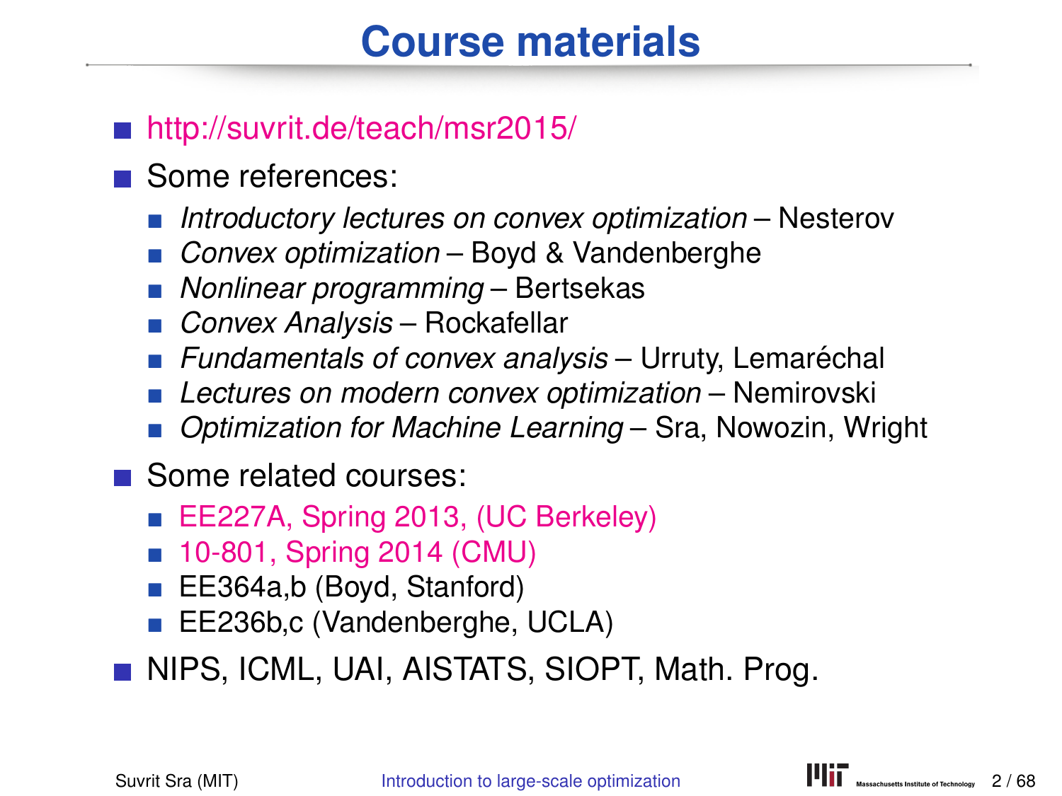# Course materials

- http://suvrit.de/teach/msr2015/
- Some references:
  - *Introductory lectures on convex optimization* – Nesterov
  - *Convex optimization* – Boyd & Vandenberghe
  - *Nonlinear programming* – Bertsekas
  - *Convex Analysis* – Rockafellar
  - *Fundamentals of convex analysis* – Urruty, Lemaréchal
  - *Lectures on modern convex optimization* – Nemirovski
  - *Optimization for Machine Learning* – Sra, Nowozin, Wright
- Some related courses:
  - EE227A, Spring 2013, (UC Berkeley)
  - 10-801, Spring 2014 (CMU)
  - EE364a,b (Boyd, Stanford)
  - EE236b,c (Vandenberghe, UCLA)
- NIPS, ICML, UAI, AISTATS, SIOPT, Math. Prog.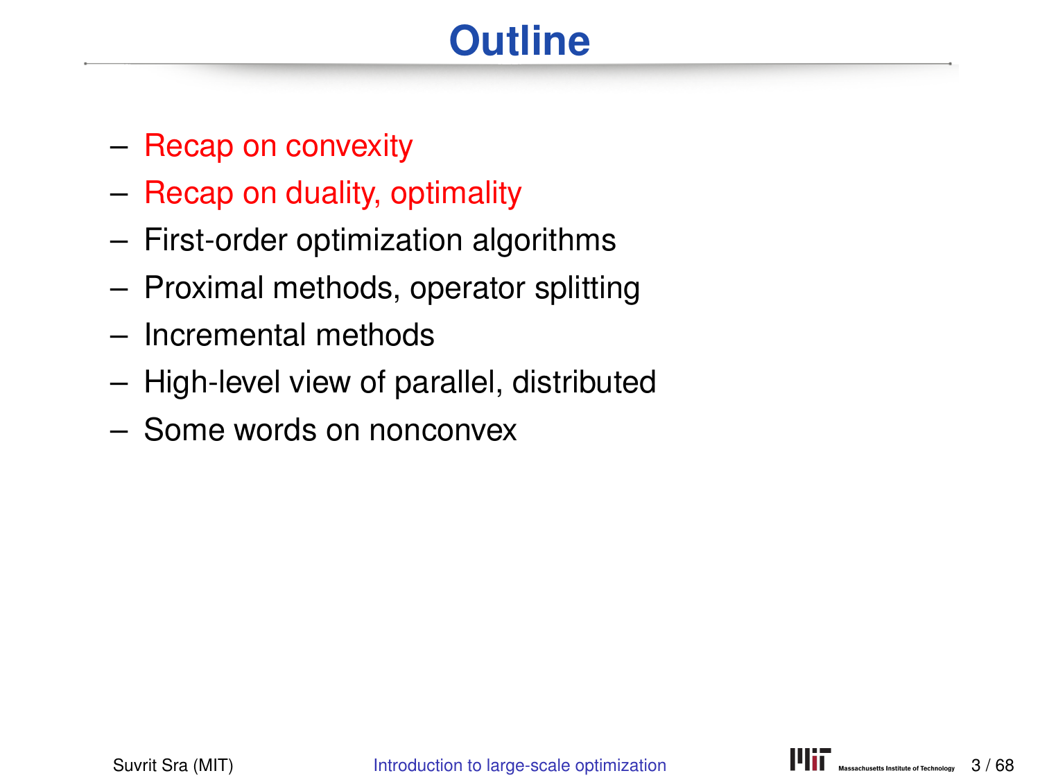# Outline

– Recap on convexity
– Recap on duality, optimality
– First-order optimization algorithms
– Proximal methods, operator splitting
– Incremental methods
– High-level view of parallel, distributed
– Some words on nonconvex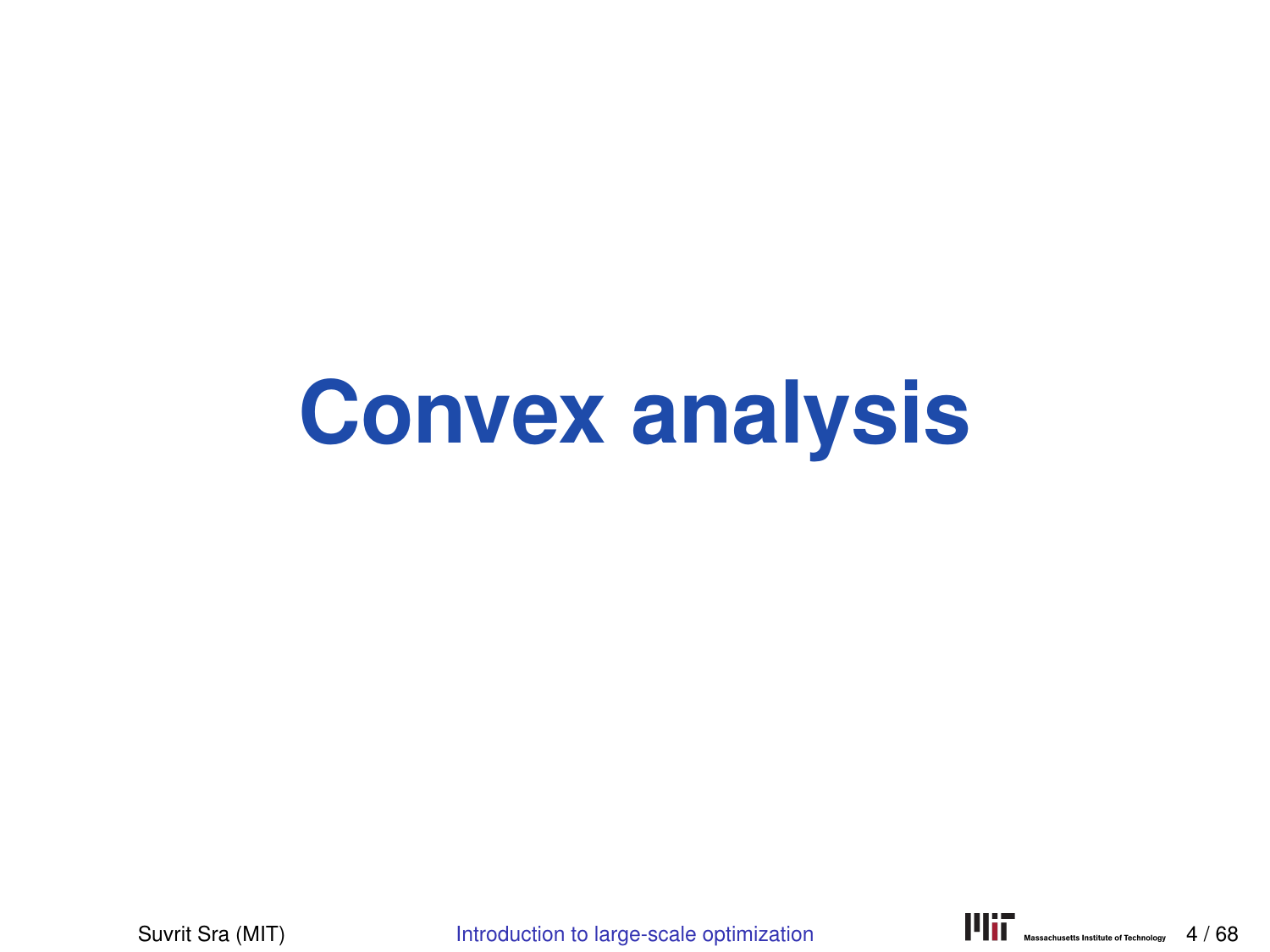# Convex analysis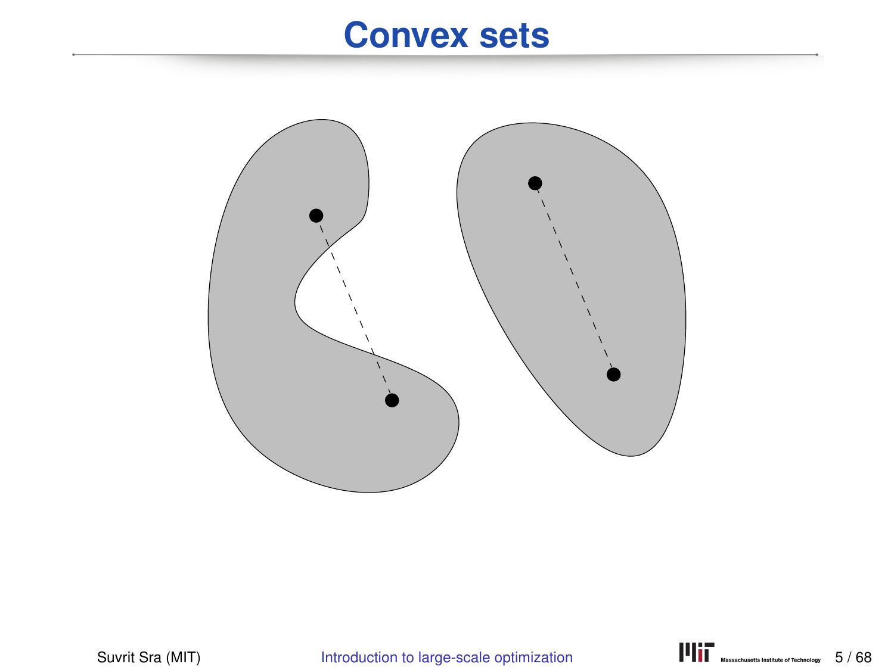# Convex sets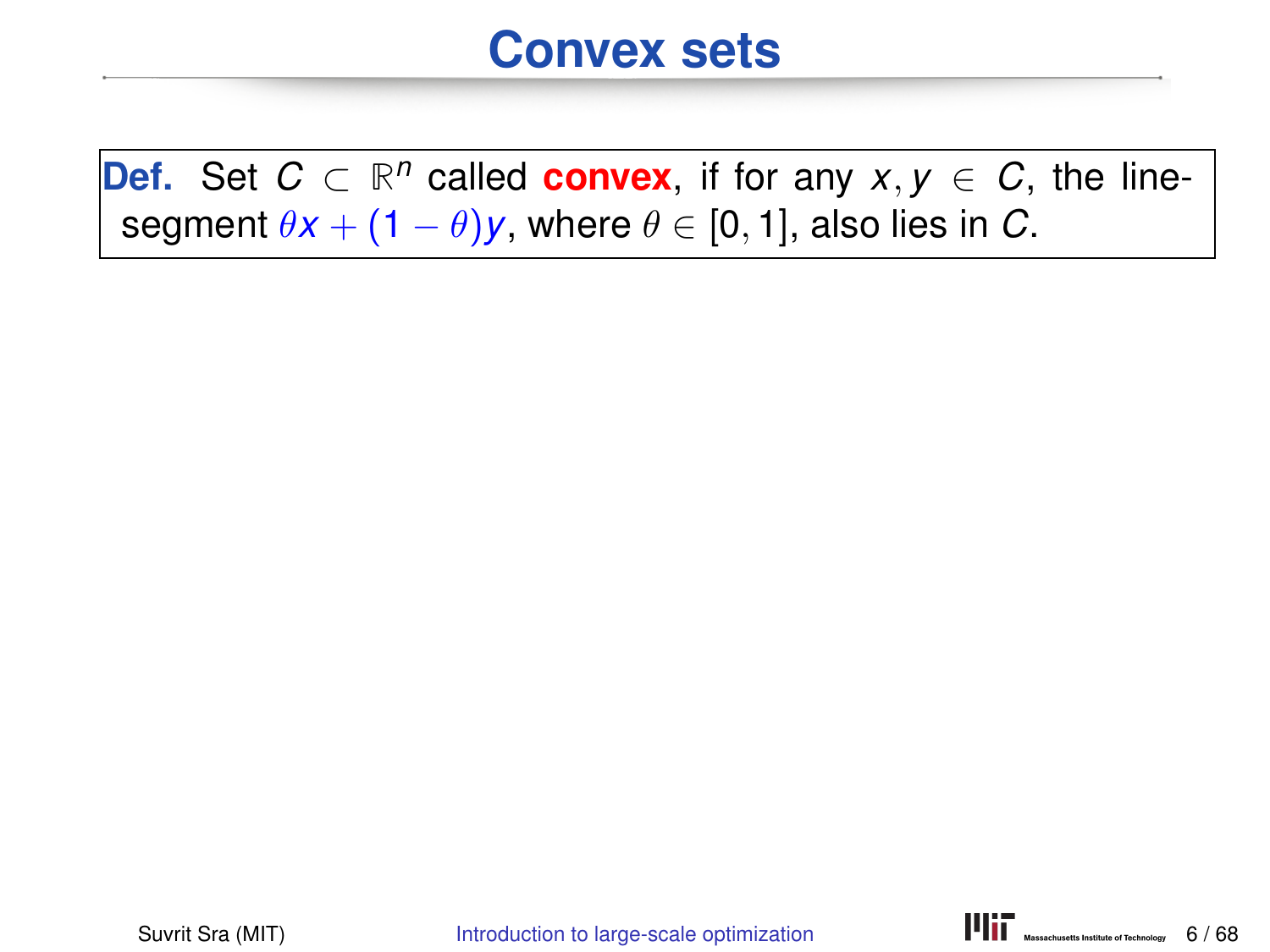# Convex sets

**Def.** Set $C \subset \mathbb{R}^n$ called **convex**, if for any $x, y \in C$, the line-segment $\theta x + (1-\theta) y$, where $\theta \in [0,1]$, also lies in $C$.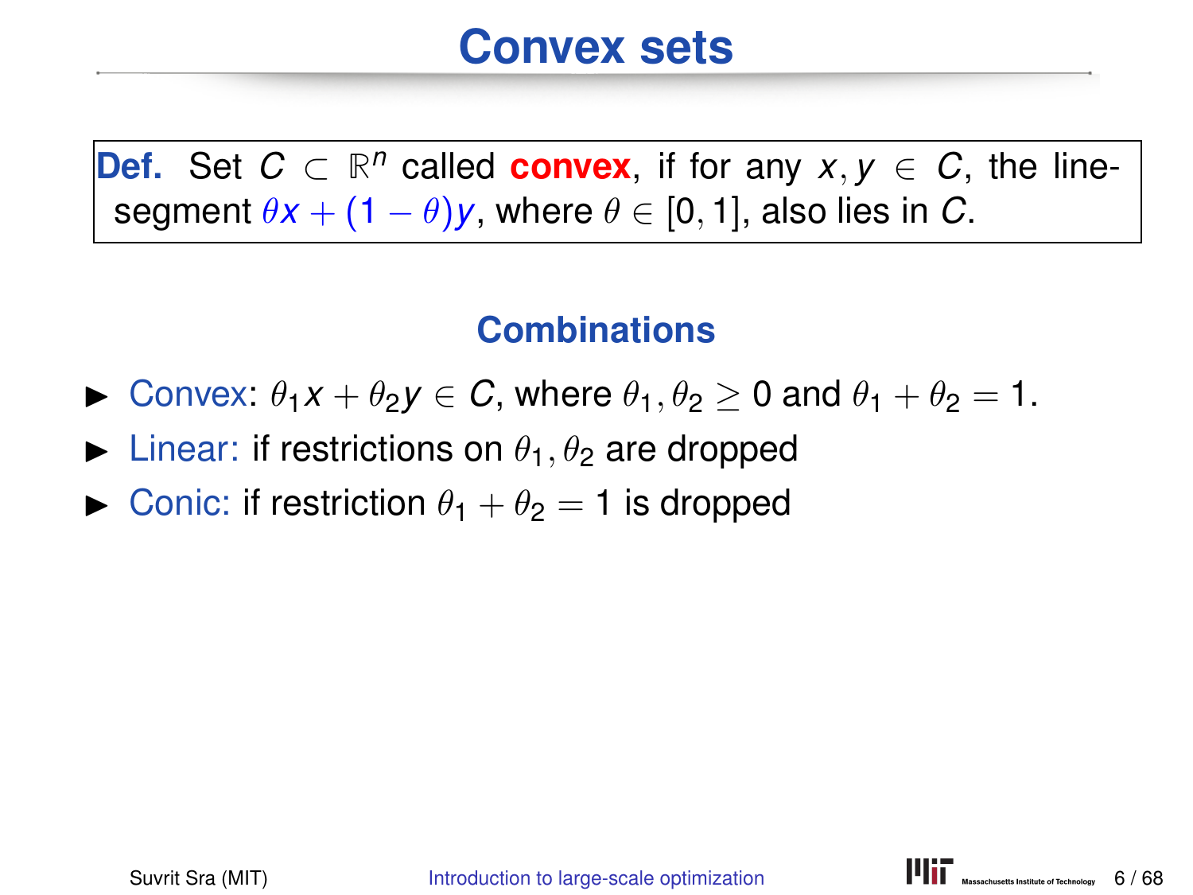# Convex sets

**Def.** Set $C \subset \mathbb{R}^n$ called **convex**, if for any $x, y \in C$, the line-segment $\theta x + (1-\theta)y$, where $\theta \in [0,1]$, also lies in $C$.

## Combinations

- Convex: $\theta_1 x + \theta_2 y \in C$, where $\theta_1, \theta_2 \geq 0$ and $\theta_1 + \theta_2 = 1$.
- Linear: if restrictions on $\theta_1, \theta_2$ are dropped
- Conic: if restriction $\theta_1 + \theta_2 = 1$ is dropped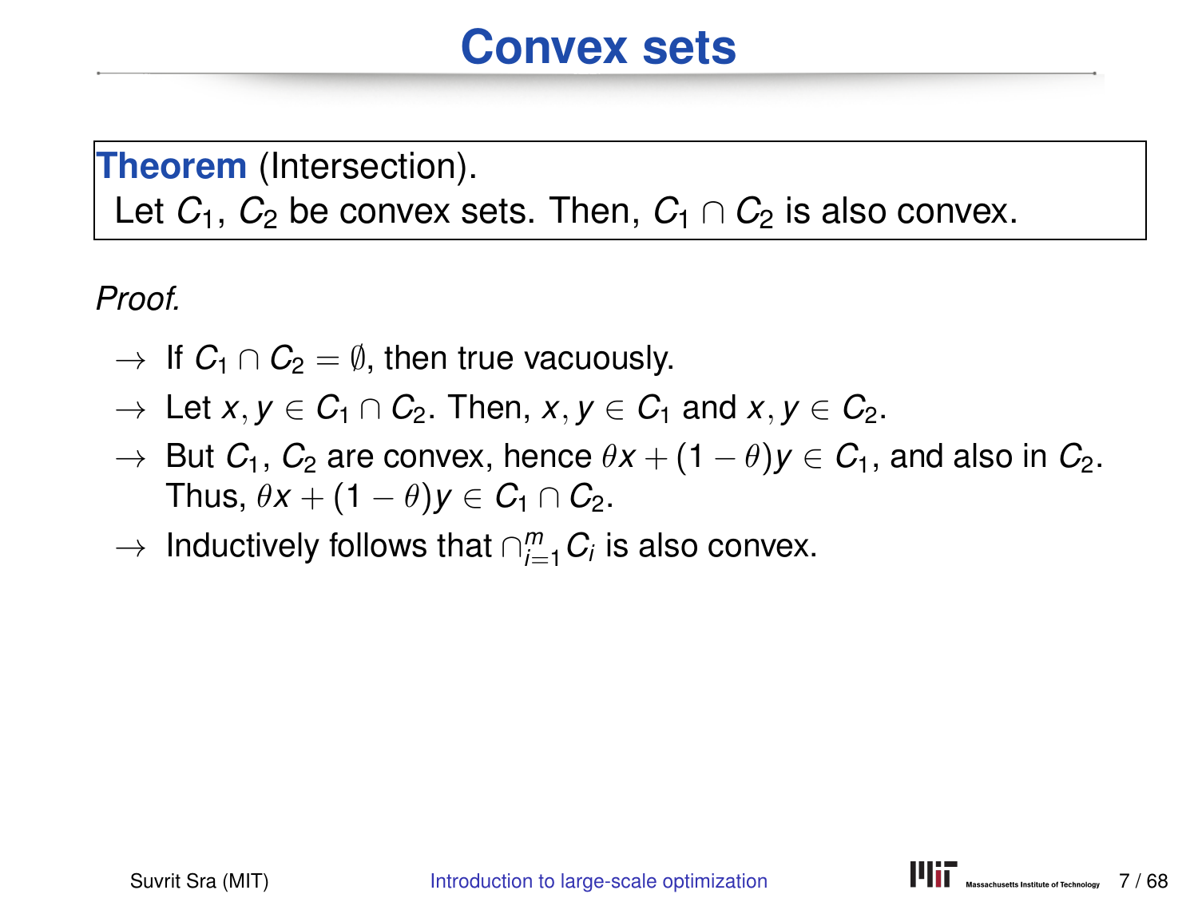# Convex sets

**Theorem** (Intersection).
Let $C_1$, $C_2$ be convex sets. Then, $C_1 \cap C_2$ is also convex.

*Proof.*

- $\rightarrow$ If $C_1 \cap C_2 = \emptyset$, then true vacuously.
- $\rightarrow$ Let $x, y \in C_1 \cap C_2$. Then, $x, y \in C_1$ and $x, y \in C_2$.
- $\rightarrow$ But $C_1$, $C_2$ are convex, hence $\theta x + (1 - \theta)y \in C_1$, and also in $C_2$. Thus, $\theta x + (1 - \theta)y \in C_1 \cap C_2$.
- $\rightarrow$ Inductively follows that $\cap_{i=1}^{m} C_i$ is also convex.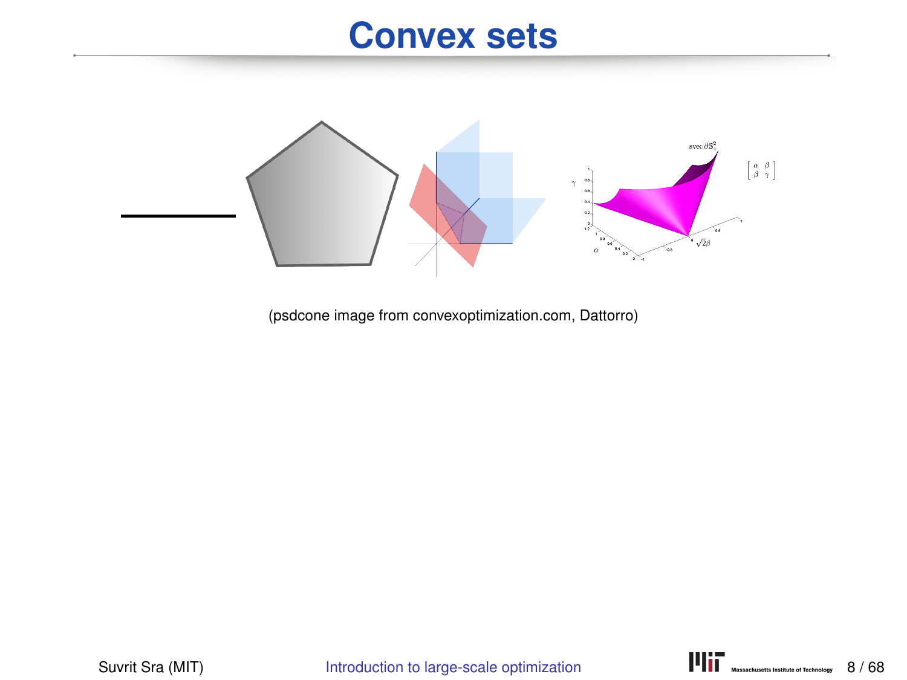# Convex sets

(psdcone image from convexoptimization.com, Dattorro)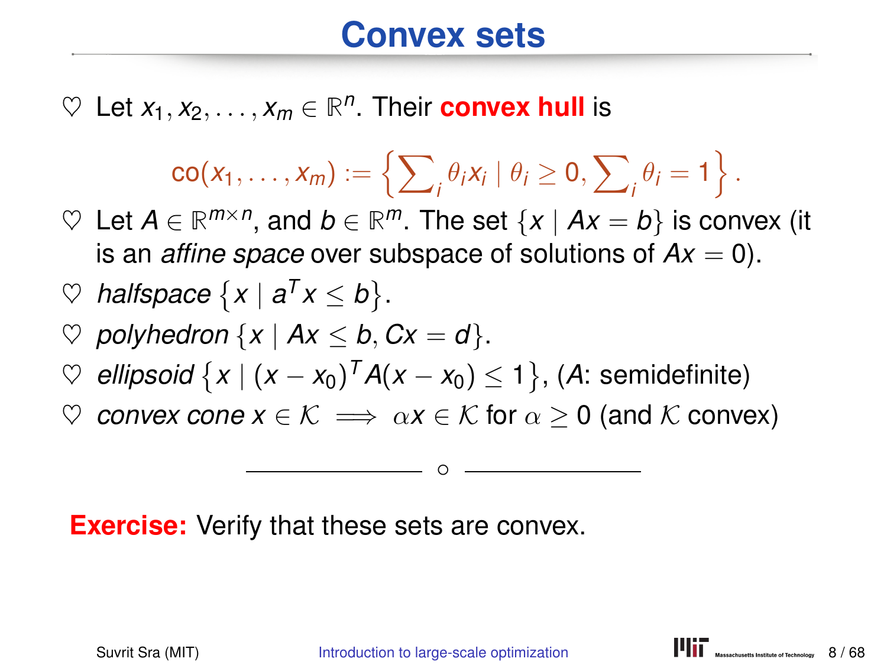# Convex sets

- ♡ Let $x_1, x_2, \ldots, x_m \in \mathbb{R}^n$. Their **convex hull** is

$$\operatorname{co}(x_1, \ldots, x_m) := \left\{ \sum\nolimits_i \theta_i x_i \mid \theta_i \geq 0, \sum\nolimits_i \theta_i = 1 \right\}.$$

- ♡ Let $A \in \mathbb{R}^{m \times n}$, and $b \in \mathbb{R}^m$. The set $\{x \mid Ax = b\}$ is convex (it is an *affine space* over subspace of solutions of $Ax = 0$).
- ♡ *halfspace* $\{x \mid a^T x \leq b\}$.
- ♡ *polyhedron* $\{x \mid Ax \leq b, Cx = d\}$.
- ♡ *ellipsoid* $\{x \mid (x - x_0)^T A (x - x_0) \leq 1\}$, ($A$: semidefinite)
- ♡ *convex cone* $x \in \mathcal{K} \implies \alpha x \in \mathcal{K}$ for $\alpha \geq 0$ (and $\mathcal{K}$ convex)

---

**Exercise:** Verify that these sets are convex.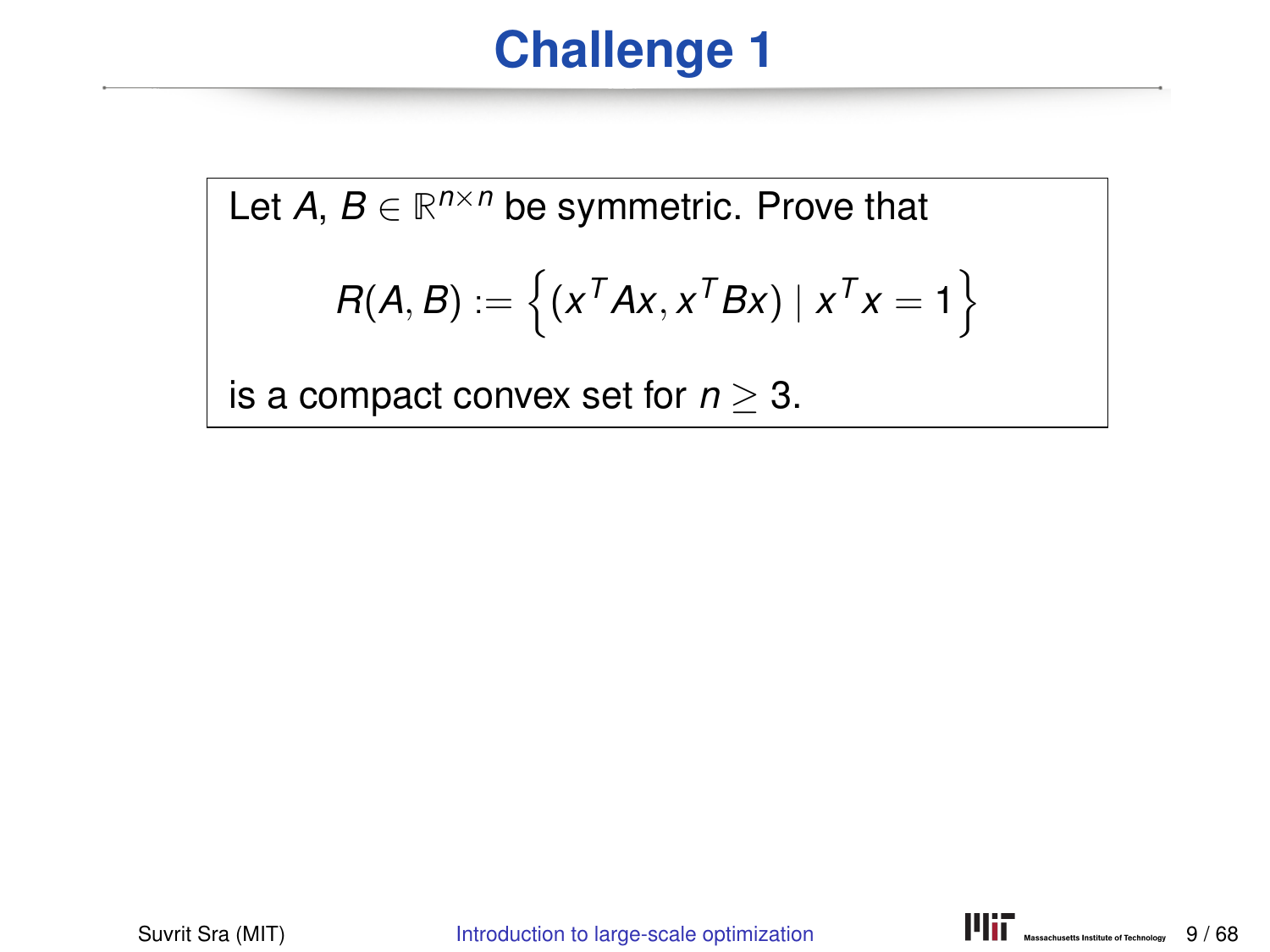# Challenge 1

Let $A, B \in \mathbb{R}^{n \times n}$ be symmetric. Prove that

$$R(A, B) := \left\{ (x^T Ax, x^T Bx) \mid x^T x = 1 \right\}$$

is a compact convex set for $n \geq 3$.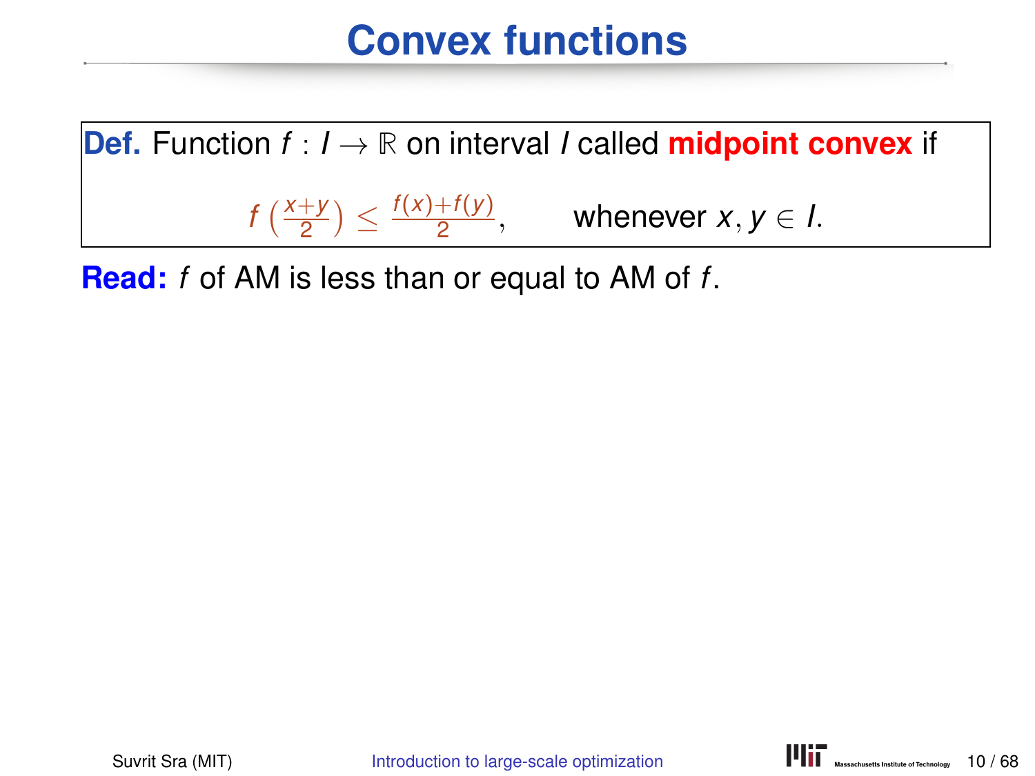# Convex functions

**Def.** Function $f : I \to \mathbb{R}$ on interval $I$ called **midpoint convex** if

$$f\left(\tfrac{x+y}{2}\right) \leq \frac{f(x)+f(y)}{2}, \qquad \text{whenever } x, y \in I.$$

**Read:** $f$ of AM is less than or equal to AM of $f$.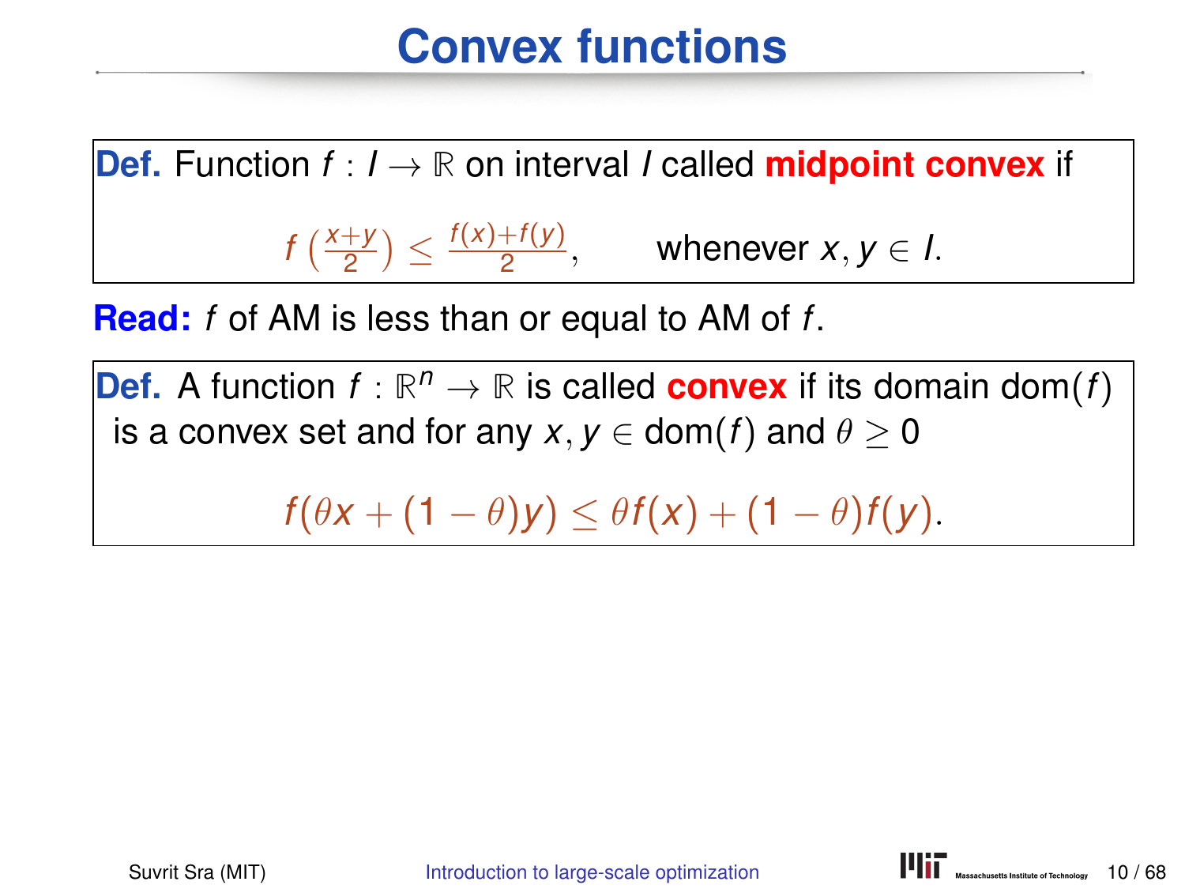# Convex functions

**Def.** Function $f : I \to \mathbb{R}$ on interval $I$ called **midpoint convex** if

$$f\left(\frac{x+y}{2}\right) \leq \frac{f(x)+f(y)}{2}, \qquad \text{whenever } x, y \in I.$$

**Read:** $f$ of AM is less than or equal to AM of $f$.

**Def.** A function $f : \mathbb{R}^n \to \mathbb{R}$ is called **convex** if its domain $\mathrm{dom}(f)$ is a convex set and for any $x, y \in \mathrm{dom}(f)$ and $\theta \geq 0$

$$f(\theta x + (1-\theta)y) \leq \theta f(x) + (1-\theta)f(y).$$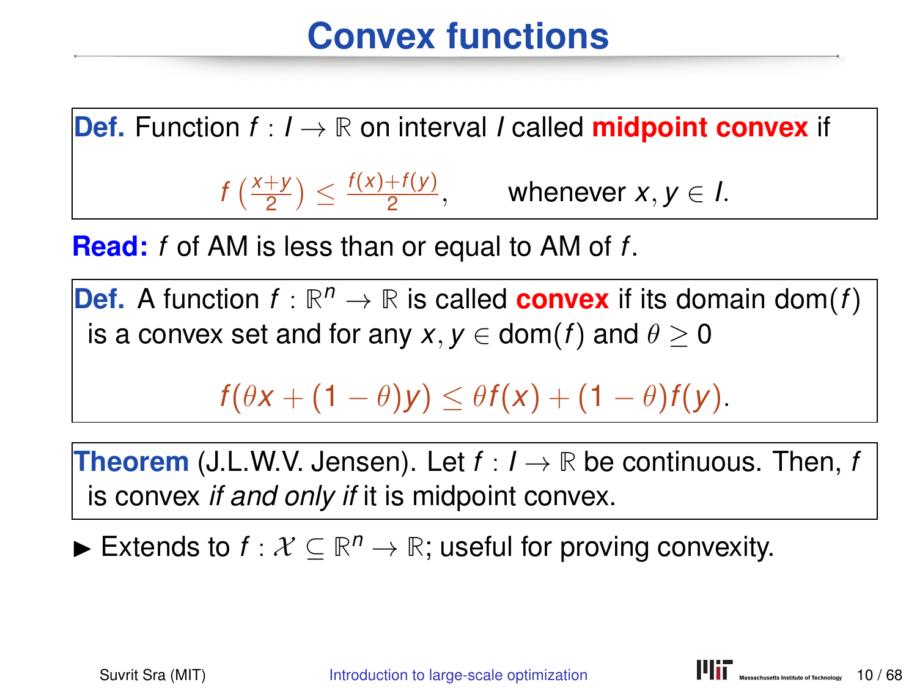# Convex functions

**Def.** Function $f : I \to \mathbb{R}$ on interval $I$ called **midpoint convex** if

$$f\left(\tfrac{x+y}{2}\right) \leq \tfrac{f(x)+f(y)}{2}, \qquad \text{whenever } x, y \in I.$$

**Read:** $f$ of AM is less than or equal to AM of $f$.

**Def.** A function $f : \mathbb{R}^n \to \mathbb{R}$ is called **convex** if its domain $\mathrm{dom}(f)$ is a convex set and for any $x, y \in \mathrm{dom}(f)$ and $\theta \geq 0$

$$f(\theta x + (1-\theta)y) \leq \theta f(x) + (1-\theta) f(y).$$

**Theorem** (J.L.W.V. Jensen). Let $f : I \to \mathbb{R}$ be continuous. Then, $f$ is convex *if and only if* it is midpoint convex.

- Extends to $f : \mathcal{X} \subseteq \mathbb{R}^n \to \mathbb{R}$; useful for proving convexity.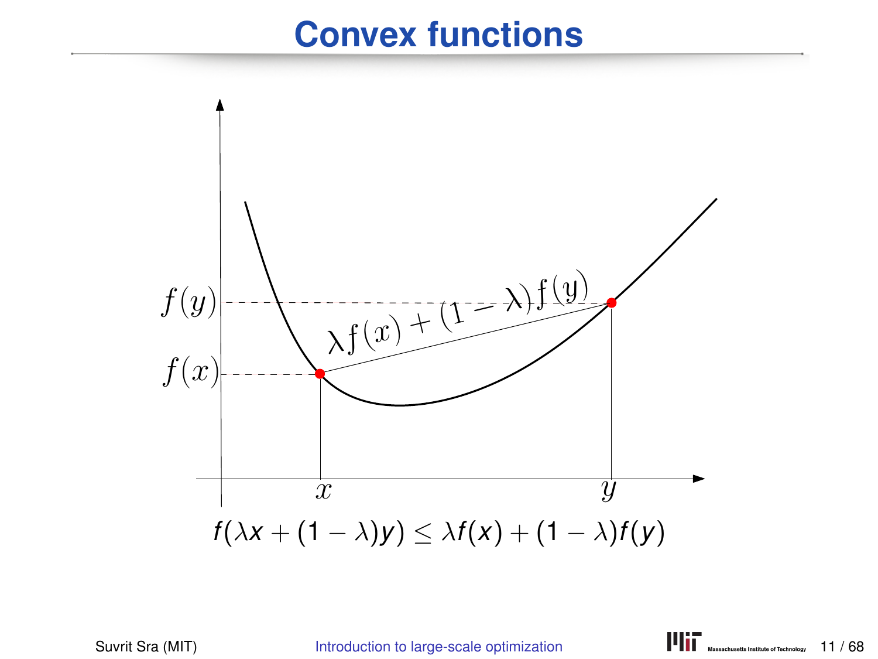# Convex functions

$$f(\lambda x + (1-\lambda)y) \leq \lambda f(x) + (1-\lambda) f(y)$$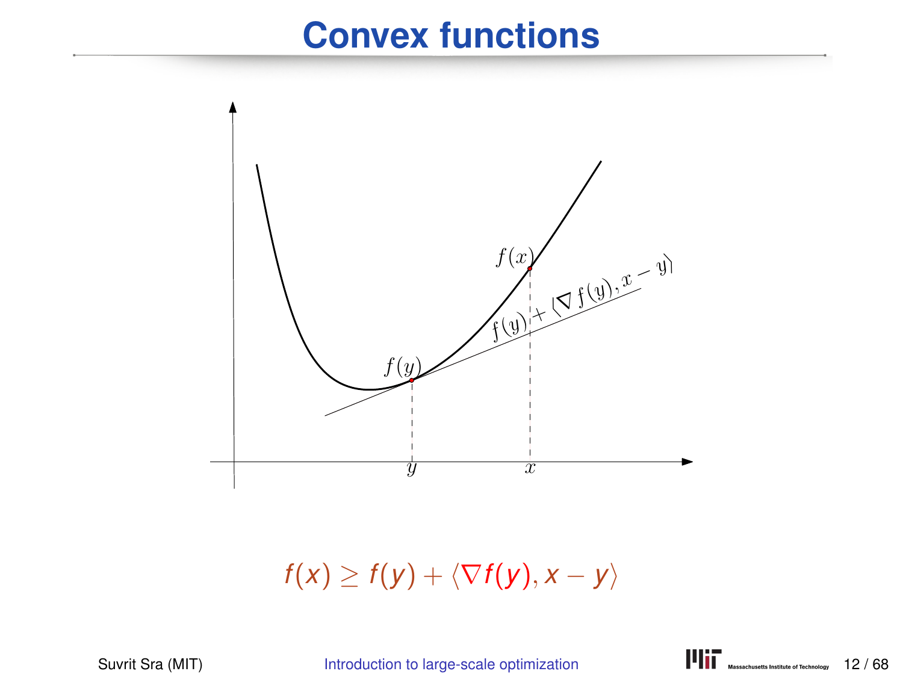# Convex functions

$$f(x) \geq f(y) + \langle \nabla f(y), x - y \rangle$$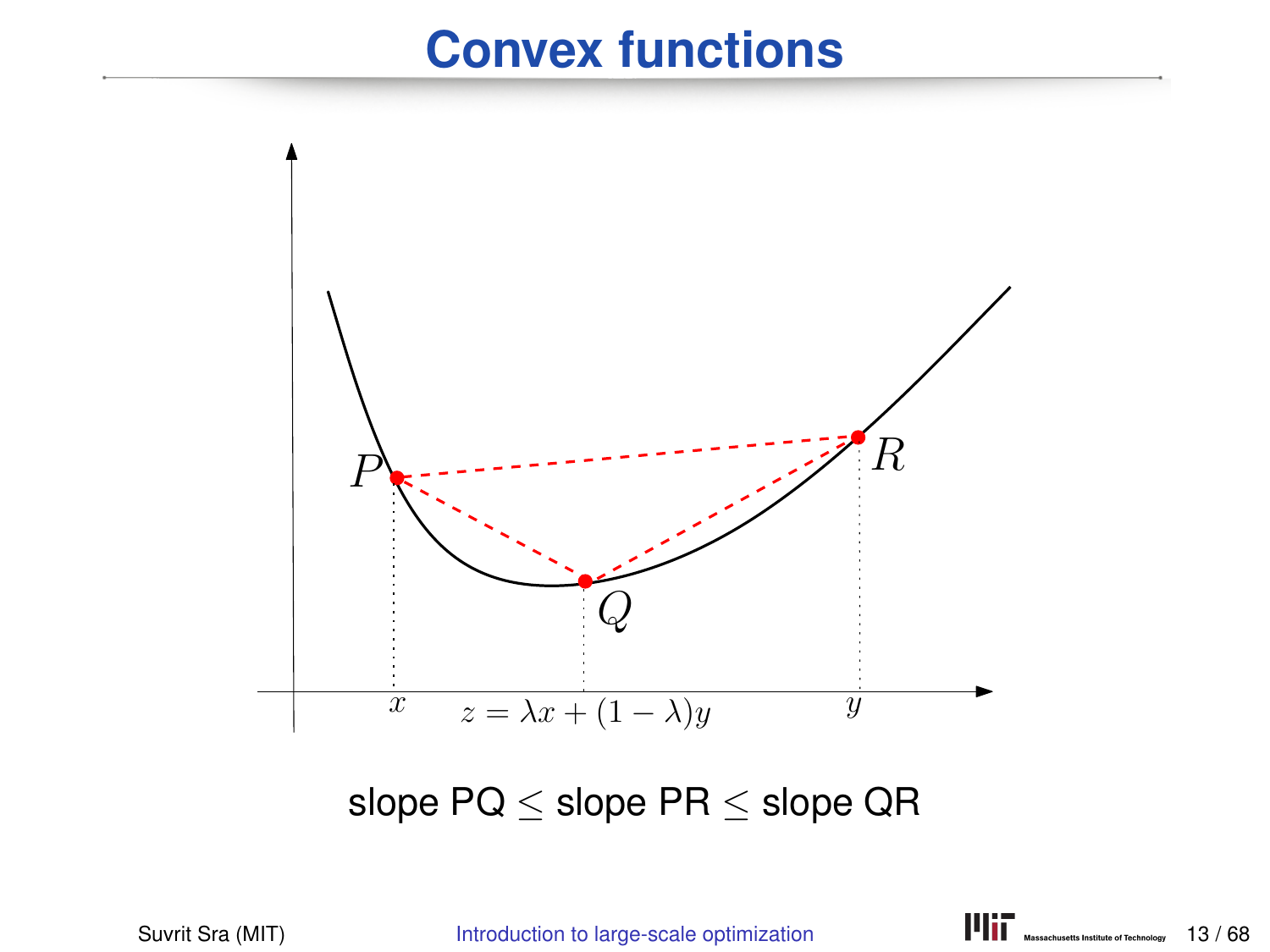# Convex functions

slope PQ $\leq$ slope PR $\leq$ slope QR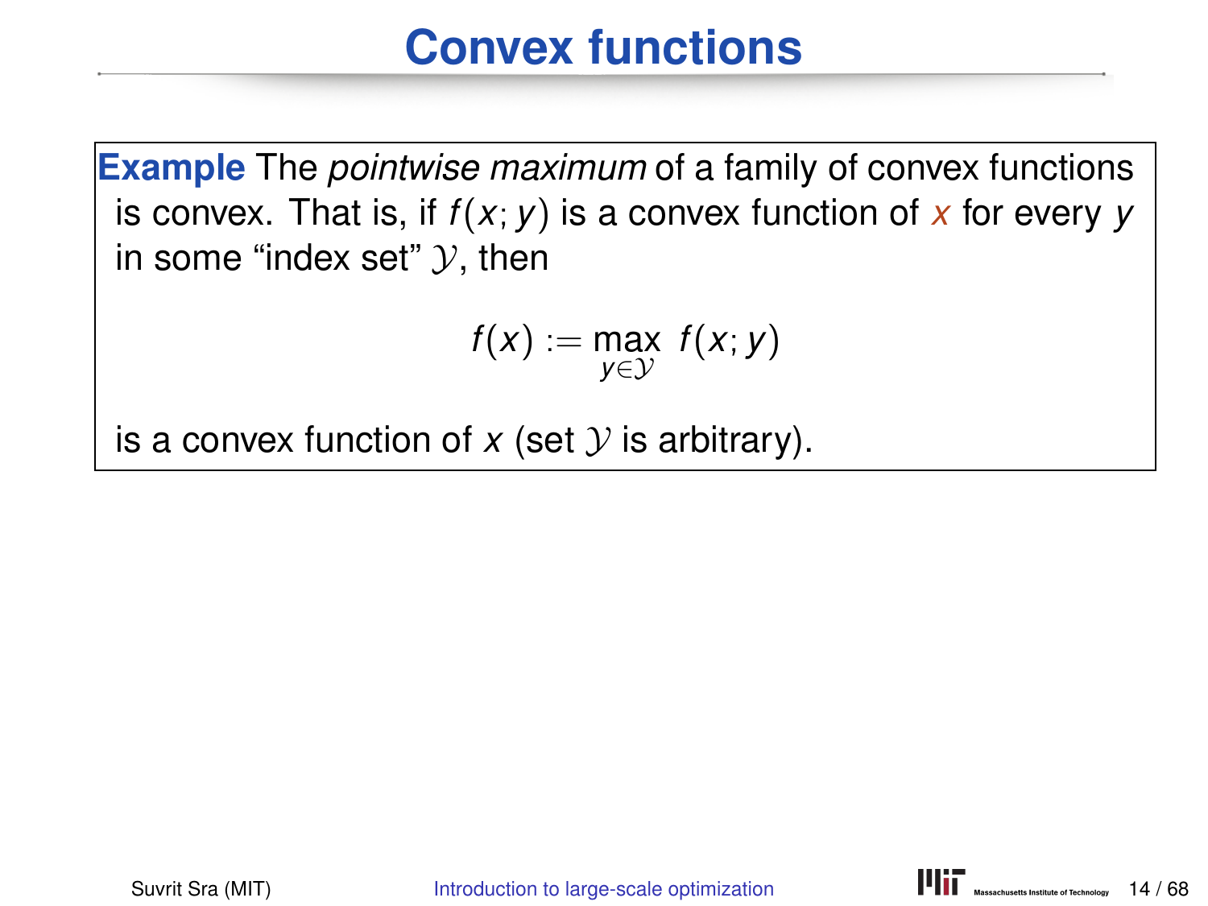# Convex functions

**Example** The *pointwise maximum* of a family of convex functions is convex. That is, if $f(x; y)$ is a convex function of $x$ for every $y$ in some "index set" $\mathcal{Y}$, then

$$f(x) := \max_{y \in \mathcal{Y}} f(x; y)$$

is a convex function of $x$ (set $\mathcal{Y}$ is arbitrary).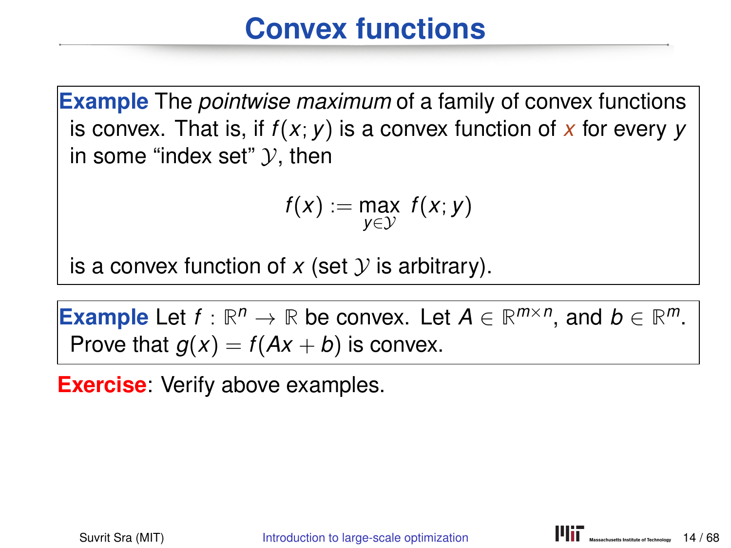# Convex functions

**Example** The *pointwise maximum* of a family of convex functions is convex. That is, if $f(x;y)$ is a convex function of $x$ for every $y$ in some "index set" $\mathcal{Y}$, then

$$f(x) := \max_{y \in \mathcal{Y}} \ f(x;y)$$

is a convex function of $x$ (set $\mathcal{Y}$ is arbitrary).

**Example** Let $f : \mathbb{R}^n \to \mathbb{R}$ be convex. Let $A \in \mathbb{R}^{m \times n}$, and $b \in \mathbb{R}^m$. Prove that $g(x) = f(Ax + b)$ is convex.

**Exercise**: Verify above examples.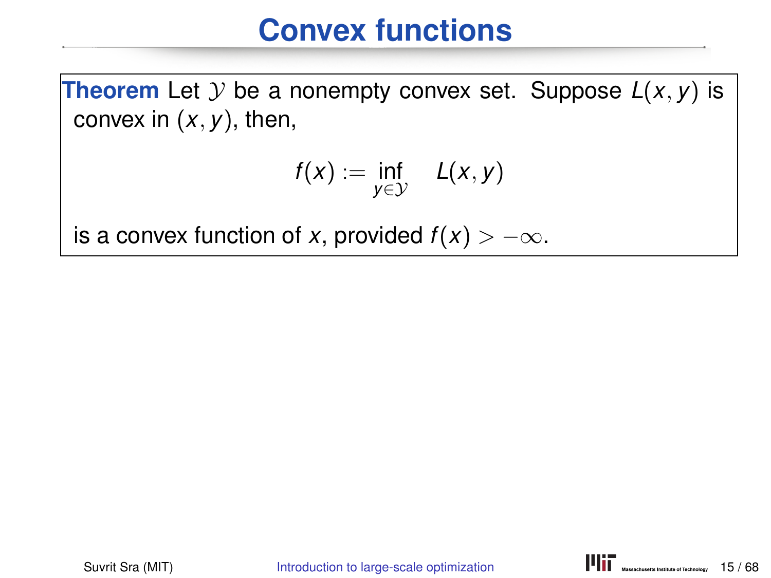# Convex functions

**Theorem** Let $\mathcal{Y}$ be a nonempty convex set. Suppose $L(x, y)$ is convex in $(x, y)$, then,

$$f(x) := \inf_{y \in \mathcal{Y}} \quad L(x, y)$$

is a convex function of $x$, provided $f(x) > -\infty$.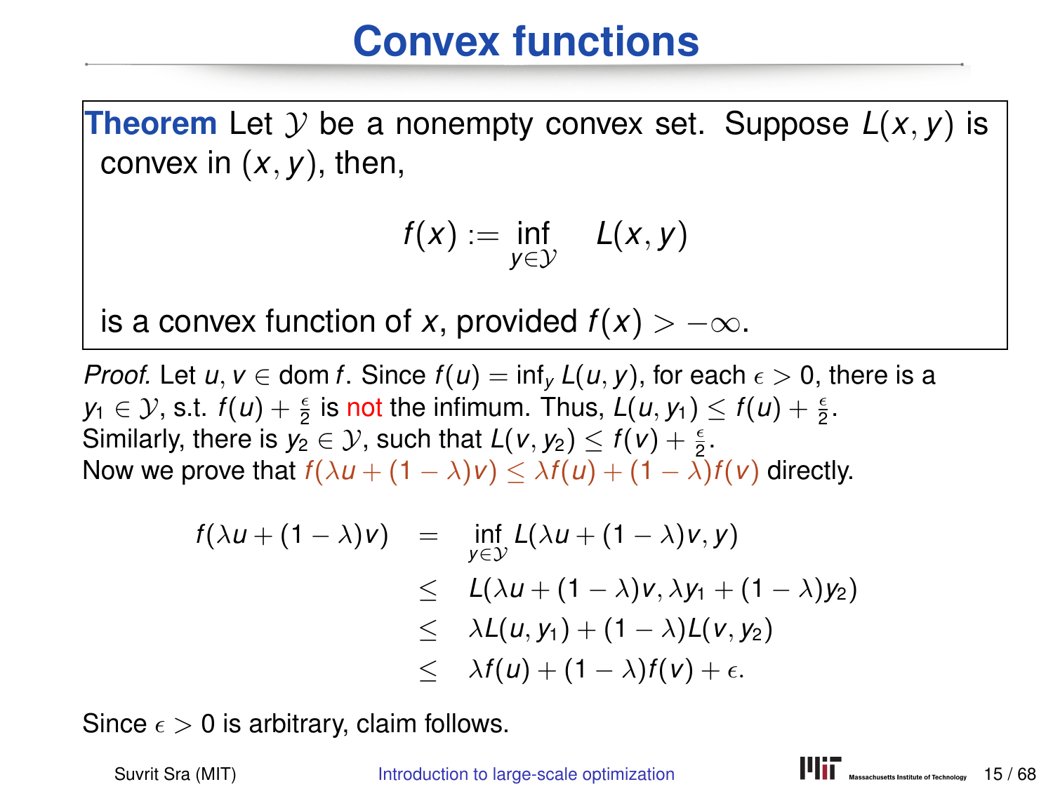# Convex functions

**Theorem** Let $\mathcal{Y}$ be a nonempty convex set. Suppose $L(x, y)$ is convex in $(x, y)$, then,

$$f(x) := \inf_{y \in \mathcal{Y}} \quad L(x, y)$$

is a convex function of $x$, provided $f(x) > -\infty$.

*Proof.* Let $u, v \in \operatorname{dom} f$. Since $f(u) = \inf_y L(u, y)$, for each $\epsilon > 0$, there is a $y_1 \in \mathcal{Y}$, s.t. $f(u) + \frac{\epsilon}{2}$ is not the infimum. Thus, $L(u, y_1) \leq f(u) + \frac{\epsilon}{2}$.
Similarly, there is $y_2 \in \mathcal{Y}$, such that $L(v, y_2) \leq f(v) + \frac{\epsilon}{2}$.
Now we prove that $f(\lambda u + (1-\lambda)v) \leq \lambda f(u) + (1-\lambda) f(v)$ directly.

$$\begin{aligned}
f(\lambda u + (1-\lambda)v) &= \inf_{y \in \mathcal{Y}} L(\lambda u + (1-\lambda)v, y) \\
&\leq L(\lambda u + (1-\lambda)v, \lambda y_1 + (1-\lambda)y_2) \\
&\leq \lambda L(u, y_1) + (1-\lambda) L(v, y_2) \\
&\leq \lambda f(u) + (1-\lambda) f(v) + \epsilon.
\end{aligned}$$

Since $\epsilon > 0$ is arbitrary, claim follows.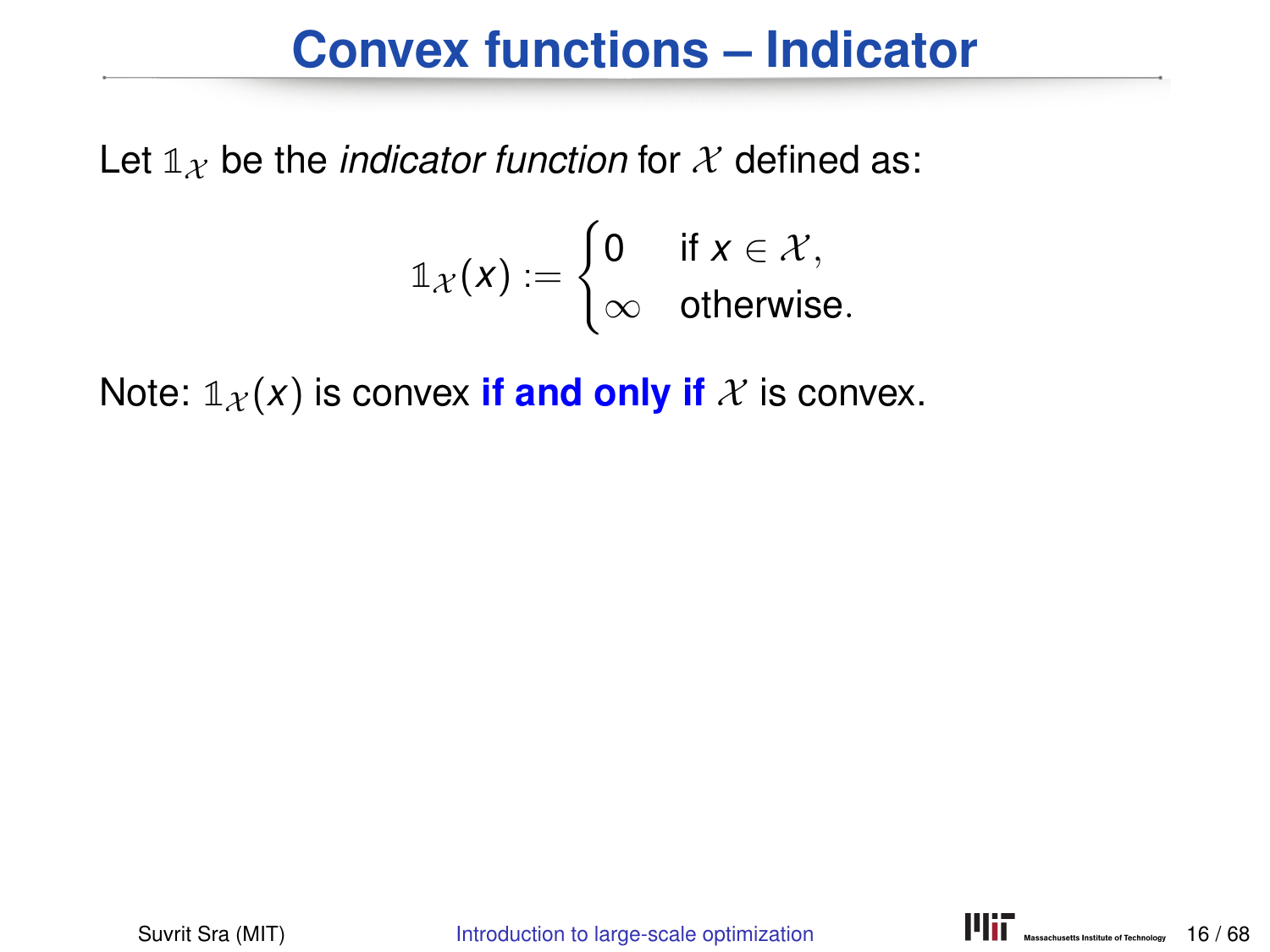# Convex functions – Indicator

Let $\mathbb{1}_\mathcal{X}$ be the *indicator function* for $\mathcal{X}$ defined as:

$$\mathbb{1}_\mathcal{X}(x) := \begin{cases} 0 & \text{if } x \in \mathcal{X}, \\ \infty & \text{otherwise.} \end{cases}$$

Note: $\mathbb{1}_\mathcal{X}(x)$ is convex **if and only if** $\mathcal{X}$ is convex.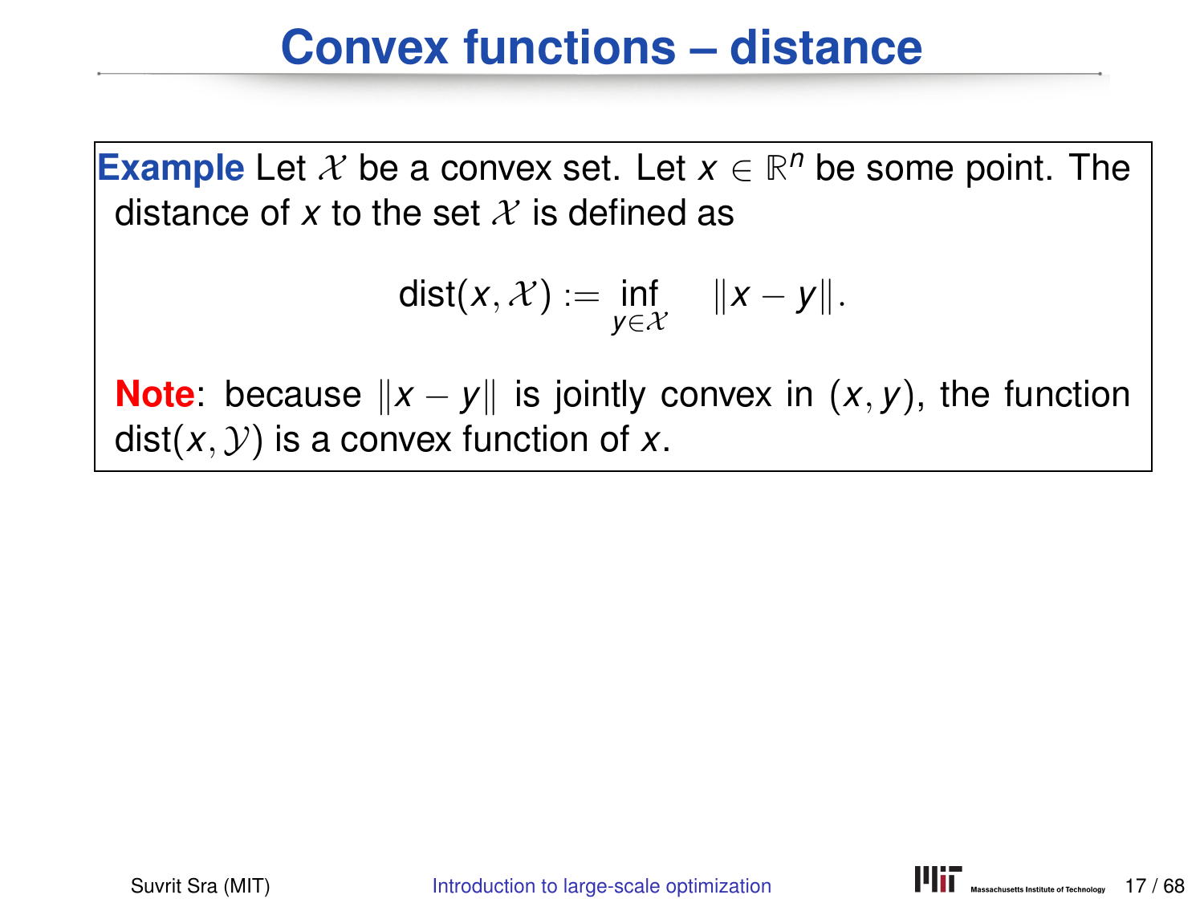# Convex functions – distance

**Example** Let $\mathcal{X}$ be a convex set. Let $x \in \mathbb{R}^n$ be some point. The distance of $x$ to the set $\mathcal{X}$ is defined as

$$\text{dist}(x, \mathcal{X}) := \inf_{y \in \mathcal{X}} \quad \|x - y\|.$$

**Note**: because $\|x - y\|$ is jointly convex in $(x, y)$, the function $\text{dist}(x, \mathcal{Y})$ is a convex function of $x$.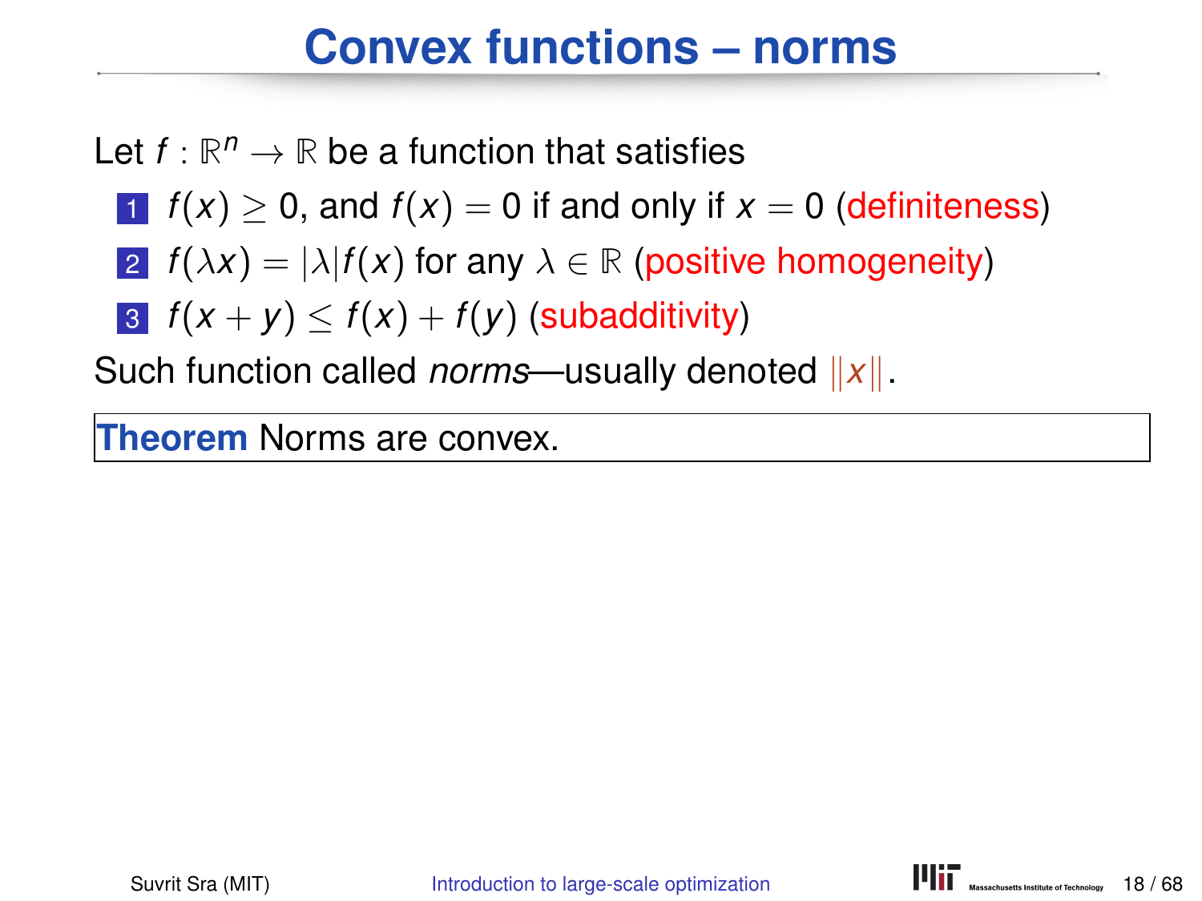# Convex functions – norms

Let $f : \mathbb{R}^n \to \mathbb{R}$ be a function that satisfies

1. $f(x) \geq 0$, and $f(x) = 0$ if and only if $x = 0$ (definiteness)
2. $f(\lambda x) = |\lambda| f(x)$ for any $\lambda \in \mathbb{R}$ (positive homogeneity)
3. $f(x + y) \leq f(x) + f(y)$ (subadditivity)

Such function called *norms*—usually denoted $\|x\|$.

**Theorem** Norms are convex.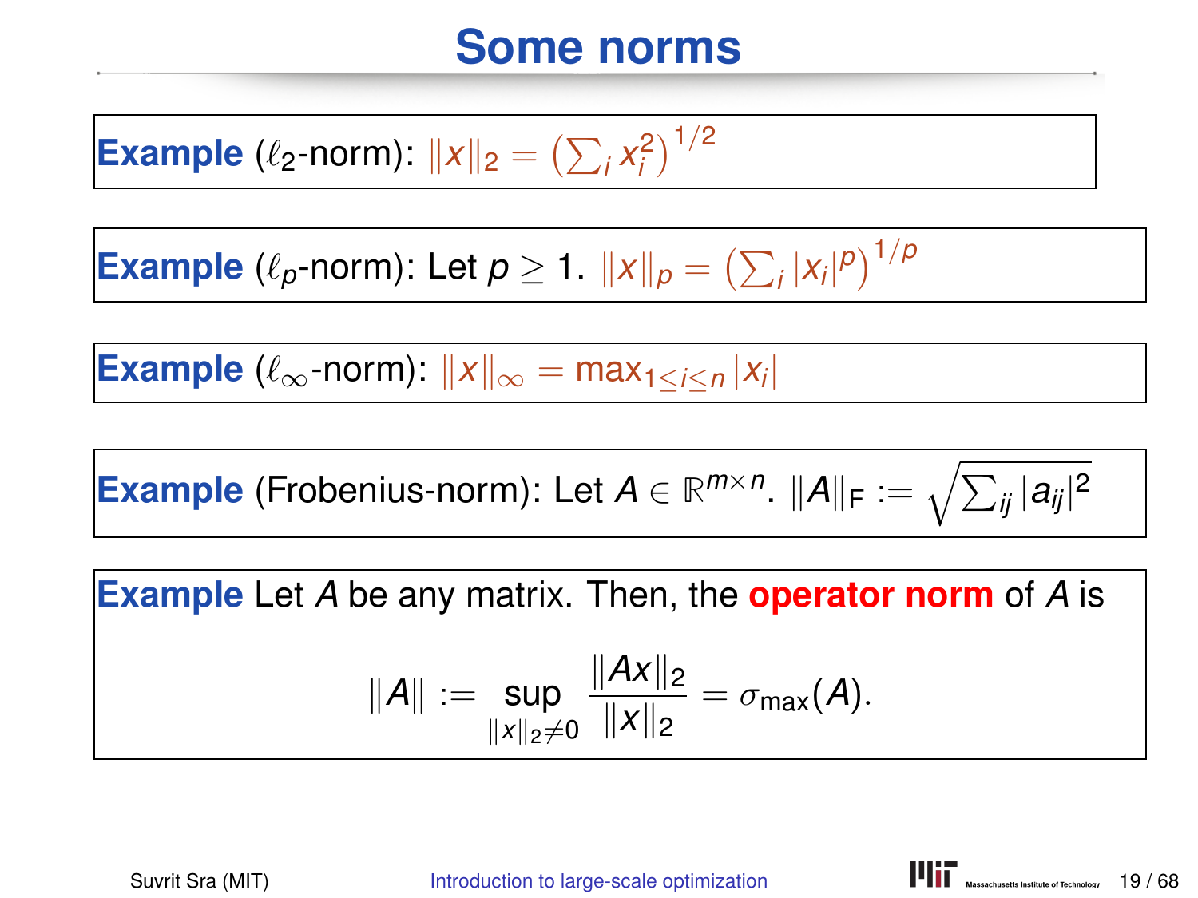# Some norms

**Example** ($\ell_2$-norm): $\|x\|_2 = \left(\sum_i x_i^2\right)^{1/2}$

**Example** ($\ell_p$-norm): Let $p \geq 1$. $\|x\|_p = \left(\sum_i |x_i|^p\right)^{1/p}$

**Example** ($\ell_\infty$-norm): $\|x\|_\infty = \max_{1 \leq i \leq n} |x_i|$

**Example** (Frobenius-norm): Let $A \in \mathbb{R}^{m \times n}$. $\|A\|_F := \sqrt{\sum_{ij} |a_{ij}|^2}$

**Example** Let $A$ be any matrix. Then, the **operator norm** of $A$ is

$$\|A\| := \sup_{\|x\|_2 \neq 0} \frac{\|Ax\|_2}{\|x\|_2} = \sigma_{\max}(A).$$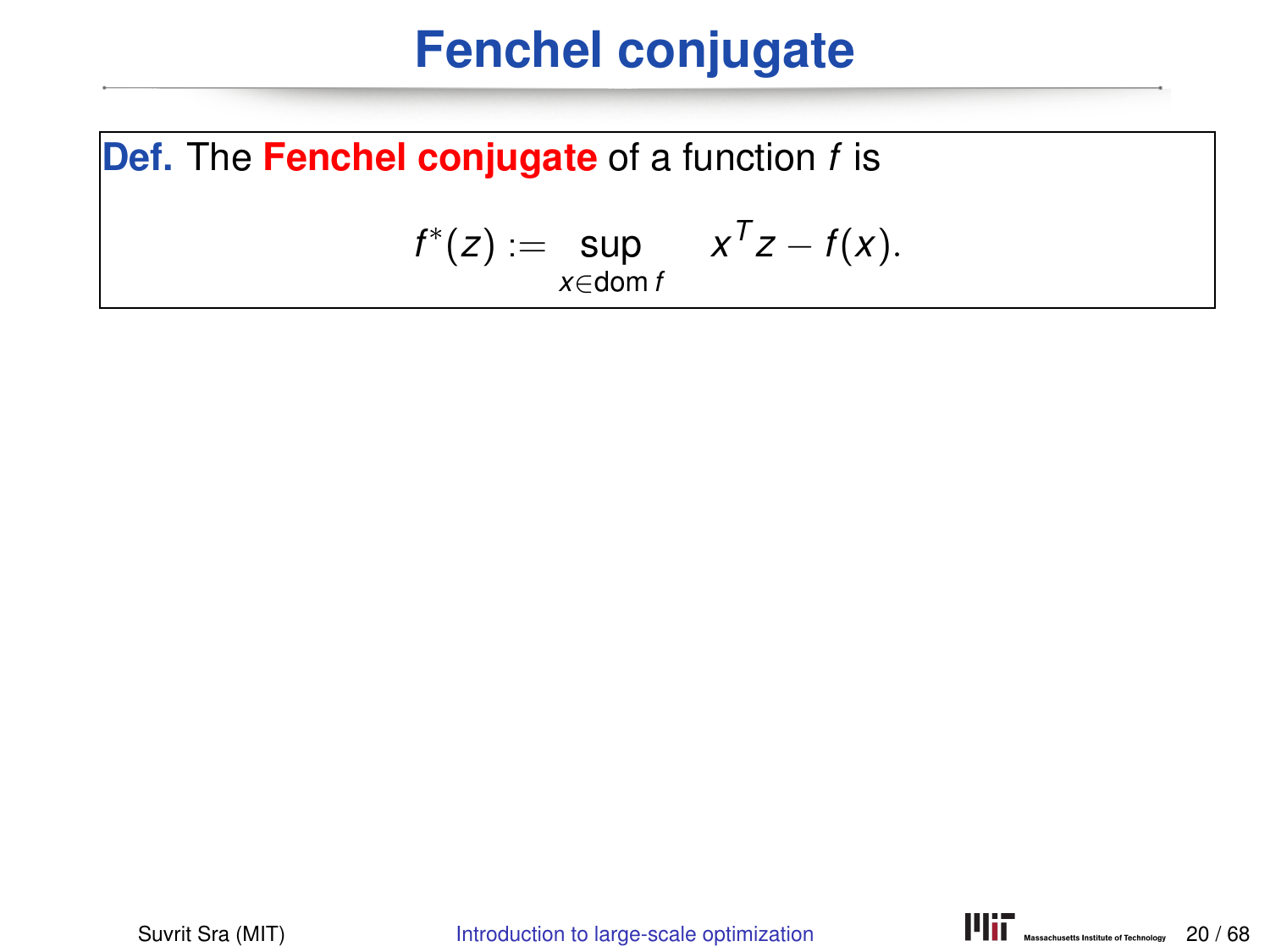# Fenchel conjugate

**Def.** The **Fenchel conjugate** of a function $f$ is

$$f^*(z) := \sup_{x \in \operatorname{dom} f} \quad x^T z - f(x).$$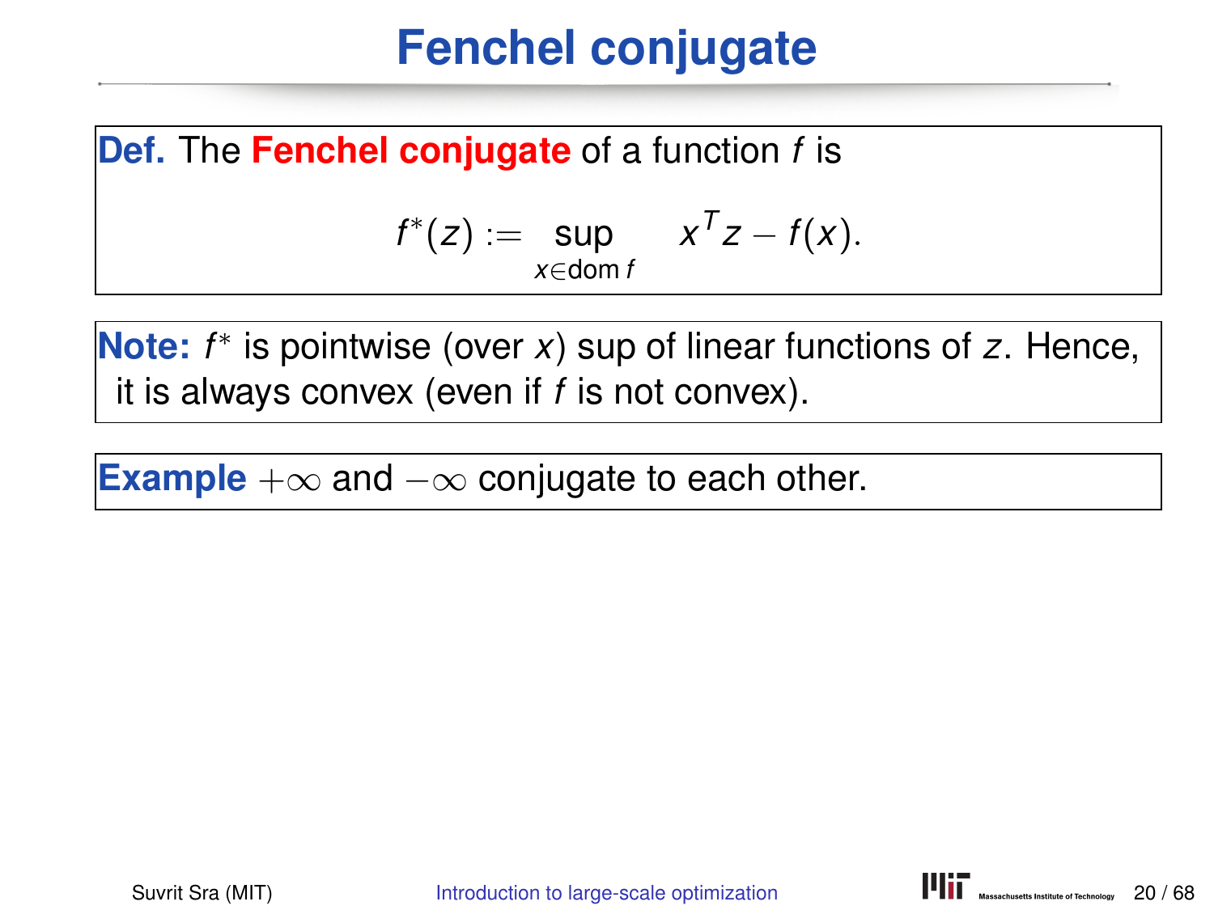# Fenchel conjugate

**Def.** The **Fenchel conjugate** of a function $f$ is

$$f^*(z) := \sup_{x \in \operatorname{dom} f} \quad x^T z - f(x).$$

**Note:** $f^*$ is pointwise (over $x$) sup of linear functions of $z$. Hence, it is always convex (even if $f$ is not convex).

**Example** $+\infty$ and $-\infty$ conjugate to each other.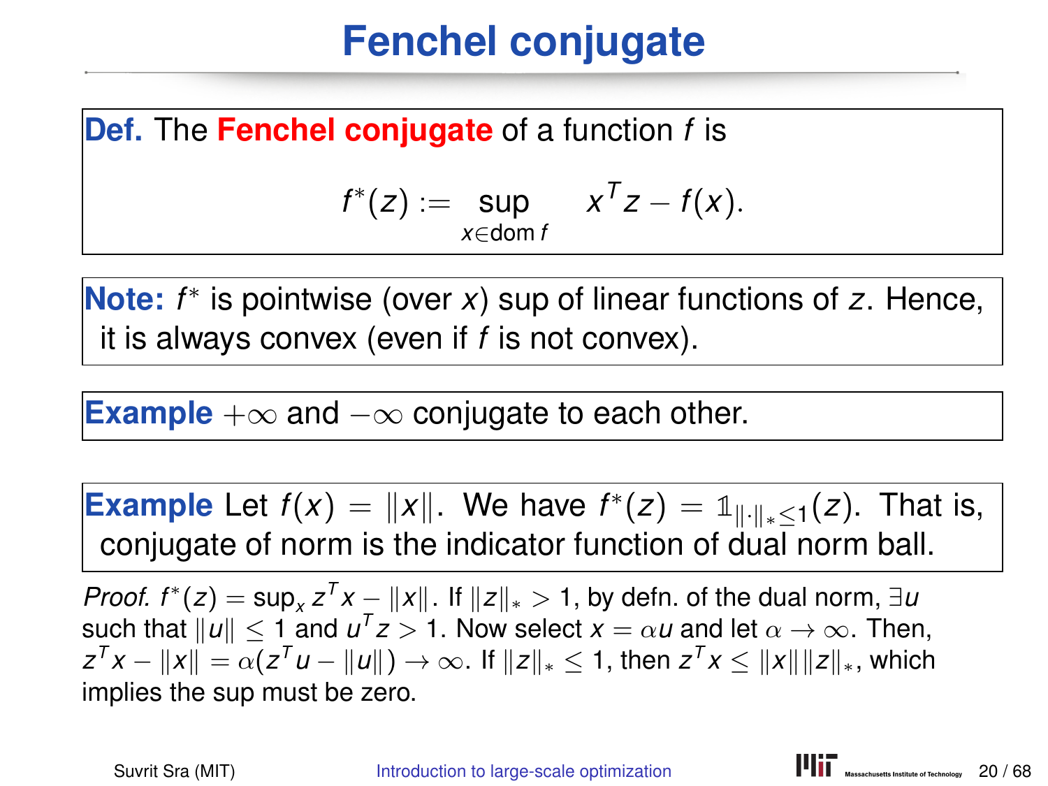# Fenchel conjugate

**Def.** The **Fenchel conjugate** of a function $f$ is

$$f^*(z) := \sup_{x \in \text{dom} f} \quad x^T z - f(x).$$

**Note:** $f^*$ is pointwise (over $x$) sup of linear functions of $z$. Hence, it is always convex (even if $f$ is not convex).

**Example** $+\infty$ and $-\infty$ conjugate to each other.

**Example** Let $f(x) = \|x\|$. We have $f^*(z) = \mathbb{1}_{\|\cdot\|_* \leq 1}(z)$. That is, conjugate of norm is the indicator function of dual norm ball.

*Proof.* $f^*(z) = \sup_x z^T x - \|x\|$. If $\|z\|_* > 1$, by defn. of the dual norm, $\exists u$ such that $\|u\| \leq 1$ and $u^T z > 1$. Now select $x = \alpha u$ and let $\alpha \to \infty$. Then, $z^T x - \|x\| = \alpha(z^T u - \|u\|) \to \infty$. If $\|z\|_* \leq 1$, then $z^T x \leq \|x\| \|z\|_*$, which implies the sup must be zero.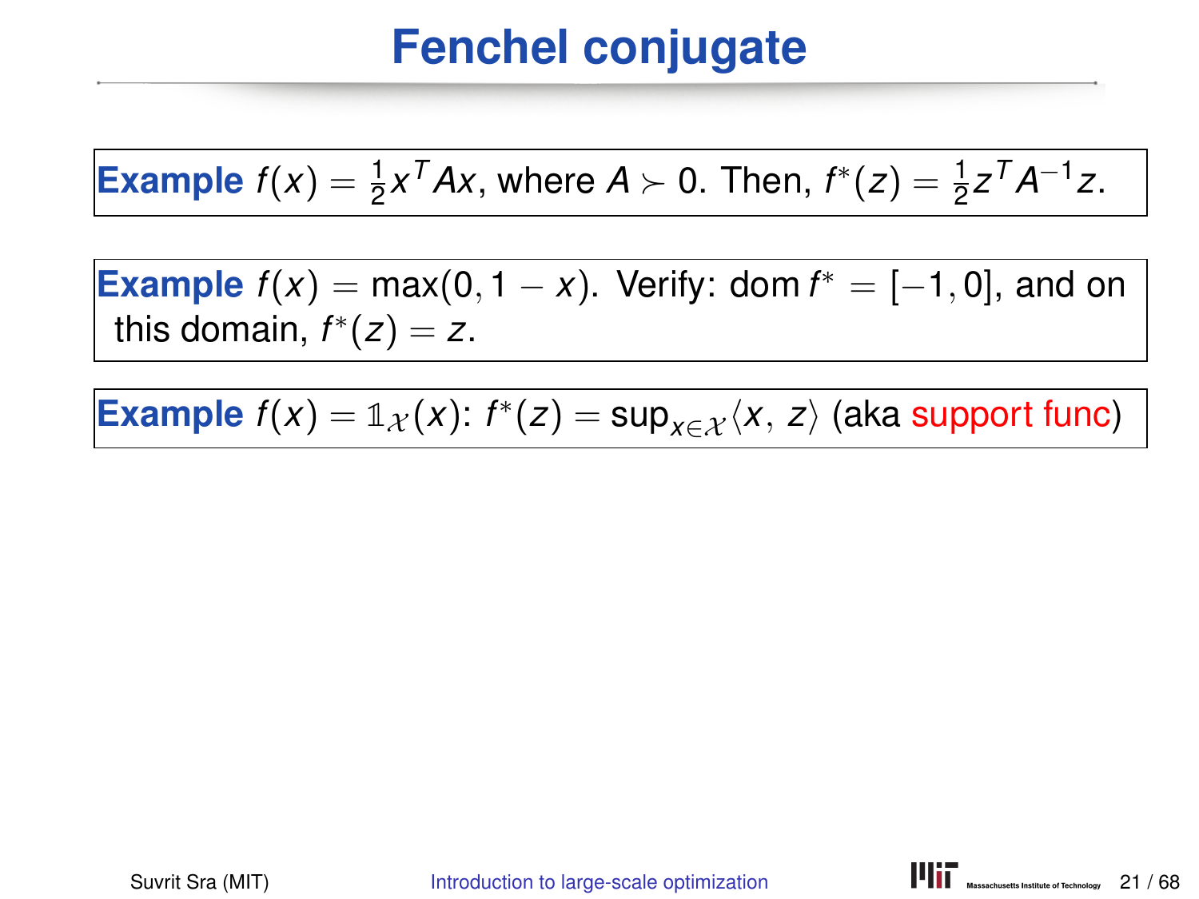# Fenchel conjugate

**Example** $f(x) = \frac{1}{2}x^T Ax$, where $A \succ 0$. Then, $f^*(z) = \frac{1}{2}z^T A^{-1} z$.

**Example** $f(x) = \max(0, 1 - x)$. Verify: $\operatorname{dom} f^* = [-1, 0]$, and on this domain, $f^*(z) = z$.

**Example** $f(x) = \mathbb{1}_{\mathcal{X}}(x)$: $f^*(z) = \sup_{x \in \mathcal{X}} \langle x, z \rangle$ (aka support func)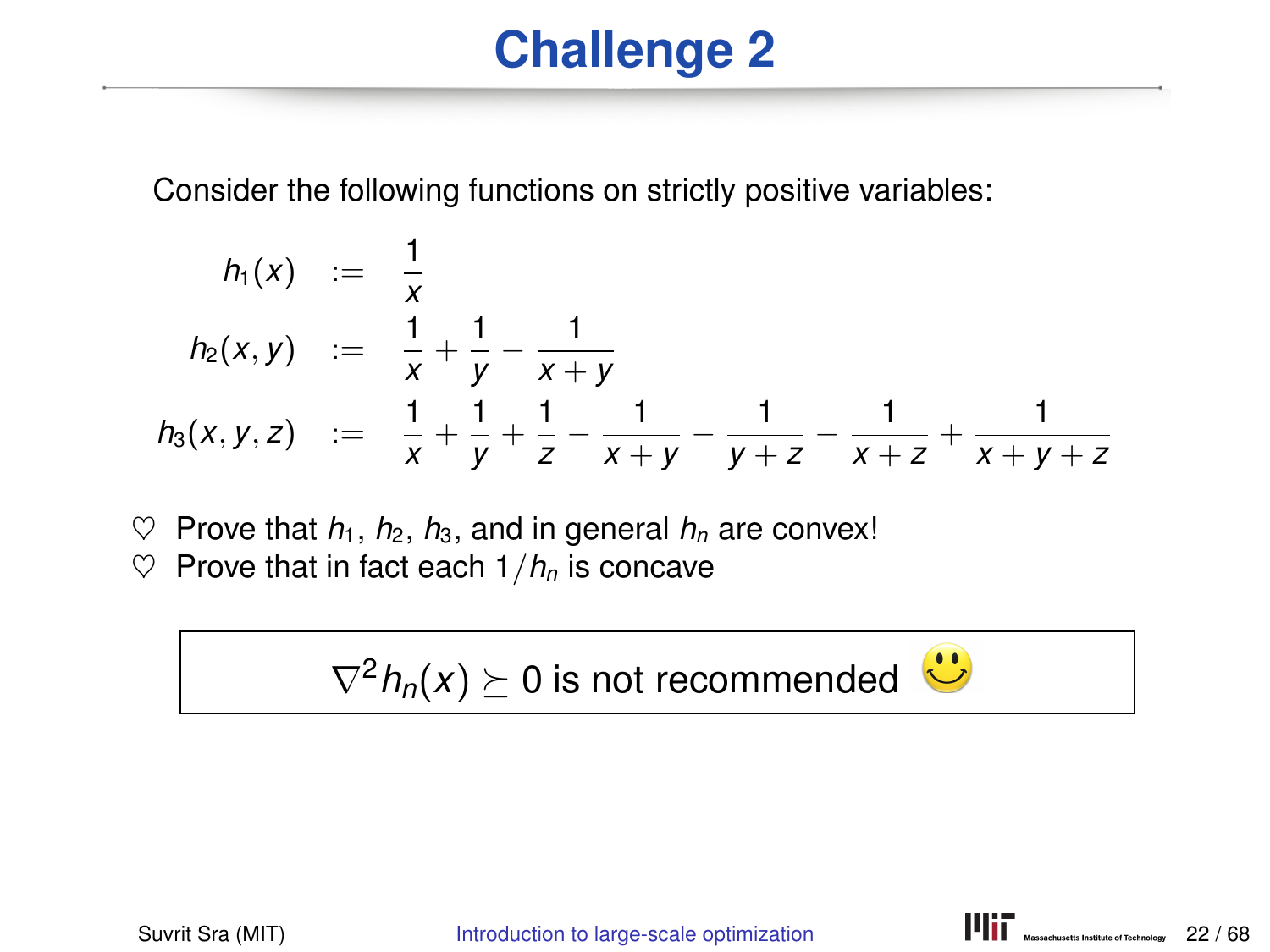# Challenge 2

Consider the following functions on strictly positive variables:

$$
\begin{aligned}
h_1(x) &:= \frac{1}{x} \\
h_2(x, y) &:= \frac{1}{x} + \frac{1}{y} - \frac{1}{x+y} \\
h_3(x, y, z) &:= \frac{1}{x} + \frac{1}{y} + \frac{1}{z} - \frac{1}{x+y} - \frac{1}{y+z} - \frac{1}{x+z} + \frac{1}{x+y+z}
\end{aligned}
$$

♡ Prove that $h_1$, $h_2$, $h_3$, and in general $h_n$ are convex!

♡ Prove that in fact each $1/h_n$ is concave

$$\nabla^2 h_n(x) \succeq 0 \text{ is not recommended}$$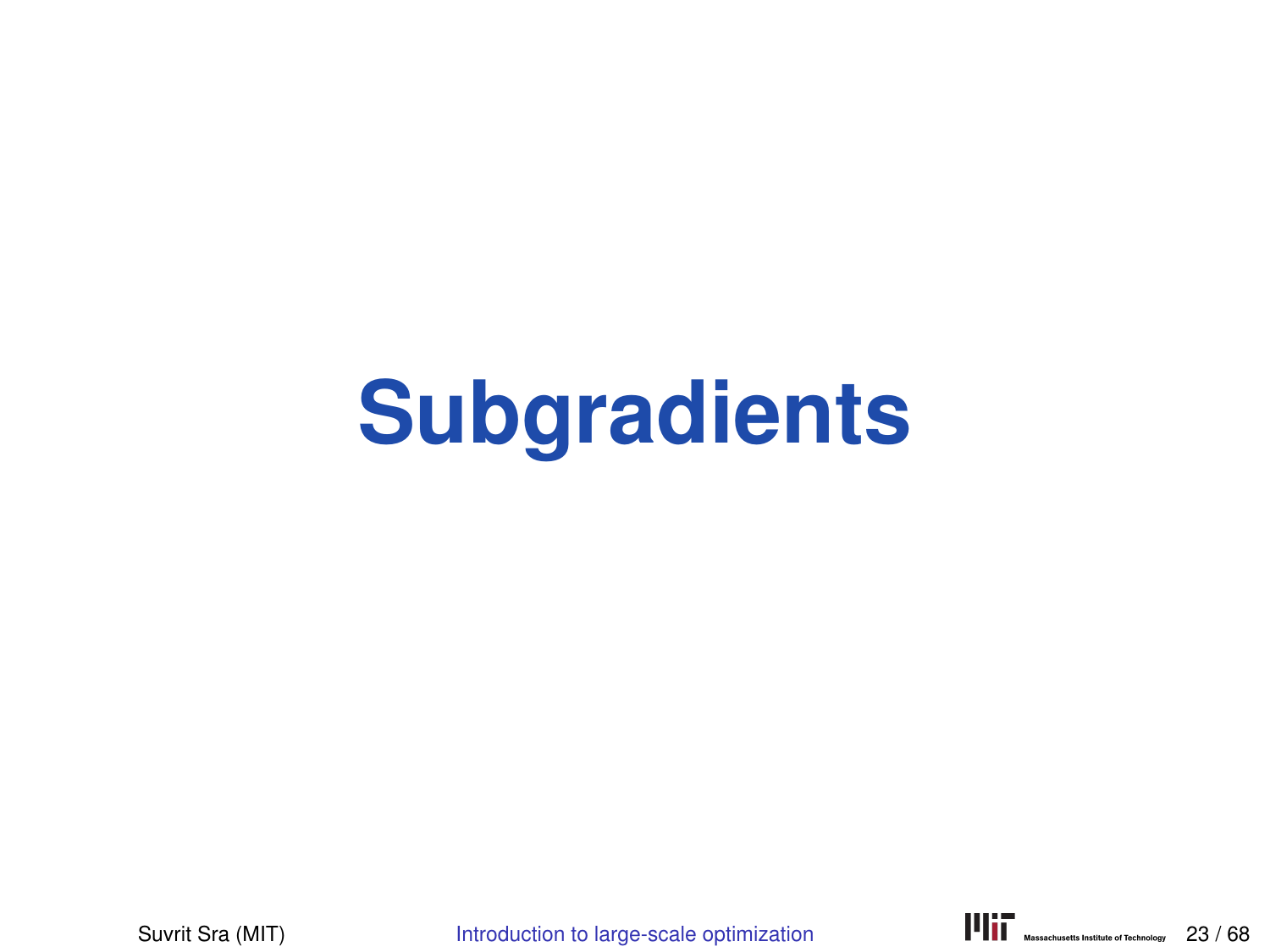# Subgradients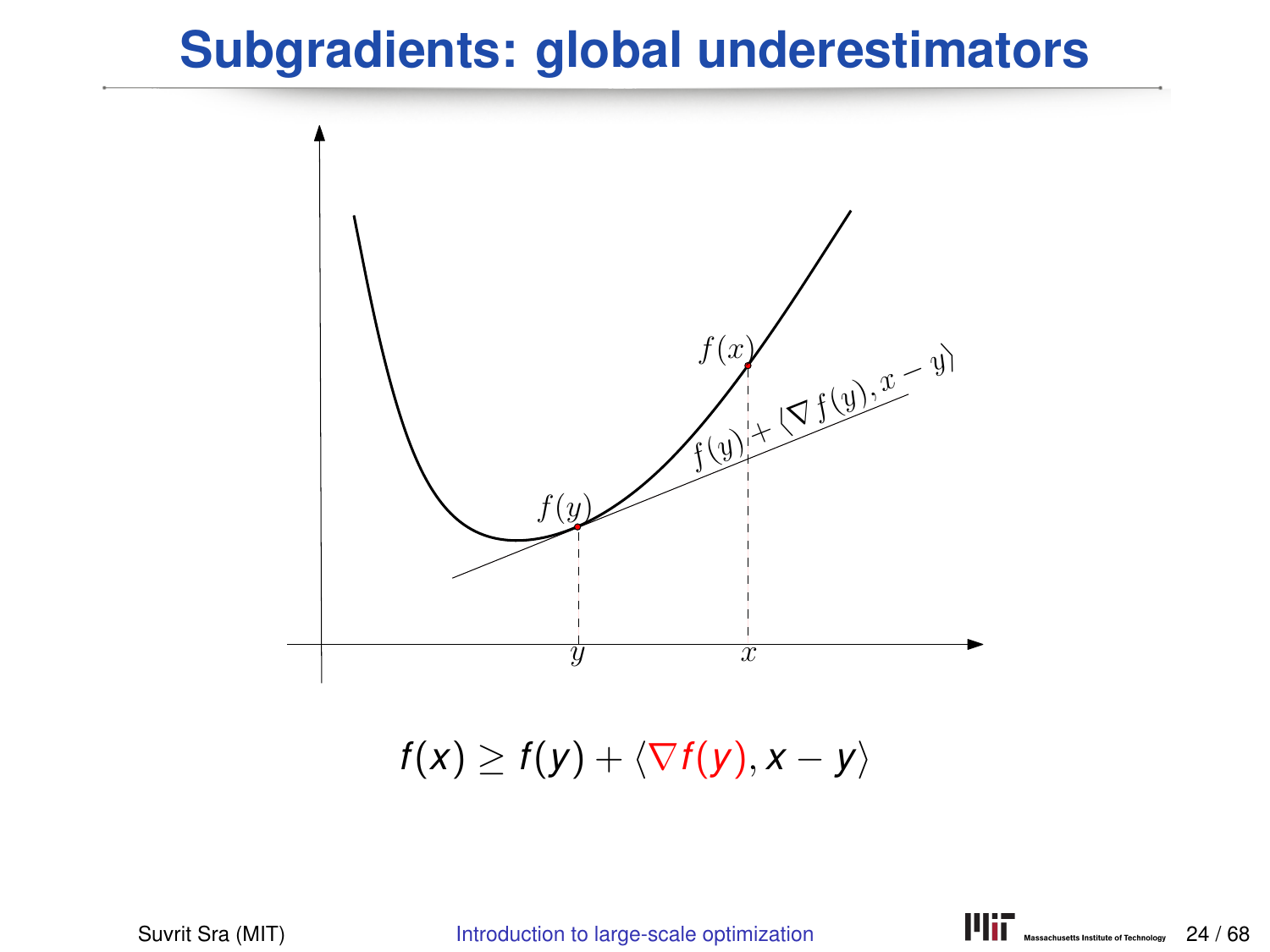# Subgradients: global underestimators

$$f(x) \geq f(y) + \langle \nabla f(y), x - y \rangle$$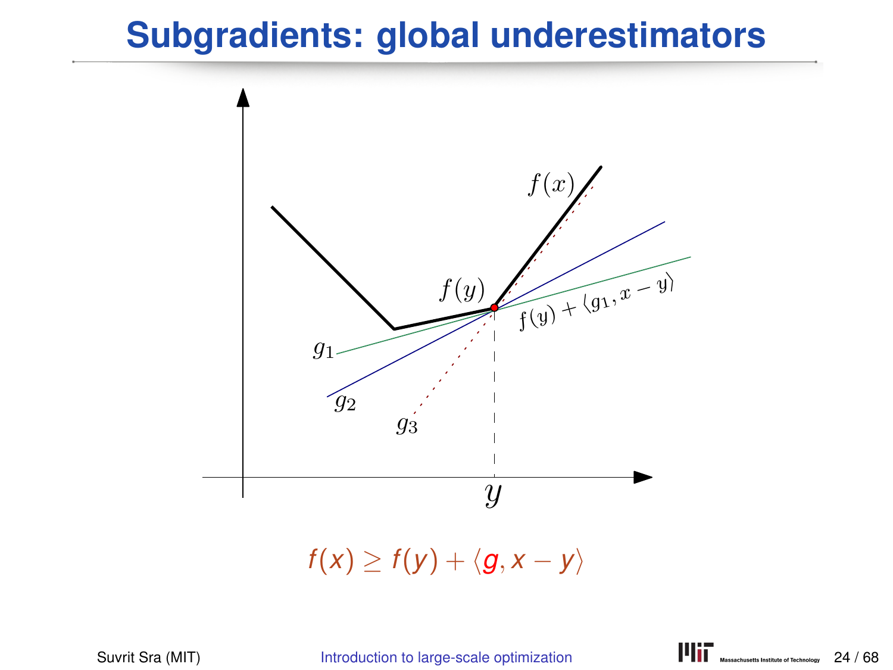# Subgradients: global underestimators

$$f(x) \geq f(y) + \langle g, x - y \rangle$$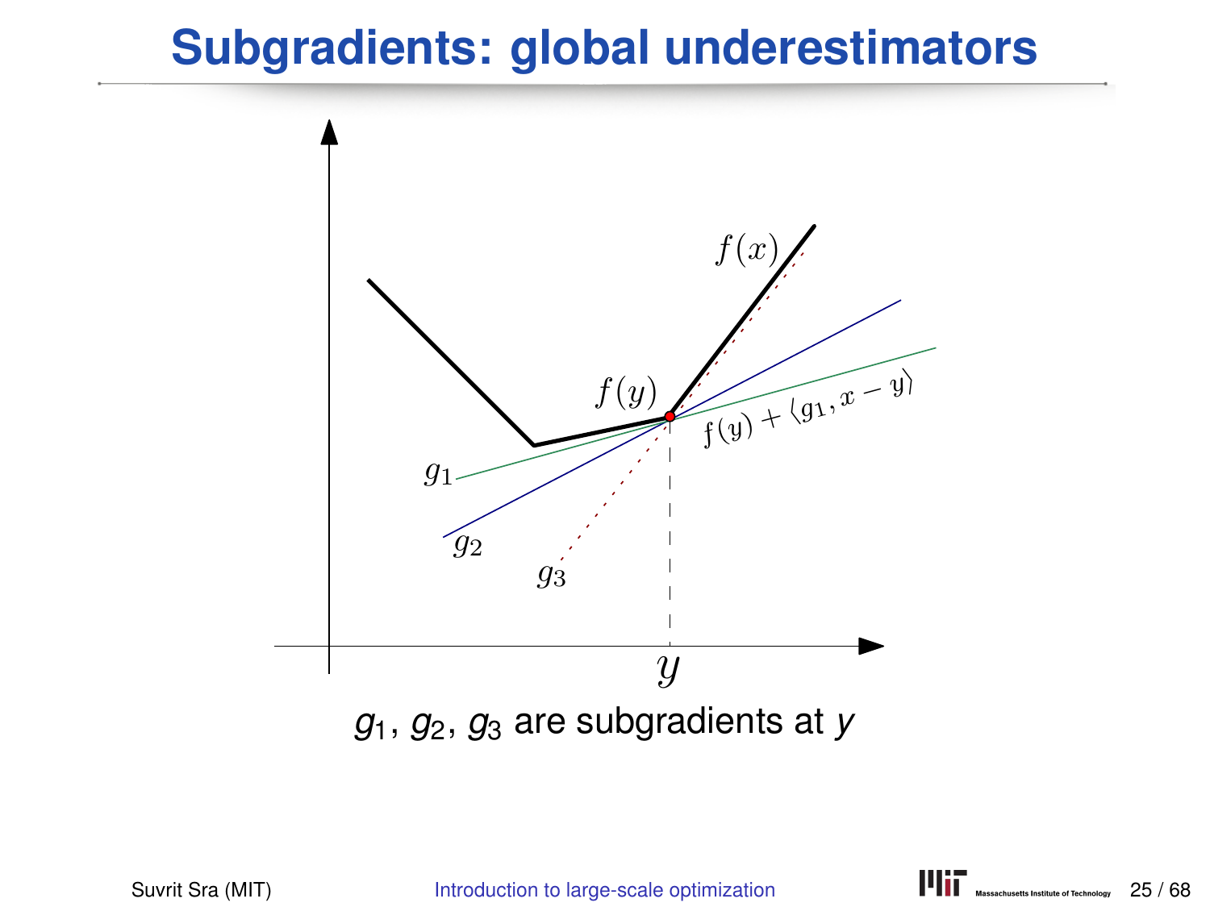# Subgradients: global underestimators

$f(x)$

$f(y)$

$f(y) + \langle g_1, x - y \rangle$

$g_1$

$g_2$

$g_3$

$y$

$g_1$, $g_2$, $g_3$ are subgradients at $y$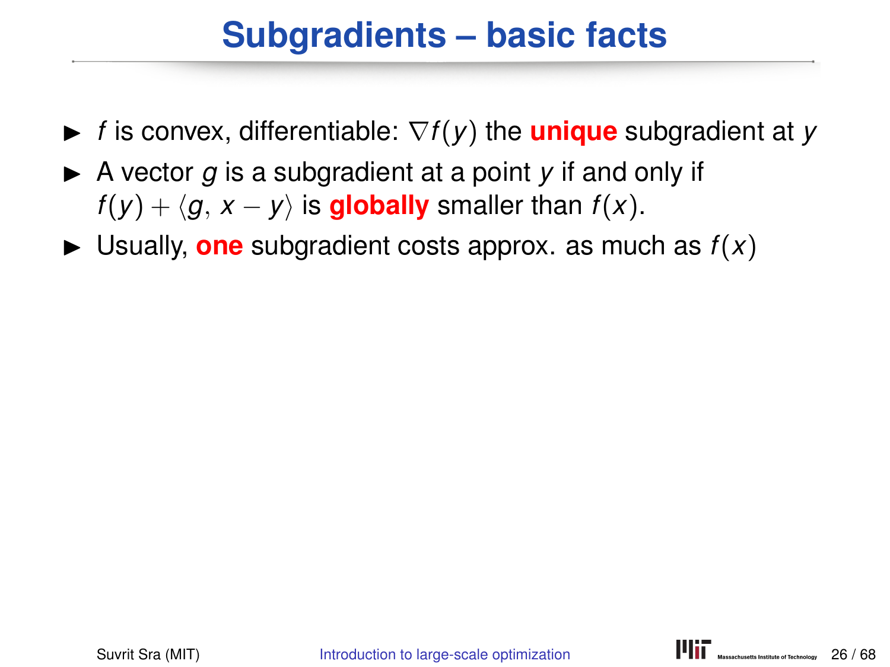# Subgradients – basic facts

- $f$ is convex, differentiable: $\nabla f(y)$ the **unique** subgradient at $y$
- A vector $g$ is a subgradient at a point $y$ if and only if $f(y) + \langle g, x - y \rangle$ is **globally** smaller than $f(x)$.
- Usually, **one** subgradient costs approx. as much as $f(x)$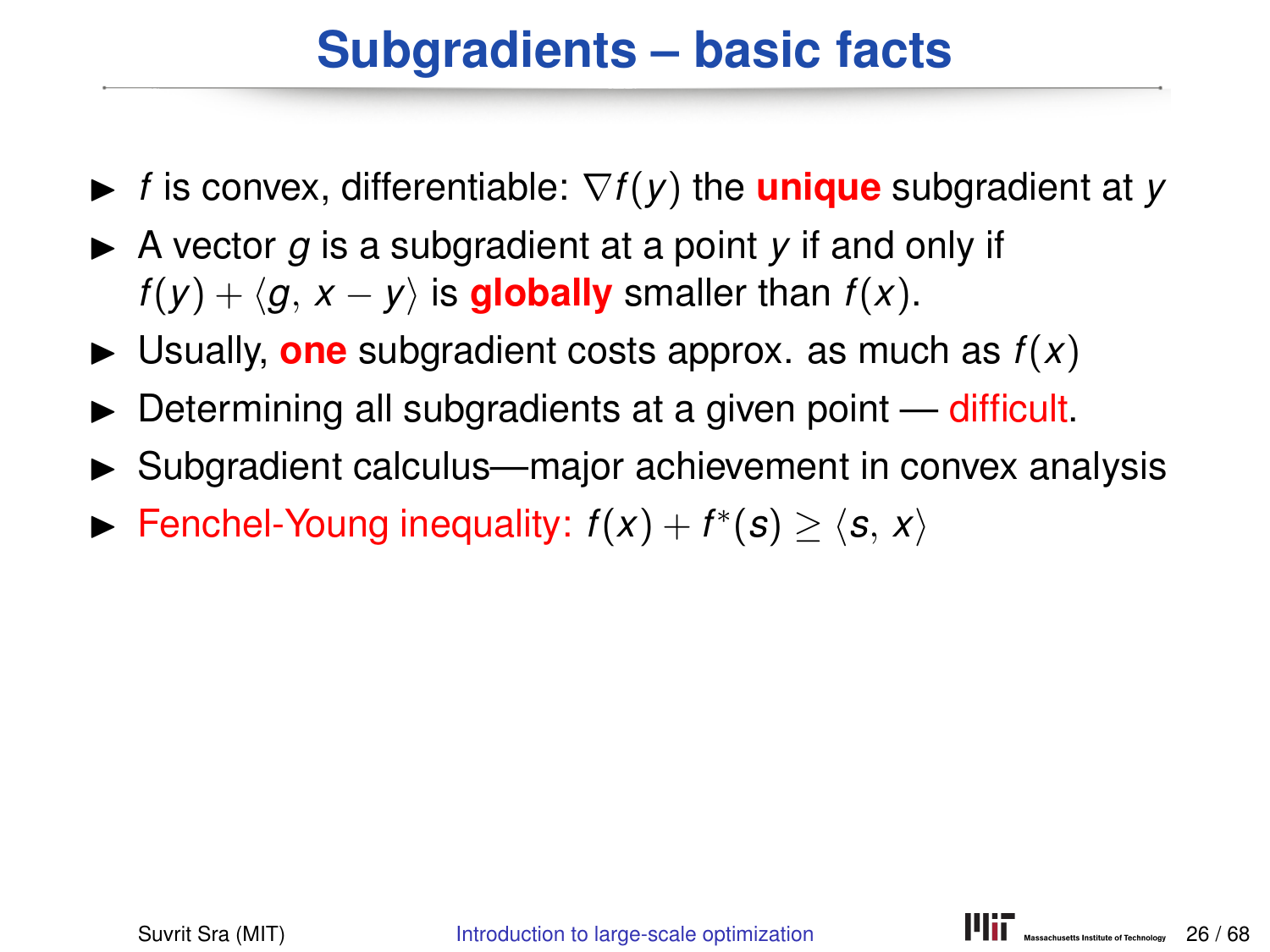# Subgradients – basic facts

- $f$ is convex, differentiable: $\nabla f(y)$ the **unique** subgradient at $y$
- A vector $g$ is a subgradient at a point $y$ if and only if $f(y) + \langle g, x - y \rangle$ is **globally** smaller than $f(x)$.
- Usually, **one** subgradient costs approx. as much as $f(x)$
- Determining all subgradients at a given point — difficult.
- Subgradient calculus—major achievement in convex analysis
- Fenchel-Young inequality: $f(x) + f^*(s) \geq \langle s, x \rangle$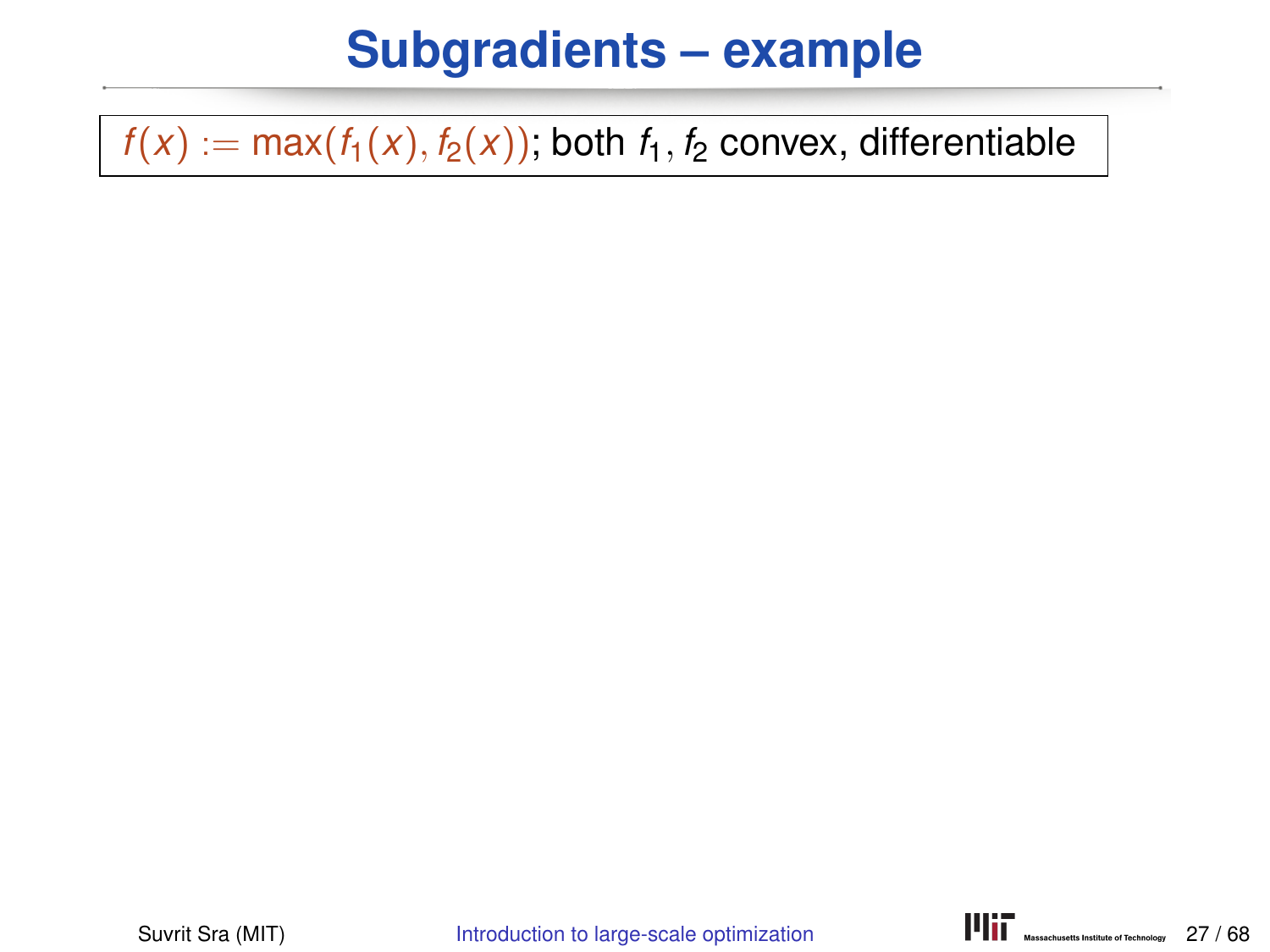# Subgradients – example

$f(x) := \max(f_1(x), f_2(x))$; both $f_1, f_2$ convex, differentiable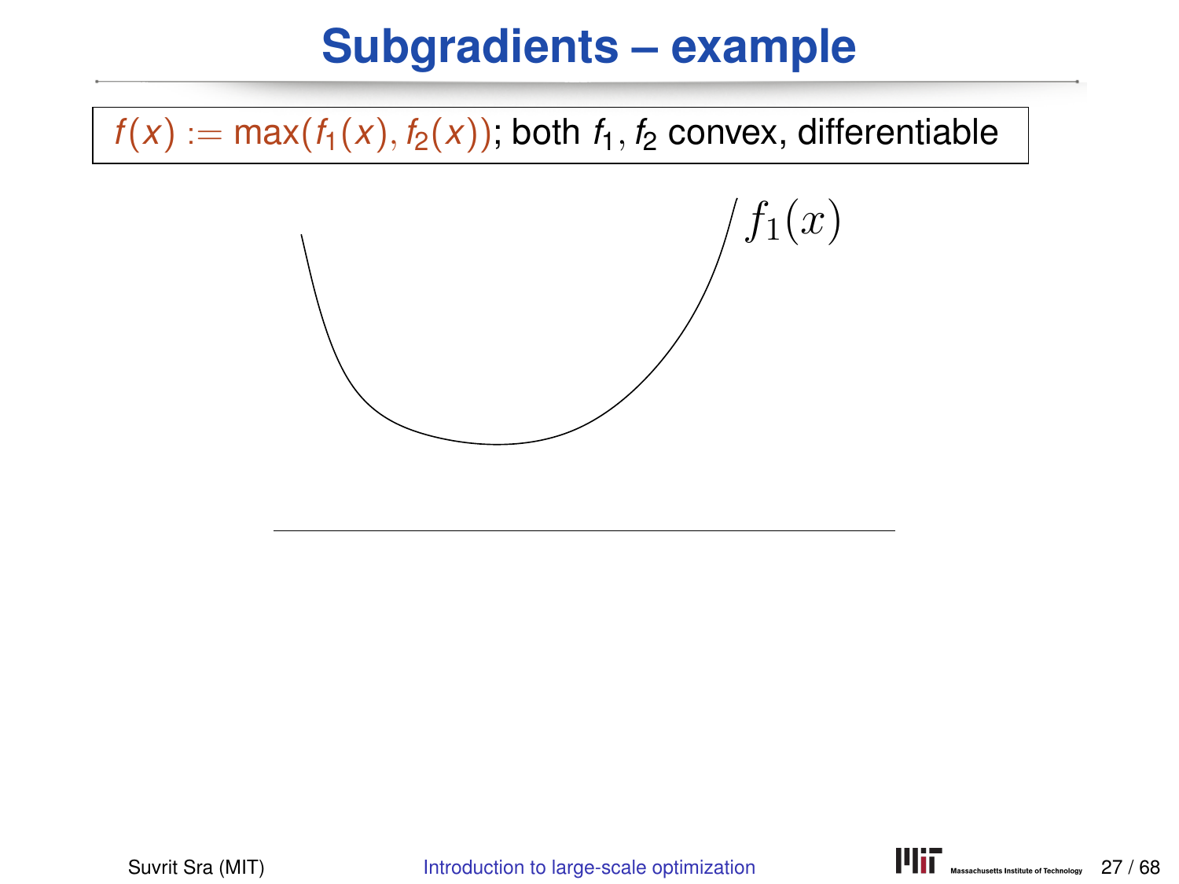# Subgradients – example

$f(x) := \max(f_1(x), f_2(x))$; both $f_1, f_2$ convex, differentiable

$f_1(x)$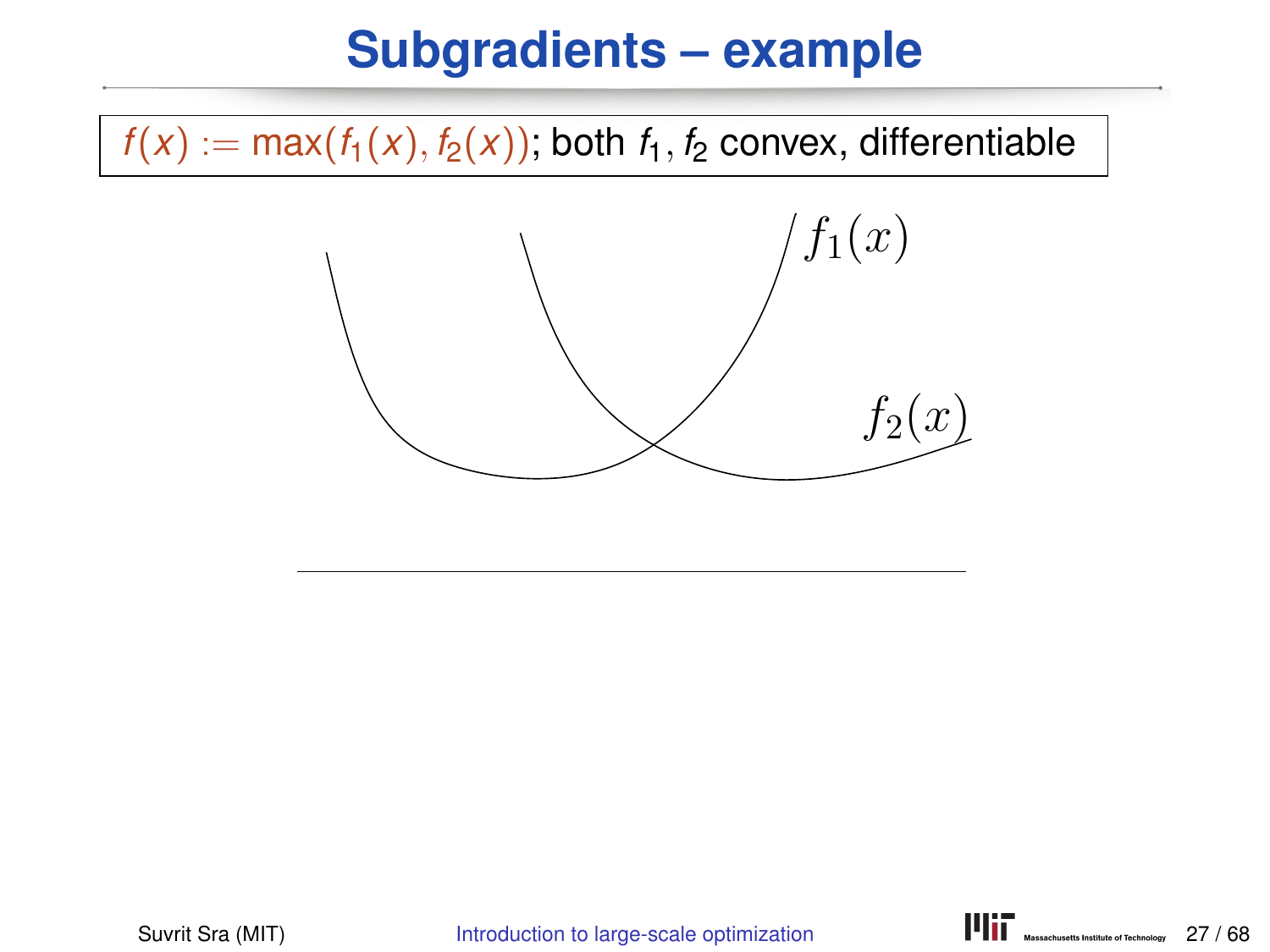# Subgradients – example

$f(x) := \max(f_1(x), f_2(x))$; both $f_1, f_2$ convex, differentiable

$f_1(x)$

$f_2(x)$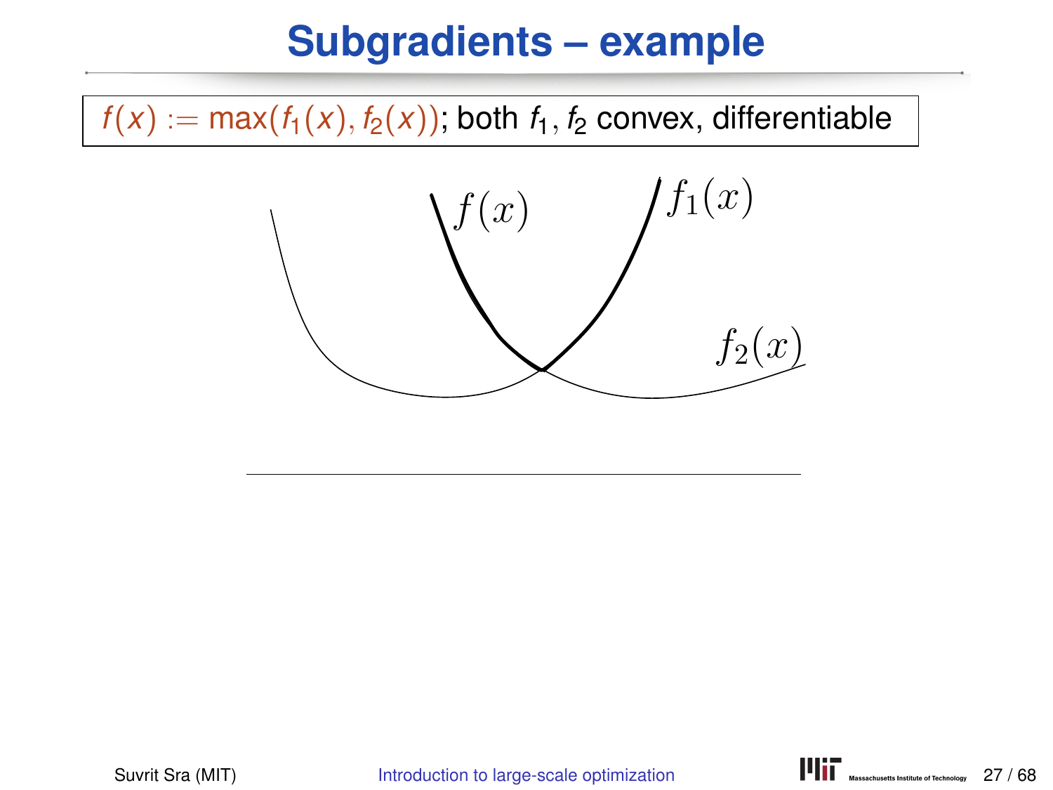# Subgradients – example

$f(x) := \max(f_1(x), f_2(x))$; both $f_1, f_2$ convex, differentiable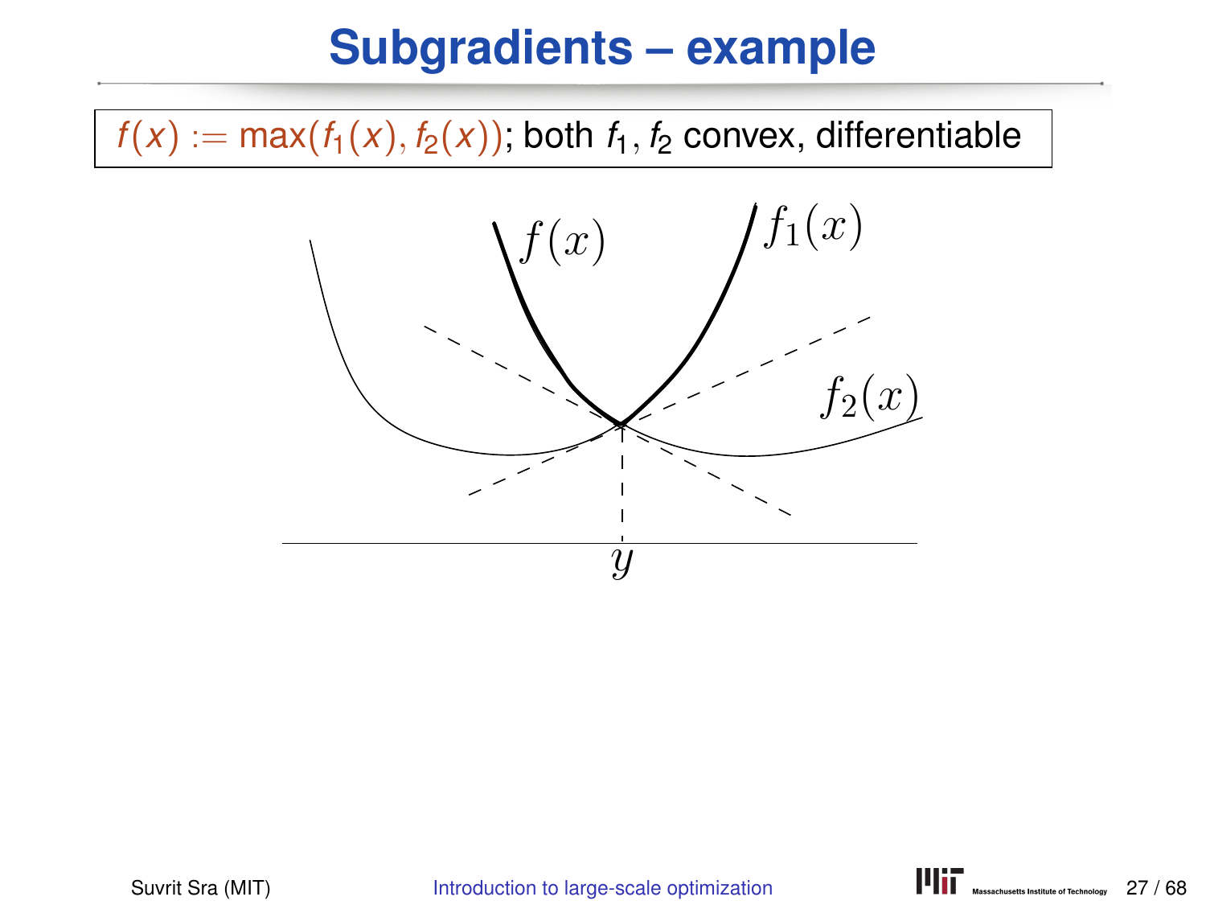# Subgradients – example

$f(x) := \max(f_1(x), f_2(x))$; both $f_1, f_2$ convex, differentiable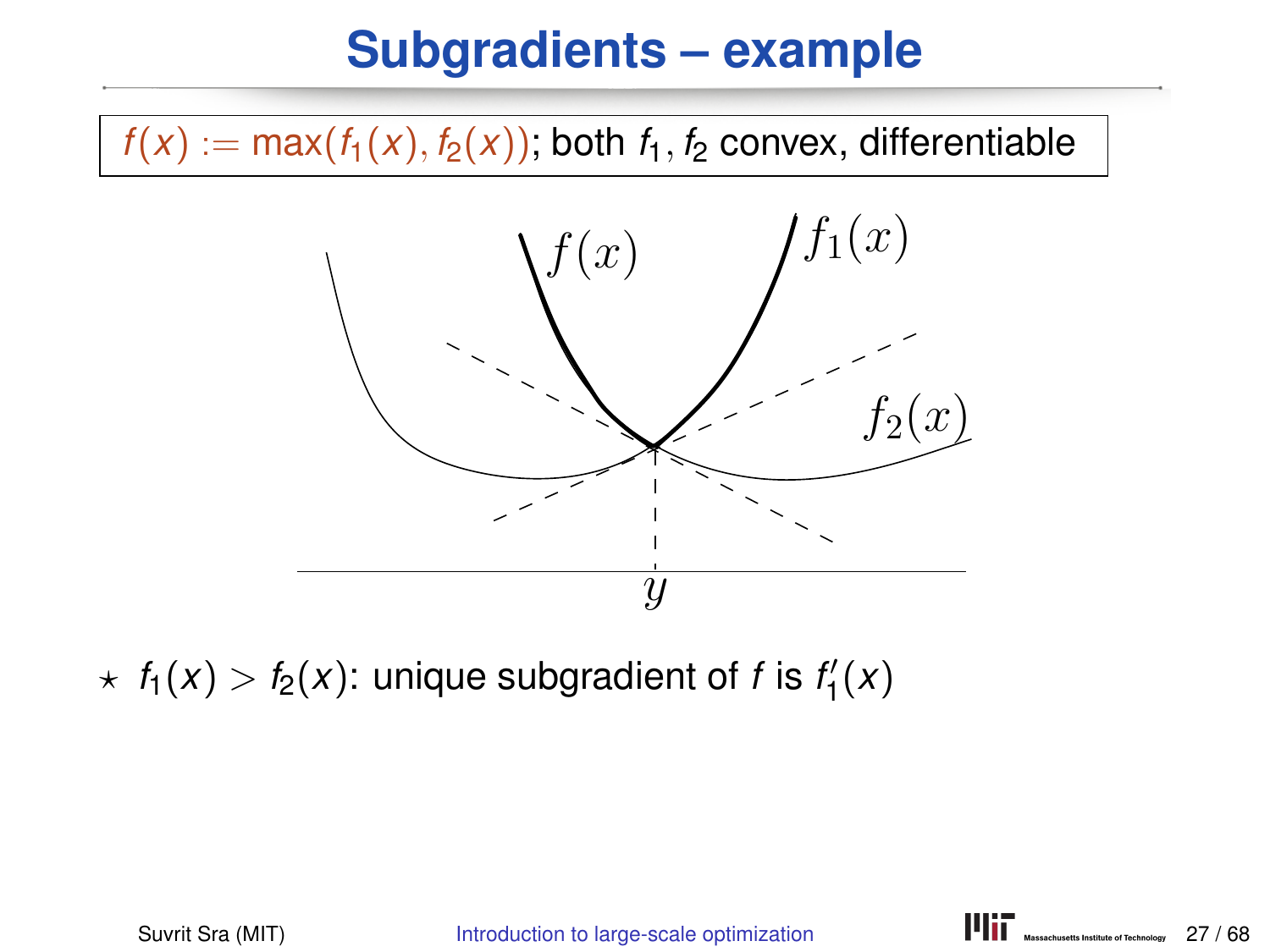# Subgradients – example

$f(x) := \max(f_1(x), f_2(x))$; both $f_1, f_2$ convex, differentiable

⋆ $f_1(x) > f_2(x)$: unique subgradient of $f$ is $f_1'(x)$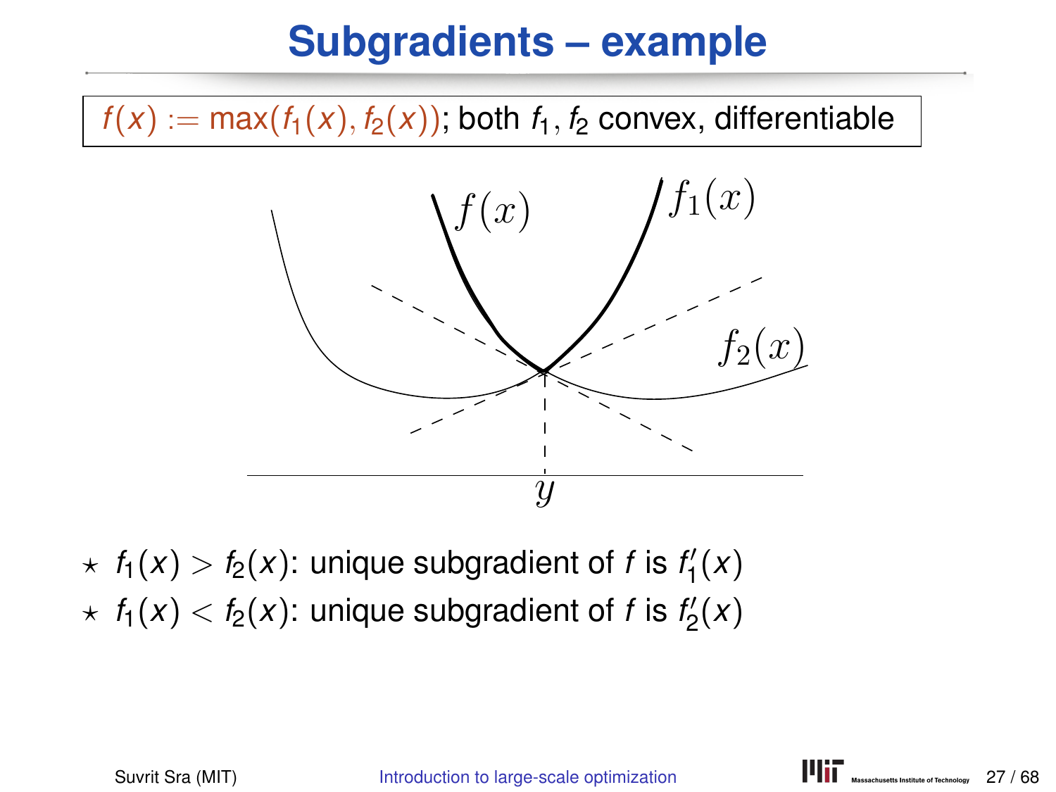# Subgradients – example

$f(x) := \max(f_1(x), f_2(x))$; both $f_1, f_2$ convex, differentiable

$\star$ $f_1(x) > f_2(x)$: unique subgradient of $f$ is $f_1'(x)$

$\star$ $f_1(x) < f_2(x)$: unique subgradient of $f$ is $f_2'(x)$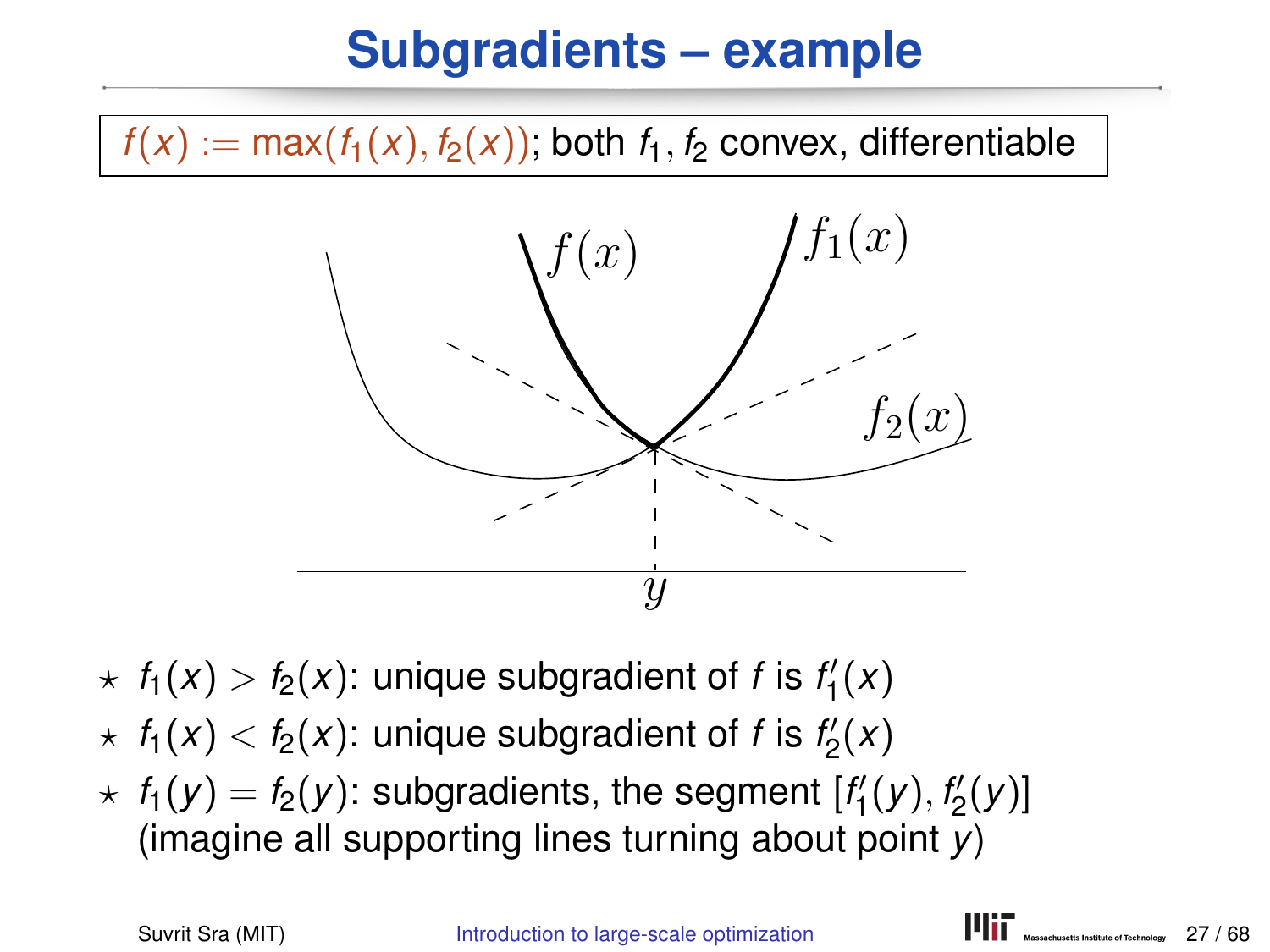# Subgradients – example

$f(x) := \max(f_1(x), f_2(x))$; both $f_1, f_2$ convex, differentiable

- ⋆ $f_1(x) > f_2(x)$: unique subgradient of $f$ is $f_1'(x)$
- ⋆ $f_1(x) < f_2(x)$: unique subgradient of $f$ is $f_2'(x)$
- ⋆ $f_1(y) = f_2(y)$: subgradients, the segment $[f_1'(y), f_2'(y)]$ (imagine all supporting lines turning about point $y$)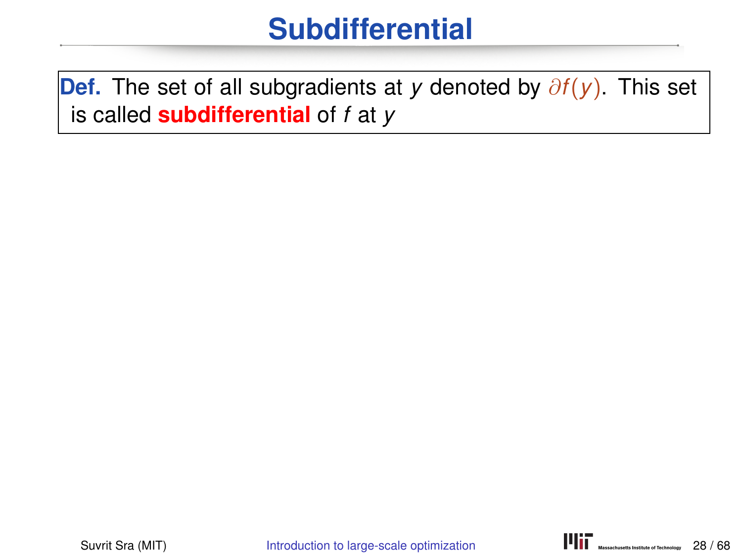# Subdifferential

**Def.** The set of all subgradients at $y$ denoted by $\partial f(y)$. This set is called **subdifferential** of $f$ at $y$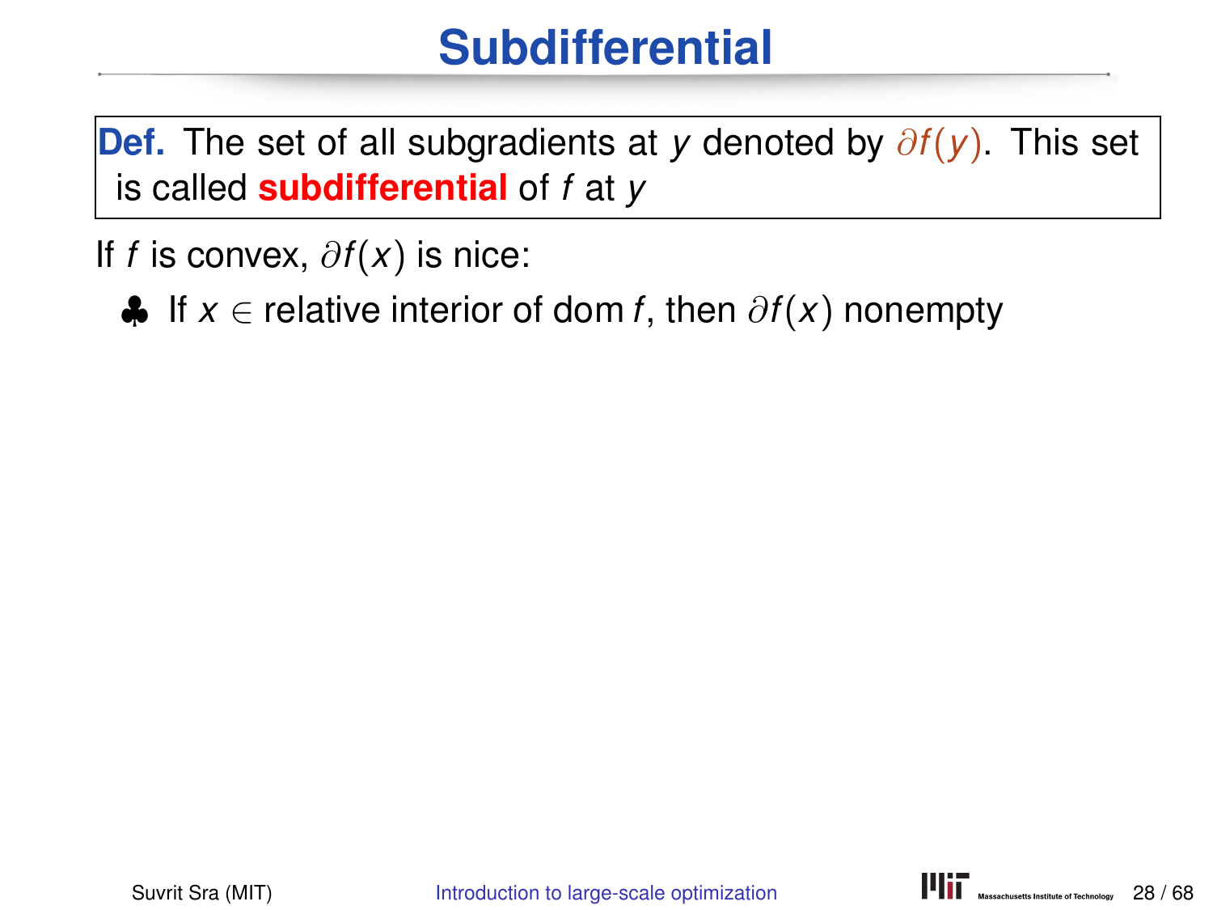# Subdifferential

**Def.** The set of all subgradients at $y$ denoted by $\partial f(y)$. This set is called **subdifferential** of $f$ at $y$

If $f$ is convex, $\partial f(x)$ is nice:

♣ If $x \in$ relative interior of dom $f$, then $\partial f(x)$ nonempty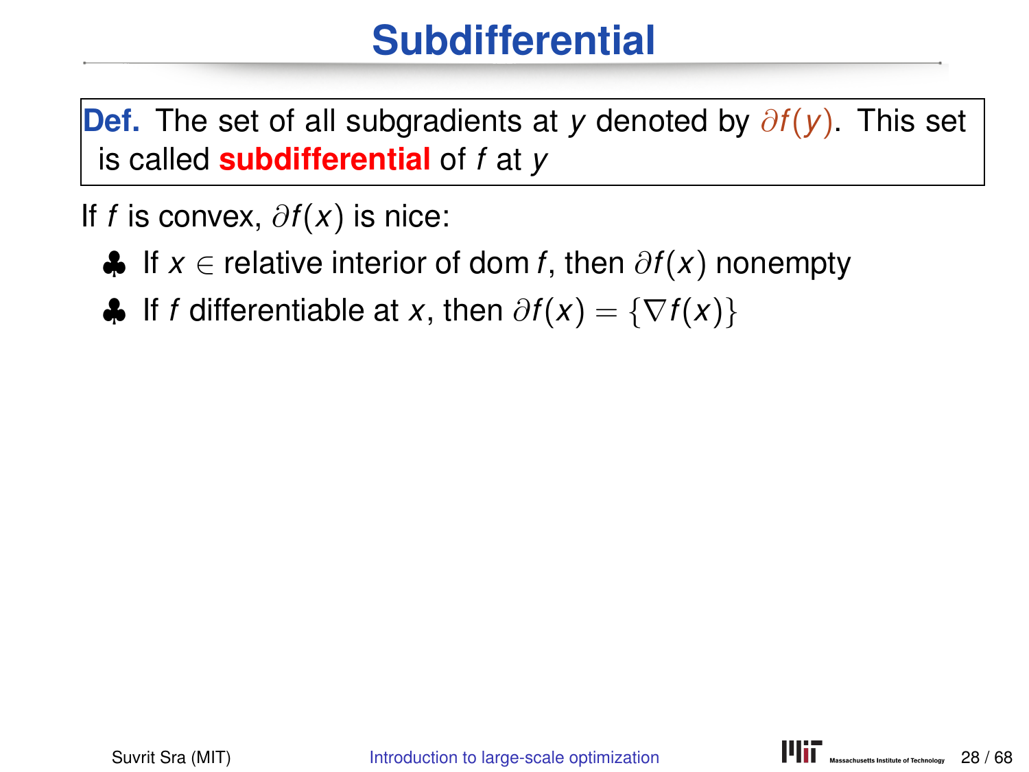# Subdifferential

**Def.** The set of all subgradients at $y$ denoted by $\partial f(y)$. This set is called **subdifferential** of $f$ at $y$

If $f$ is convex, $\partial f(x)$ is nice:

- ♣ If $x \in$ relative interior of dom $f$, then $\partial f(x)$ nonempty
- ♣ If $f$ differentiable at $x$, then $\partial f(x) = \{\nabla f(x)\}$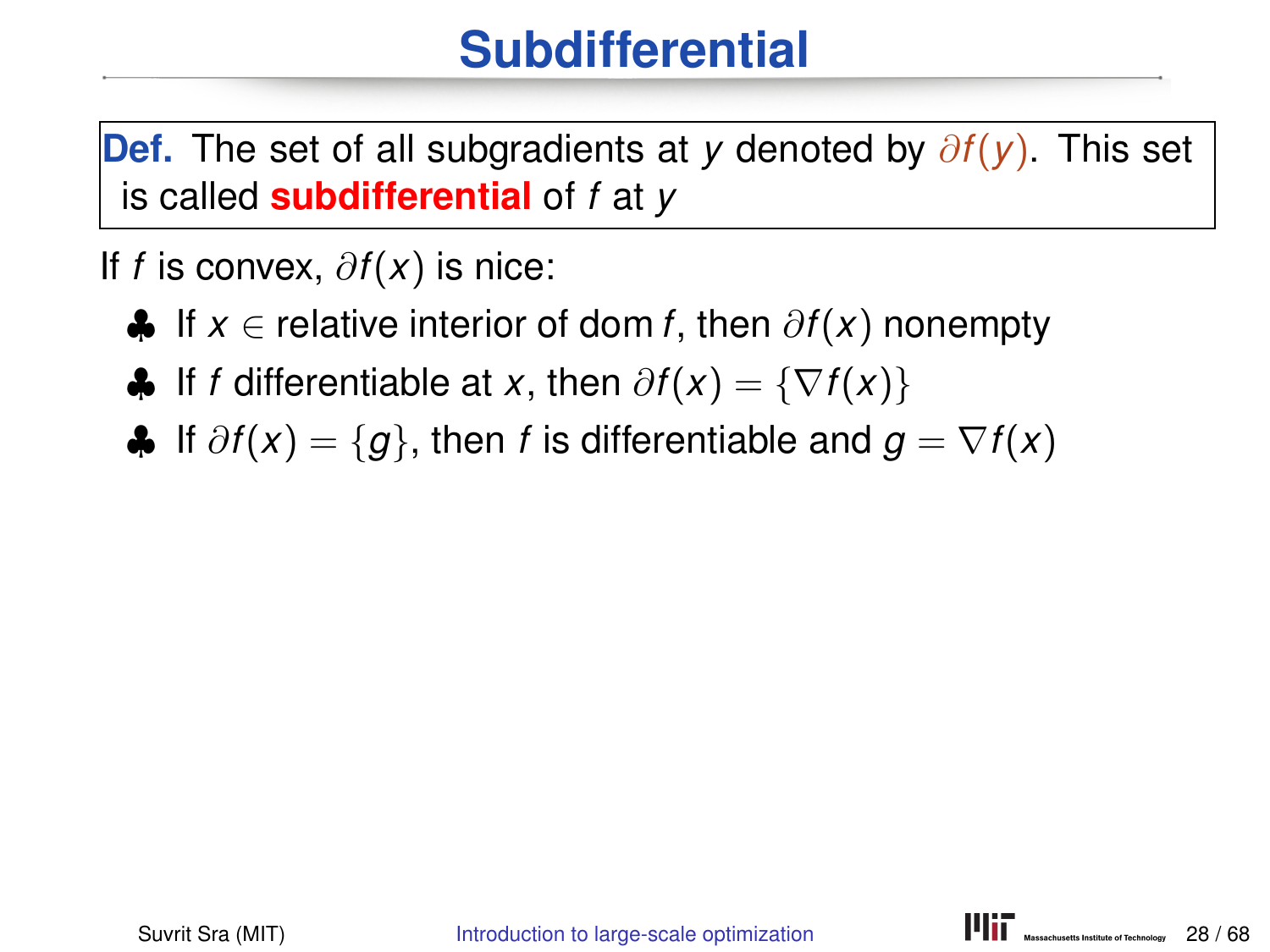# Subdifferential

**Def.** The set of all subgradients at $y$ denoted by $\partial f(y)$. This set is called **subdifferential** of $f$ at $y$

If $f$ is convex, $\partial f(x)$ is nice:

- ♣ If $x \in$ relative interior of dom $f$, then $\partial f(x)$ nonempty
- ♣ If $f$ differentiable at $x$, then $\partial f(x) = \{\nabla f(x)\}$
- ♣ If $\partial f(x) = \{g\}$, then $f$ is differentiable and $g = \nabla f(x)$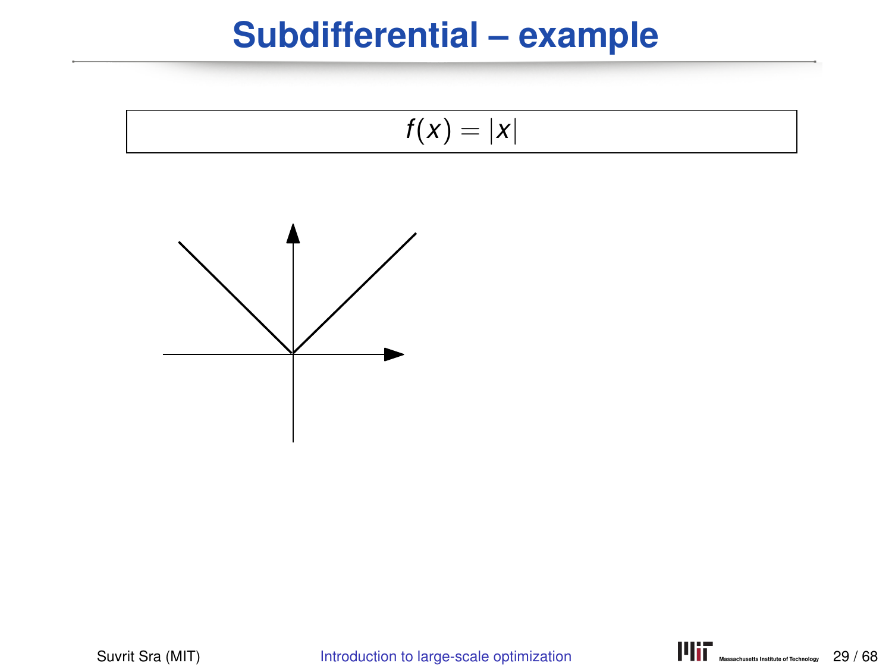# Subdifferential – example

$$f(x) = |x|$$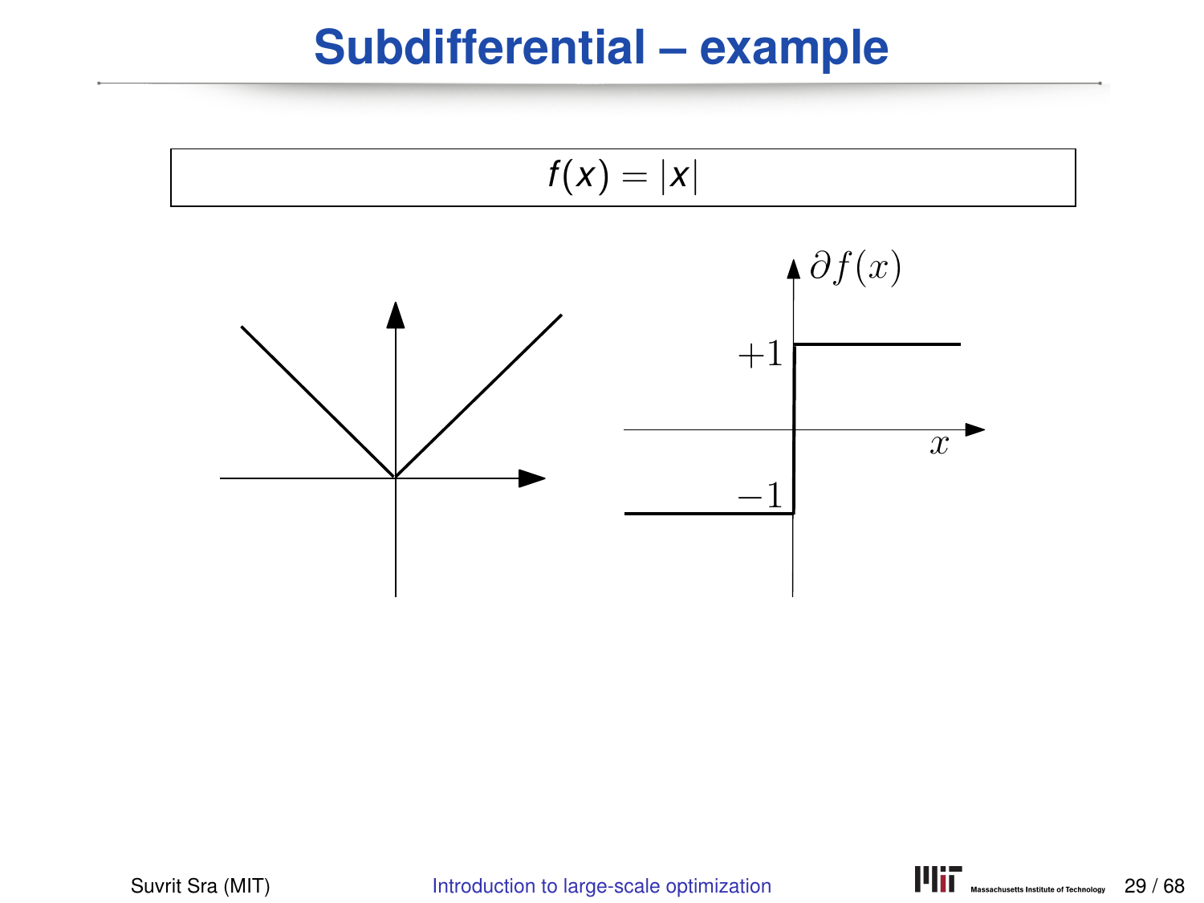# Subdifferential – example

$$f(x) = |x|$$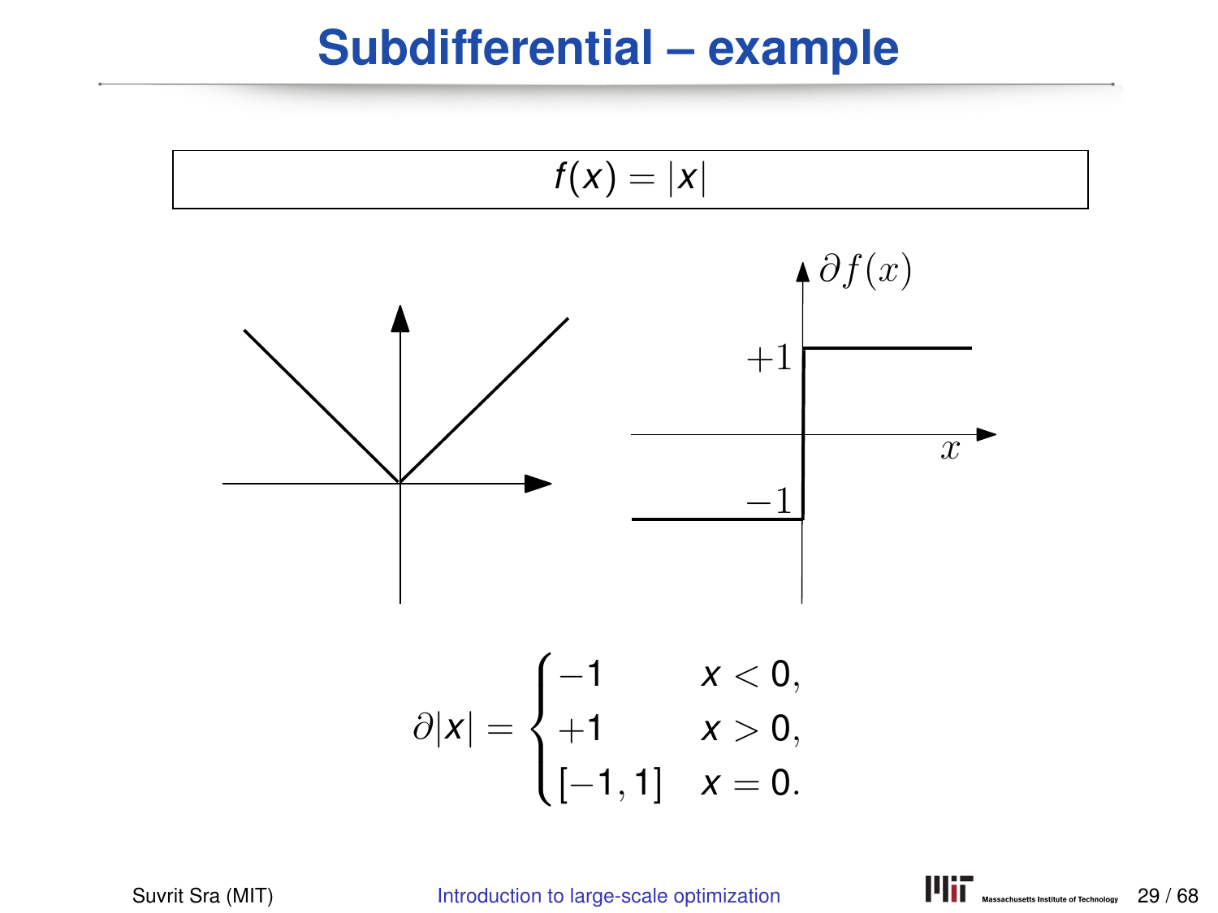# Subdifferential – example

$$f(x) = |x|$$

$$\partial|x| = \begin{cases} -1 & x < 0, \\ +1 & x > 0, \\ [-1, 1] & x = 0. \end{cases}$$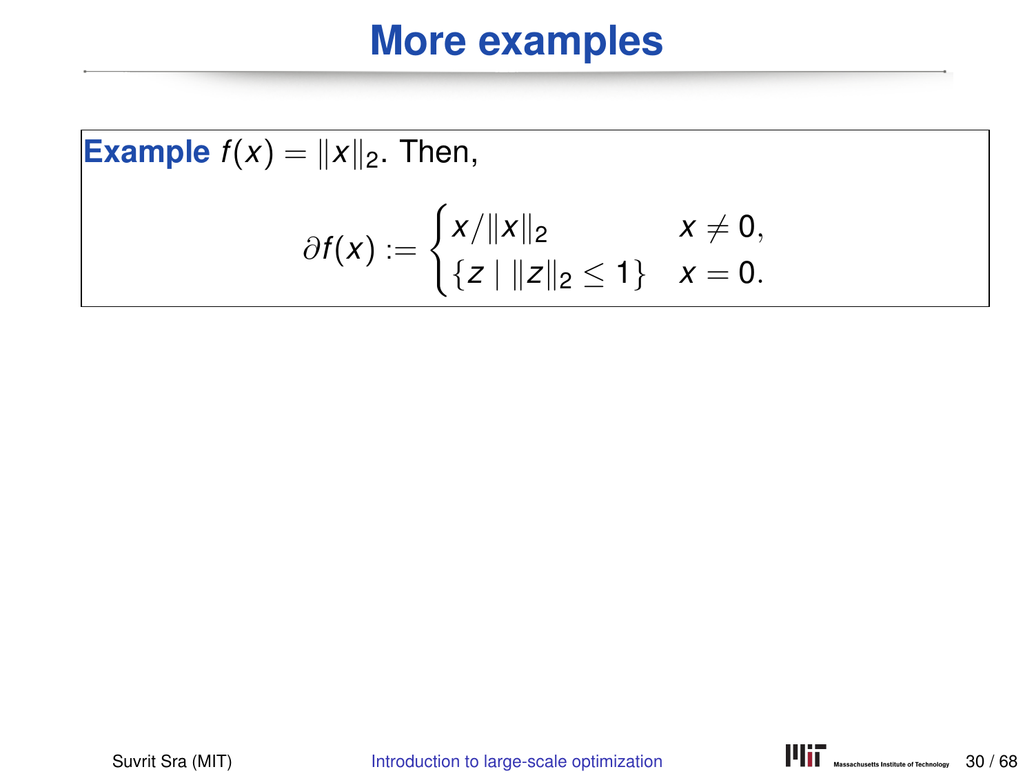# More examples

**Example** $f(x) = \|x\|_2$. Then,

$$\partial f(x) := \begin{cases} x/\|x\|_2 & x \neq 0, \\ \{z \mid \|z\|_2 \leq 1\} & x = 0. \end{cases}$$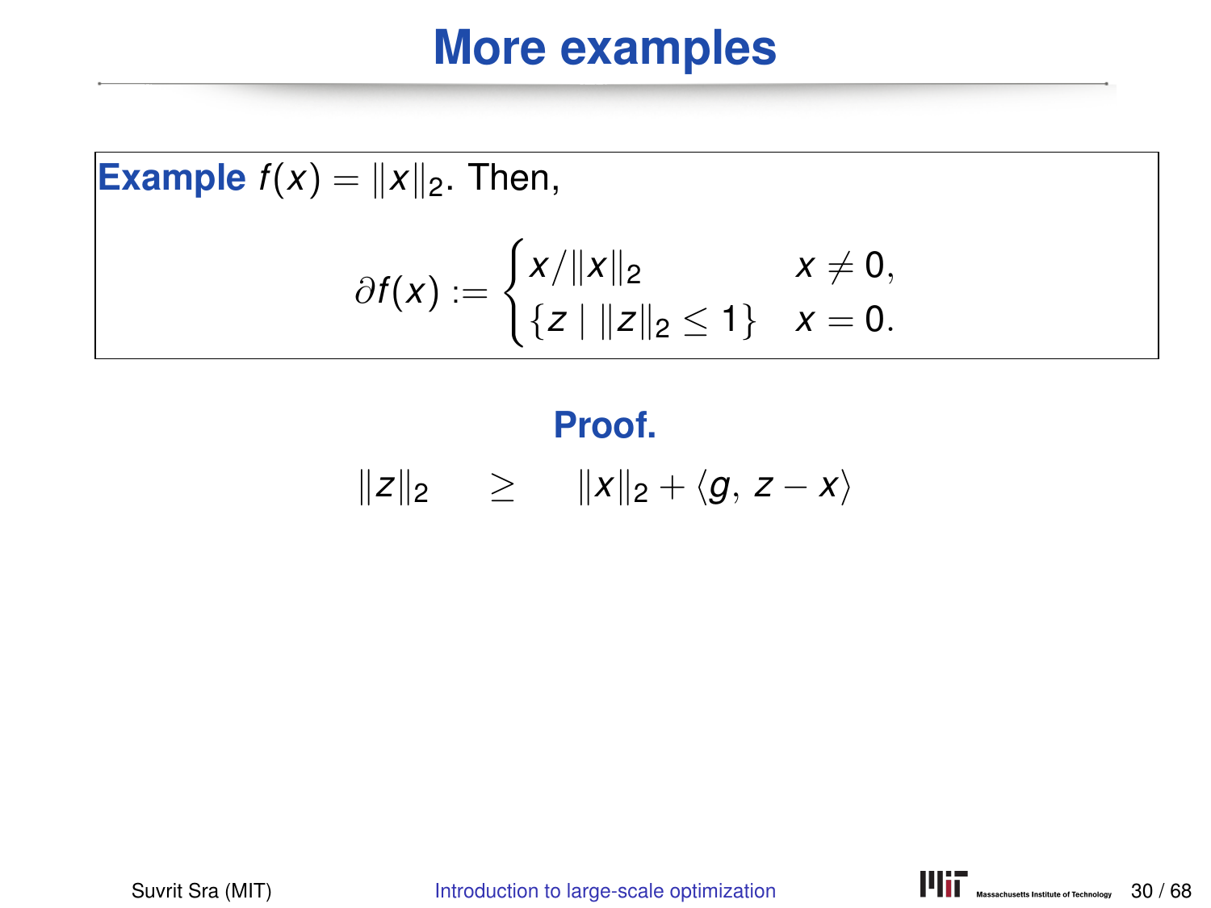# More examples

**Example** $f(x) = \|x\|_2$. Then,

$$\partial f(x) := \begin{cases} x/\|x\|_2 & x \neq 0, \\ \{z \mid \|z\|_2 \leq 1\} & x = 0. \end{cases}$$

**Proof.**

$$\|z\|_2 \quad \geq \quad \|x\|_2 + \langle g,\, z - x \rangle$$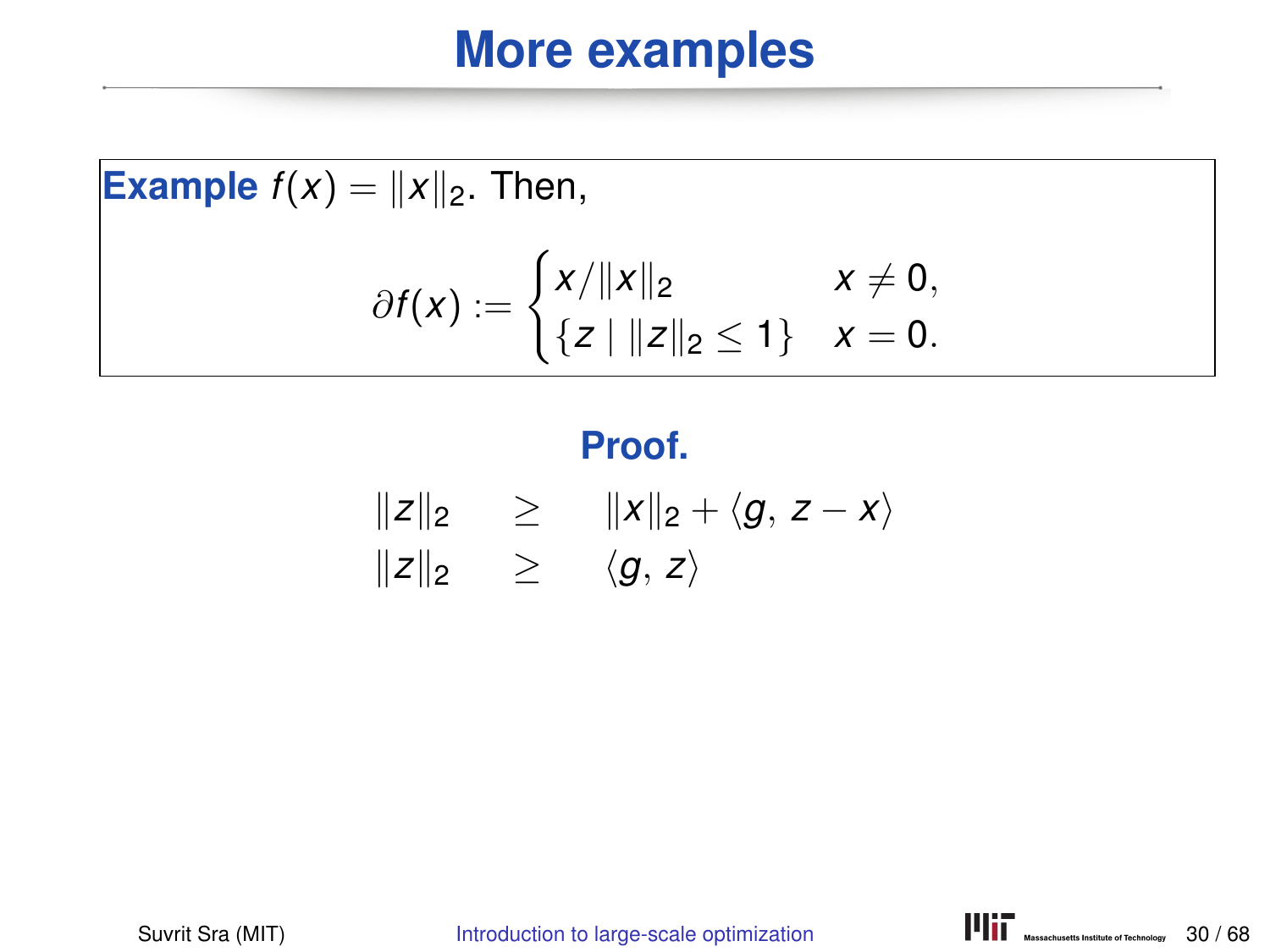# More examples

**Example** $f(x) = \|x\|_2$. Then,

$$\partial f(x) := \begin{cases} x/\|x\|_2 & x \neq 0, \\ \{z \mid \|z\|_2 \leq 1\} & x = 0. \end{cases}$$

**Proof.**

$$\begin{aligned} \|z\|_2 &\geq \|x\|_2 + \langle g,\, z - x \rangle \\ \|z\|_2 &\geq \langle g,\, z \rangle \end{aligned}$$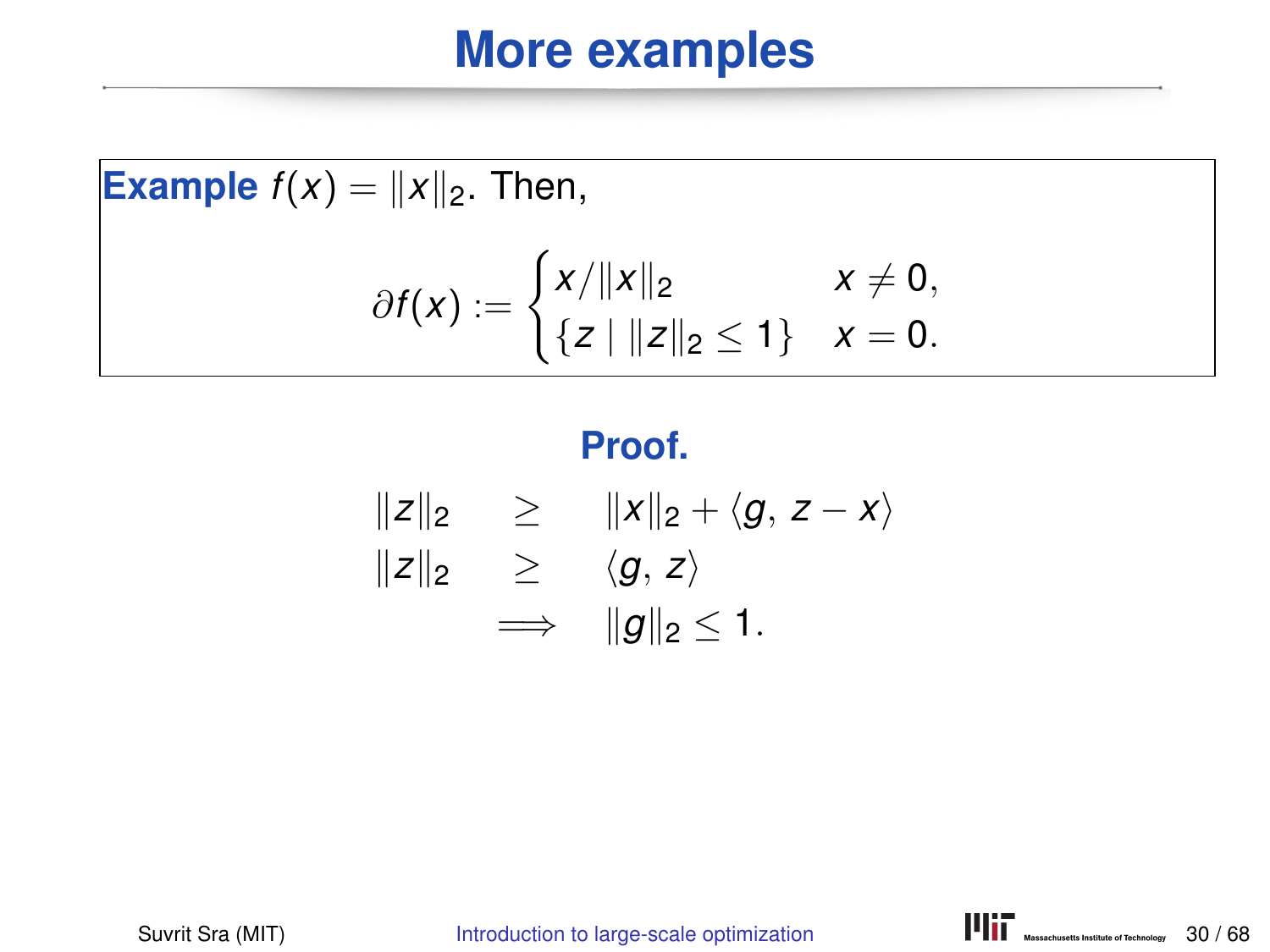# More examples

**Example** $f(x) = \|x\|_2$. Then,

$$\partial f(x) := \begin{cases} x/\|x\|_2 & x \neq 0, \\ \{z \mid \|z\|_2 \leq 1\} & x = 0. \end{cases}$$

**Proof.**

$$\begin{aligned} \|z\|_2 &\geq \|x\|_2 + \langle g,\, z - x \rangle \\ \|z\|_2 &\geq \langle g,\, z \rangle \\ &\implies \|g\|_2 \leq 1. \end{aligned}$$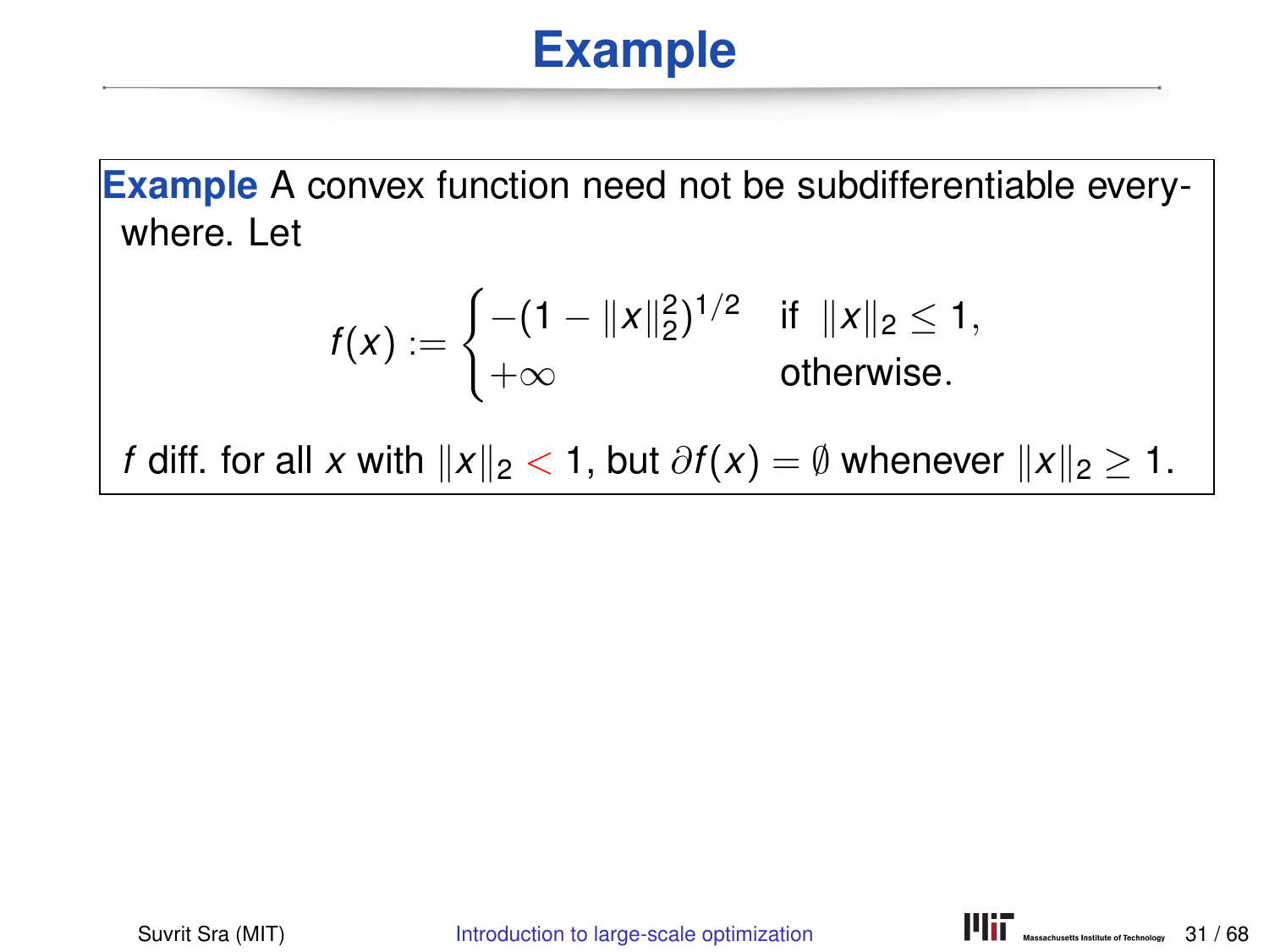# Example

**Example** A convex function need not be subdifferentiable everywhere. Let

$$f(x) := \begin{cases} -(1 - \|x\|_2^2)^{1/2} & \text{if } \|x\|_2 \leq 1, \\ +\infty & \text{otherwise.} \end{cases}$$

$f$ diff. for all $x$ with $\|x\|_2 < 1$, but $\partial f(x) = \emptyset$ whenever $\|x\|_2 \geq 1$.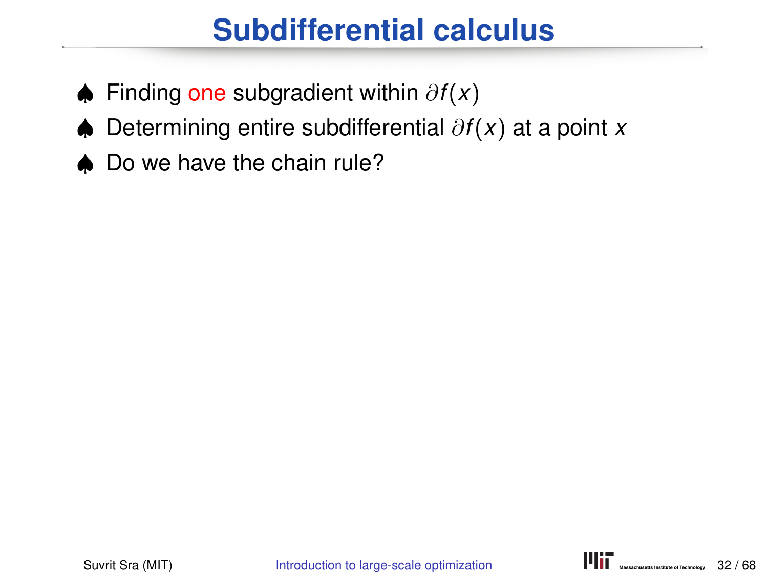# Subdifferential calculus

- ♠ Finding one subgradient within $\partial f(x)$
- ♠ Determining entire subdifferential $\partial f(x)$ at a point $x$
- ♠ Do we have the chain rule?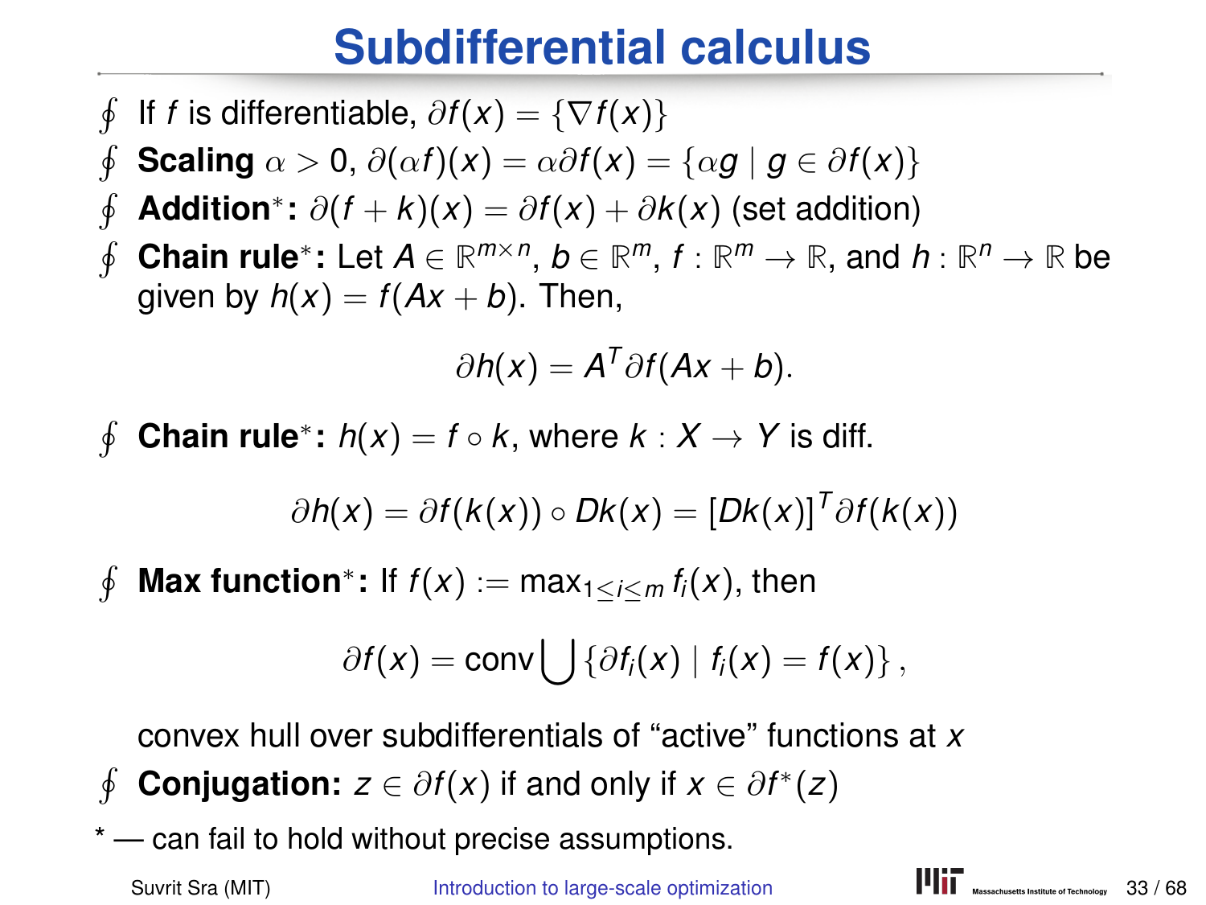# Subdifferential calculus

- If $f$ is differentiable, $\partial f(x) = \{\nabla f(x)\}$
- **Scaling** $\alpha > 0$, $\partial(\alpha f)(x) = \alpha \partial f(x) = \{\alpha g \mid g \in \partial f(x)\}$
- **Addition***: $\partial(f + k)(x) = \partial f(x) + \partial k(x)$ (set addition)
- **Chain rule***: Let $A \in \mathbb{R}^{m \times n}$, $b \in \mathbb{R}^m$, $f : \mathbb{R}^m \to \mathbb{R}$, and $h : \mathbb{R}^n \to \mathbb{R}$ be given by $h(x) = f(Ax + b)$. Then,

$$\partial h(x) = A^T \partial f(Ax + b).$$

- **Chain rule***: $h(x) = f \circ k$, where $k : X \to Y$ is diff.

$$\partial h(x) = \partial f(k(x)) \circ Dk(x) = [Dk(x)]^T \partial f(k(x))$$

- **Max function***: If $f(x) := \max_{1 \le i \le m} f_i(x)$, then

$$\partial f(x) = \operatorname{conv} \bigcup \{\partial f_i(x) \mid f_i(x) = f(x)\},$$

  convex hull over subdifferentials of "active" functions at $x$
- **Conjugation:** $z \in \partial f(x)$ if and only if $x \in \partial f^*(z)$

* — can fail to hold without precise assumptions.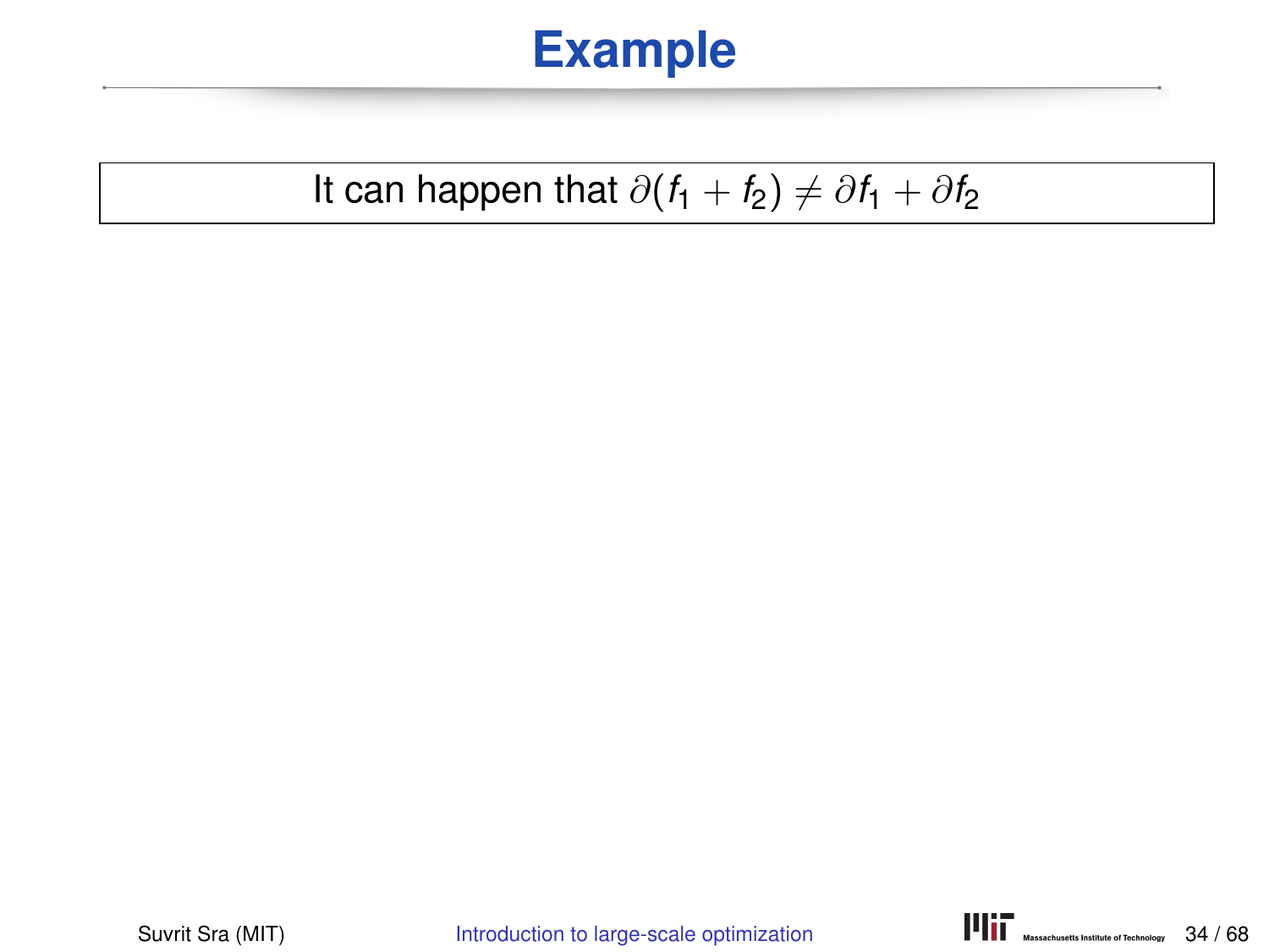# Example

It can happen that $\partial(f_1 + f_2) \neq \partial f_1 + \partial f_2$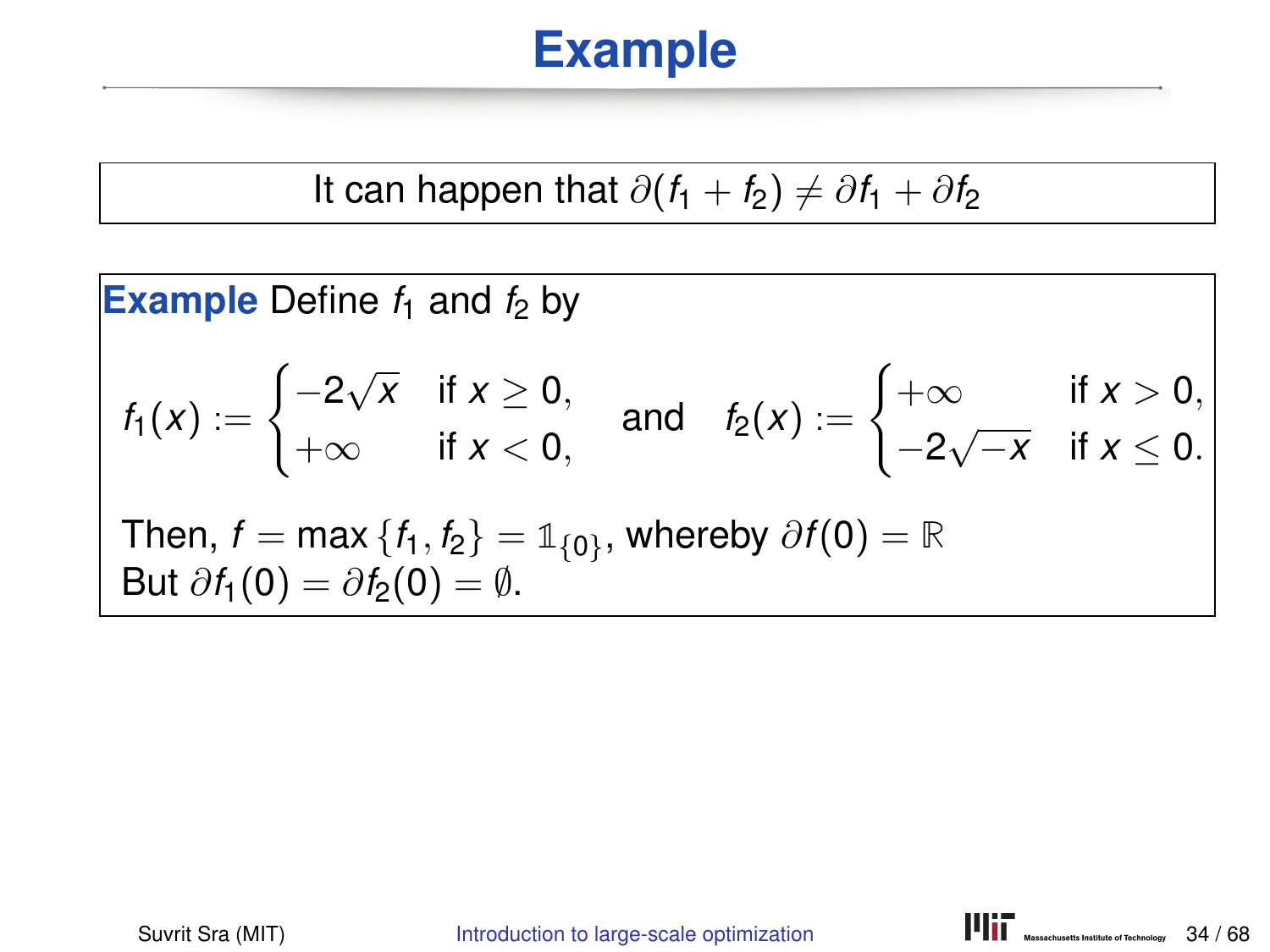# Example

It can happen that $\partial(f_1 + f_2) \neq \partial f_1 + \partial f_2$

**Example** Define $f_1$ and $f_2$ by

$$f_1(x) := \begin{cases} -2\sqrt{x} & \text{if } x \geq 0, \\ +\infty & \text{if } x < 0, \end{cases} \quad \text{and} \quad f_2(x) := \begin{cases} +\infty & \text{if } x > 0, \\ -2\sqrt{-x} & \text{if } x \leq 0. \end{cases}$$

Then, $f = \max\{f_1, f_2\} = \mathbb{1}_{\{0\}}$, whereby $\partial f(0) = \mathbb{R}$
But $\partial f_1(0) = \partial f_2(0) = \emptyset$.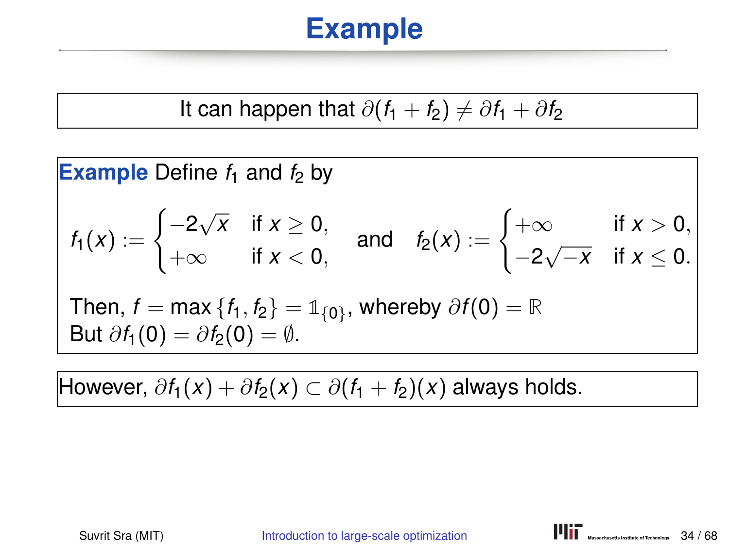# Example

It can happen that $\partial(f_1 + f_2) \neq \partial f_1 + \partial f_2$

**Example** Define $f_1$ and $f_2$ by

$$f_1(x) := \begin{cases} -2\sqrt{x} & \text{if } x \geq 0, \\ +\infty & \text{if } x < 0, \end{cases} \quad \text{and} \quad f_2(x) := \begin{cases} +\infty & \text{if } x > 0, \\ -2\sqrt{-x} & \text{if } x \leq 0. \end{cases}$$

Then, $f = \max\{f_1, f_2\} = \mathbb{1}_{\{0\}}$, whereby $\partial f(0) = \mathbb{R}$
But $\partial f_1(0) = \partial f_2(0) = \emptyset$.

However, $\partial f_1(x) + \partial f_2(x) \subset \partial(f_1 + f_2)(x)$ always holds.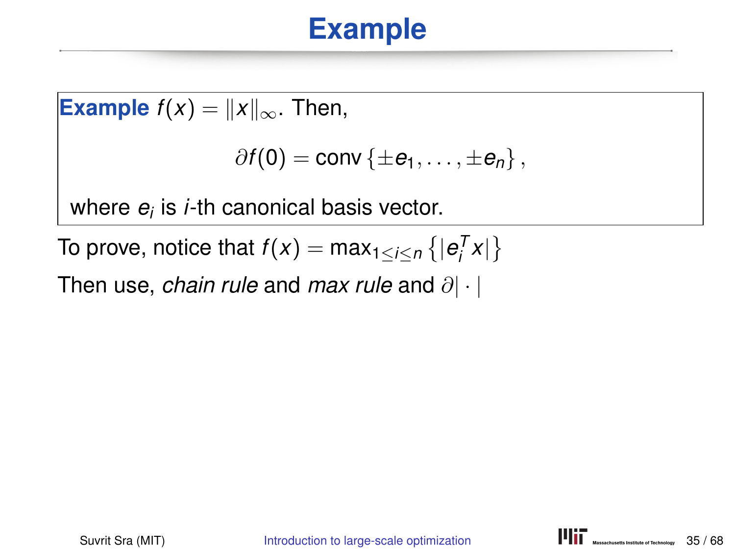# Example

**Example** $f(x) = \|x\|_\infty$. Then,

$$\partial f(0) = \text{conv}\left\{\pm e_1, \ldots, \pm e_n\right\},$$

where $e_i$ is $i$-th canonical basis vector.

To prove, notice that $f(x) = \max_{1 \leq i \leq n}\left\{|e_i^T x|\right\}$

Then use, *chain rule* and *max rule* and $\partial|\cdot|$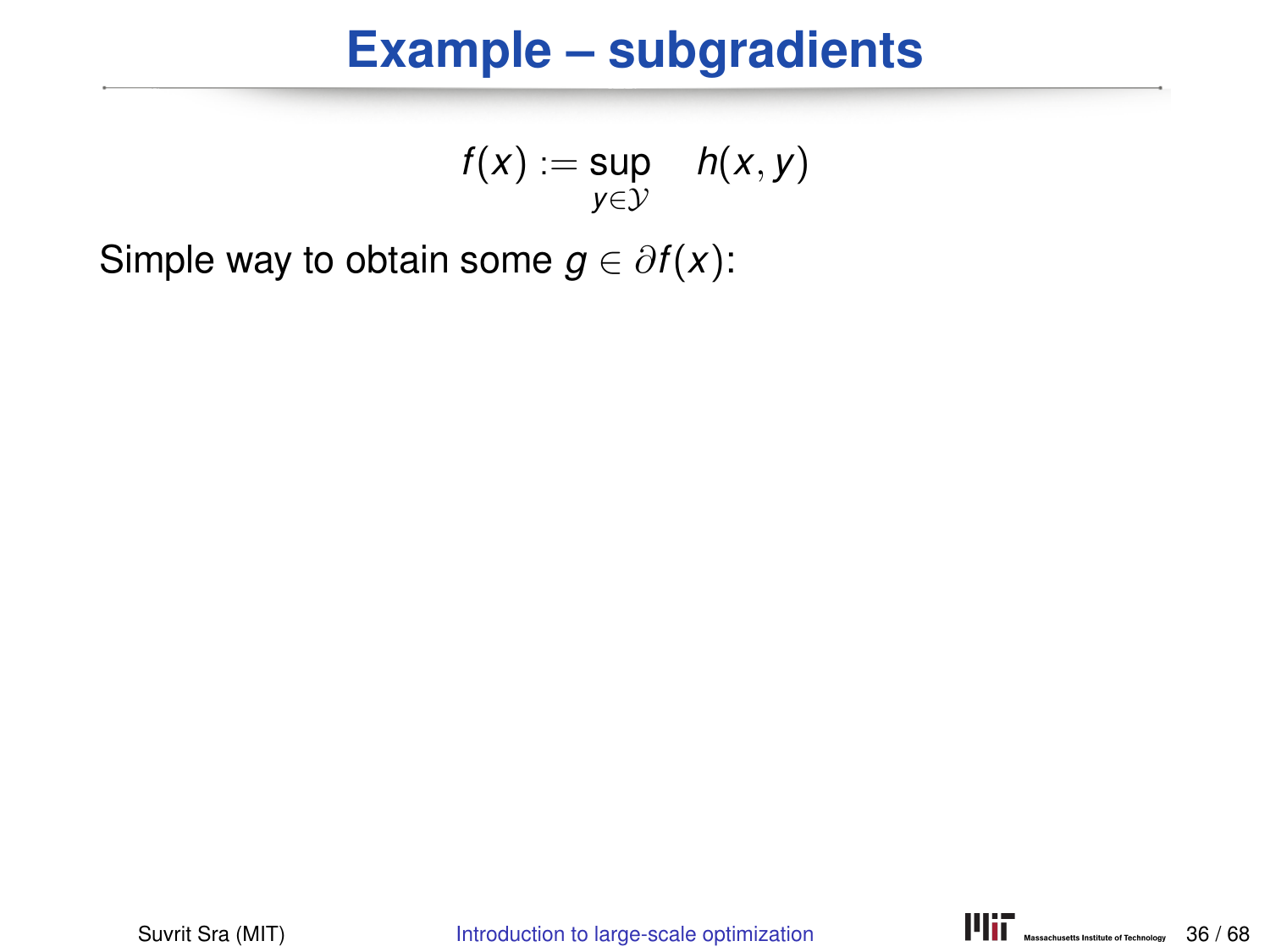# Example – subgradients

$$f(x) := \sup_{y \in \mathcal{Y}} \quad h(x, y)$$

Simple way to obtain some $g \in \partial f(x)$: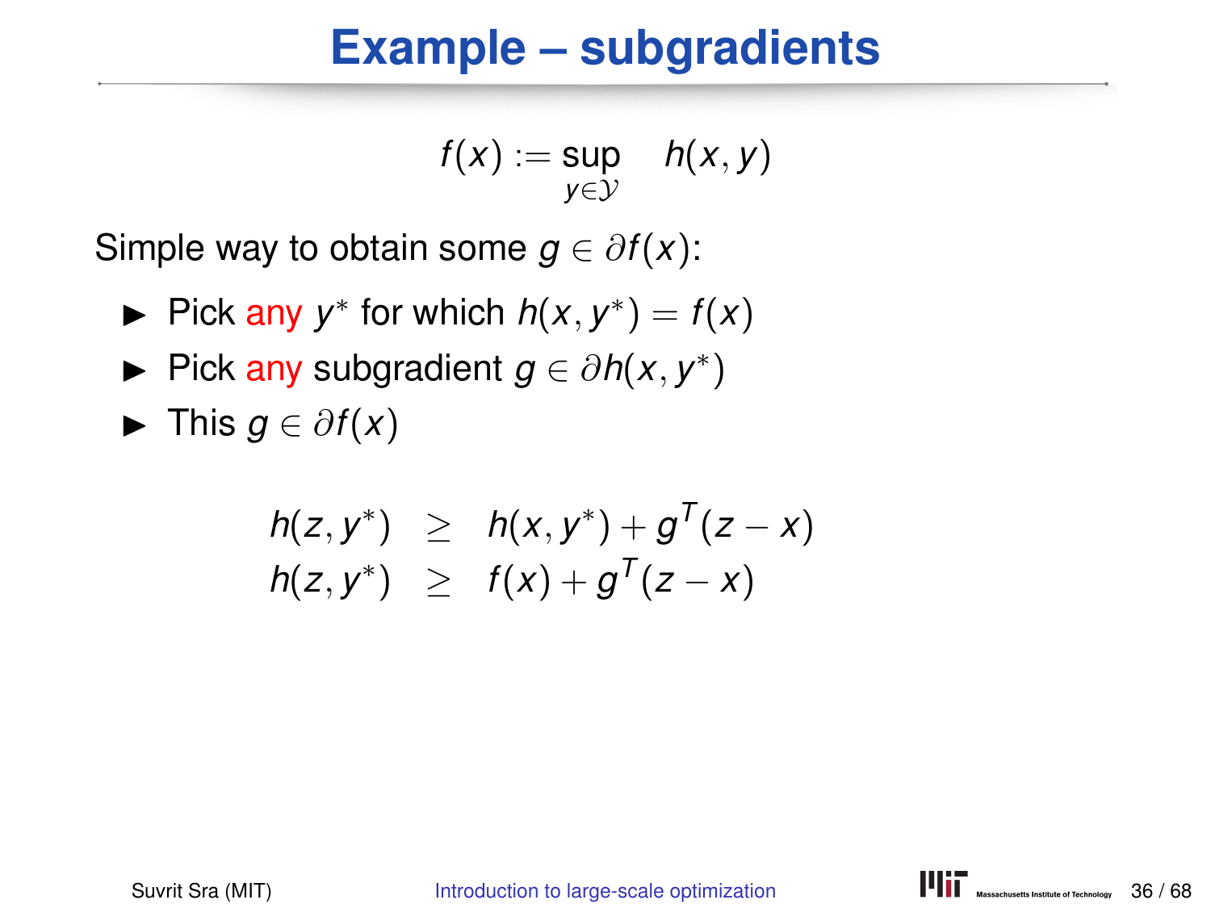# Example – subgradients

$$f(x) := \sup_{y \in \mathcal{Y}} \quad h(x, y)$$

Simple way to obtain some $g \in \partial f(x)$:

- Pick any $y^*$ for which $h(x, y^*) = f(x)$
- Pick any subgradient $g \in \partial h(x, y^*)$
- This $g \in \partial f(x)$

$$\begin{aligned} h(z, y^*) &\geq h(x, y^*) + g^T(z - x) \\ h(z, y^*) &\geq f(x) + g^T(z - x) \end{aligned}$$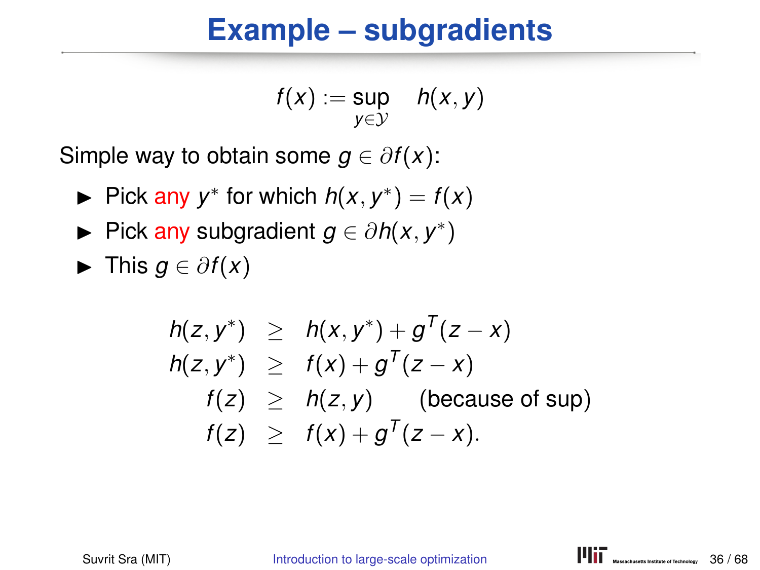# Example – subgradients

$$f(x) := \sup_{y \in \mathcal{Y}} \quad h(x, y)$$

Simple way to obtain some $g \in \partial f(x)$:

- Pick any $y^*$ for which $h(x, y^*) = f(x)$
- Pick any subgradient $g \in \partial h(x, y^*)$
- This $g \in \partial f(x)$

$$
\begin{aligned}
h(z, y^*) &\geq h(x, y^*) + g^T(z - x) \\
h(z, y^*) &\geq f(x) + g^T(z - x) \\
f(z) &\geq h(z, y) \qquad \text{(because of sup)} \\
f(z) &\geq f(x) + g^T(z - x).
\end{aligned}
$$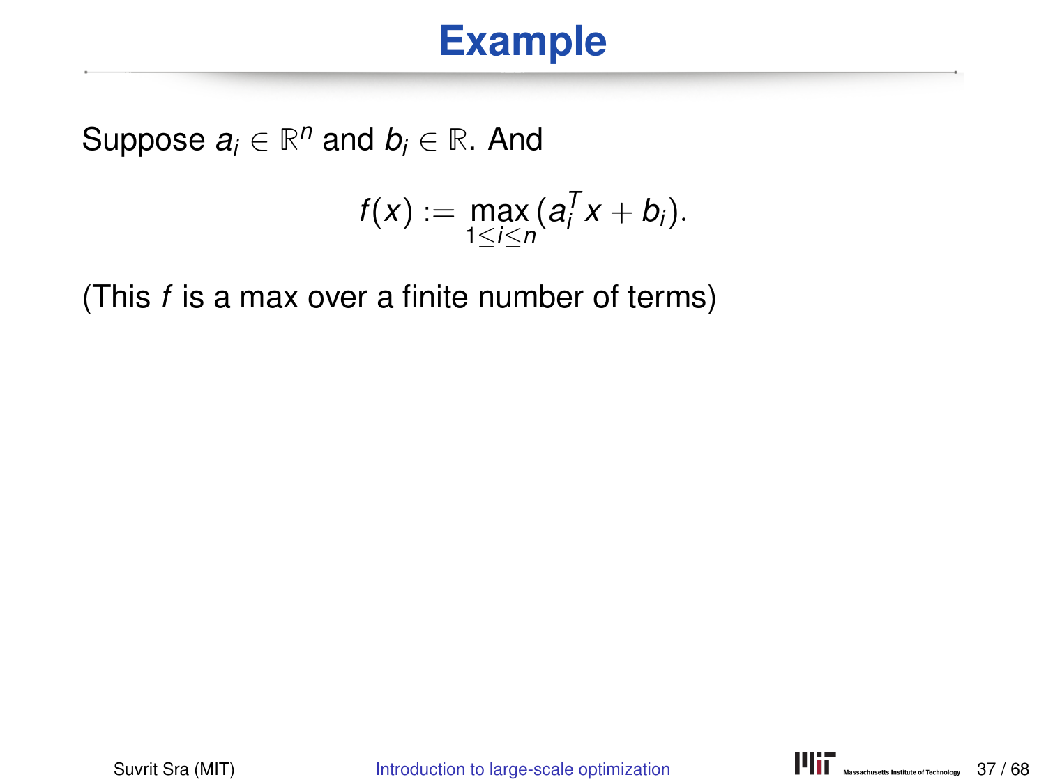# Example

Suppose $a_i \in \mathbb{R}^n$ and $b_i \in \mathbb{R}$. And

$$f(x) := \max_{1 \le i \le n} (a_i^T x + b_i).$$

(This $f$ is a max over a finite number of terms)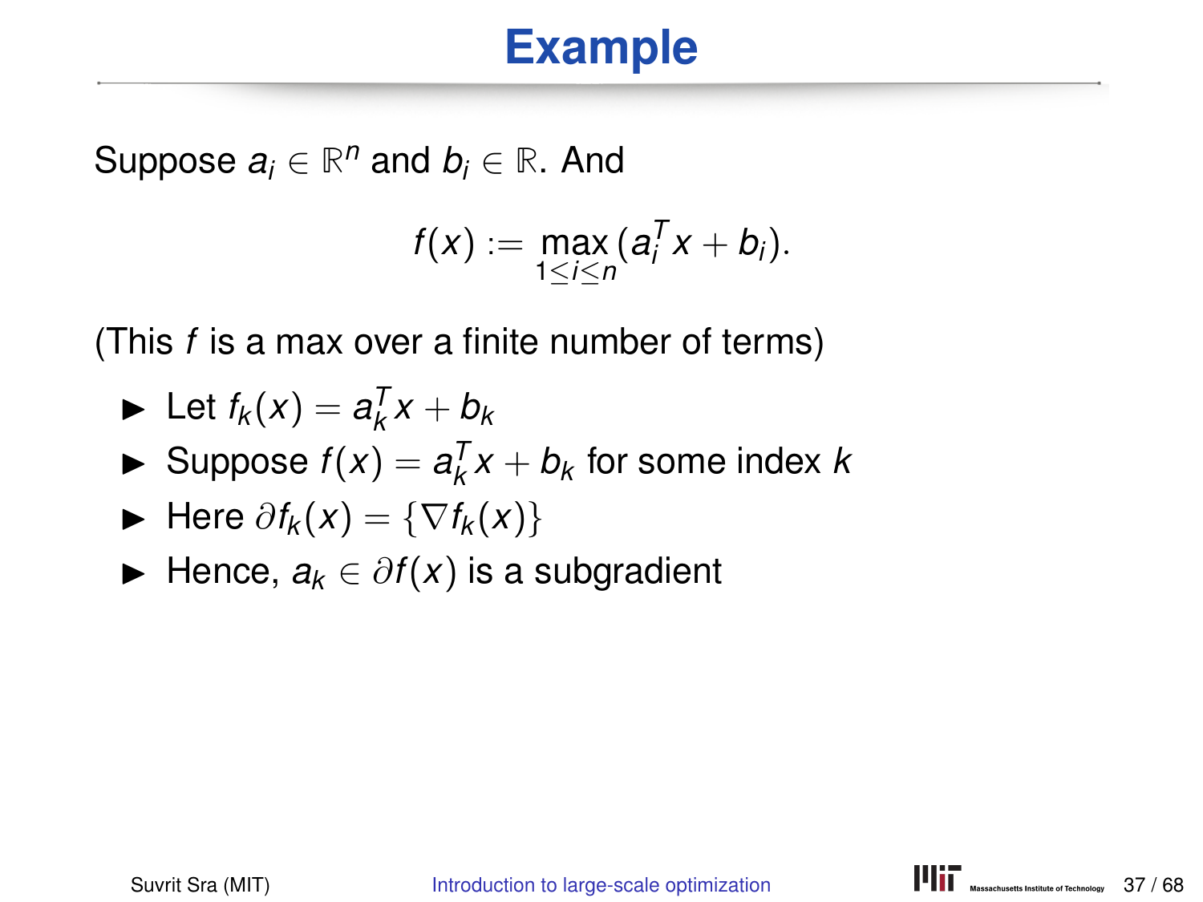# Example

Suppose $a_i \in \mathbb{R}^n$ and $b_i \in \mathbb{R}$. And

$$f(x) := \max_{1 \leq i \leq n} (a_i^T x + b_i).$$

(This $f$ is a max over a finite number of terms)

- Let $f_k(x) = a_k^T x + b_k$
- Suppose $f(x) = a_k^T x + b_k$ for some index $k$
- Here $\partial f_k(x) = \{\nabla f_k(x)\}$
- Hence, $a_k \in \partial f(x)$ is a subgradient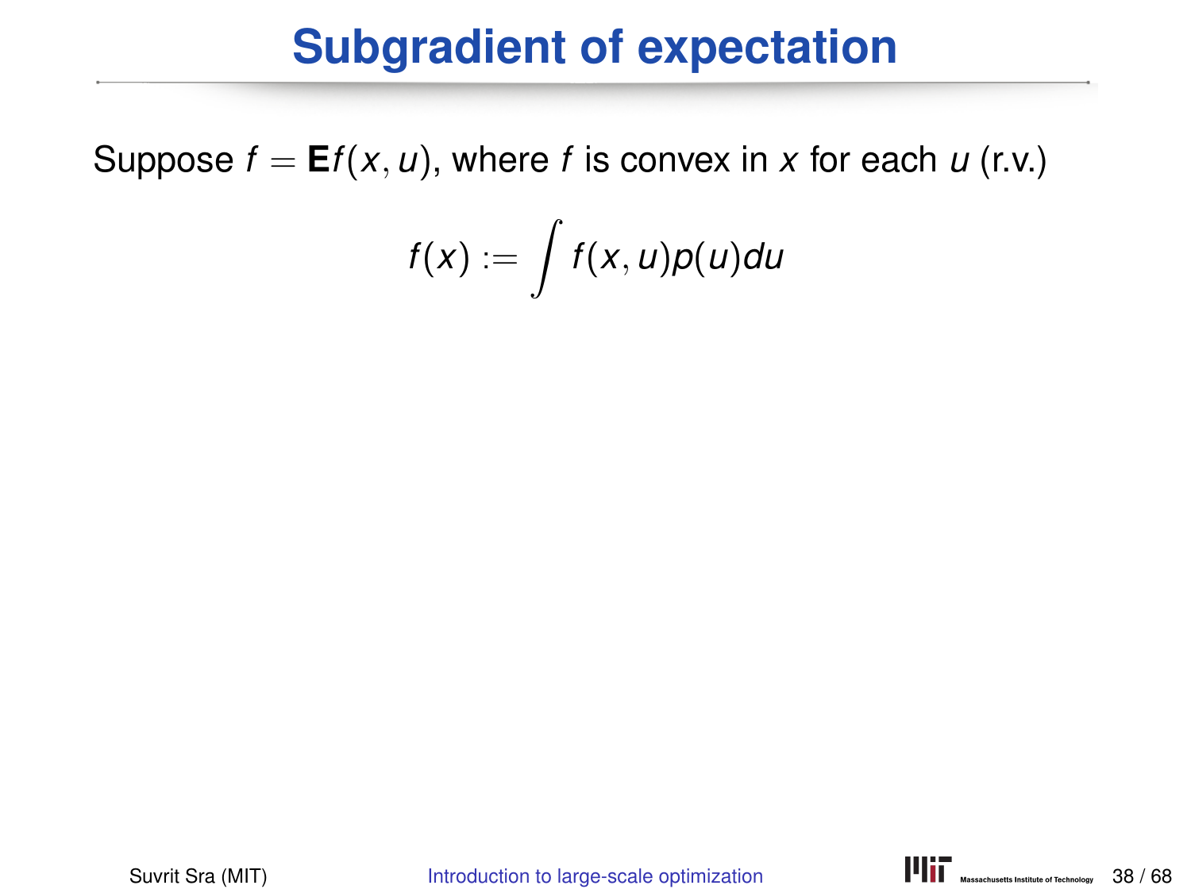# Subgradient of expectation

Suppose $f = \mathbf{E}f(x, u)$, where $f$ is convex in $x$ for each $u$ (r.v.)

$$f(x) := \int f(x, u)p(u)du$$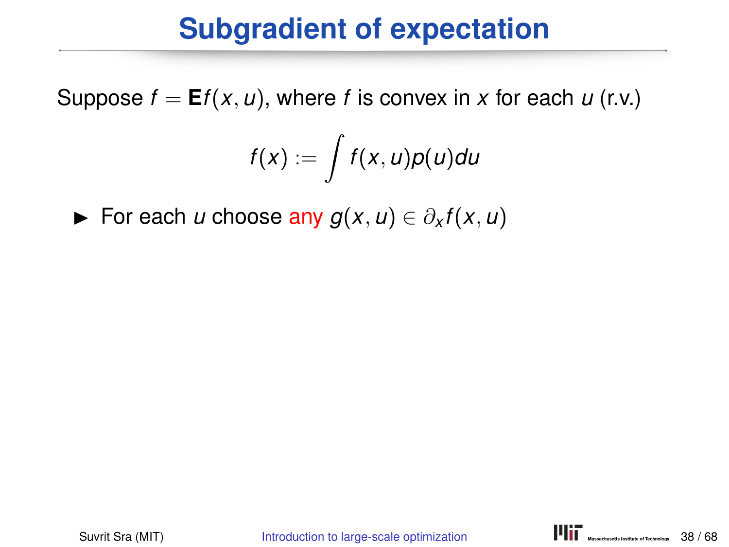# Subgradient of expectation

Suppose $f = \mathbf{E}f(x, u)$, where $f$ is convex in $x$ for each $u$ (r.v.)

$$f(x) := \int f(x, u)p(u)du$$

- For each $u$ choose any $g(x, u) \in \partial_x f(x, u)$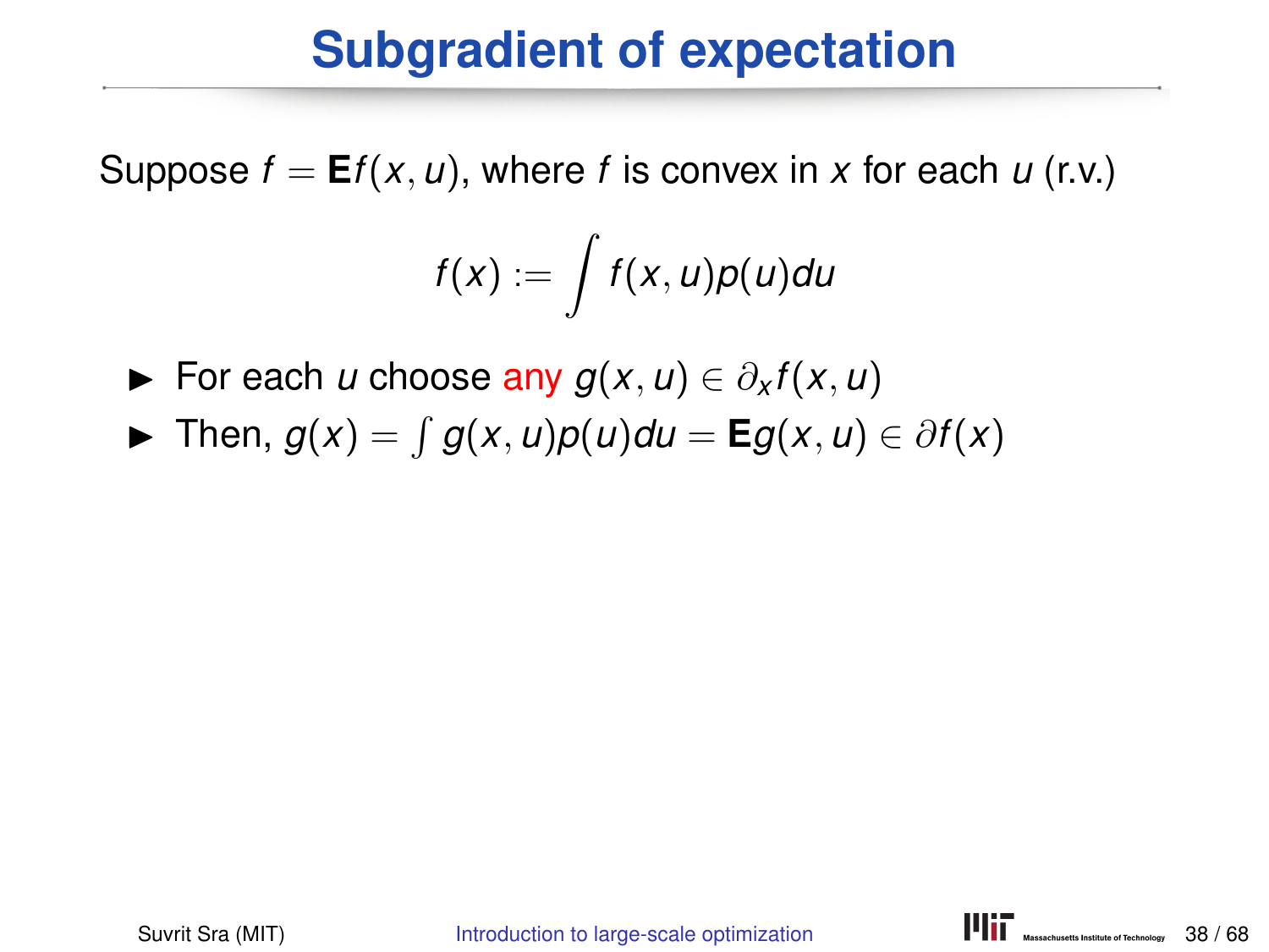# Subgradient of expectation

Suppose $f = \mathbf{E}f(x,u)$, where $f$ is convex in $x$ for each $u$ (r.v.)

$$f(x) := \int f(x,u)p(u)du$$

- For each $u$ choose any $g(x,u) \in \partial_x f(x,u)$
- Then, $g(x) = \int g(x,u)p(u)du = \mathbf{E}g(x,u) \in \partial f(x)$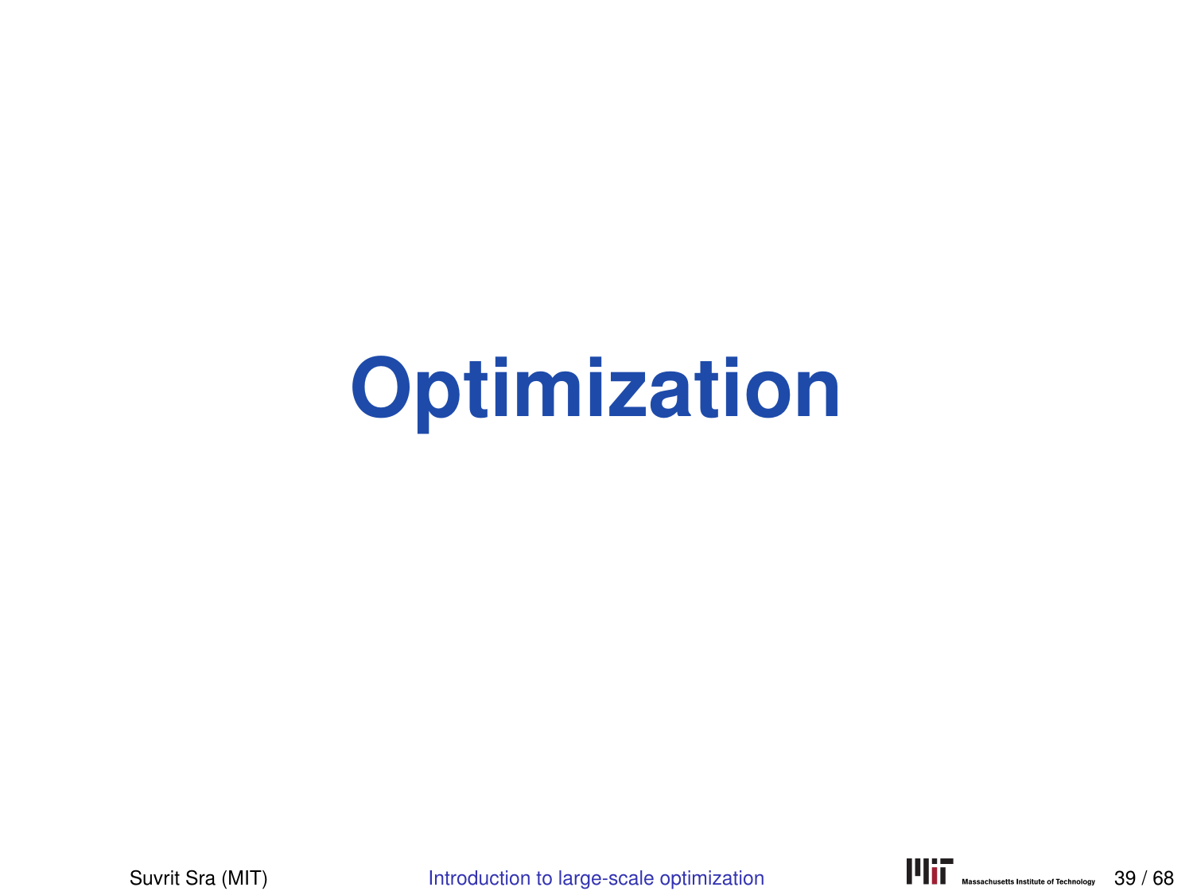# Optimization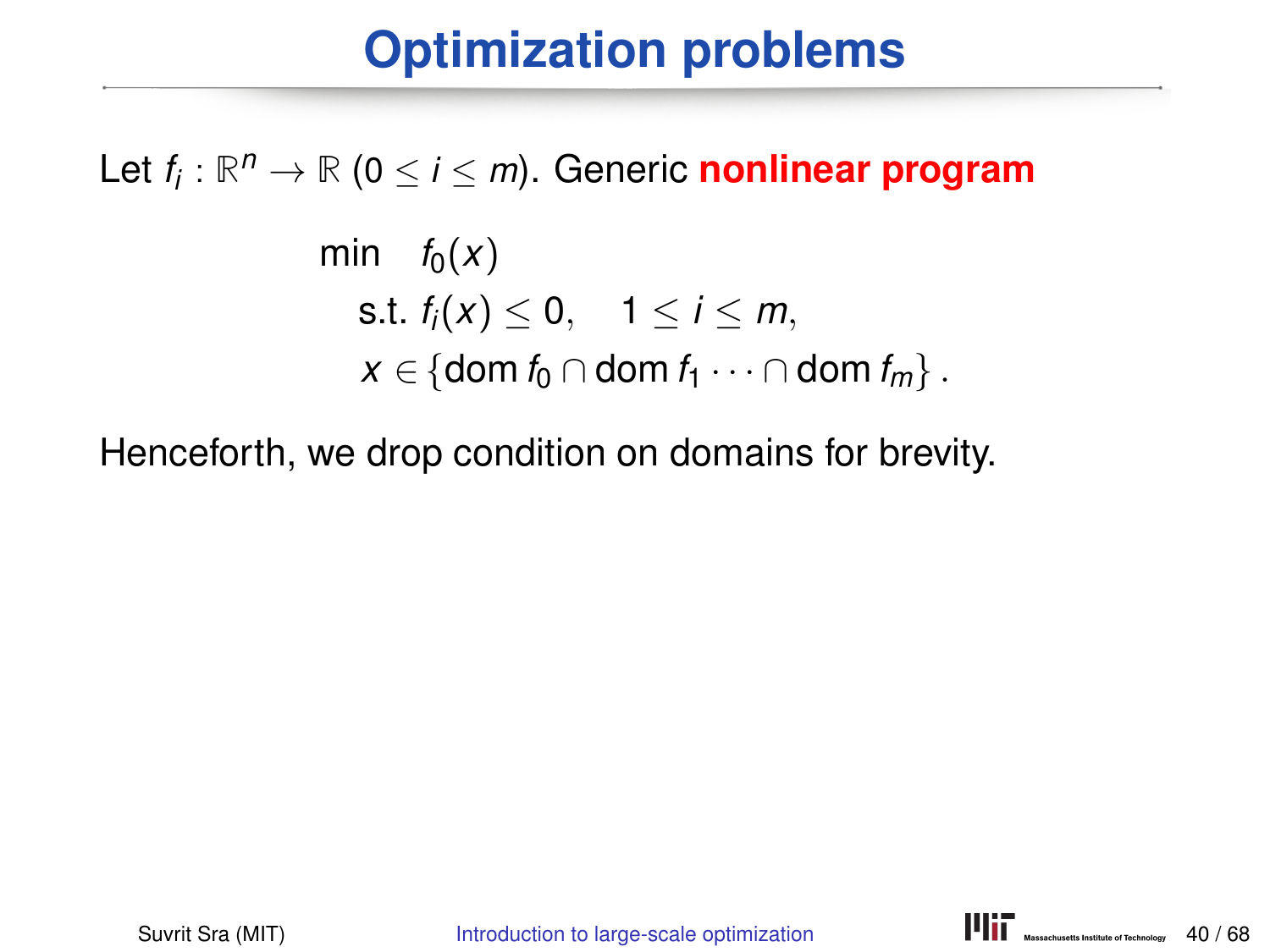# Optimization problems

Let $f_i : \mathbb{R}^n \to \mathbb{R}$ $(0 \leq i \leq m)$. Generic **nonlinear program**

$$
\begin{aligned}
\min \quad & f_0(x) \\
\text{s.t. } & f_i(x) \leq 0, \quad 1 \leq i \leq m, \\
& x \in \{\text{dom}\, f_0 \cap \text{dom}\, f_1 \cdots \cap \text{dom}\, f_m\}\,.
\end{aligned}
$$

Henceforth, we drop condition on domains for brevity.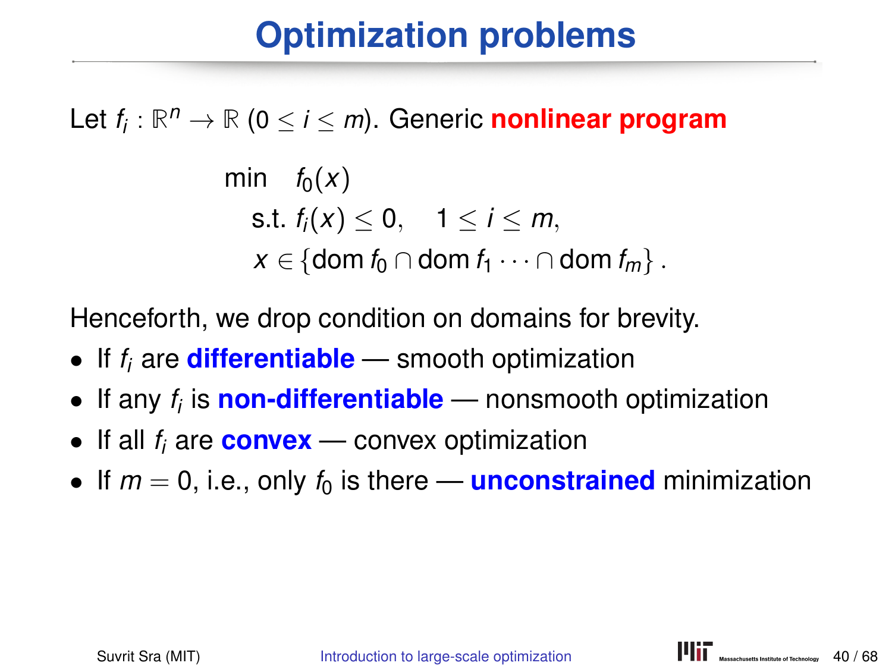# Optimization problems

Let $f_i : \mathbb{R}^n \to \mathbb{R}$ $(0 \leq i \leq m)$. Generic **nonlinear program**

$$
\begin{aligned}
\min \quad & f_0(x) \\
\text{s.t. } & f_i(x) \leq 0, \quad 1 \leq i \leq m, \\
& x \in \{\operatorname{dom} f_0 \cap \operatorname{dom} f_1 \cdots \cap \operatorname{dom} f_m\}\,.
\end{aligned}
$$

Henceforth, we drop condition on domains for brevity.

- If $f_i$ are **differentiable** — smooth optimization
- If any $f_i$ is **non-differentiable** — nonsmooth optimization
- If all $f_i$ are **convex** — convex optimization
- If $m = 0$, i.e., only $f_0$ is there — **unconstrained** minimization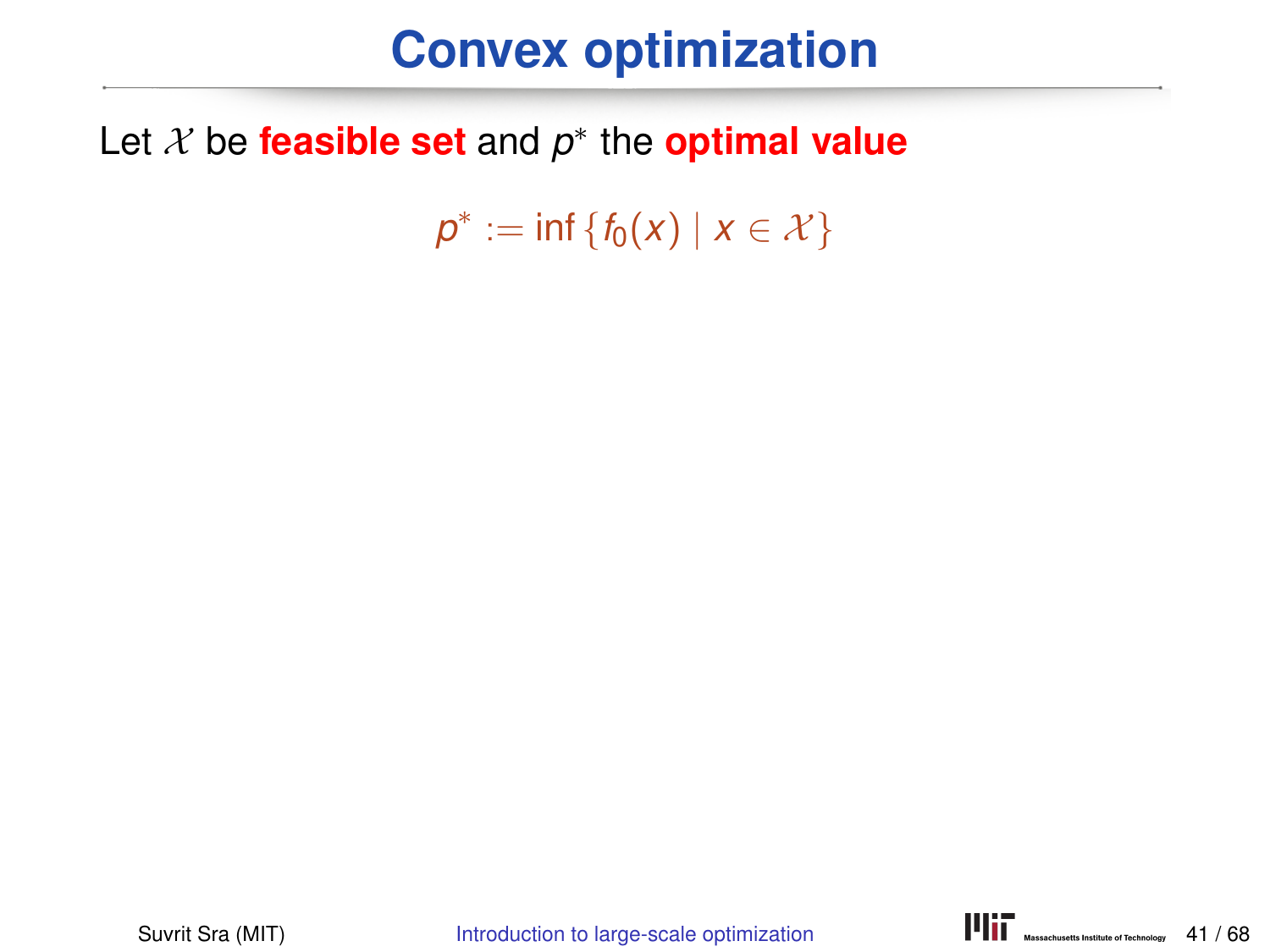# Convex optimization

Let $\mathcal{X}$ be **feasible set** and $p^*$ the **optimal value**

$$p^* := \inf \{ f_0(x) \mid x \in \mathcal{X} \}$$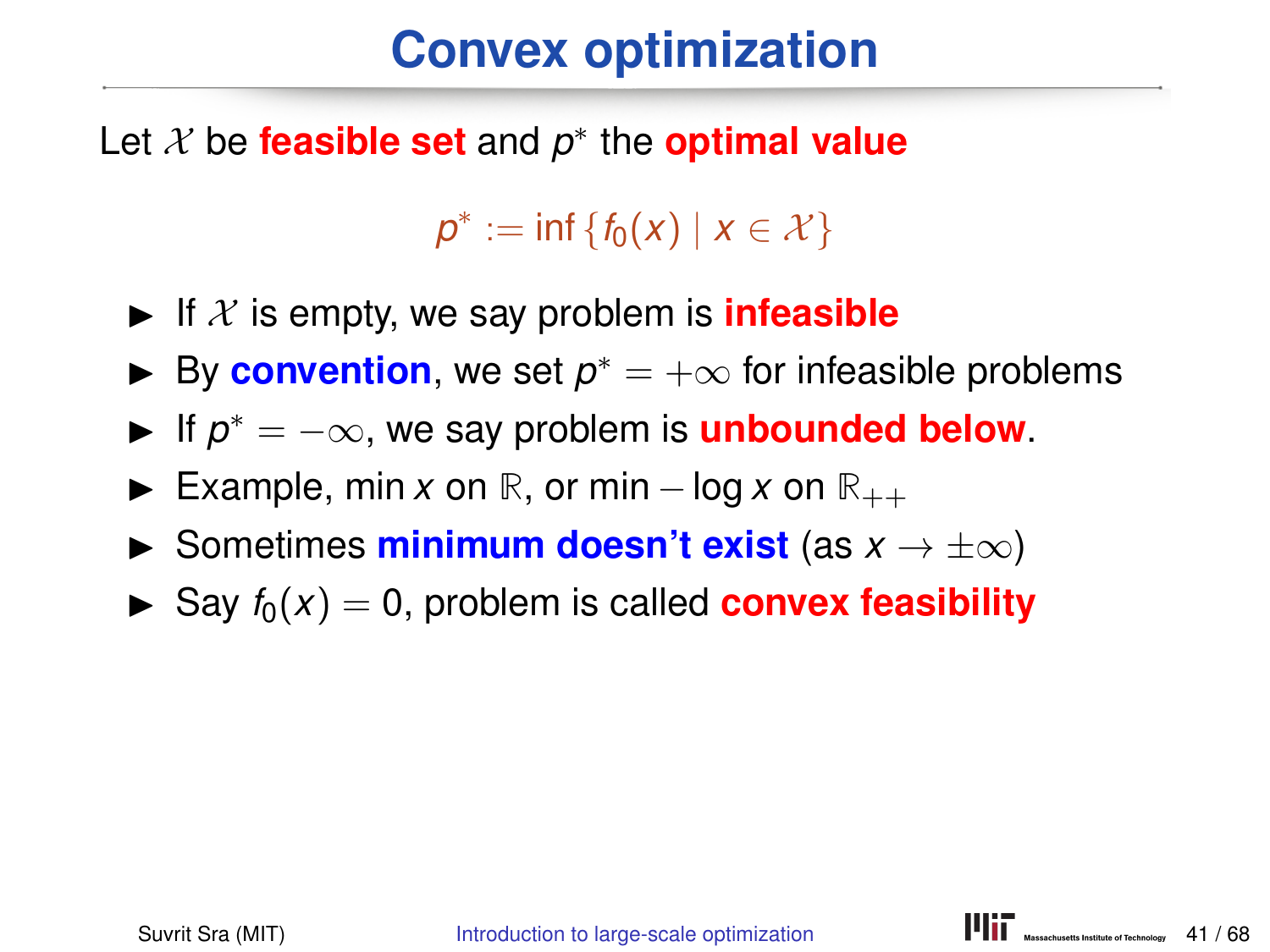# Convex optimization

Let $\mathcal{X}$ be **feasible set** and $p^*$ the **optimal value**

$$p^* := \inf \{ f_0(x) \mid x \in \mathcal{X} \}$$

- If $\mathcal{X}$ is empty, we say problem is **infeasible**
- By **convention**, we set $p^* = +\infty$ for infeasible problems
- If $p^* = -\infty$, we say problem is **unbounded below**.
- Example, $\min x$ on $\mathbb{R}$, or $\min -\log x$ on $\mathbb{R}_{++}$
- Sometimes **minimum doesn't exist** (as $x \to \pm\infty$)
- Say $f_0(x) = 0$, problem is called **convex feasibility**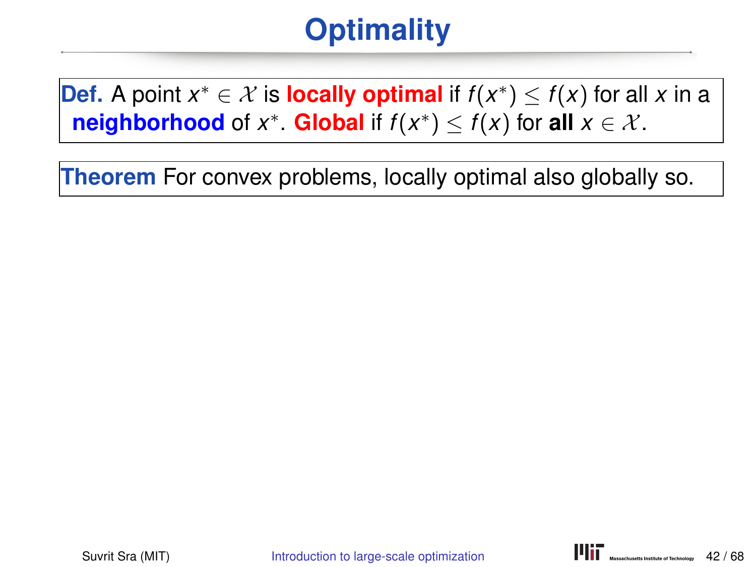# Optimality

**Def.** A point $x^* \in \mathcal{X}$ is **locally optimal** if $f(x^*) \leq f(x)$ for all $x$ in a **neighborhood** of $x^*$. **Global** if $f(x^*) \leq f(x)$ for **all** $x \in \mathcal{X}$.

**Theorem** For convex problems, locally optimal also globally so.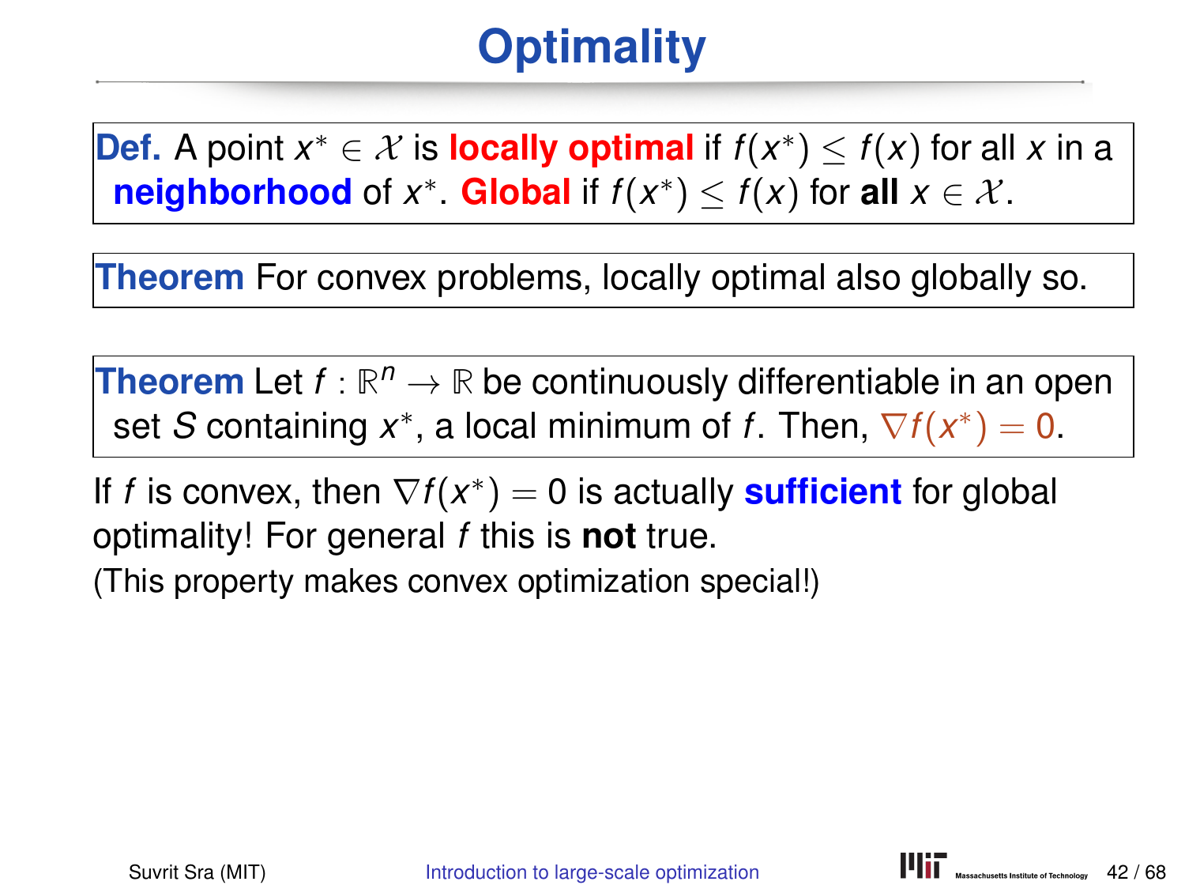# Optimality

**Def.** A point $x^* \in \mathcal{X}$ is **locally optimal** if $f(x^*) \leq f(x)$ for all $x$ in a **neighborhood** of $x^*$. **Global** if $f(x^*) \leq f(x)$ for **all** $x \in \mathcal{X}$.

**Theorem** For convex problems, locally optimal also globally so.

**Theorem** Let $f : \mathbb{R}^n \to \mathbb{R}$ be continuously differentiable in an open set $S$ containing $x^*$, a local minimum of $f$. Then, $\nabla f(x^*) = 0$.

If $f$ is convex, then $\nabla f(x^*) = 0$ is actually **sufficient** for global optimality! For general $f$ this is **not** true.
(This property makes convex optimization special!)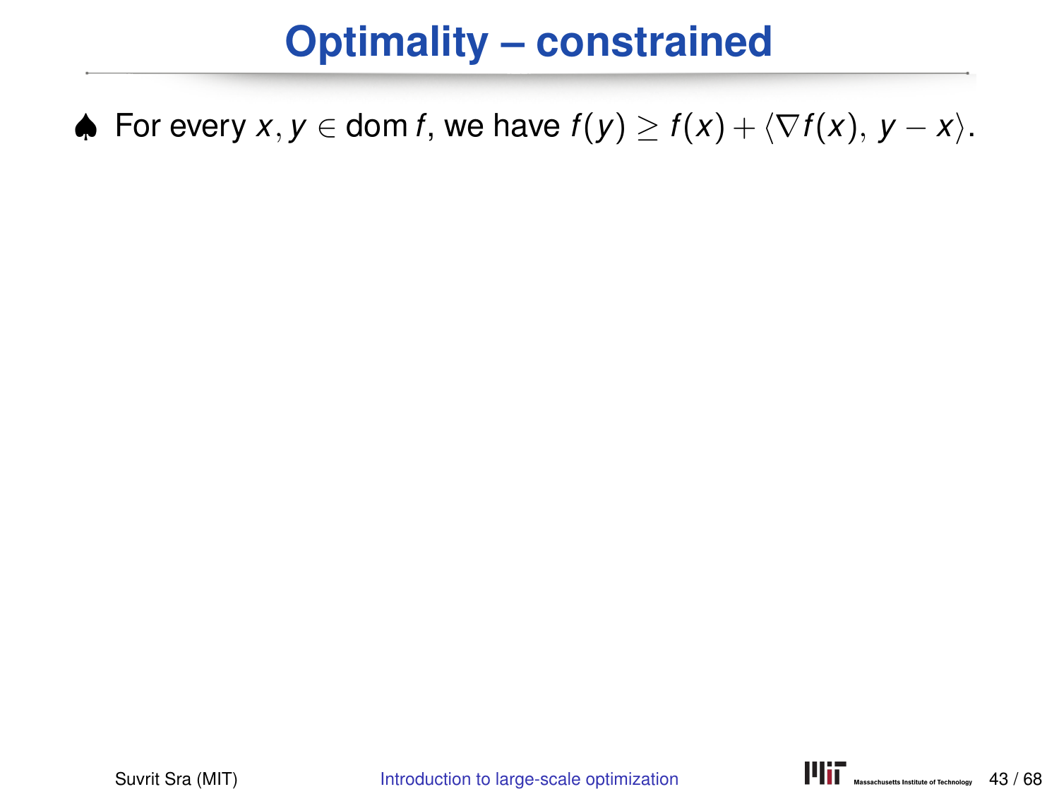# Optimality – constrained

♠ For every $x, y \in \operatorname{dom} f$, we have $f(y) \geq f(x) + \langle \nabla f(x),\, y - x \rangle$.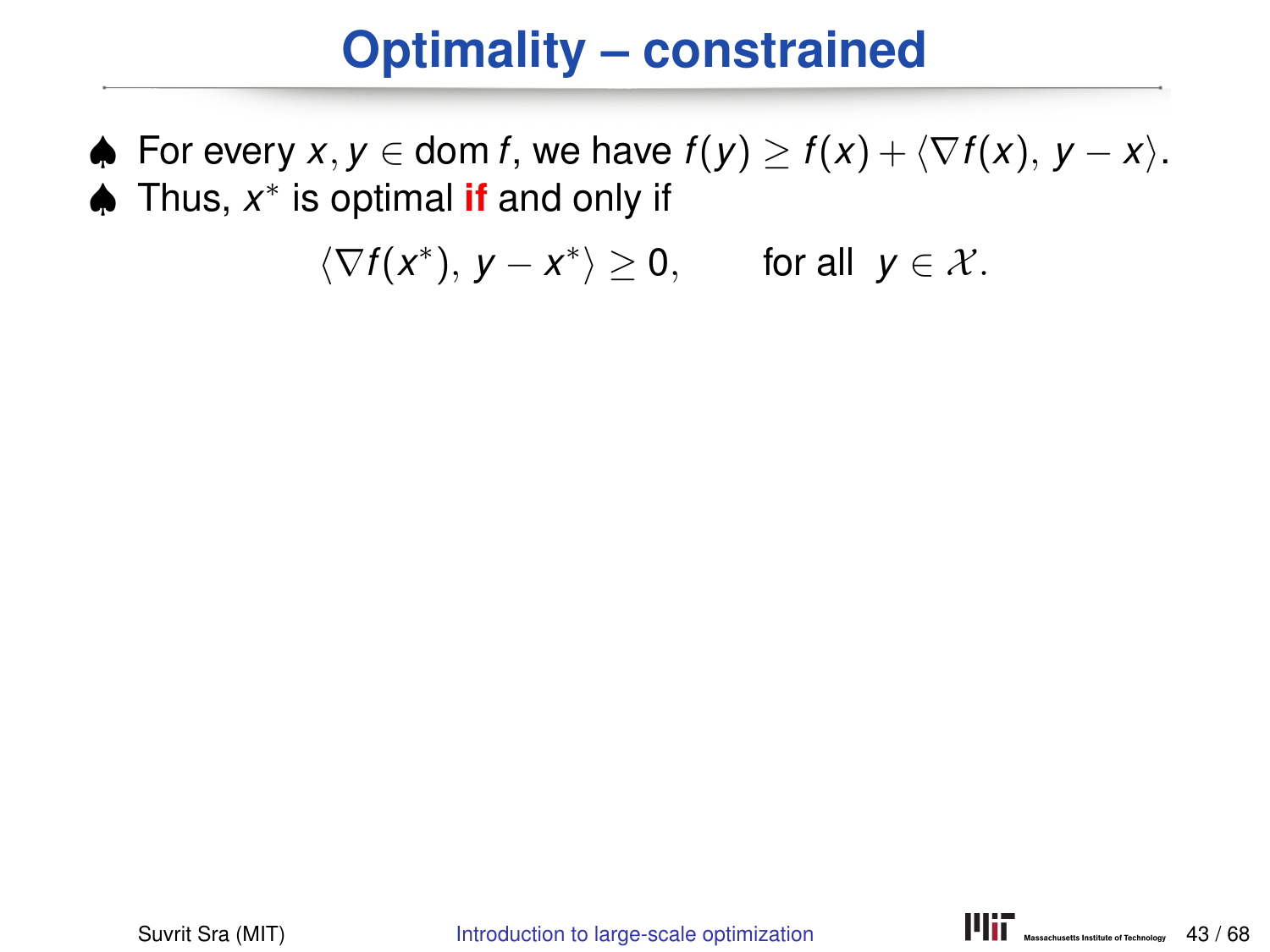# Optimality – constrained

- ♠ For every $x, y \in \text{dom}\, f$, we have $f(y) \geq f(x) + \langle \nabla f(x),\, y - x \rangle$.
- ♠ Thus, $x^*$ is optimal **if** and only if

$$\langle \nabla f(x^*),\, y - x^* \rangle \geq 0, \qquad \text{for all } \; y \in \mathcal{X}.$$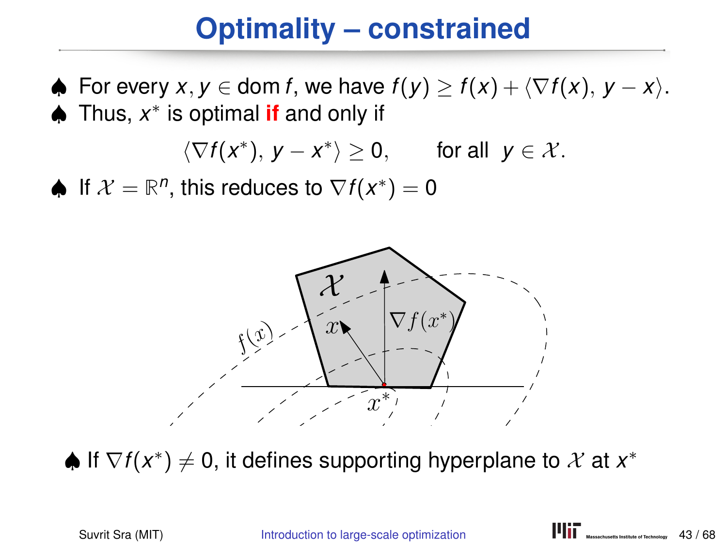# Optimality – constrained

♠ For every $x, y \in \operatorname{dom} f$, we have $f(y) \geq f(x) + \langle \nabla f(x), y - x \rangle$.

♠ Thus, $x^*$ is optimal **if** and only if

$$\langle \nabla f(x^*), y - x^* \rangle \geq 0, \qquad \text{for all } y \in \mathcal{X}.$$

♠ If $\mathcal{X} = \mathbb{R}^n$, this reduces to $\nabla f(x^*) = 0$

♠ If $\nabla f(x^*) \neq 0$, it defines supporting hyperplane to $\mathcal{X}$ at $x^*$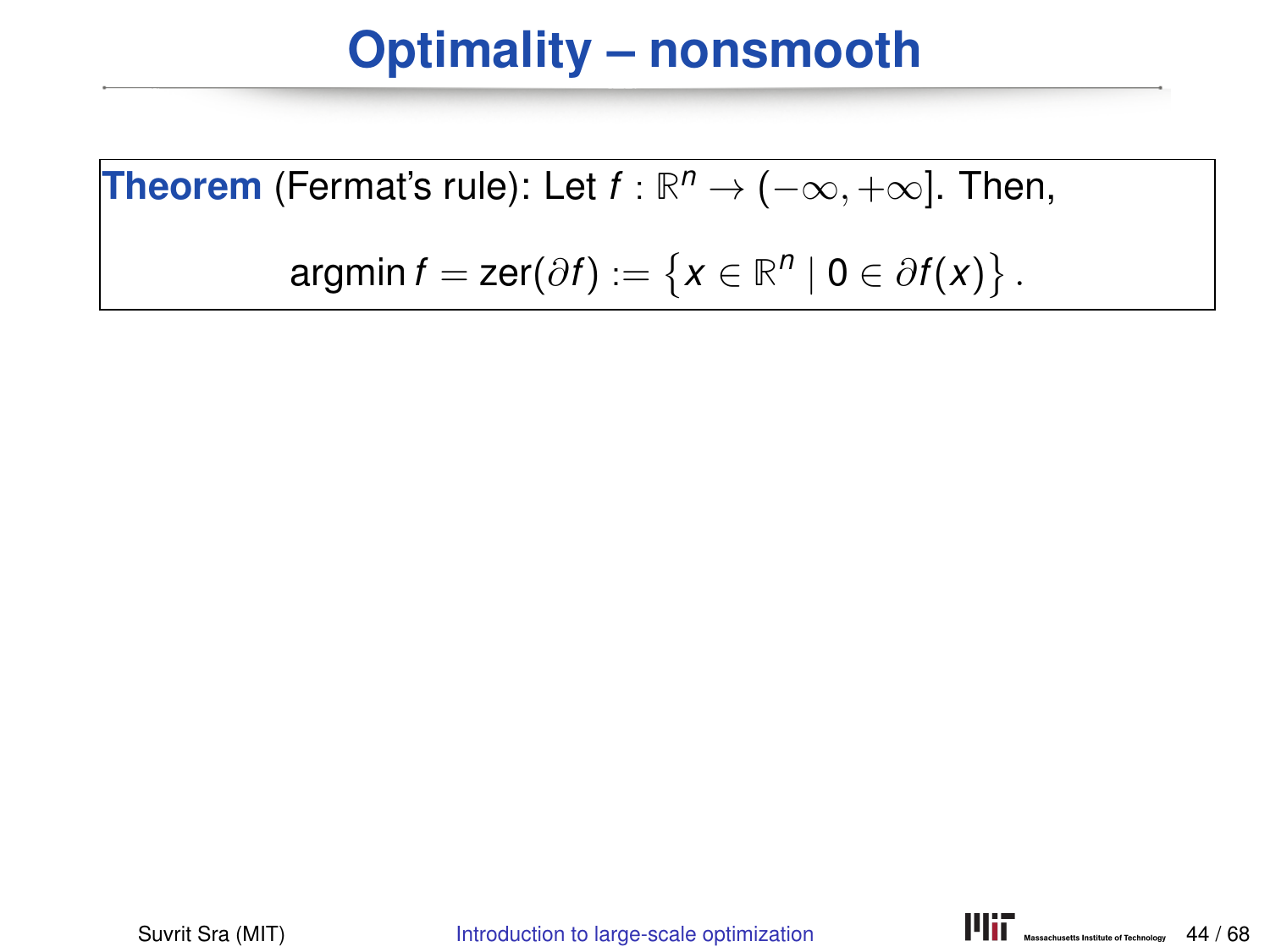# Optimality – nonsmooth

**Theorem** (Fermat's rule): Let $f : \mathbb{R}^n \to (-\infty, +\infty]$. Then,

$$\operatorname{argmin} f = \operatorname{zer}(\partial f) := \left\{ x \in \mathbb{R}^n \mid 0 \in \partial f(x) \right\}.$$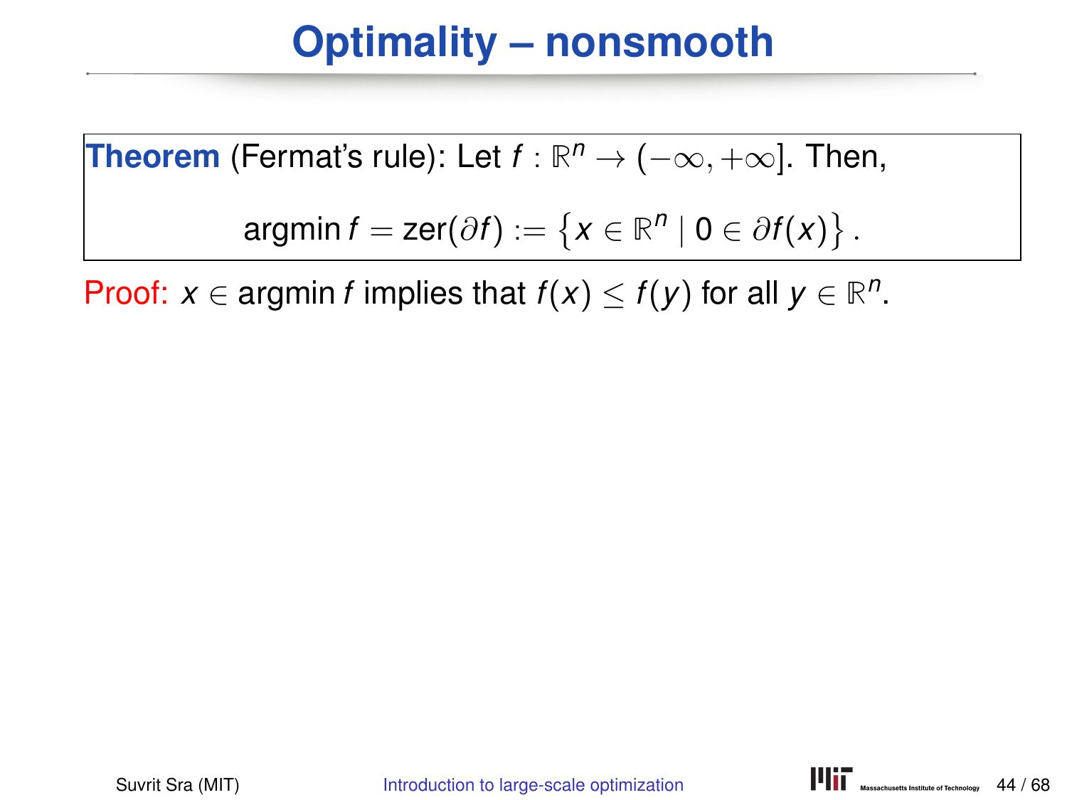# Optimality – nonsmooth

**Theorem** (Fermat's rule): Let $f : \mathbb{R}^n \to (-\infty, +\infty]$. Then,

$$\operatorname{argmin} f = \operatorname{zer}(\partial f) := \left\{ x \in \mathbb{R}^n \mid 0 \in \partial f(x) \right\}.$$

Proof: $x \in \operatorname{argmin} f$ implies that $f(x) \leq f(y)$ for all $y \in \mathbb{R}^n$.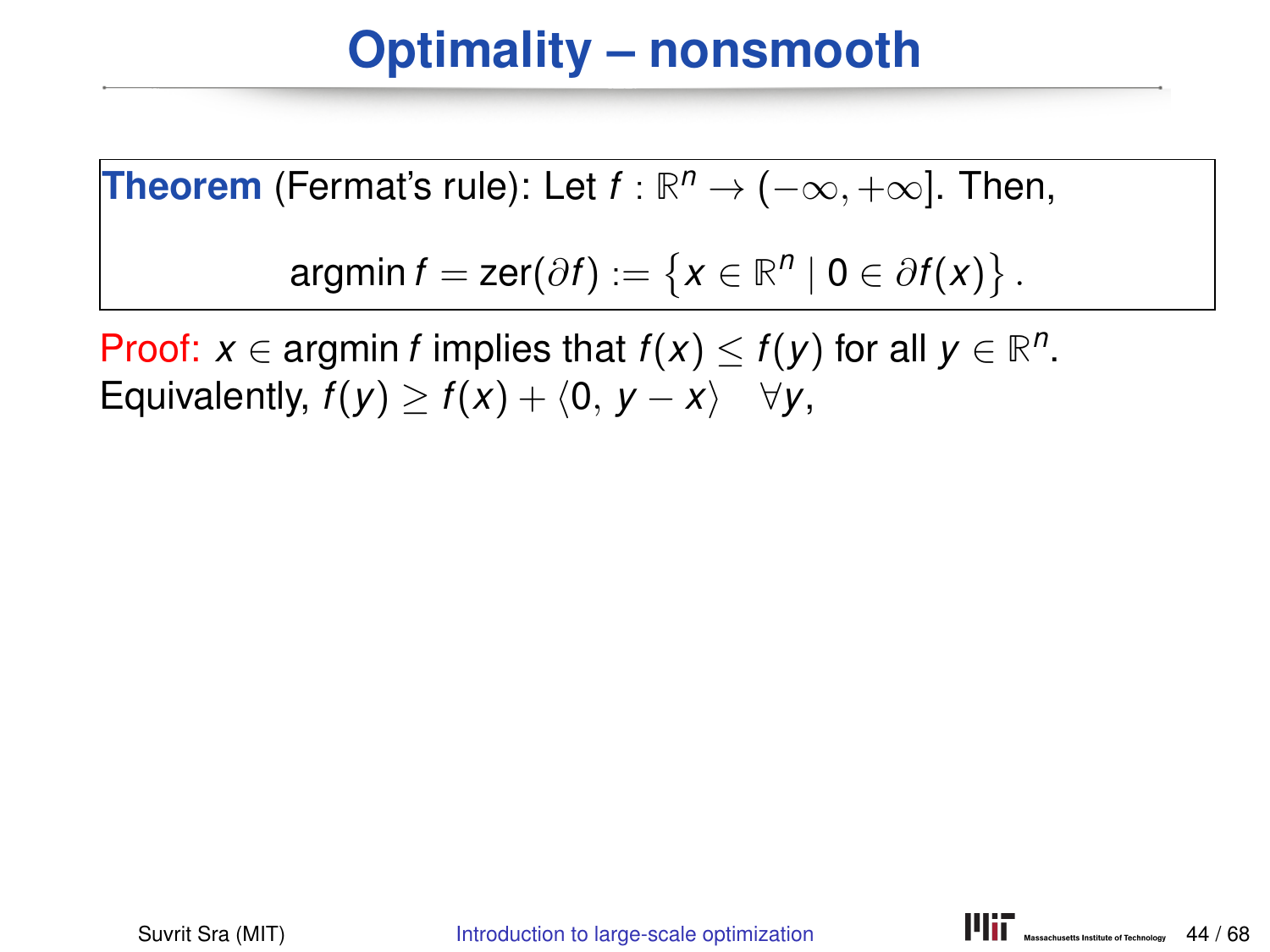# Optimality – nonsmooth

**Theorem** (Fermat's rule): Let $f : \mathbb{R}^n \to (-\infty, +\infty]$. Then,

$$\operatorname{argmin} f = \operatorname{zer}(\partial f) := \left\{ x \in \mathbb{R}^n \mid 0 \in \partial f(x) \right\}.$$

Proof: $x \in \operatorname{argmin} f$ implies that $f(x) \leq f(y)$ for all $y \in \mathbb{R}^n$.
Equivalently, $f(y) \geq f(x) + \langle 0, y - x \rangle \quad \forall y,$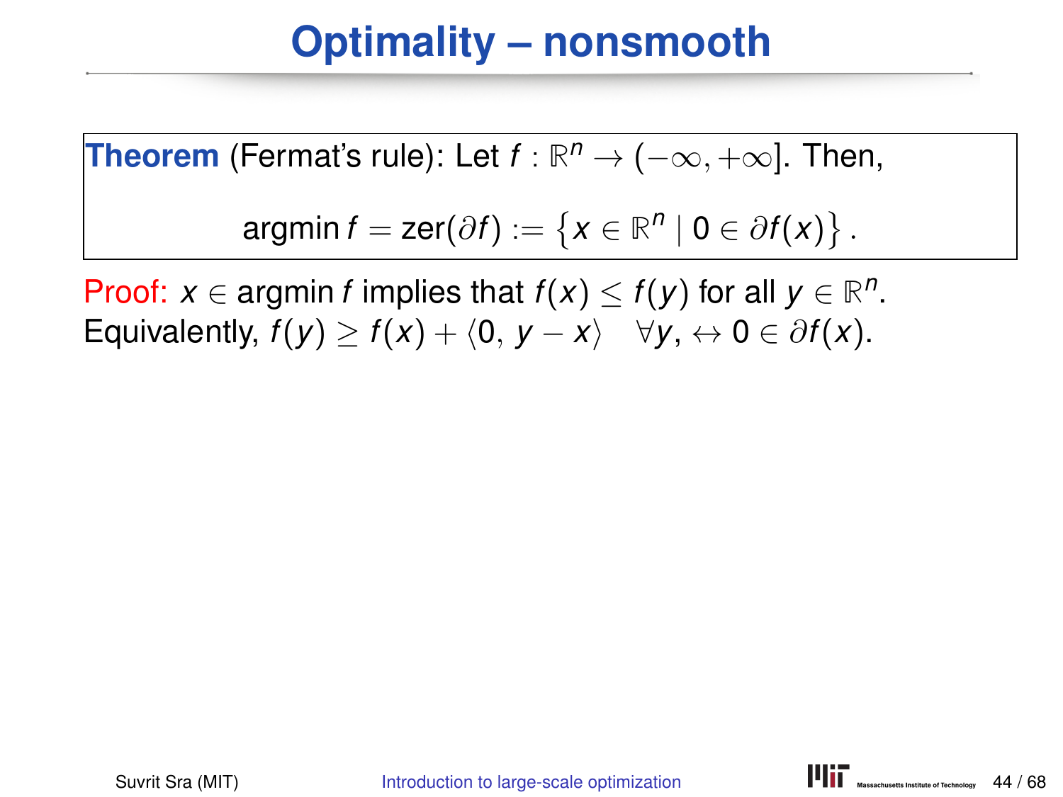# Optimality – nonsmooth

**Theorem** (Fermat's rule): Let $f : \mathbb{R}^n \to (-\infty, +\infty]$. Then,

$$\operatorname{argmin} f = \operatorname{zer}(\partial f) := \left\{ x \in \mathbb{R}^n \mid 0 \in \partial f(x) \right\}.$$

Proof: $x \in \operatorname{argmin} f$ implies that $f(x) \leq f(y)$ for all $y \in \mathbb{R}^n$.
Equivalently, $f(y) \geq f(x) + \langle 0, y - x \rangle \quad \forall y, \leftrightarrow 0 \in \partial f(x)$.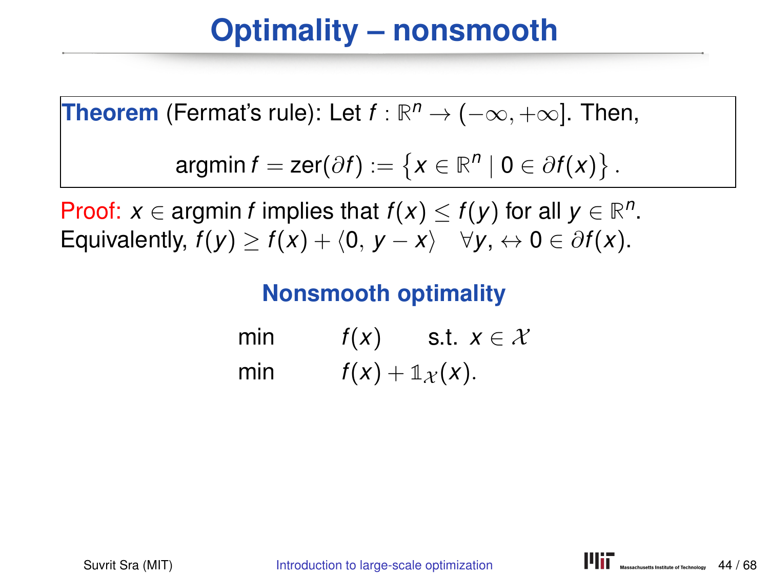# Optimality – nonsmooth

**Theorem** (Fermat's rule): Let $f : \mathbb{R}^n \to (-\infty, +\infty]$. Then,

$$\operatorname{argmin} f = \operatorname{zer}(\partial f) := \left\{ x \in \mathbb{R}^n \mid 0 \in \partial f(x) \right\}.$$

Proof: $x \in \operatorname{argmin} f$ implies that $f(x) \leq f(y)$ for all $y \in \mathbb{R}^n$.
Equivalently, $f(y) \geq f(x) + \langle 0,\, y - x \rangle \quad \forall y, \leftrightarrow 0 \in \partial f(x)$.

### Nonsmooth optimality

$$
\begin{aligned}
&\min \quad f(x) \quad \text{s.t. } x \in \mathcal{X} \\
&\min \quad f(x) + \mathbb{1}_{\mathcal{X}}(x).
\end{aligned}
$$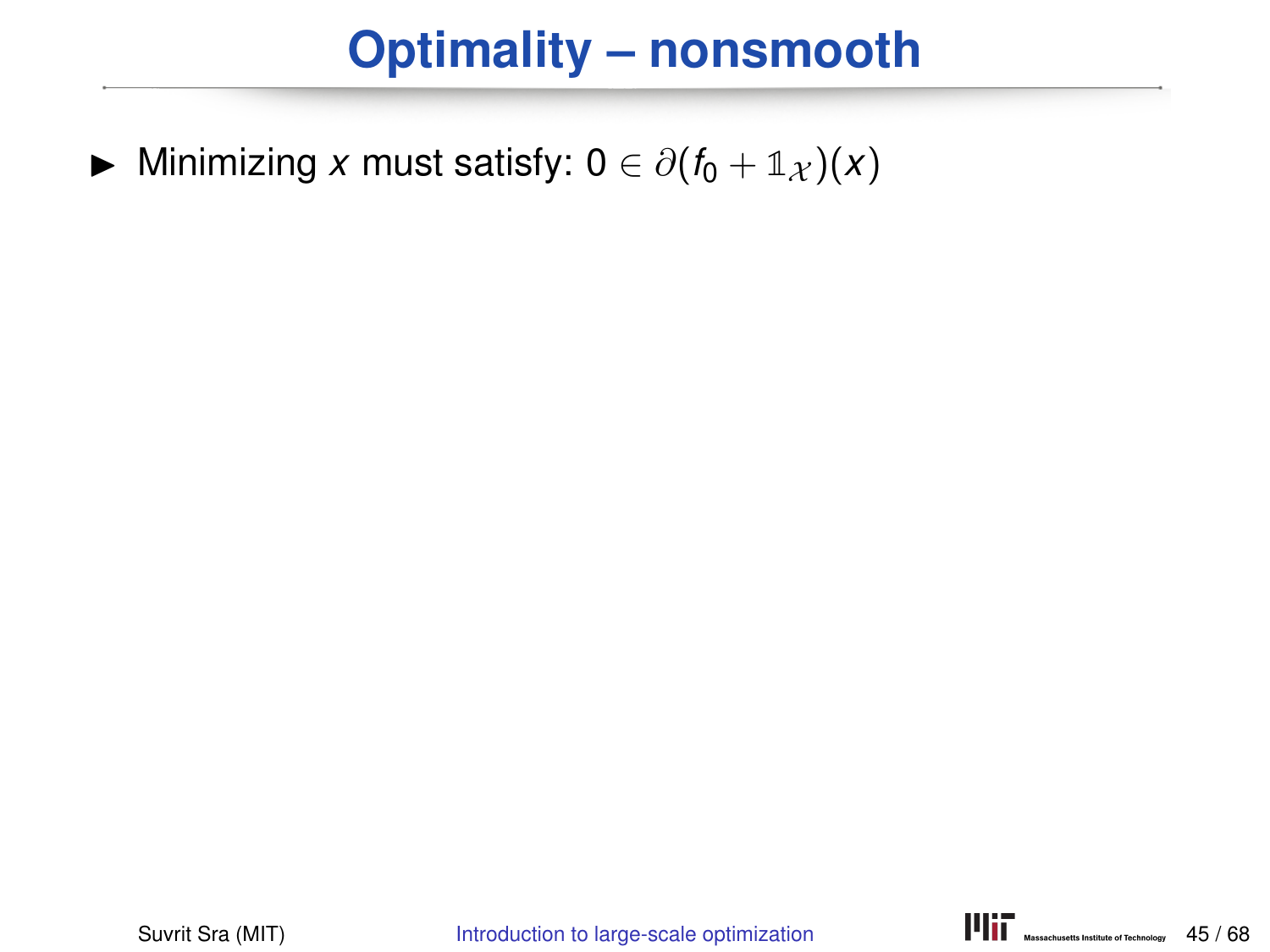# Optimality – nonsmooth

- Minimizing $x$ must satisfy: $0 \in \partial(f_0 + \mathbb{1}_{\mathcal{X}})(x)$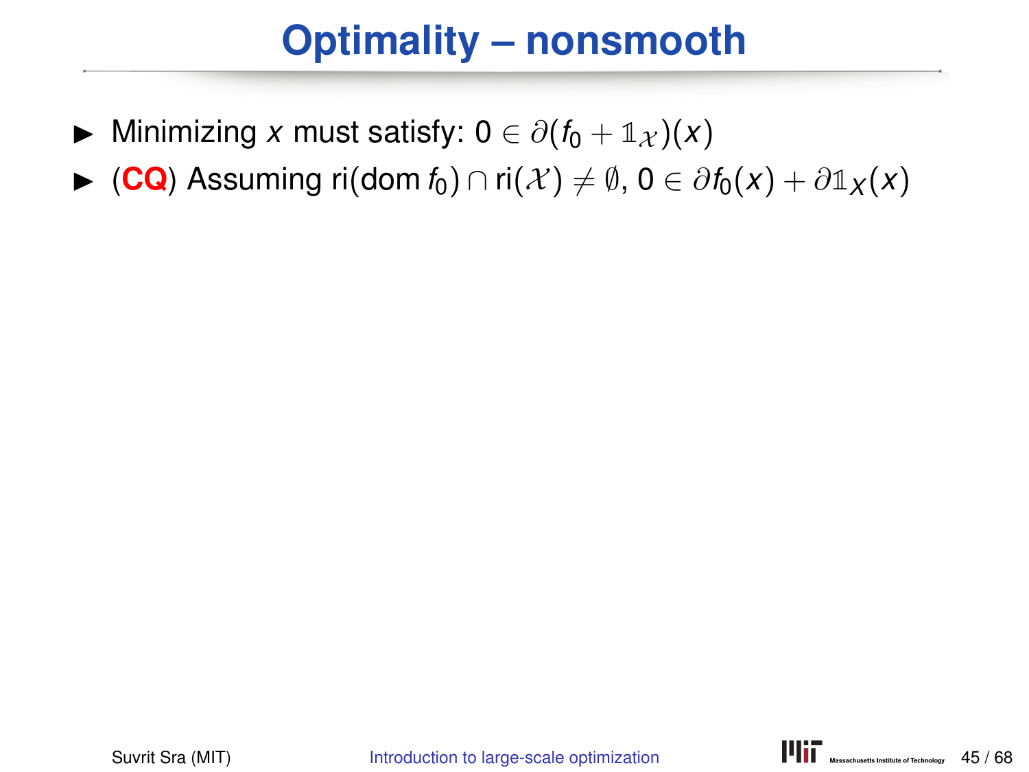# Optimality – nonsmooth

- Minimizing $x$ must satisfy: $0 \in \partial(f_0 + \mathbb{1}_{\mathcal{X}})(x)$
- (**CQ**) Assuming $\text{ri}(\text{dom}\, f_0) \cap \text{ri}(\mathcal{X}) \neq \emptyset$, $0 \in \partial f_0(x) + \partial \mathbb{1}_X(x)$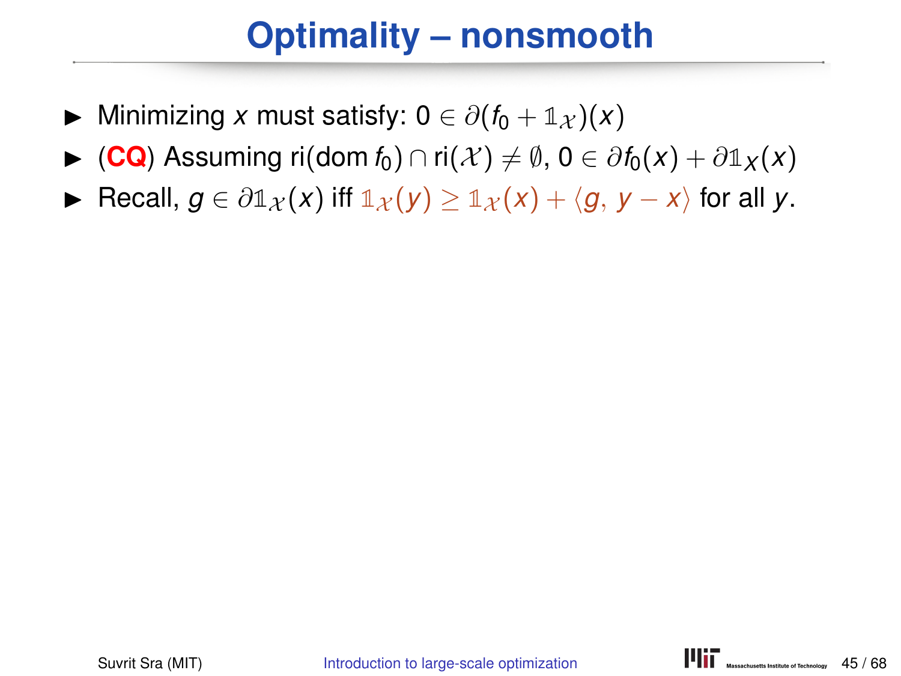# Optimality – nonsmooth

- Minimizing $x$ must satisfy: $0 \in \partial(f_0 + \mathbb{1}_{\mathcal{X}})(x)$
- (**CQ**) Assuming $\text{ri}(\text{dom}\, f_0) \cap \text{ri}(\mathcal{X}) \neq \emptyset$, $0 \in \partial f_0(x) + \partial \mathbb{1}_X(x)$
- Recall, $g \in \partial \mathbb{1}_{\mathcal{X}}(x)$ iff $\mathbb{1}_{\mathcal{X}}(y) \geq \mathbb{1}_{\mathcal{X}}(x) + \langle g, y - x \rangle$ for all $y$.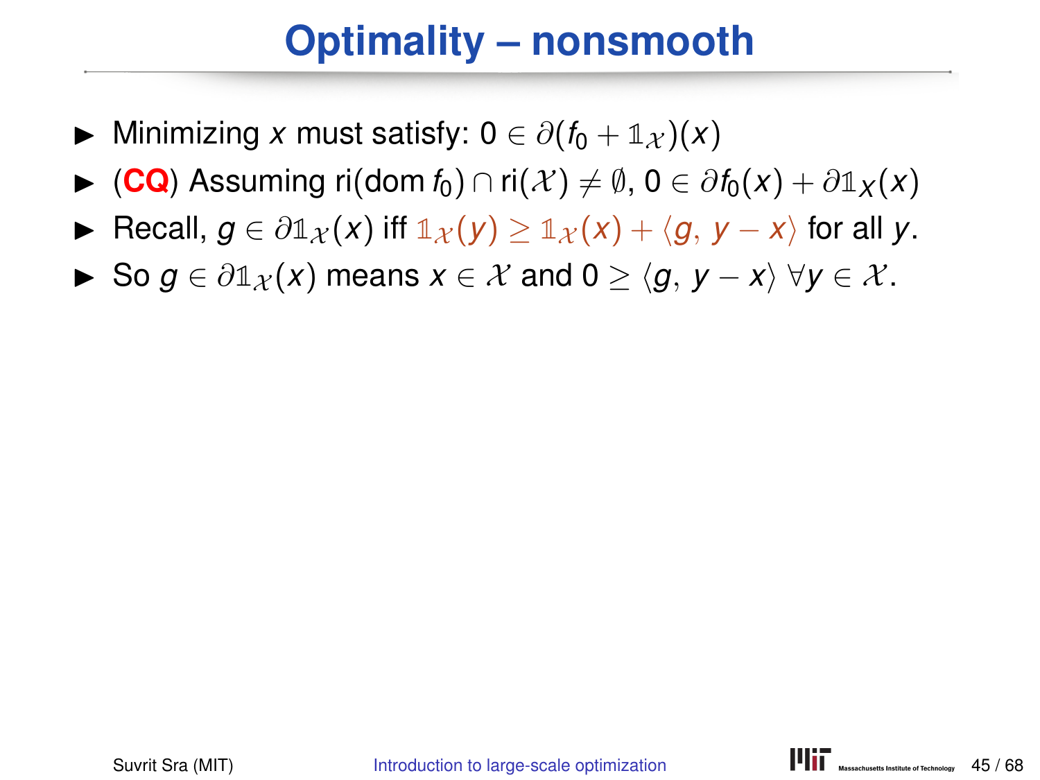# Optimality – nonsmooth

- Minimizing $x$ must satisfy: $0 \in \partial(f_0 + \mathbb{1}_{\mathcal{X}})(x)$
- (**CQ**) Assuming $\mathrm{ri}(\mathrm{dom}\, f_0) \cap \mathrm{ri}(\mathcal{X}) \neq \emptyset$, $0 \in \partial f_0(x) + \partial \mathbb{1}_X(x)$
- Recall, $g \in \partial \mathbb{1}_{\mathcal{X}}(x)$ iff $\mathbb{1}_{\mathcal{X}}(y) \geq \mathbb{1}_{\mathcal{X}}(x) + \langle g, y - x \rangle$ for all $y$.
- So $g \in \partial \mathbb{1}_{\mathcal{X}}(x)$ means $x \in \mathcal{X}$ and $0 \geq \langle g, y - x \rangle \; \forall y \in \mathcal{X}$.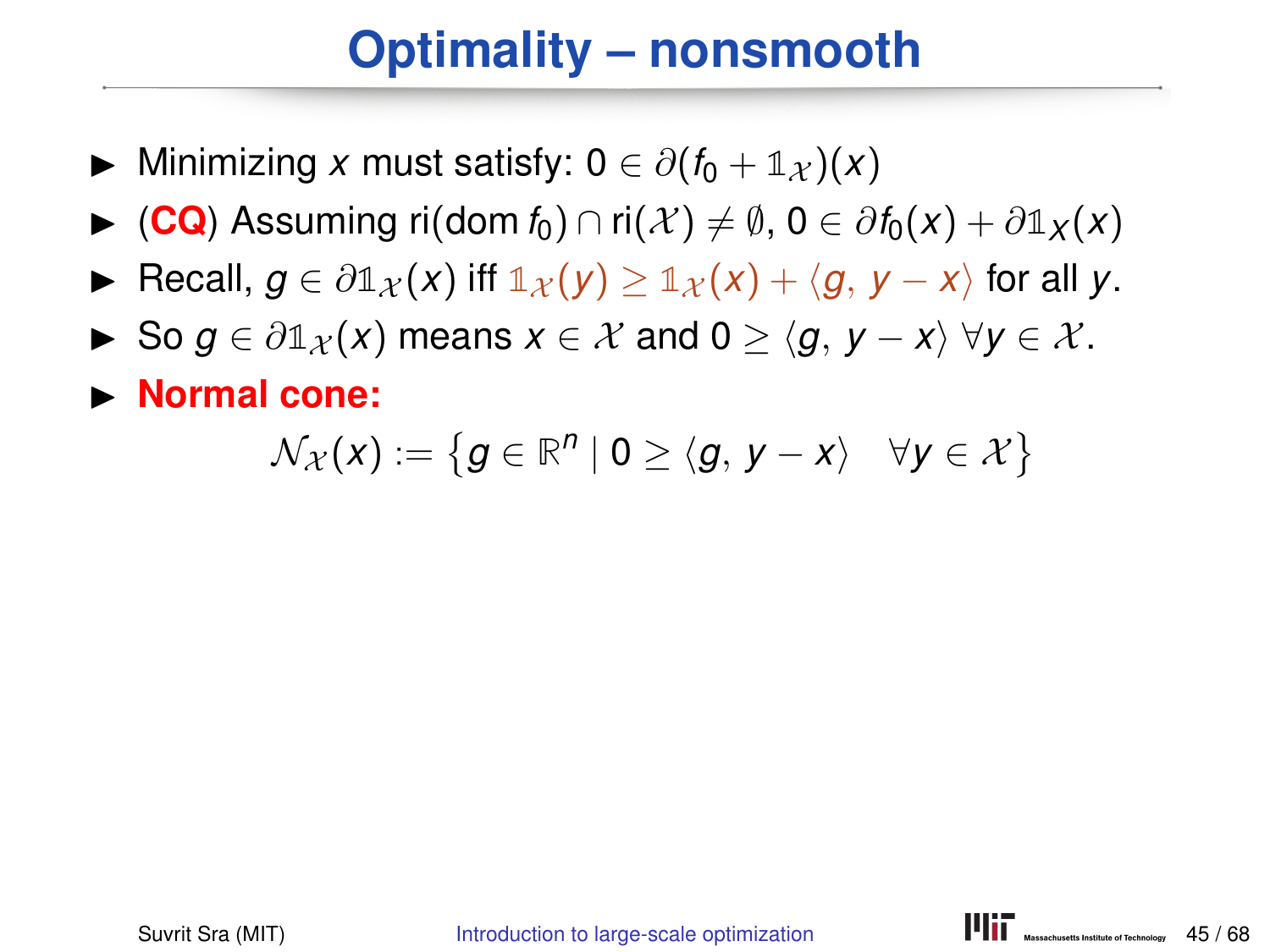# Optimality – nonsmooth

- Minimizing $x$ must satisfy: $0 \in \partial(f_0 + \mathbb{1}_{\mathcal{X}})(x)$
- (**CQ**) Assuming $\text{ri}(\text{dom } f_0) \cap \text{ri}(\mathcal{X}) \neq \emptyset$, $0 \in \partial f_0(x) + \partial \mathbb{1}_X(x)$
- Recall, $g \in \partial \mathbb{1}_{\mathcal{X}}(x)$ iff $\mathbb{1}_{\mathcal{X}}(y) \geq \mathbb{1}_{\mathcal{X}}(x) + \langle g, y - x \rangle$ for all $y$.
- So $g \in \partial \mathbb{1}_{\mathcal{X}}(x)$ means $x \in \mathcal{X}$ and $0 \geq \langle g, y - x \rangle \ \forall y \in \mathcal{X}$.
- **Normal cone:**

$$\mathcal{N}_{\mathcal{X}}(x) := \left\{ g \in \mathbb{R}^n \mid 0 \geq \langle g, y - x \rangle \quad \forall y \in \mathcal{X} \right\}$$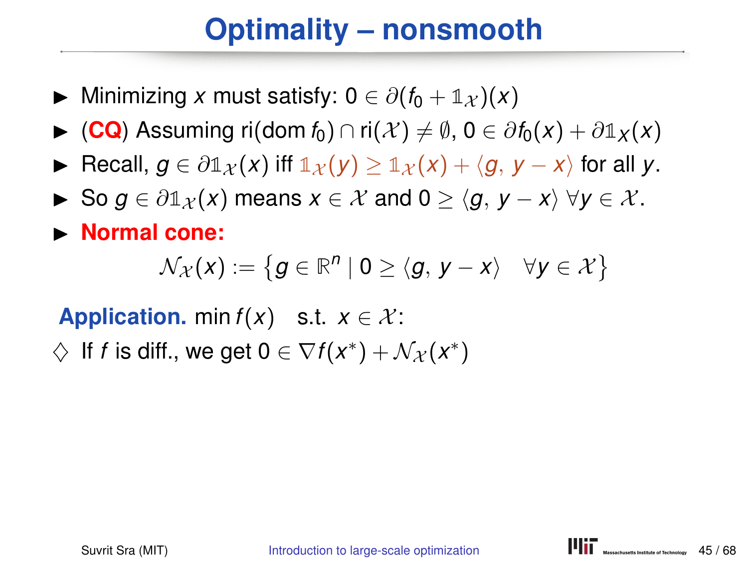# Optimality – nonsmooth

- Minimizing $x$ must satisfy: $0 \in \partial(f_0 + \mathbb{1}_{\mathcal{X}})(x)$
- (**CQ**) Assuming $\text{ri}(\text{dom}\, f_0) \cap \text{ri}(\mathcal{X}) \neq \emptyset$, $0 \in \partial f_0(x) + \partial \mathbb{1}_X(x)$
- Recall, $g \in \partial \mathbb{1}_{\mathcal{X}}(x)$ iff $\mathbb{1}_{\mathcal{X}}(y) \geq \mathbb{1}_{\mathcal{X}}(x) + \langle g, y - x \rangle$ for all $y$.
- So $g \in \partial \mathbb{1}_{\mathcal{X}}(x)$ means $x \in \mathcal{X}$ and $0 \geq \langle g, y - x \rangle$ $\forall y \in \mathcal{X}$.
- **Normal cone:**

$$\mathcal{N}_{\mathcal{X}}(x) := \{ g \in \mathbb{R}^n \mid 0 \geq \langle g, y - x \rangle \quad \forall y \in \mathcal{X} \}$$

**Application.** $\min f(x)$ s.t. $x \in \mathcal{X}$:

$\diamondsuit$ If $f$ is diff., we get $0 \in \nabla f(x^*) + \mathcal{N}_{\mathcal{X}}(x^*)$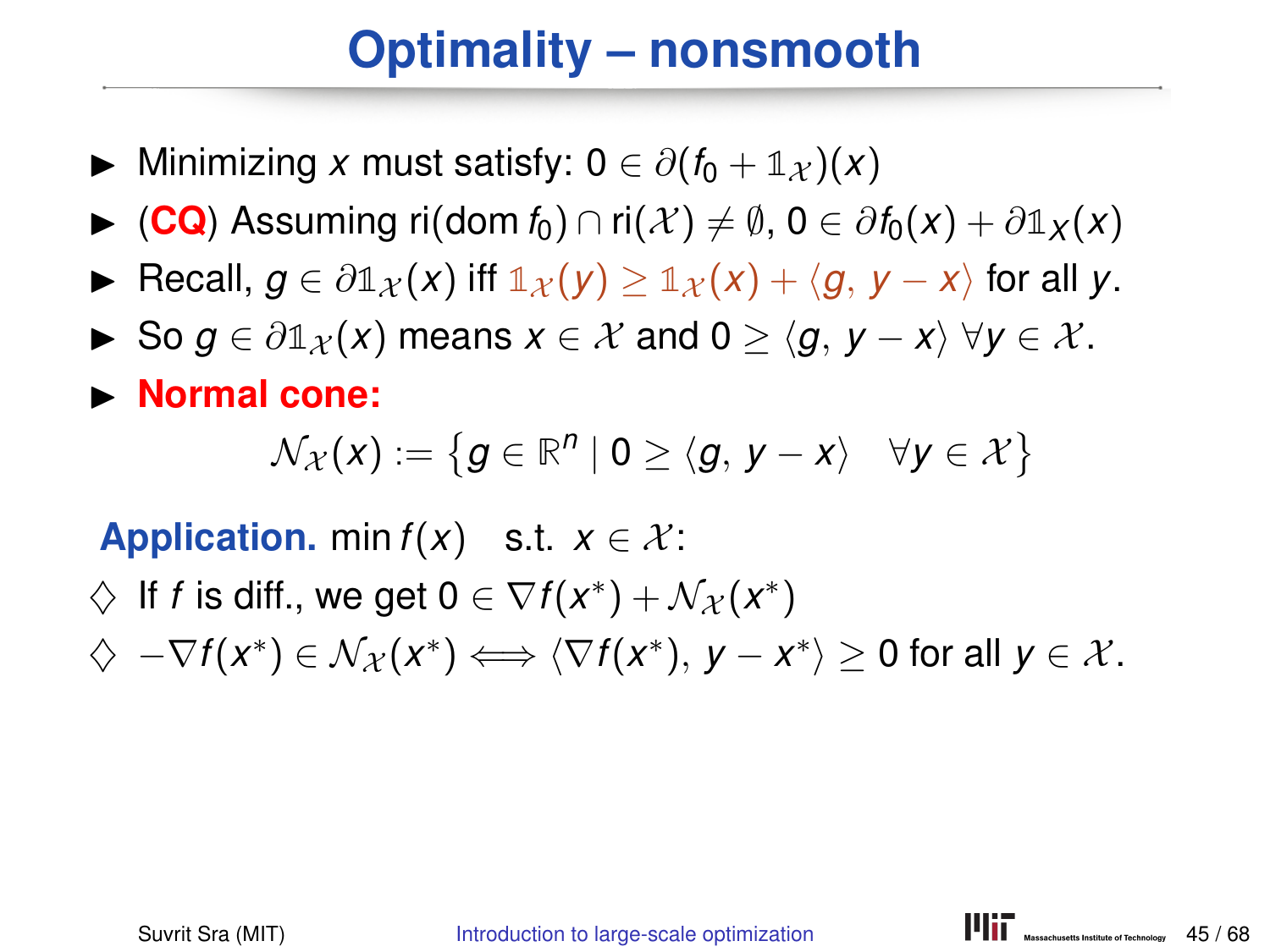# Optimality – nonsmooth

- Minimizing $x$ must satisfy: $0 \in \partial(f_0 + \mathbb{1}_{\mathcal{X}})(x)$
- (**CQ**) Assuming $\mathrm{ri}(\mathrm{dom}\, f_0) \cap \mathrm{ri}(\mathcal{X}) \neq \emptyset$, $0 \in \partial f_0(x) + \partial \mathbb{1}_X(x)$
- Recall, $g \in \partial \mathbb{1}_{\mathcal{X}}(x)$ iff $\mathbb{1}_{\mathcal{X}}(y) \geq \mathbb{1}_{\mathcal{X}}(x) + \langle g, y - x \rangle$ for all $y$.
- So $g \in \partial \mathbb{1}_{\mathcal{X}}(x)$ means $x \in \mathcal{X}$ and $0 \geq \langle g, y - x \rangle \ \forall y \in \mathcal{X}$.
- **Normal cone:**

$$\mathcal{N}_{\mathcal{X}}(x) := \left\{ g \in \mathbb{R}^n \mid 0 \geq \langle g, y - x \rangle \quad \forall y \in \mathcal{X} \right\}$$

**Application.** $\min f(x) \quad \text{s.t. } x \in \mathcal{X}$:

- ♢ If $f$ is diff., we get $0 \in \nabla f(x^*) + \mathcal{N}_{\mathcal{X}}(x^*)$
- ♢ $-\nabla f(x^*) \in \mathcal{N}_{\mathcal{X}}(x^*) \Longleftrightarrow \langle \nabla f(x^*), y - x^* \rangle \geq 0$ for all $y \in \mathcal{X}$.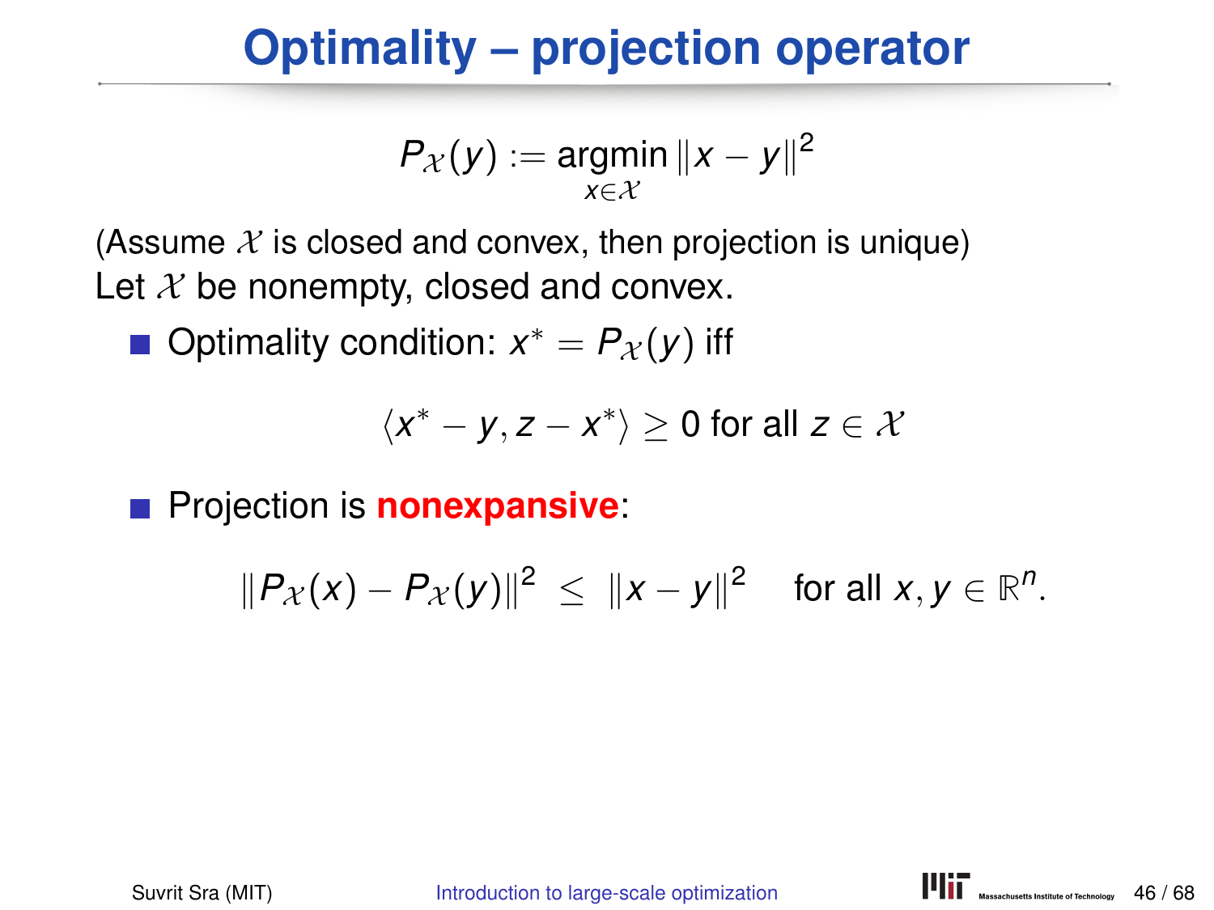# Optimality – projection operator

$$P_{\mathcal{X}}(y) := \operatorname*{argmin}_{x \in \mathcal{X}} \|x - y\|^2$$

(Assume $\mathcal{X}$ is closed and convex, then projection is unique)
Let $\mathcal{X}$ be nonempty, closed and convex.

- Optimality condition: $x^* = P_{\mathcal{X}}(y)$ iff

$$\langle x^* - y, z - x^* \rangle \geq 0 \text{ for all } z \in \mathcal{X}$$

- Projection is **nonexpansive**:

$$\|P_{\mathcal{X}}(x) - P_{\mathcal{X}}(y)\|^2 \;\leq\; \|x - y\|^2 \quad \text{for all } x, y \in \mathbb{R}^n.$$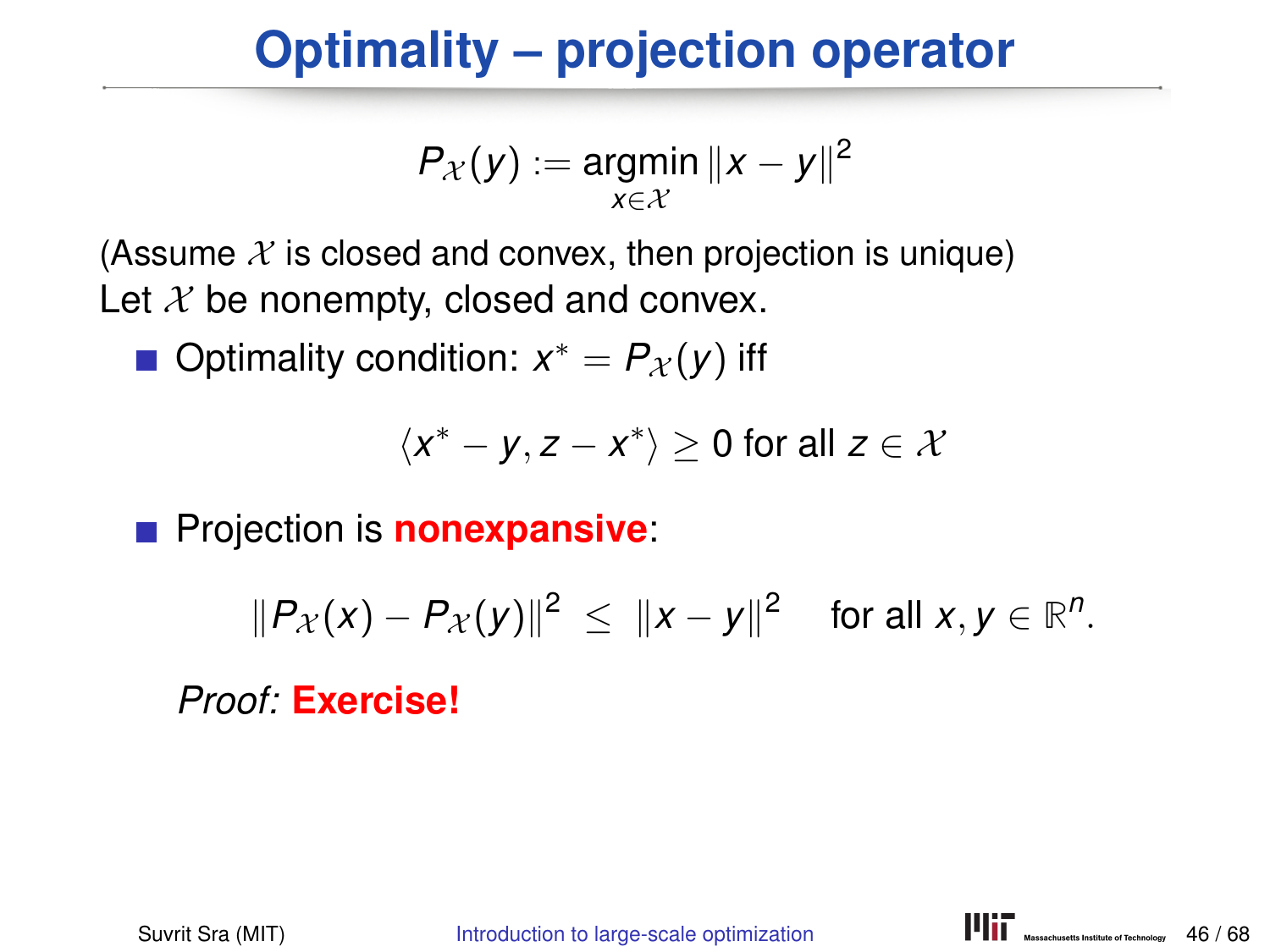# Optimality – projection operator

$$P_{\mathcal{X}}(y) := \operatorname*{argmin}_{x \in \mathcal{X}} \|x - y\|^2$$

(Assume $\mathcal{X}$ is closed and convex, then projection is unique)
Let $\mathcal{X}$ be nonempty, closed and convex.

- Optimality condition: $x^* = P_{\mathcal{X}}(y)$ iff

$$\langle x^* - y, z - x^* \rangle \geq 0 \text{ for all } z \in \mathcal{X}$$

- Projection is **nonexpansive**:

$$\|P_{\mathcal{X}}(x) - P_{\mathcal{X}}(y)\|^2 \leq \|x - y\|^2 \quad \text{for all } x, y \in \mathbb{R}^n.$$

*Proof:* **Exercise!**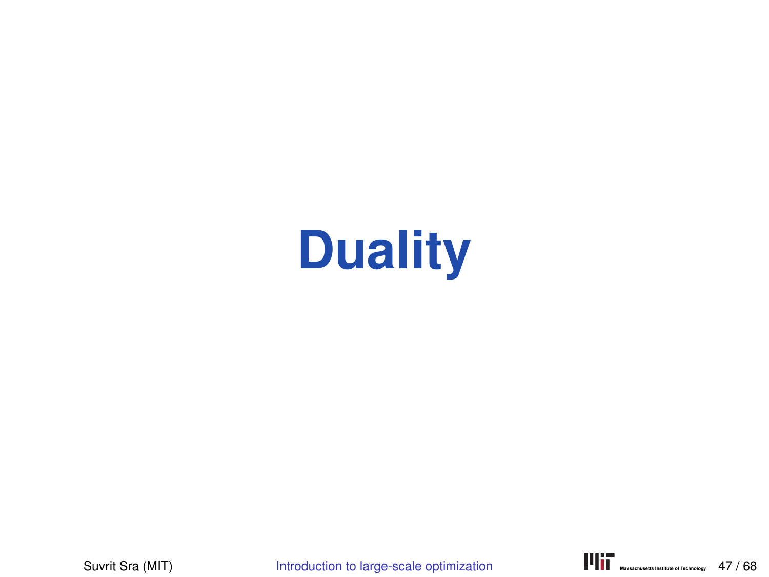# Duality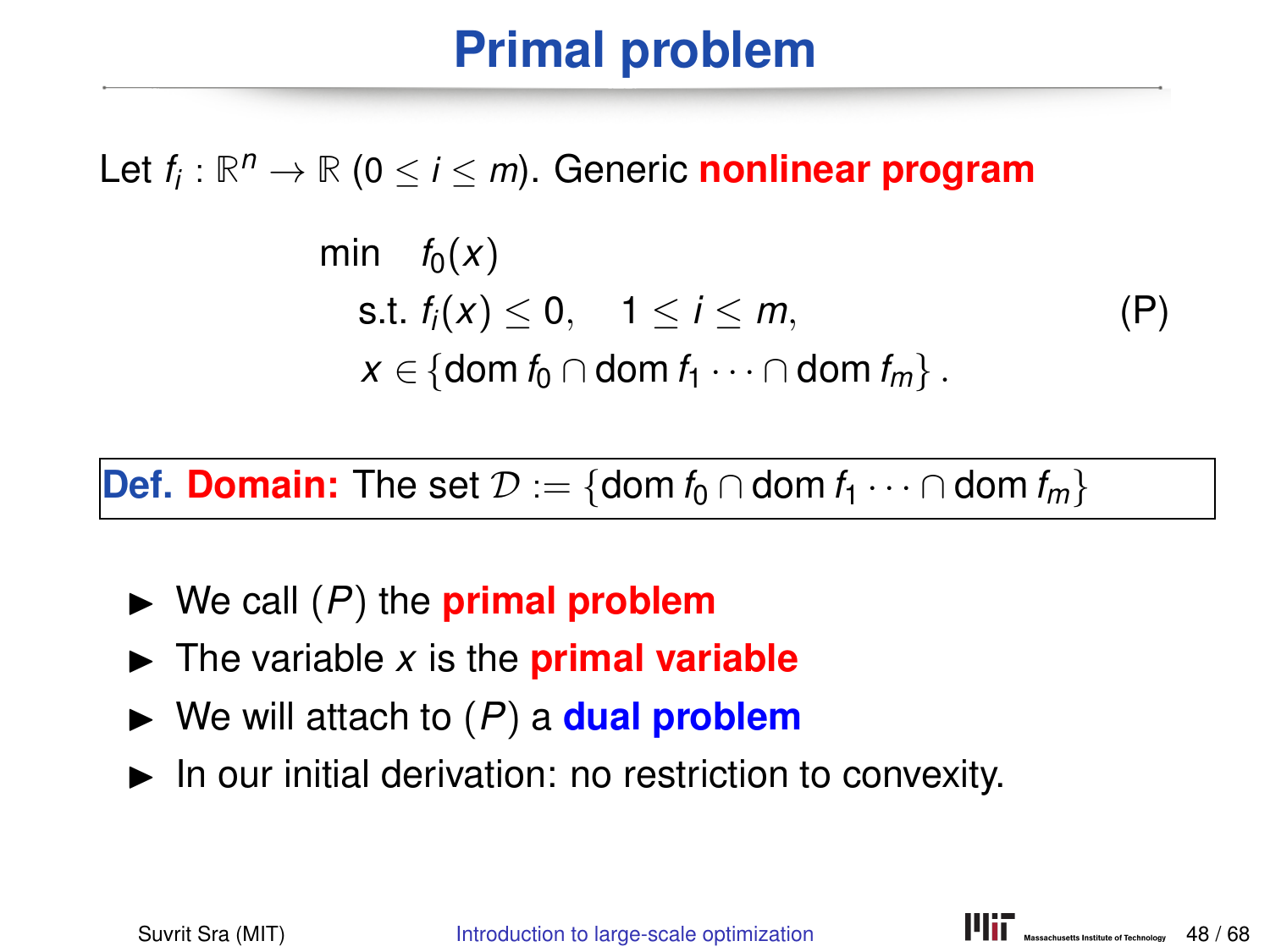# Primal problem

Let $f_i : \mathbb{R}^n \to \mathbb{R}$ $(0 \leq i \leq m)$. Generic **nonlinear program**

$$
\begin{aligned}
\min \quad & f_0(x) \\
\text{s.t. } & f_i(x) \leq 0, \quad 1 \leq i \leq m, \\
& x \in \{\operatorname{dom} f_0 \cap \operatorname{dom} f_1 \cdots \cap \operatorname{dom} f_m\}.
\end{aligned}
\tag{P}
$$

**Def. Domain:** The set $\mathcal{D} := \{\operatorname{dom} f_0 \cap \operatorname{dom} f_1 \cdots \cap \operatorname{dom} f_m\}$

- We call $(P)$ the **primal problem**
- The variable $x$ is the **primal variable**
- We will attach to $(P)$ a **dual problem**
- In our initial derivation: no restriction to convexity.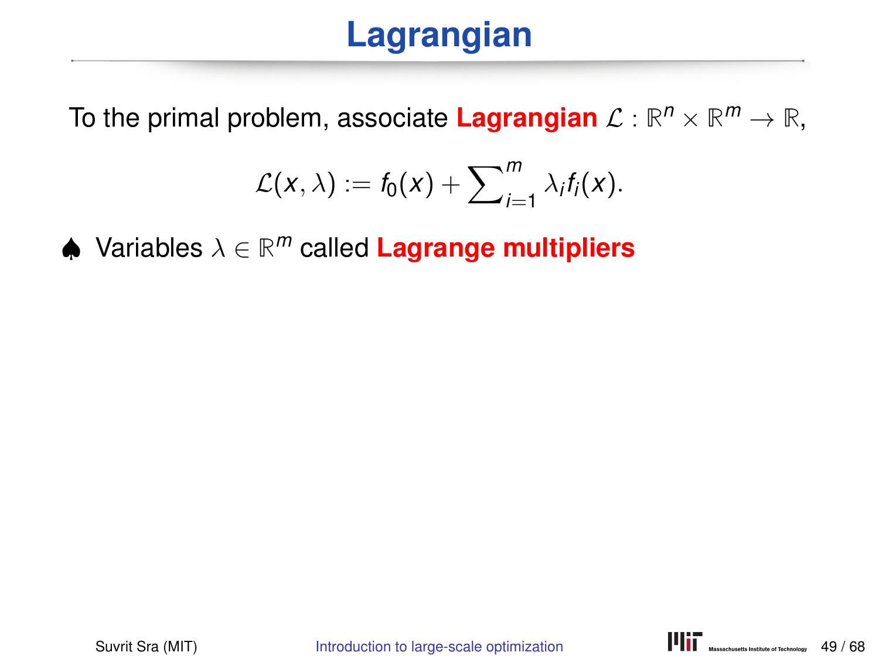# Lagrangian

To the primal problem, associate **Lagrangian** $\mathcal{L} : \mathbb{R}^n \times \mathbb{R}^m \to \mathbb{R}$,

$$\mathcal{L}(x, \lambda) := f_0(x) + \sum\nolimits_{i=1}^{m} \lambda_i f_i(x).$$

♠ Variables $\lambda \in \mathbb{R}^m$ called **Lagrange multipliers**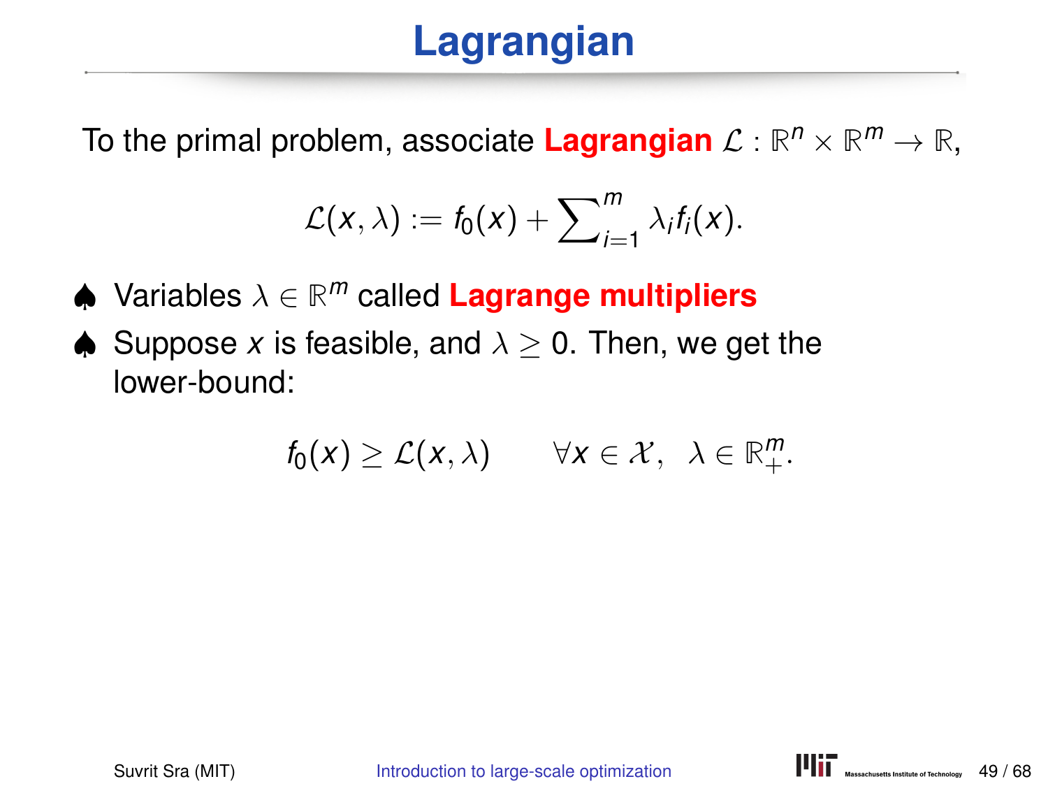# Lagrangian

To the primal problem, associate **Lagrangian** $\mathcal{L} : \mathbb{R}^n \times \mathbb{R}^m \to \mathbb{R}$,

$$\mathcal{L}(x, \lambda) := f_0(x) + \sum\nolimits_{i=1}^{m} \lambda_i f_i(x).$$

- ♠ Variables $\lambda \in \mathbb{R}^m$ called **Lagrange multipliers**
- ♠ Suppose $x$ is feasible, and $\lambda \geq 0$. Then, we get the lower-bound:

$$f_0(x) \geq \mathcal{L}(x, \lambda) \qquad \forall x \in \mathcal{X}, \;\; \lambda \in \mathbb{R}^m_+.$$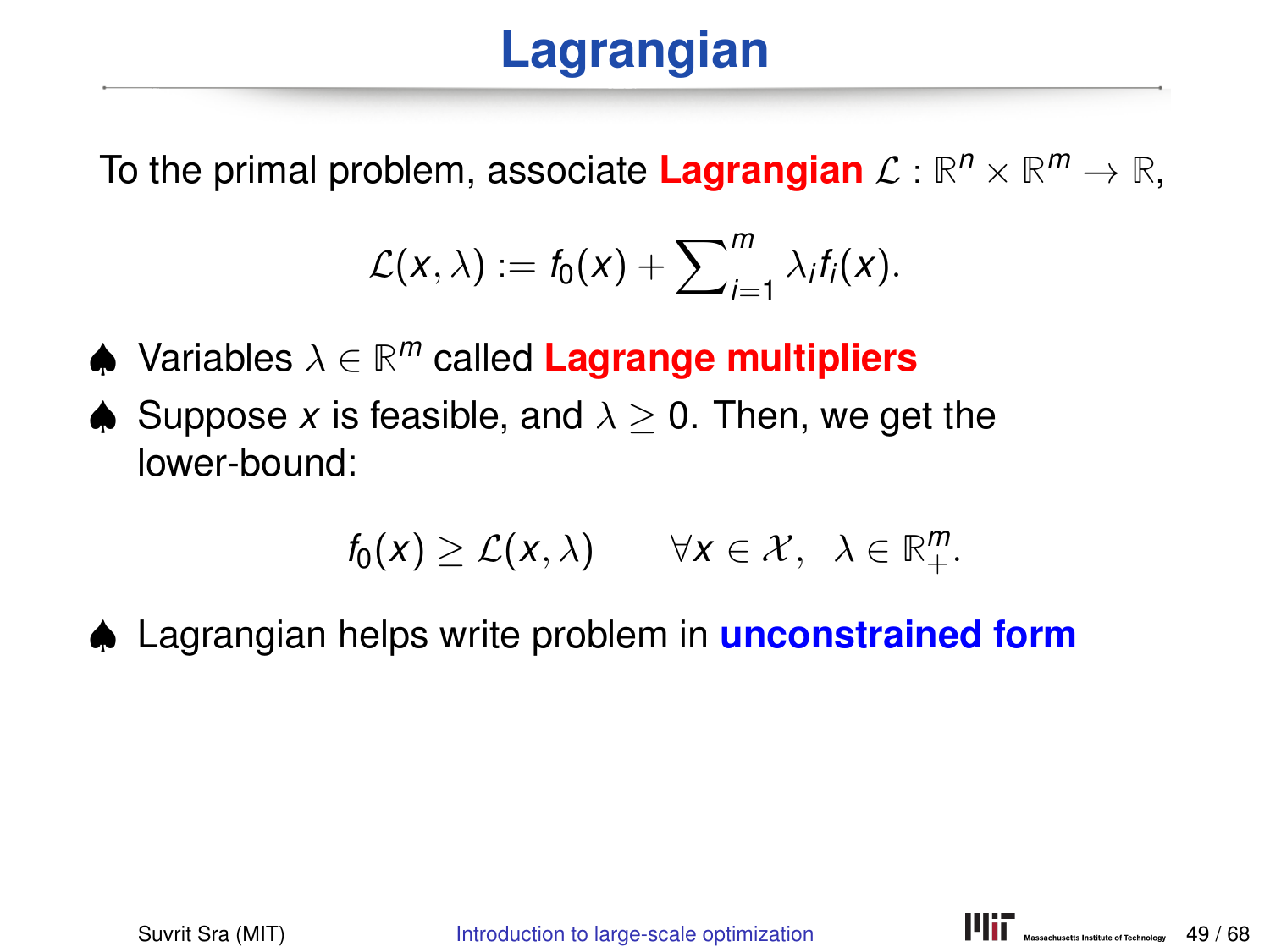# Lagrangian

To the primal problem, associate **Lagrangian** $\mathcal{L} : \mathbb{R}^n \times \mathbb{R}^m \to \mathbb{R}$,

$$\mathcal{L}(x, \lambda) := f_0(x) + \sum\nolimits_{i=1}^{m} \lambda_i f_i(x).$$

- ♠ Variables $\lambda \in \mathbb{R}^m$ called **Lagrange multipliers**
- ♠ Suppose $x$ is feasible, and $\lambda \geq 0$. Then, we get the lower-bound:

$$f_0(x) \geq \mathcal{L}(x, \lambda) \qquad \forall x \in \mathcal{X}, \;\; \lambda \in \mathbb{R}^m_+.$$

- ♠ Lagrangian helps write problem in **unconstrained form**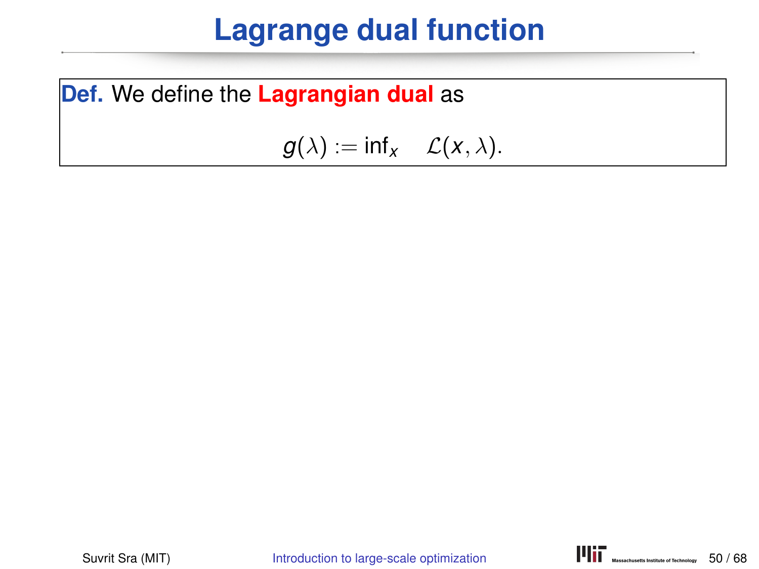# Lagrange dual function

**Def.** We define the **Lagrangian dual** as

$$g(\lambda) := \inf_x \quad \mathcal{L}(x, \lambda).$$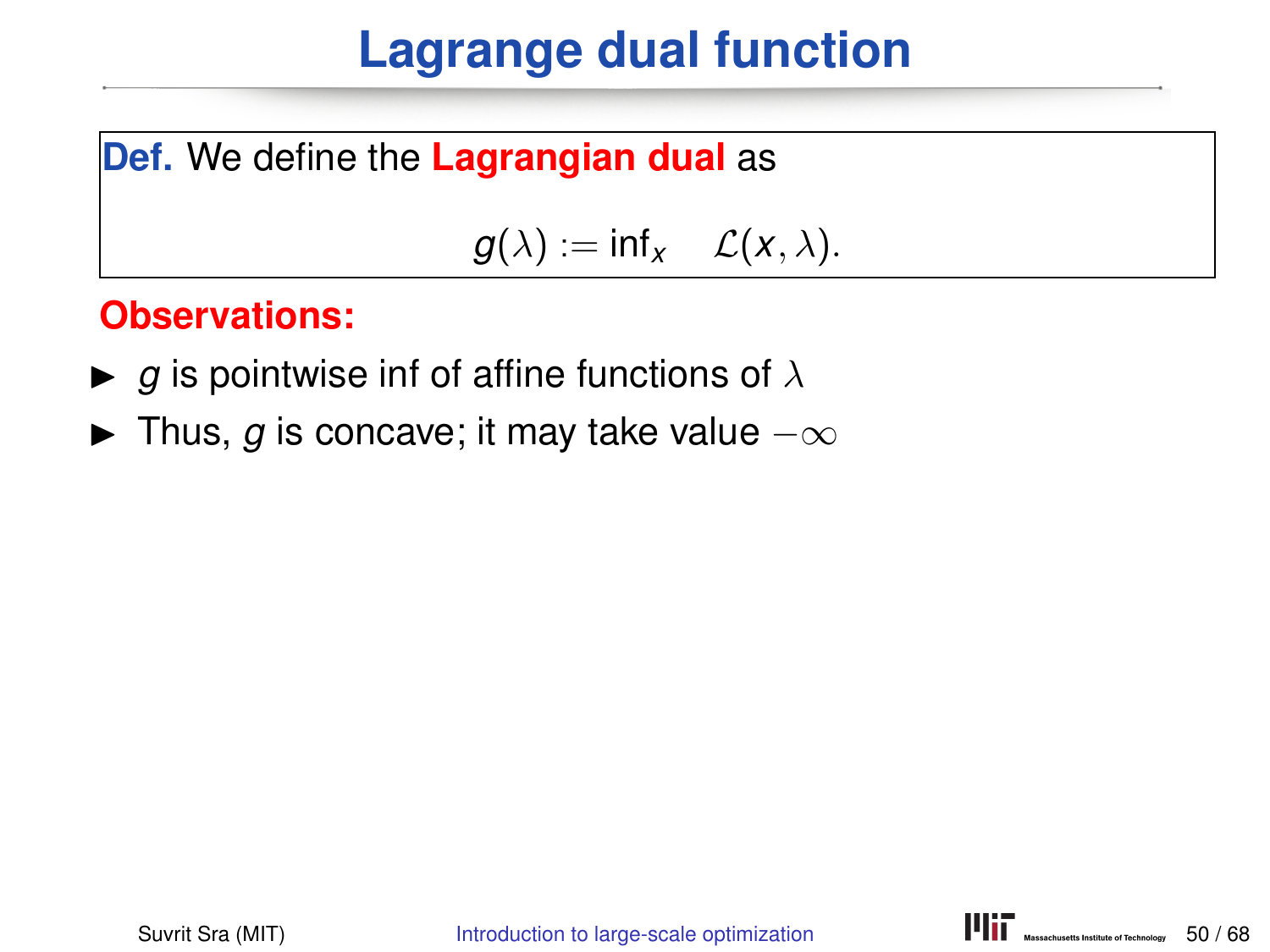# Lagrange dual function

**Def.** We define the **Lagrangian dual** as

$$g(\lambda) := \inf_x \quad \mathcal{L}(x, \lambda).$$

**Observations:**

- $g$ is pointwise inf of affine functions of $\lambda$
- Thus, $g$ is concave; it may take value $-\infty$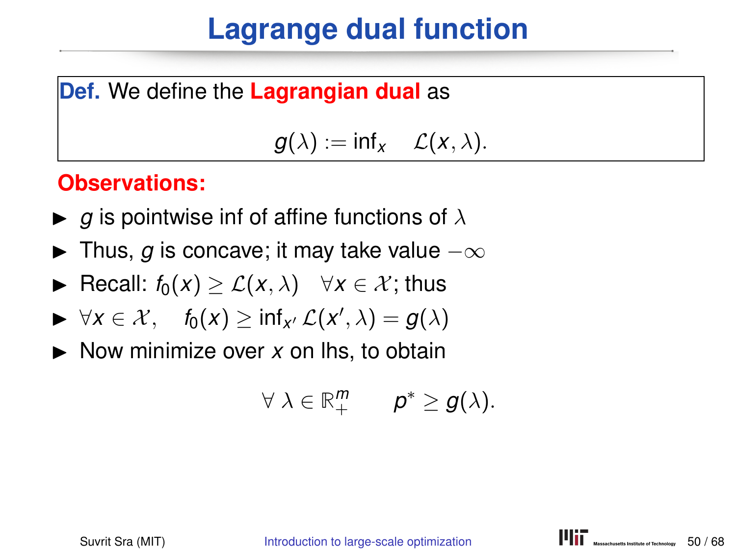# Lagrange dual function

**Def.** We define the **Lagrangian dual** as

$$g(\lambda) := \inf_x \quad \mathcal{L}(x, \lambda).$$

**Observations:**

- $g$ is pointwise inf of affine functions of $\lambda$
- Thus, $g$ is concave; it may take value $-\infty$
- Recall: $f_0(x) \geq \mathcal{L}(x, \lambda) \quad \forall x \in \mathcal{X}$; thus
- $\forall x \in \mathcal{X}, \quad f_0(x) \geq \inf_{x'} \mathcal{L}(x', \lambda) = g(\lambda)$
- Now minimize over $x$ on lhs, to obtain

$$\forall\ \lambda \in \mathbb{R}^m_+ \qquad p^* \geq g(\lambda).$$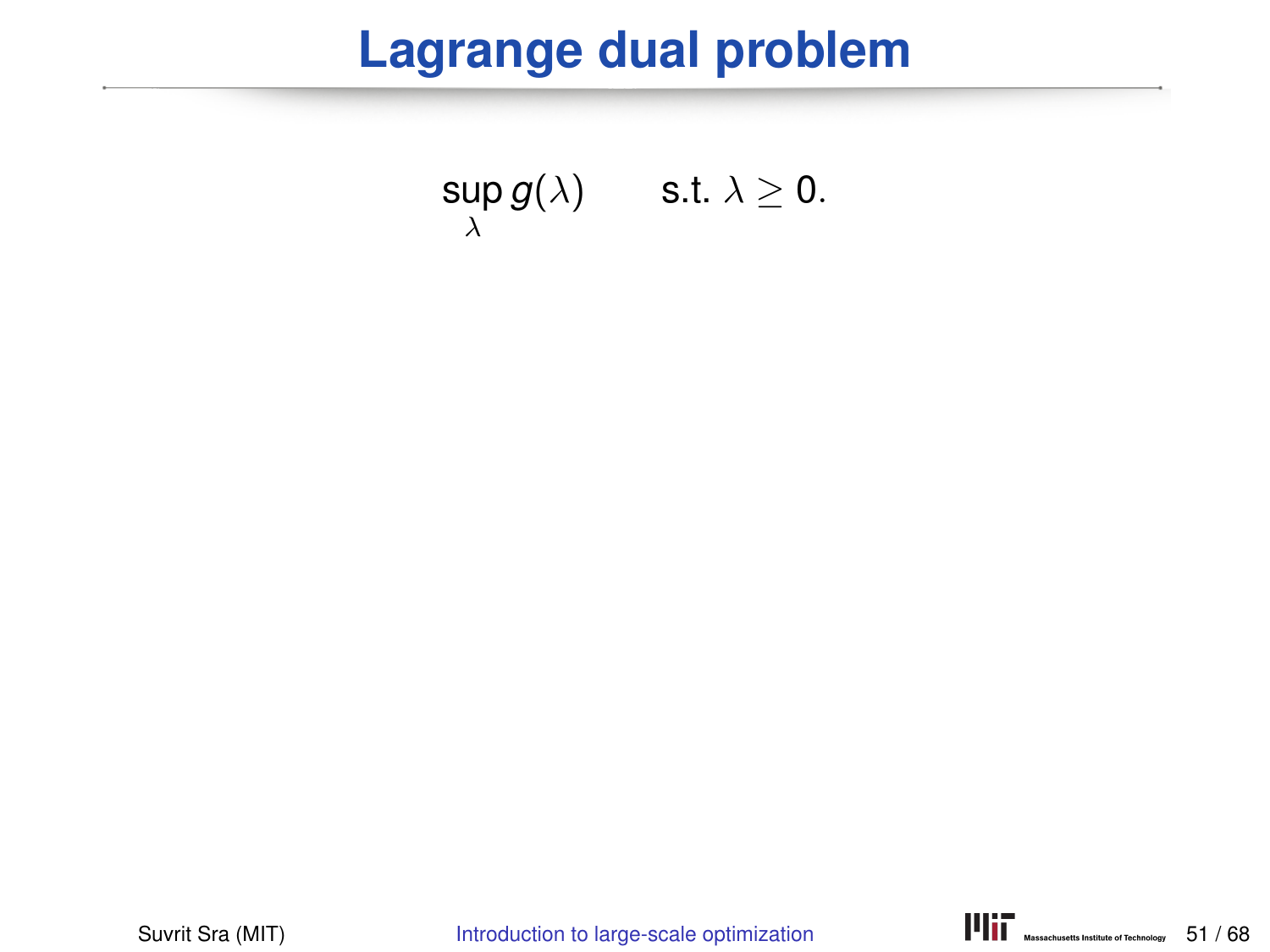# Lagrange dual problem

$$\sup_{\lambda} g(\lambda) \qquad \text{s.t. } \lambda \geq 0.$$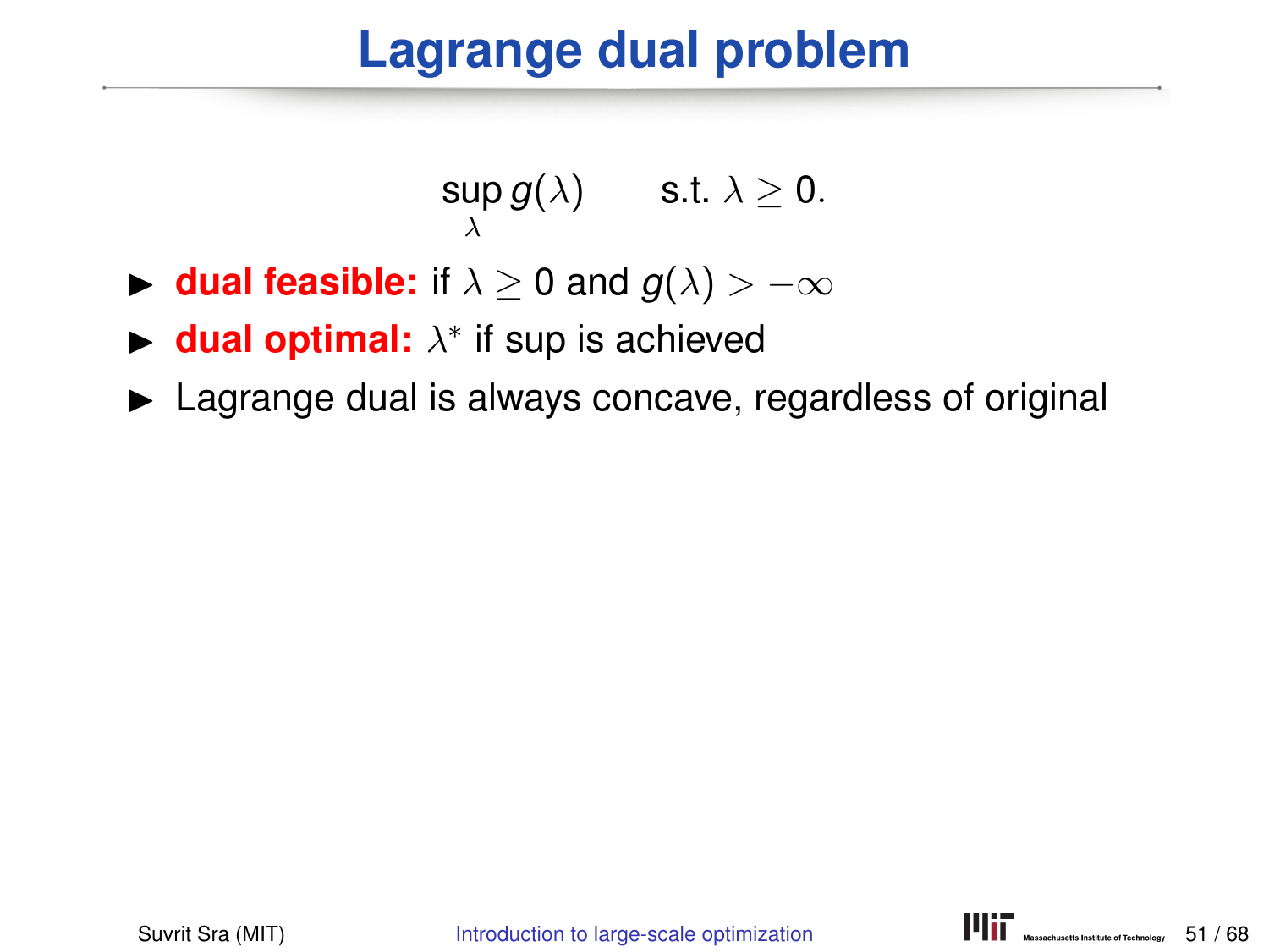# Lagrange dual problem

$$\sup_{\lambda} g(\lambda) \qquad \text{s.t. } \lambda \geq 0.$$

- **dual feasible:** if $\lambda \geq 0$ and $g(\lambda) > -\infty$
- **dual optimal:** $\lambda^*$ if sup is achieved
- Lagrange dual is always concave, regardless of original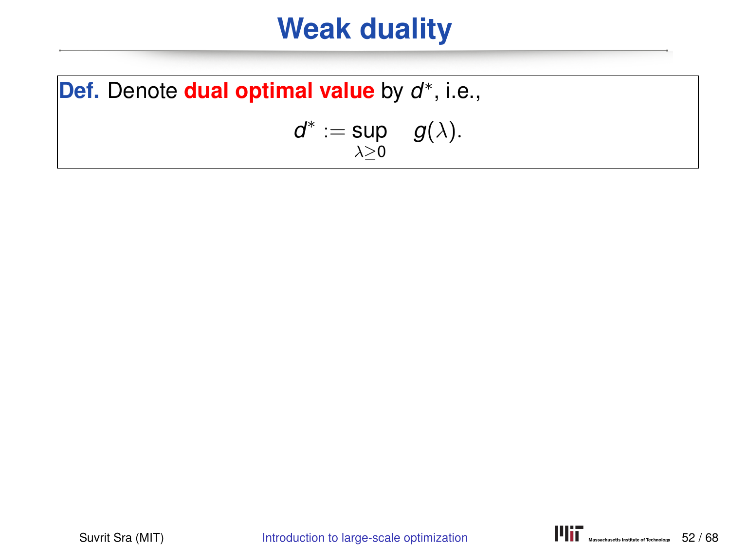# Weak duality

**Def.** Denote **dual optimal value** by $d^*$, i.e.,

$$d^* := \sup_{\lambda \geq 0} \quad g(\lambda).$$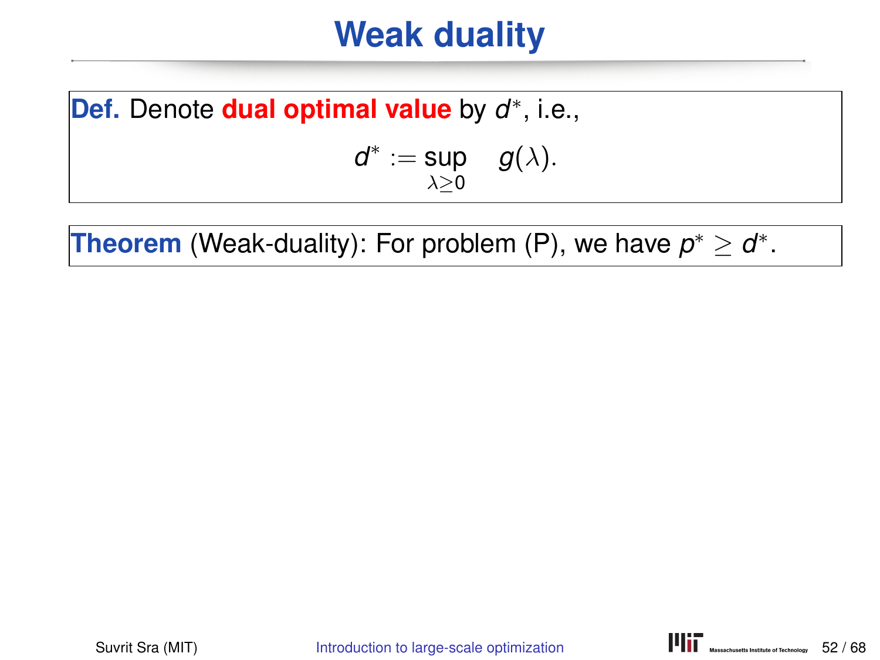# Weak duality

**Def.** Denote **dual optimal value** by $d^*$, i.e.,

$$d^* := \sup_{\lambda \geq 0} \quad g(\lambda).$$

**Theorem** (Weak-duality): For problem (P), we have $p^* \geq d^*$.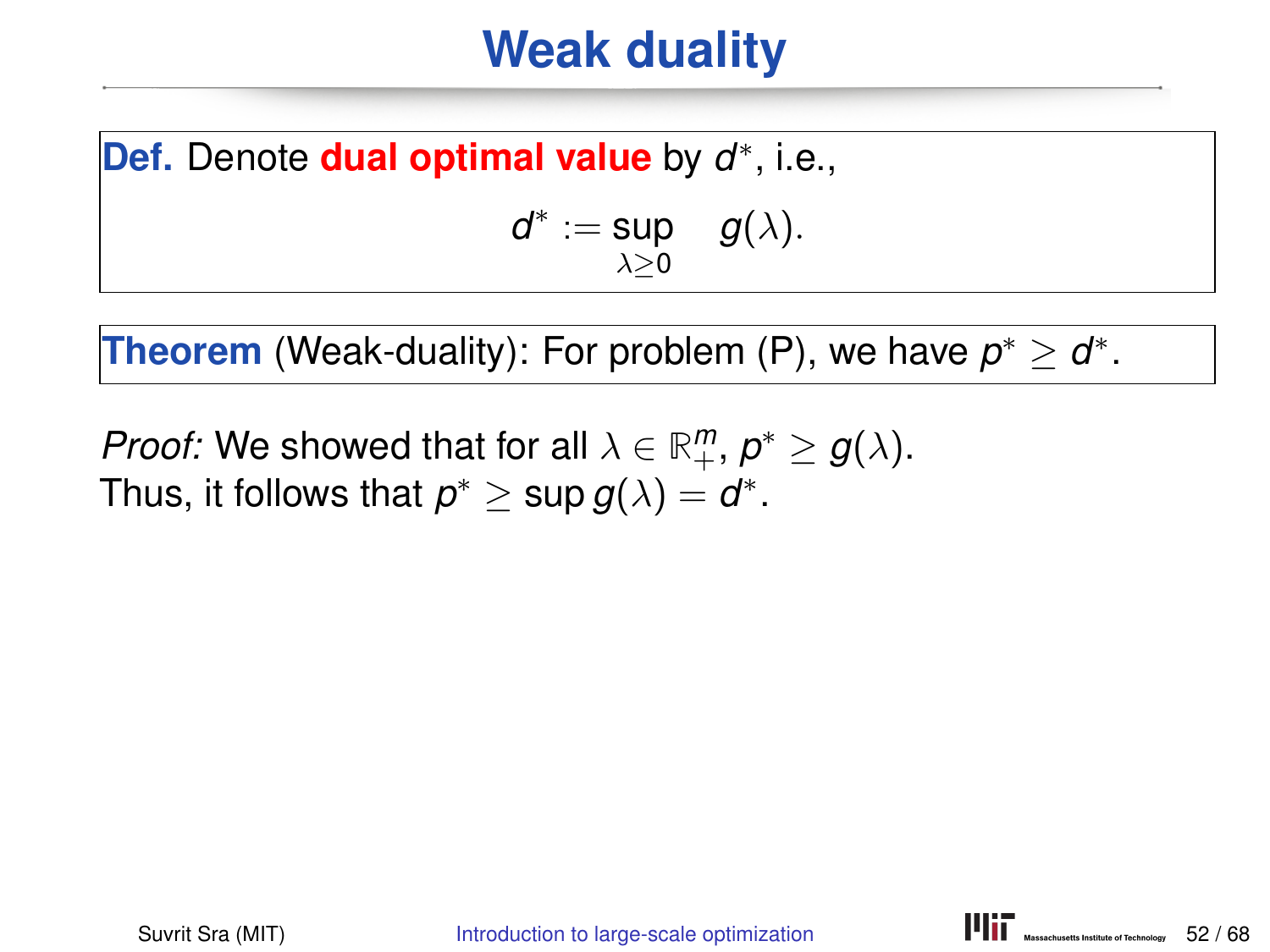# Weak duality

**Def.** Denote **dual optimal value** by $d^*$, i.e.,

$$d^* := \sup_{\lambda \geq 0} \quad g(\lambda).$$

**Theorem** (Weak-duality): For problem (P), we have $p^* \geq d^*$.

*Proof:* We showed that for all $\lambda \in \mathbb{R}^m_+$, $p^* \geq g(\lambda)$.
Thus, it follows that $p^* \geq \sup g(\lambda) = d^*$.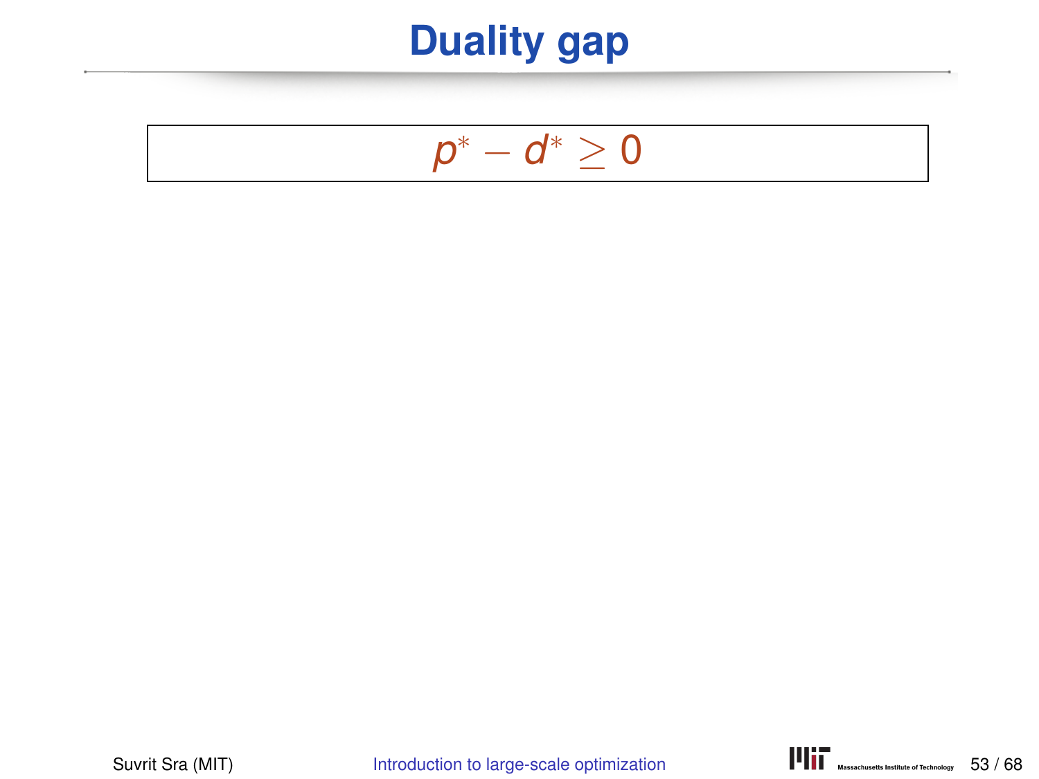# Duality gap

$$p^* - d^* \geq 0$$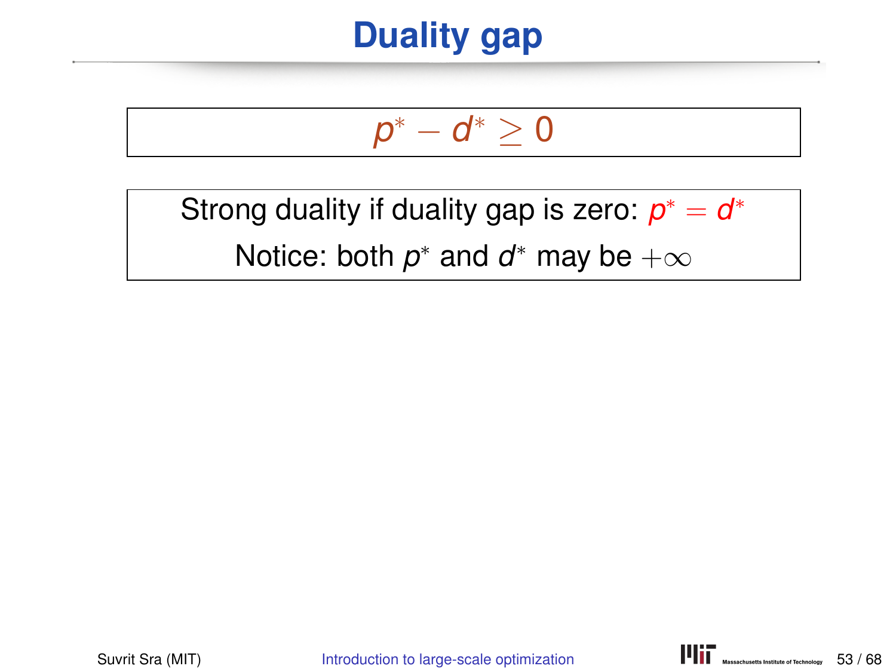# Duality gap

$$p^* - d^* \geq 0$$

Strong duality if duality gap is zero: $p^* = d^*$

Notice: both $p^*$ and $d^*$ may be $+\infty$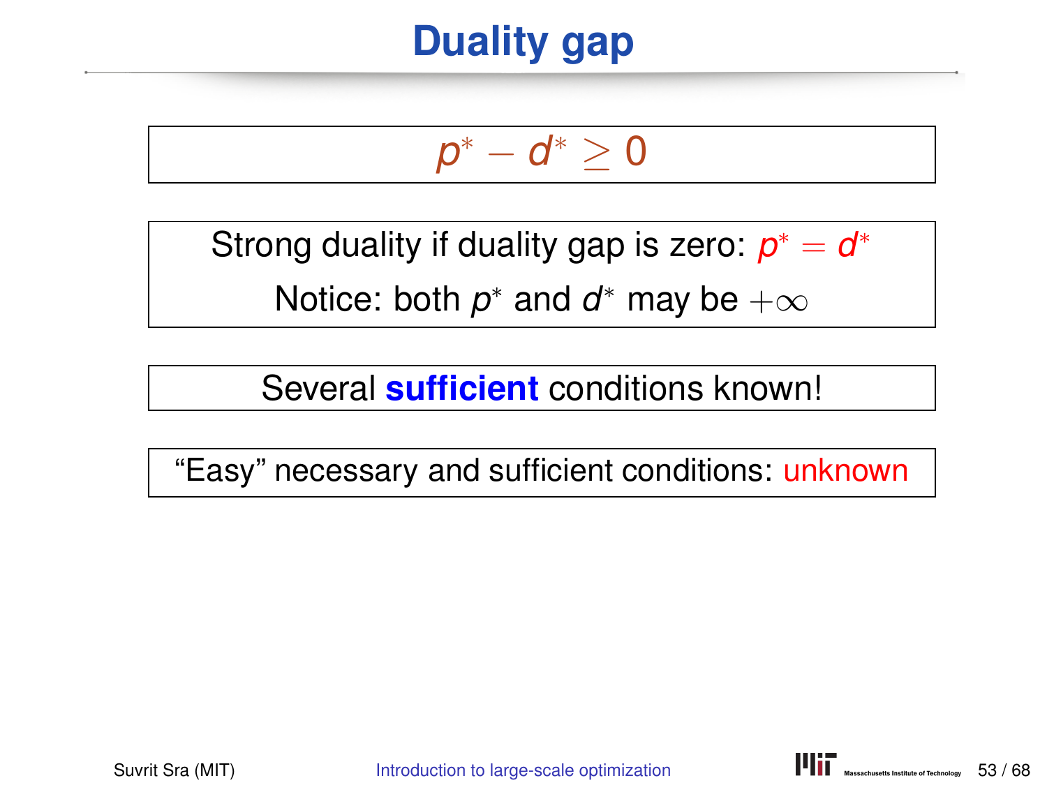# Duality gap

$$p^* - d^* \geq 0$$

Strong duality if duality gap is zero: $p^* = d^*$

Notice: both $p^*$ and $d^*$ may be $+\infty$

Several **sufficient** conditions known!

"Easy" necessary and sufficient conditions: unknown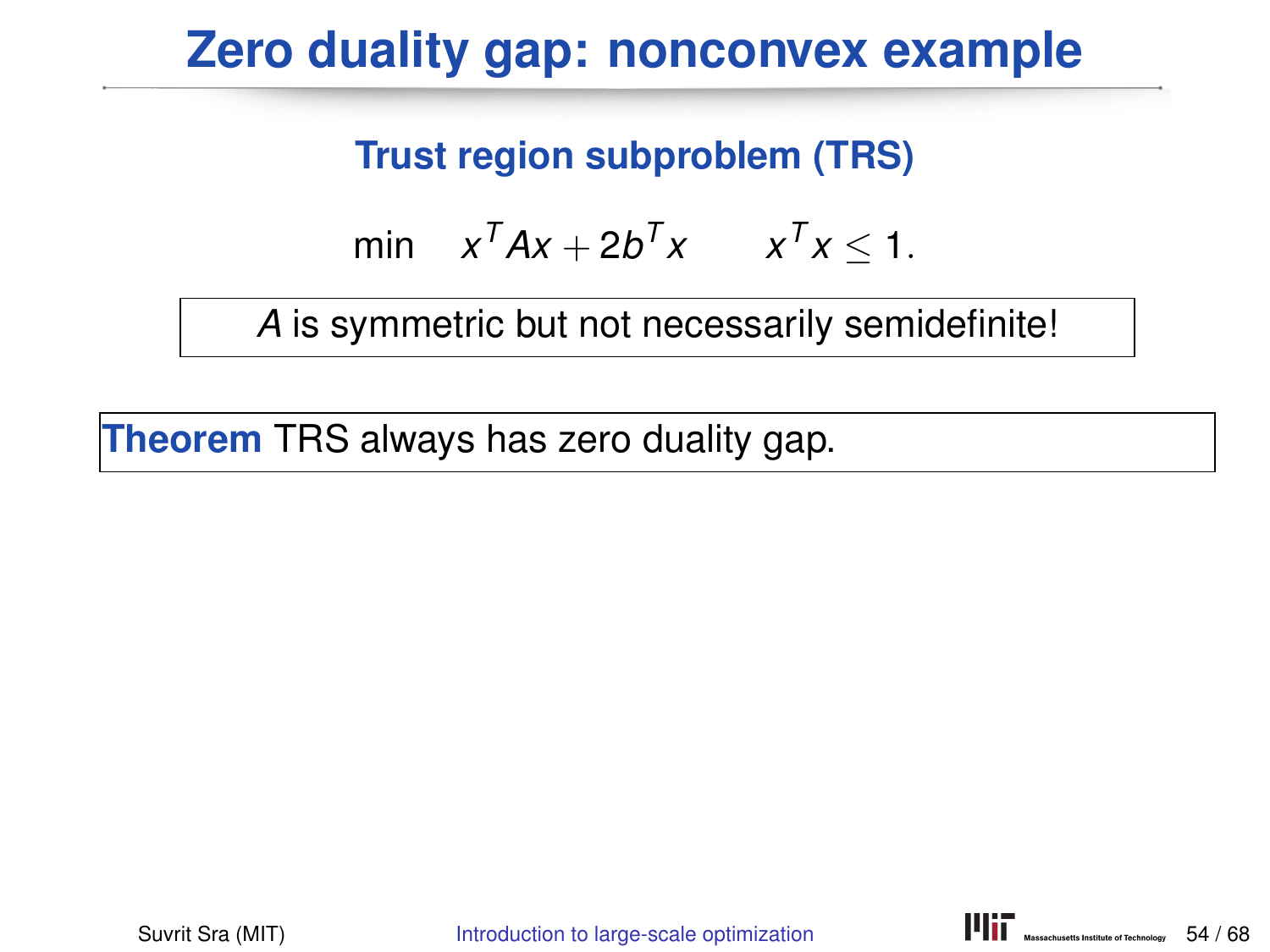# Zero duality gap: nonconvex example

## Trust region subproblem (TRS)

$$\min \quad x^T A x + 2b^T x \qquad x^T x \leq 1.$$

*A* is symmetric but not necessarily semidefinite!

**Theorem** TRS always has zero duality gap.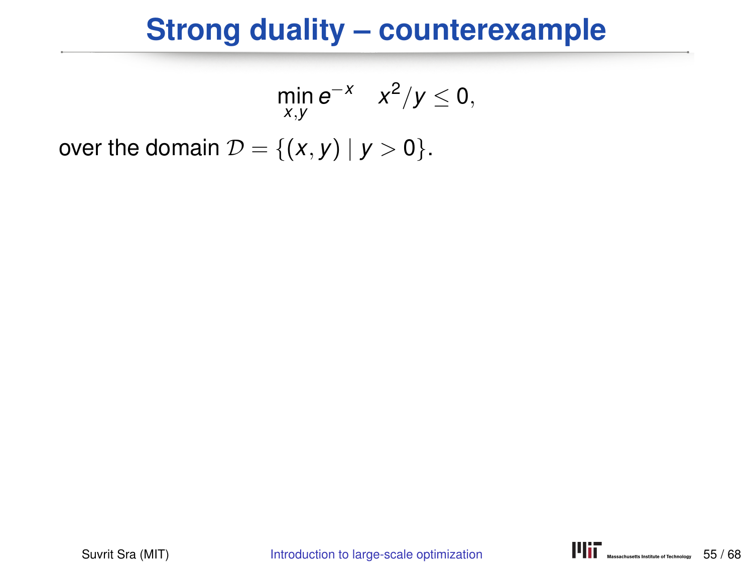# Strong duality – counterexample

$$\min_{x,y} e^{-x} \quad x^2/y \leq 0,$$

over the domain $\mathcal{D} = \{(x, y) \mid y > 0\}$.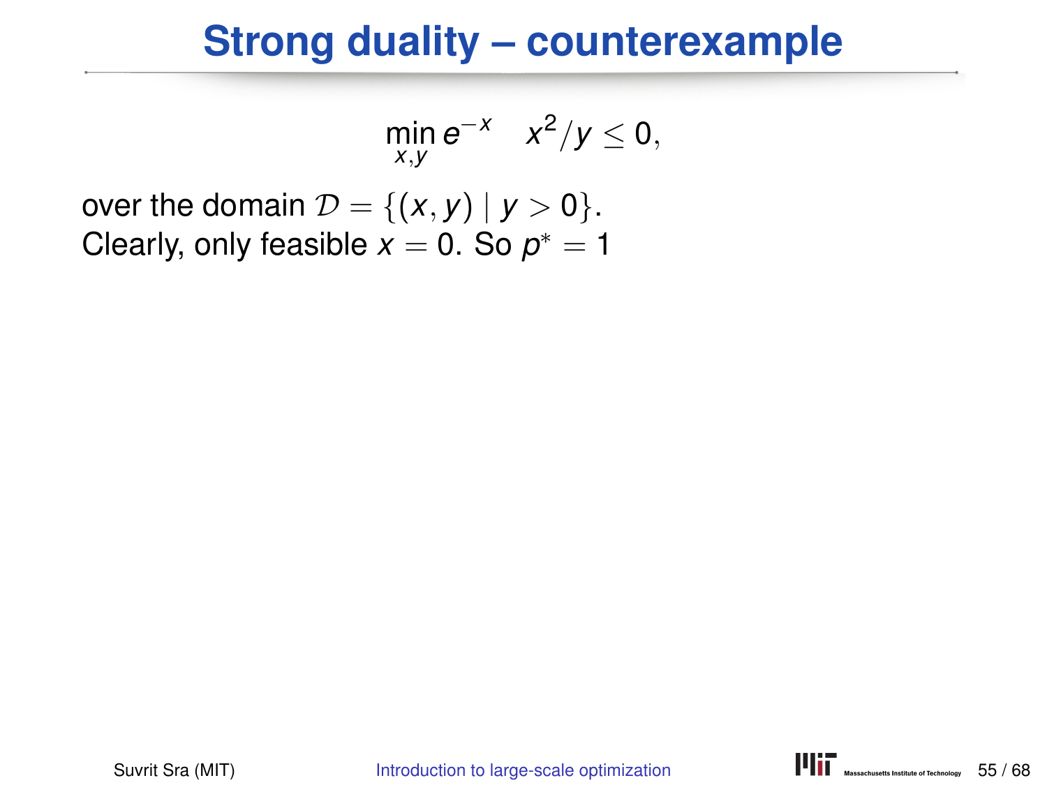# Strong duality – counterexample

$$\min_{x,y} e^{-x} \quad x^2/y \leq 0,$$

over the domain $\mathcal{D} = \{(x, y) \mid y > 0\}$.
Clearly, only feasible $x = 0$. So $p^* = 1$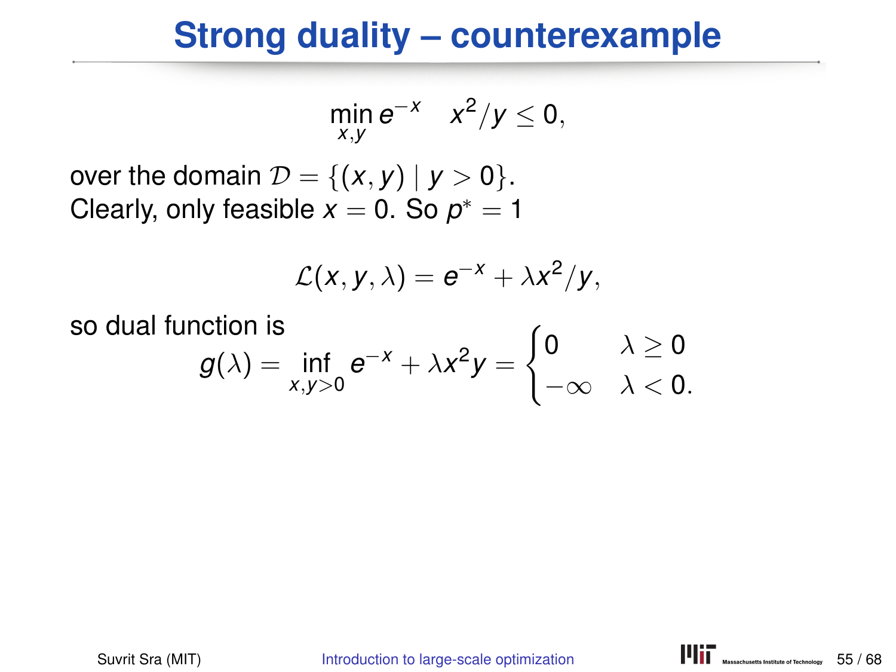# Strong duality – counterexample

$$\min_{x,y} e^{-x} \quad x^2/y \leq 0,$$

over the domain $\mathcal{D} = \{(x, y) \mid y > 0\}$.
Clearly, only feasible $x = 0$. So $p^* = 1$

$$\mathcal{L}(x, y, \lambda) = e^{-x} + \lambda x^2/y,$$

so dual function is

$$g(\lambda) = \inf_{x,y>0} e^{-x} + \lambda x^2 y = \begin{cases} 0 & \lambda \geq 0 \\ -\infty & \lambda < 0. \end{cases}$$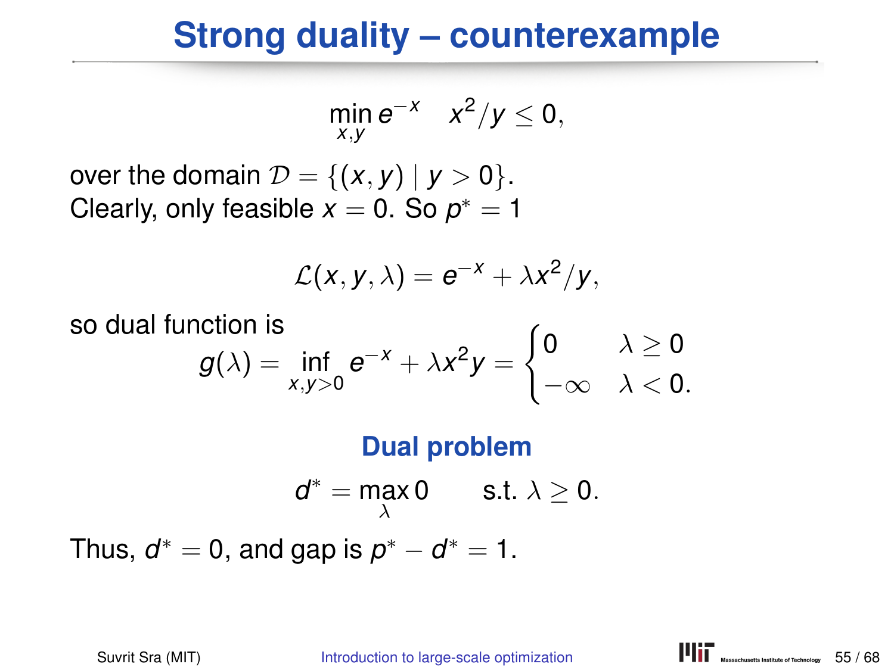# Strong duality – counterexample

$$\min_{x,y} e^{-x} \quad x^2/y \le 0,$$

over the domain $\mathcal{D} = \{(x, y) \mid y > 0\}$.
Clearly, only feasible $x = 0$. So $p^* = 1$

$$\mathcal{L}(x, y, \lambda) = e^{-x} + \lambda x^2/y,$$

so dual function is

$$g(\lambda) = \inf_{x,y>0} e^{-x} + \lambda x^2 y = \begin{cases} 0 & \lambda \ge 0 \\ -\infty & \lambda < 0. \end{cases}$$

**Dual problem**

$$d^* = \max_{\lambda} 0 \qquad \text{s.t. } \lambda \ge 0.$$

Thus, $d^* = 0$, and gap is $p^* - d^* = 1$.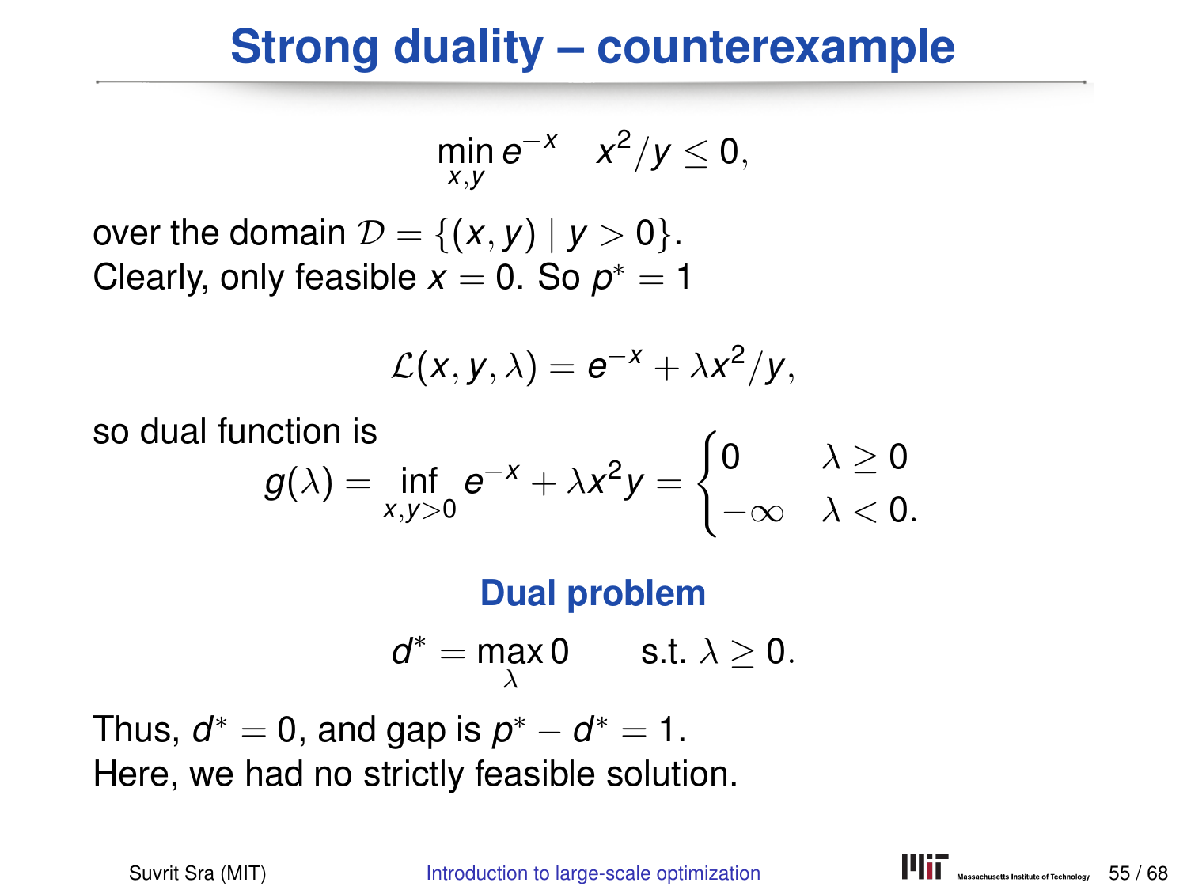# Strong duality – counterexample

$$\min_{x,y} e^{-x} \quad x^2/y \leq 0,$$

over the domain $\mathcal{D} = \{(x, y) \mid y > 0\}$.
Clearly, only feasible $x = 0$. So $p^* = 1$

$$\mathcal{L}(x, y, \lambda) = e^{-x} + \lambda x^2/y,$$

so dual function is

$$g(\lambda) = \inf_{x,y>0} e^{-x} + \lambda x^2 y = \begin{cases} 0 & \lambda \geq 0 \\ -\infty & \lambda < 0. \end{cases}$$

**Dual problem**

$$d^* = \max_{\lambda} 0 \qquad \text{s.t. } \lambda \geq 0.$$

Thus, $d^* = 0$, and gap is $p^* - d^* = 1$.
Here, we had no strictly feasible solution.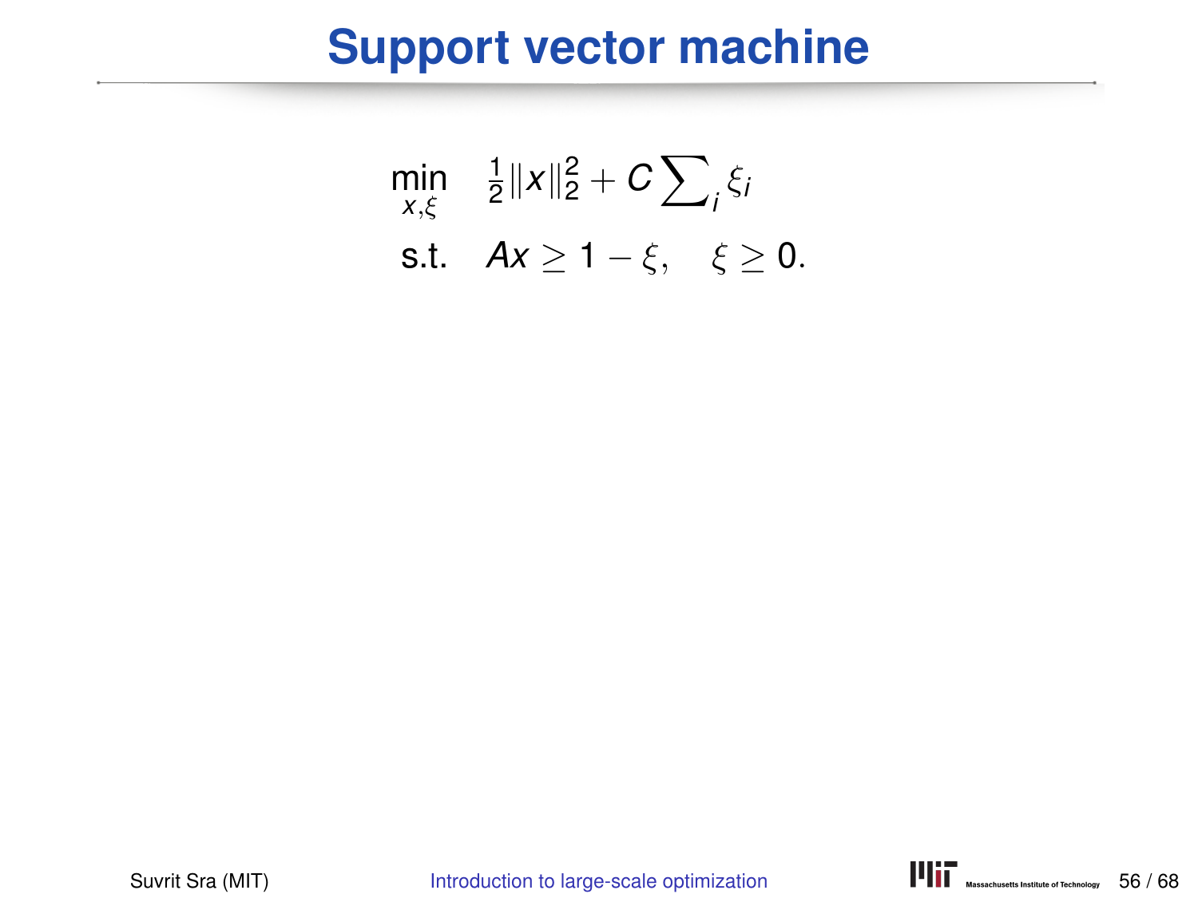# Support vector machine

$$
\begin{aligned}
\min_{x,\xi} \quad & \tfrac{1}{2}\|x\|_2^2 + C\sum\nolimits_i \xi_i \\
\text{s.t.} \quad & Ax \geq 1 - \xi, \quad \xi \geq 0.
\end{aligned}
$$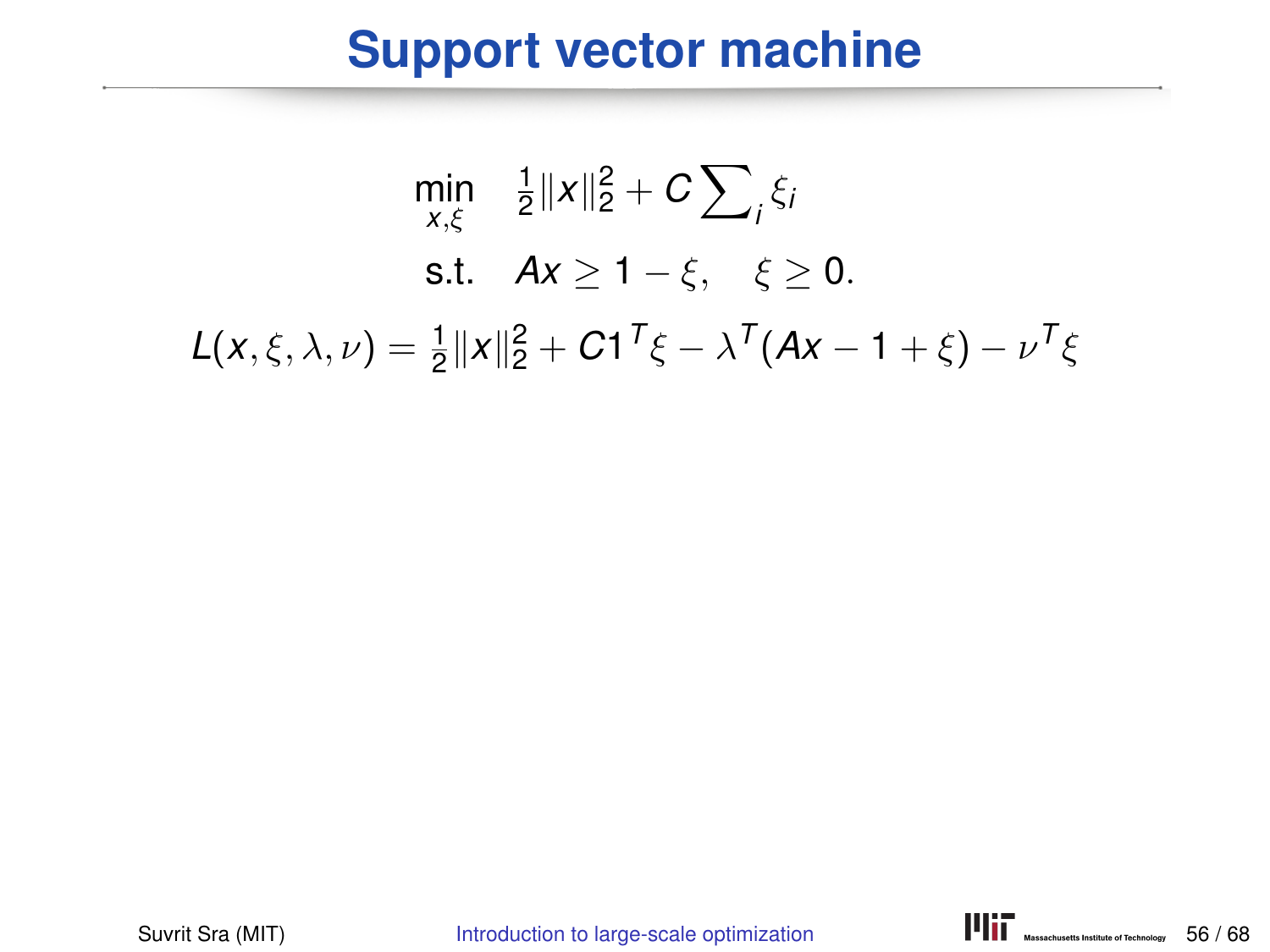# Support vector machine

$$
\begin{aligned}
\min_{x,\xi} \quad & \tfrac{1}{2}\|x\|_2^2 + C\sum\nolimits_i \xi_i \\
\text{s.t.} \quad & Ax \geq 1 - \xi, \quad \xi \geq 0.
\end{aligned}
$$

$$
L(x,\xi,\lambda,\nu) = \tfrac{1}{2}\|x\|_2^2 + C1^T\xi - \lambda^T(Ax - 1 + \xi) - \nu^T\xi
$$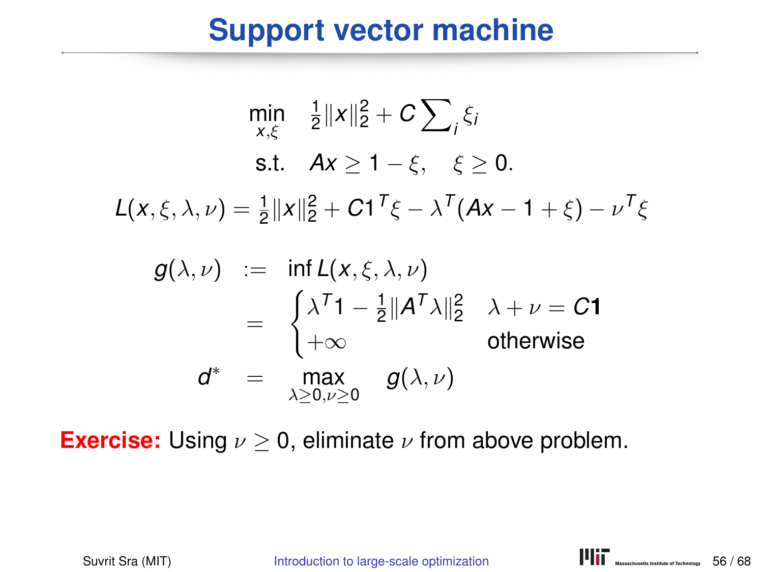# Support vector machine

$$
\begin{aligned}
\min_{x,\xi} \quad & \tfrac{1}{2}\|x\|_2^2 + C\sum\nolimits_i \xi_i \\
\text{s.t.} \quad & Ax \geq 1 - \xi, \quad \xi \geq 0.
\end{aligned}
$$

$$
L(x, \xi, \lambda, \nu) = \tfrac{1}{2}\|x\|_2^2 + C1^T\xi - \lambda^T(Ax - 1 + \xi) - \nu^T\xi
$$

$$
\begin{aligned}
g(\lambda, \nu) \quad &:= \quad \inf L(x, \xi, \lambda, \nu) \\
&= \quad \begin{cases} \lambda^T 1 - \tfrac{1}{2}\|A^T\lambda\|_2^2 & \lambda + \nu = C\mathbf{1} \\ +\infty & \text{otherwise} \end{cases} \\
d^* \quad &= \quad \max_{\lambda \geq 0, \nu \geq 0} \quad g(\lambda, \nu)
\end{aligned}
$$

**Exercise:** Using $\nu \geq 0$, eliminate $\nu$ from above problem.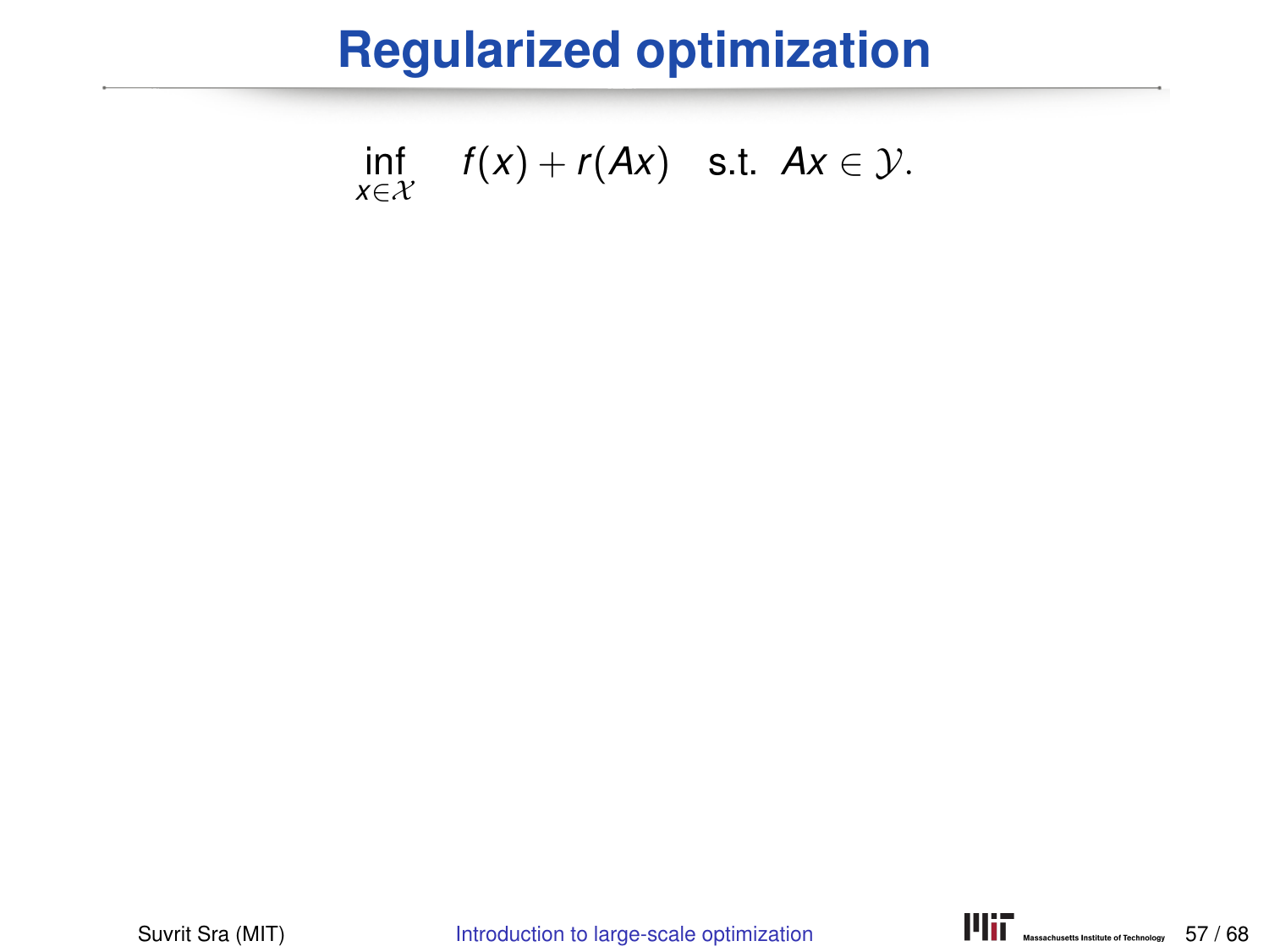# Regularized optimization

$$\inf_{x \in \mathcal{X}} \quad f(x) + r(Ax) \quad \text{s.t.} \;\; Ax \in \mathcal{Y}.$$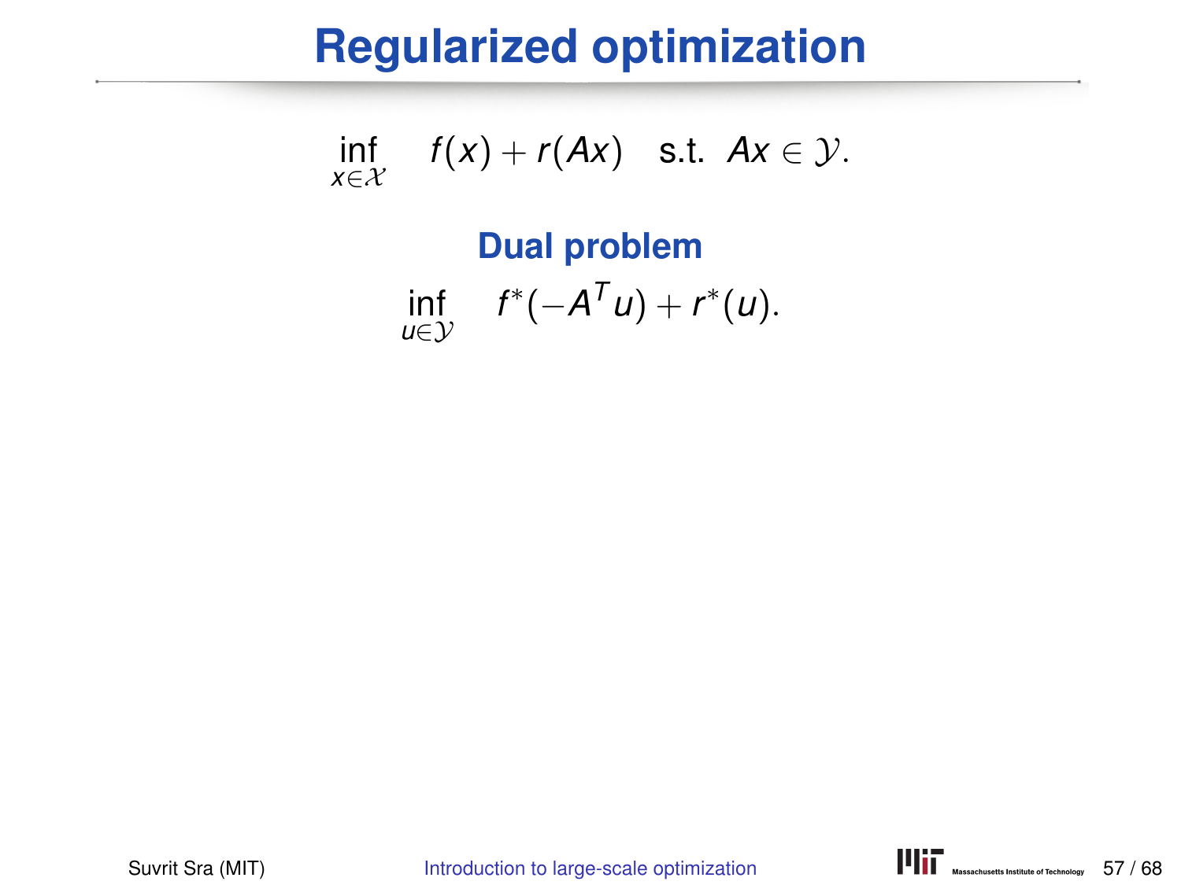# Regularized optimization

$$\inf_{x \in \mathcal{X}} \quad f(x) + r(Ax) \quad \text{s.t. } \; Ax \in \mathcal{Y}.$$

## Dual problem

$$\inf_{u \in \mathcal{Y}} \quad f^*(-A^T u) + r^*(u).$$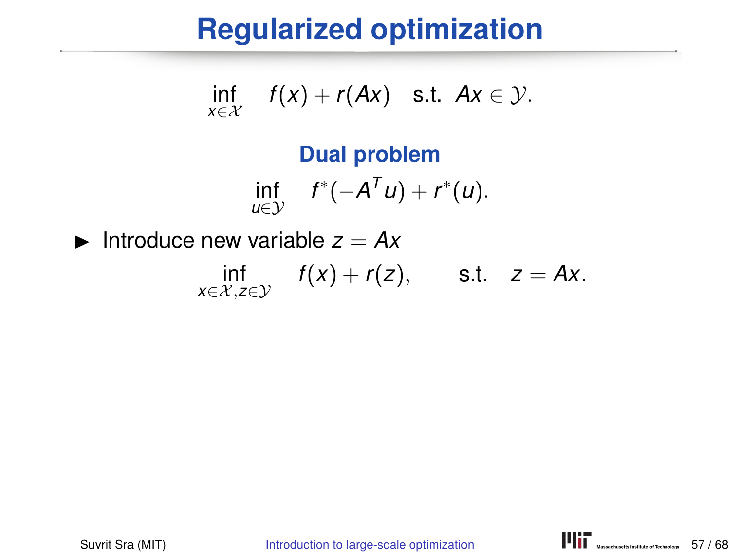# Regularized optimization

$$\inf_{x \in \mathcal{X}} \quad f(x) + r(Ax) \quad \text{s.t.} \;\; Ax \in \mathcal{Y}.$$

### Dual problem

$$\inf_{u \in \mathcal{Y}} \quad f^*(-A^T u) + r^*(u).$$

- Introduce new variable $z = Ax$

$$\inf_{x \in \mathcal{X}, z \in \mathcal{Y}} \quad f(x) + r(z), \qquad \text{s.t.} \quad z = Ax.$$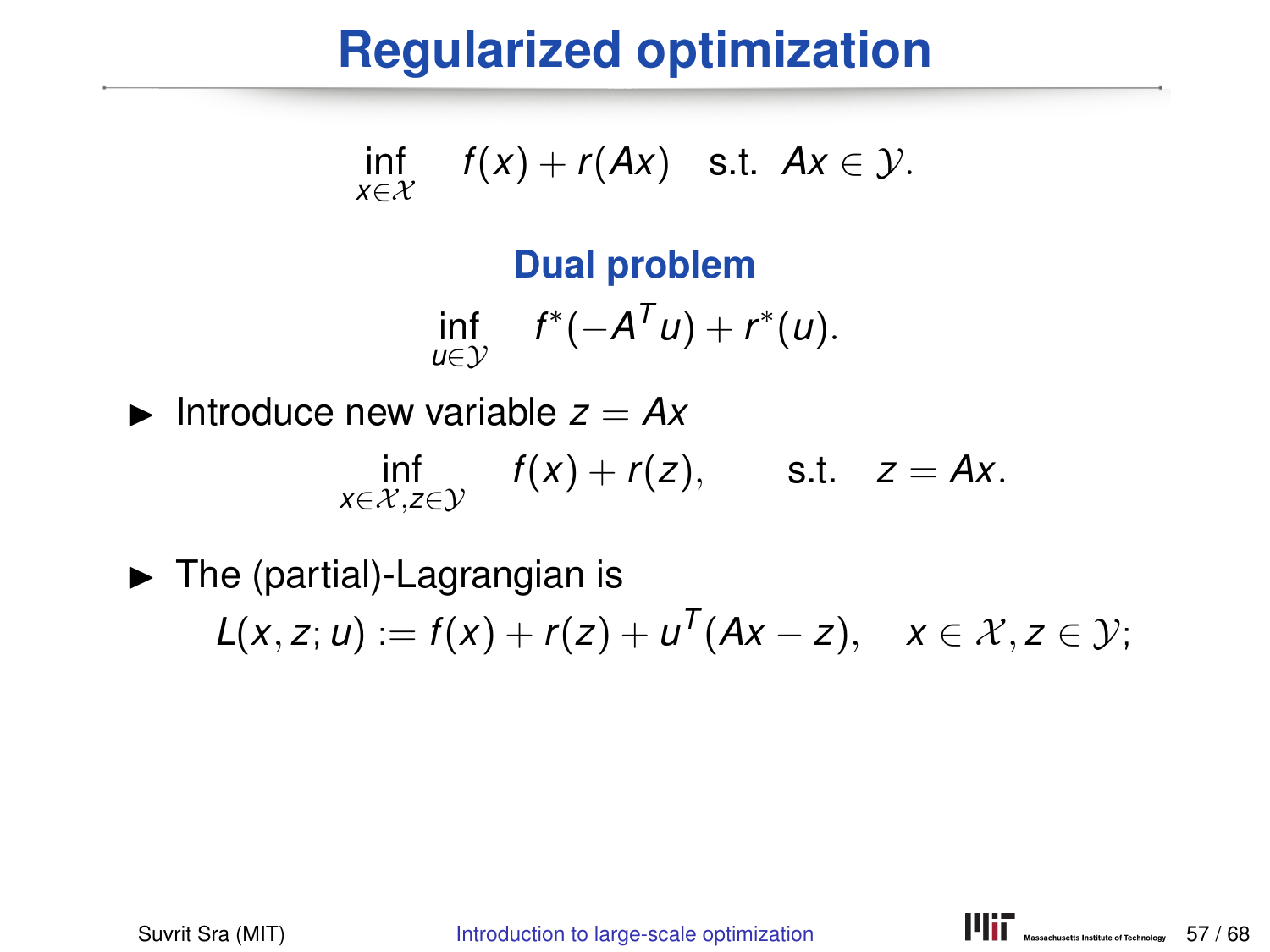# Regularized optimization

$$\inf_{x \in \mathcal{X}} \quad f(x) + r(Ax) \quad \text{s.t. } \; Ax \in \mathcal{Y}.$$

**Dual problem**

$$\inf_{u \in \mathcal{Y}} \quad f^*(-A^T u) + r^*(u).$$

- Introduce new variable $z = Ax$

$$\inf_{x \in \mathcal{X}, z \in \mathcal{Y}} \quad f(x) + r(z), \qquad \text{s.t.} \quad z = Ax.$$

- The (partial)-Lagrangian is

$$L(x, z; u) := f(x) + r(z) + u^T(Ax - z), \quad x \in \mathcal{X}, z \in \mathcal{Y};$$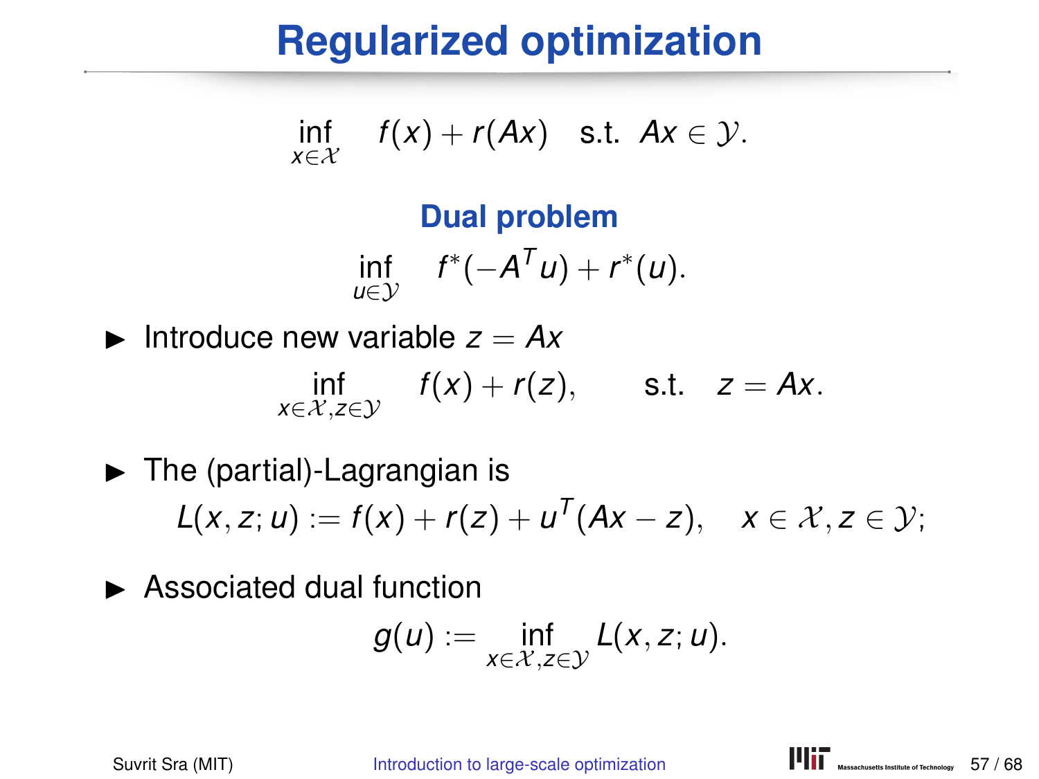# Regularized optimization

$$\inf_{x \in \mathcal{X}} \quad f(x) + r(Ax) \quad \text{s.t.} \;\; Ax \in \mathcal{Y}.$$

### Dual problem

$$\inf_{u \in \mathcal{Y}} \quad f^*(-A^T u) + r^*(u).$$

- Introduce new variable $z = Ax$

$$\inf_{x \in \mathcal{X}, z \in \mathcal{Y}} \quad f(x) + r(z), \qquad \text{s.t.} \quad z = Ax.$$

- The (partial)-Lagrangian is

$$L(x, z; u) := f(x) + r(z) + u^T(Ax - z), \quad x \in \mathcal{X}, z \in \mathcal{Y};$$

- Associated dual function

$$g(u) := \inf_{x \in \mathcal{X}, z \in \mathcal{Y}} L(x, z; u).$$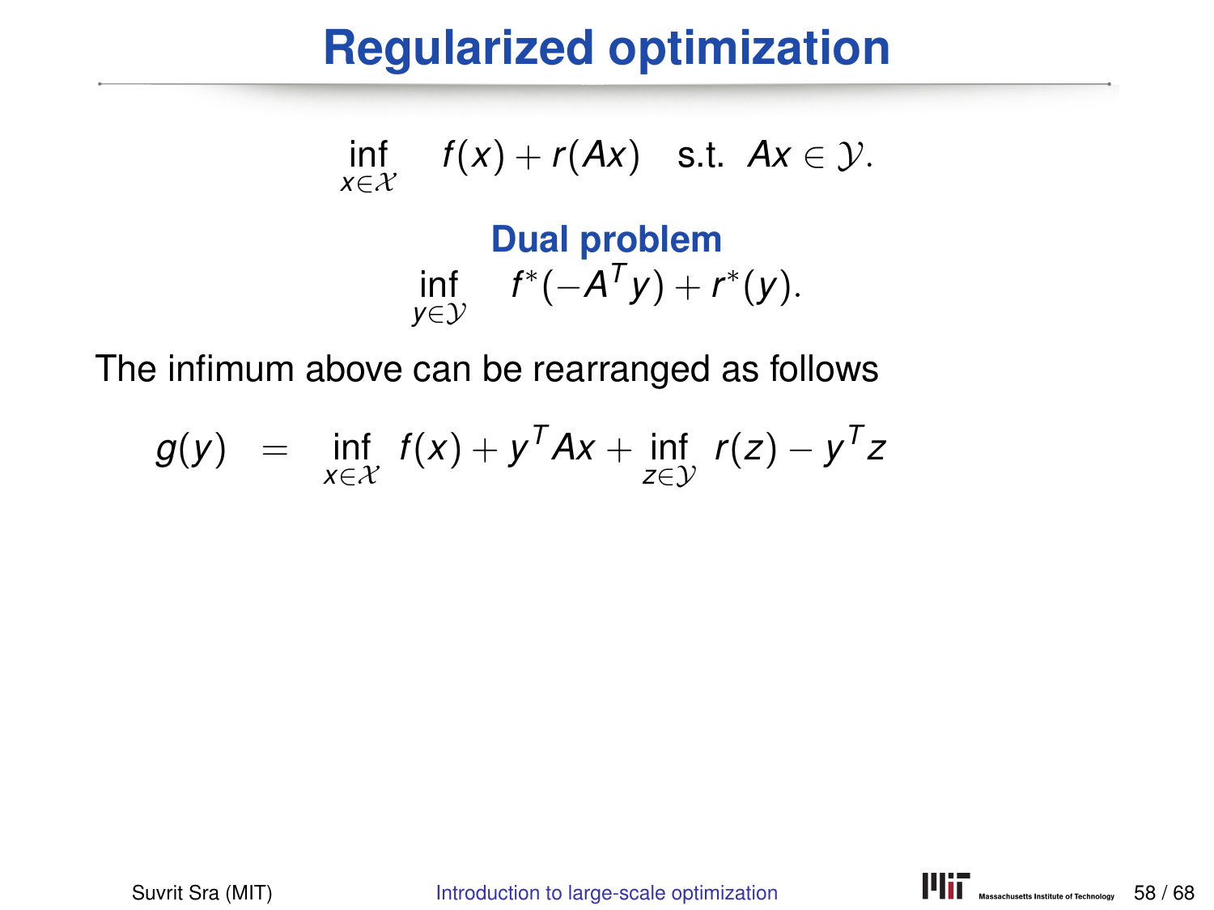# Regularized optimization

$$\inf_{x \in \mathcal{X}} \quad f(x) + r(Ax) \quad \text{s.t.} \;\; Ax \in \mathcal{Y}.$$

**Dual problem**

$$\inf_{y \in \mathcal{Y}} \quad f^*(-A^T y) + r^*(y).$$

The infimum above can be rearranged as follows

$$g(y) \;\; = \;\; \inf_{x \in \mathcal{X}} \; f(x) + y^T Ax + \inf_{z \in \mathcal{Y}} \; r(z) - y^T z$$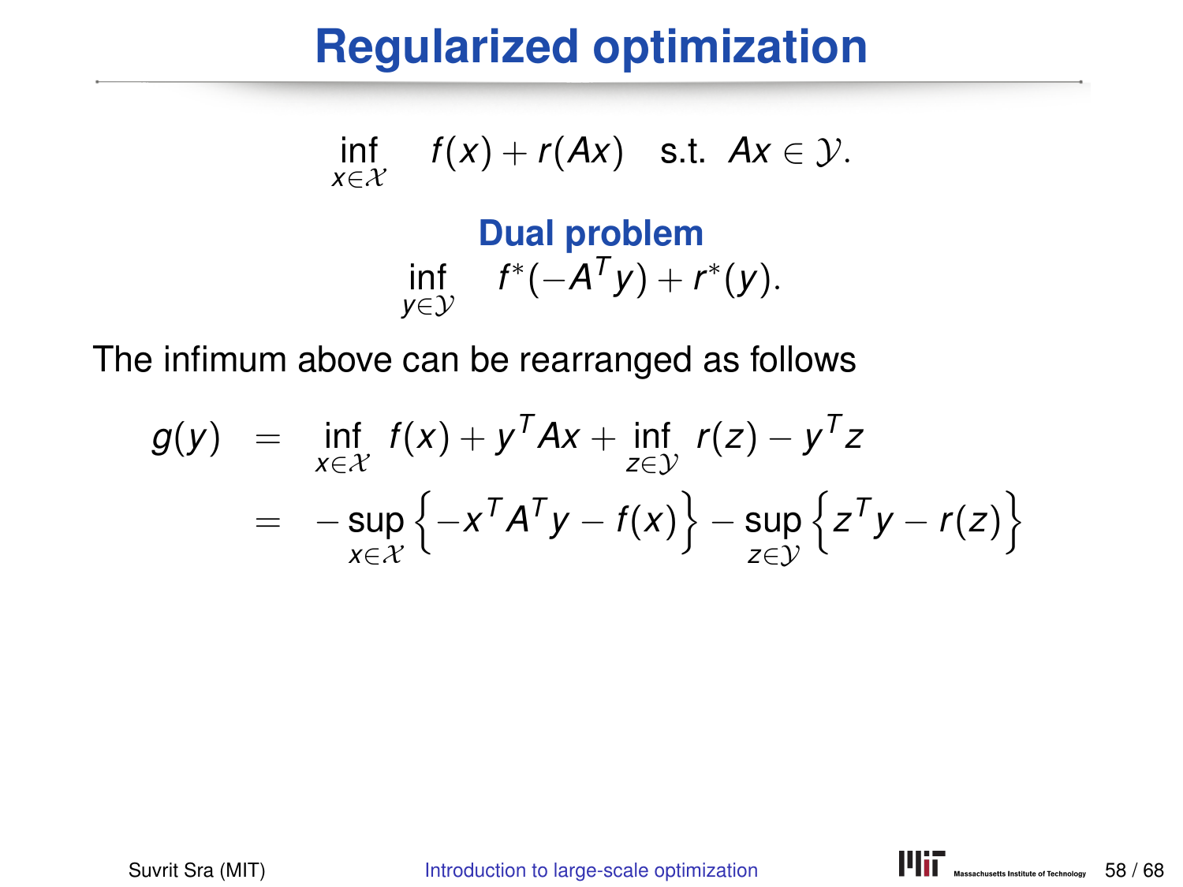# Regularized optimization

$$\inf_{x \in \mathcal{X}} \quad f(x) + r(Ax) \quad \text{s.t.} \;\; Ax \in \mathcal{Y}.$$

**Dual problem**

$$\inf_{y \in \mathcal{Y}} \quad f^*(-A^T y) + r^*(y).$$

The infimum above can be rearranged as follows

$$
\begin{aligned}
g(y) &= \inf_{x \in \mathcal{X}} f(x) + y^T A x + \inf_{z \in \mathcal{Y}} r(z) - y^T z \\
&= -\sup_{x \in \mathcal{X}} \left\{ -x^T A^T y - f(x) \right\} - \sup_{z \in \mathcal{Y}} \left\{ z^T y - r(z) \right\}
\end{aligned}
$$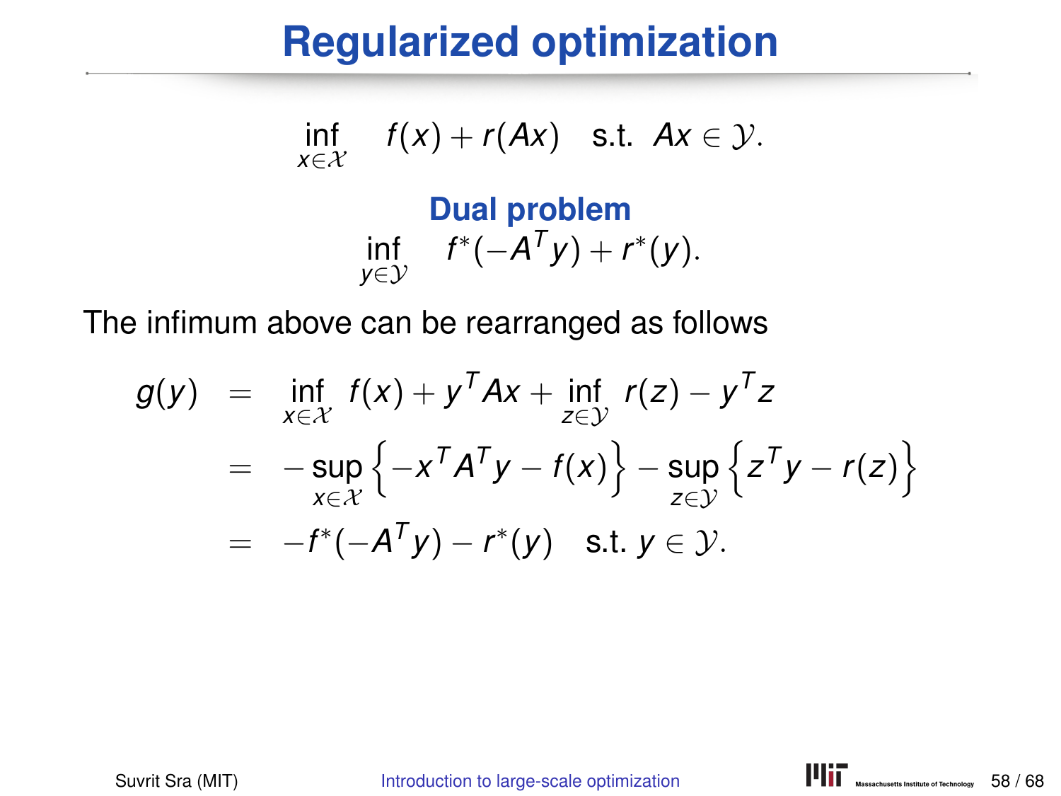# Regularized optimization

$$\inf_{x \in \mathcal{X}} \quad f(x) + r(Ax) \quad \text{s.t. } \; Ax \in \mathcal{Y}.$$

**Dual problem**

$$\inf_{y \in \mathcal{Y}} \quad f^*(-A^T y) + r^*(y).$$

The infimum above can be rearranged as follows

$$\begin{aligned}
g(y) &= \inf_{x \in \mathcal{X}} \; f(x) + y^T A x + \inf_{z \in \mathcal{Y}} \; r(z) - y^T z \\
&= -\sup_{x \in \mathcal{X}} \left\{ -x^T A^T y - f(x) \right\} - \sup_{z \in \mathcal{Y}} \left\{ z^T y - r(z) \right\} \\
&= -f^*(-A^T y) - r^*(y) \quad \text{s.t. } y \in \mathcal{Y}.
\end{aligned}$$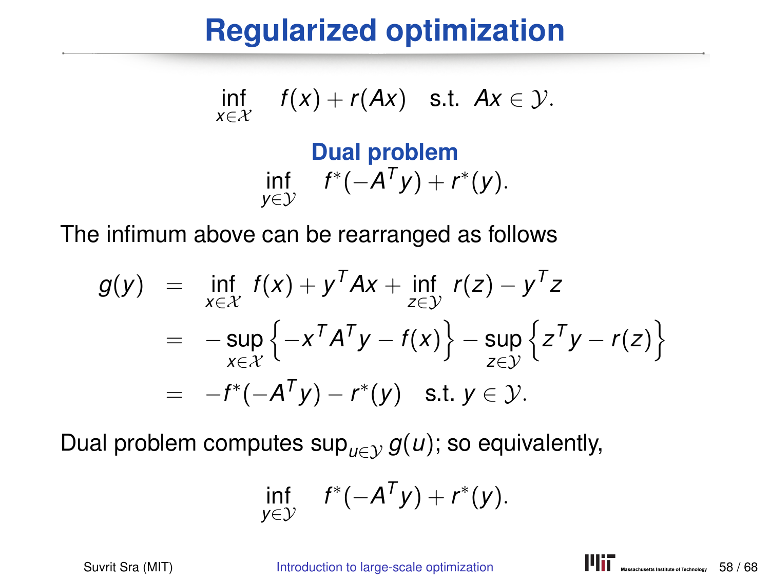# Regularized optimization

$$\inf_{x \in \mathcal{X}} \quad f(x) + r(Ax) \quad \text{s.t.} \;\; Ax \in \mathcal{Y}.$$

**Dual problem**

$$\inf_{y \in \mathcal{Y}} \quad f^*(-A^T y) + r^*(y).$$

The infimum above can be rearranged as follows

$$\begin{aligned}
g(y) &= \inf_{x \in \mathcal{X}} f(x) + y^T Ax + \inf_{z \in \mathcal{Y}} r(z) - y^T z \\
&= -\sup_{x \in \mathcal{X}} \left\{ -x^T A^T y - f(x) \right\} - \sup_{z \in \mathcal{Y}} \left\{ z^T y - r(z) \right\} \\
&= -f^*(-A^T y) - r^*(y) \quad \text{s.t. } y \in \mathcal{Y}.
\end{aligned}$$

Dual problem computes $\sup_{u \in \mathcal{Y}} g(u)$; so equivalently,

$$\inf_{y \in \mathcal{Y}} \quad f^*(-A^T y) + r^*(y).$$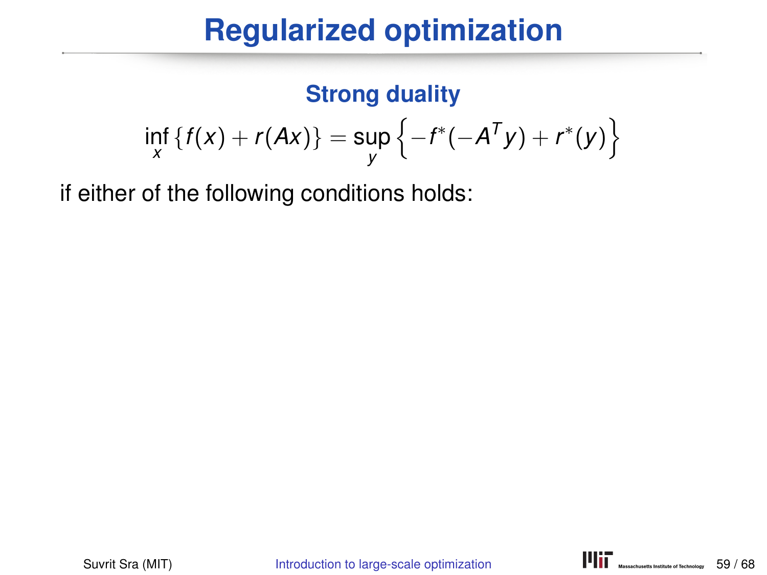# Regularized optimization

### Strong duality

$$\inf_x \{f(x) + r(Ax)\} = \sup_y \left\{-f^*(-A^T y) + r^*(y)\right\}$$

if either of the following conditions holds: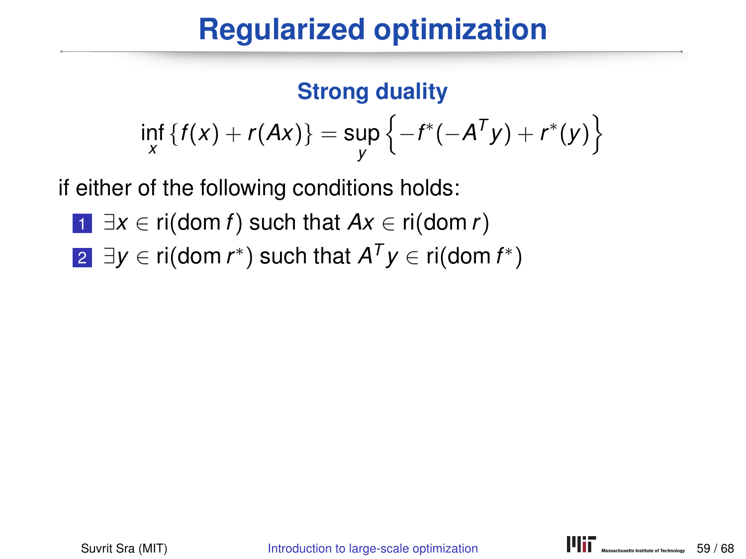# Regularized optimization

### Strong duality

$$\inf_x \{f(x) + r(Ax)\} = \sup_y \left\{-f^*(-A^T y) + r^*(y)\right\}$$

if either of the following conditions holds:

1. $\exists x \in \text{ri}(\text{dom}\, f)$ such that $Ax \in \text{ri}(\text{dom}\, r)$
2. $\exists y \in \text{ri}(\text{dom}\, r^*)$ such that $A^T y \in \text{ri}(\text{dom}\, f^*)$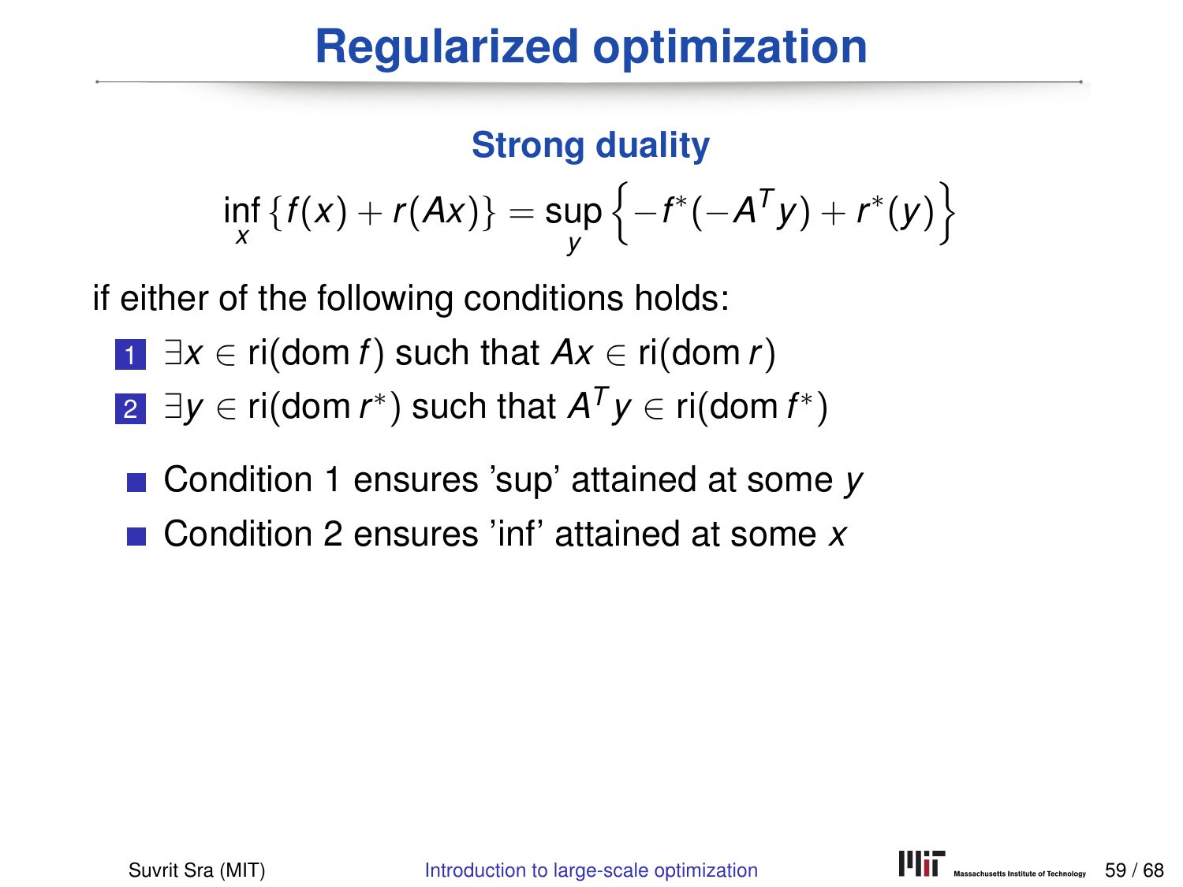# Regularized optimization

## Strong duality

$$\inf_x \{f(x) + r(Ax)\} = \sup_y \left\{-f^*(-A^T y) + r^*(y)\right\}$$

if either of the following conditions holds:

1. $\exists x \in \text{ri}(\text{dom}\, f)$ such that $Ax \in \text{ri}(\text{dom}\, r)$
2. $\exists y \in \text{ri}(\text{dom}\, r^*)$ such that $A^T y \in \text{ri}(\text{dom}\, f^*)$

- Condition 1 ensures 'sup' attained at some $y$
- Condition 2 ensures 'inf' attained at some $x$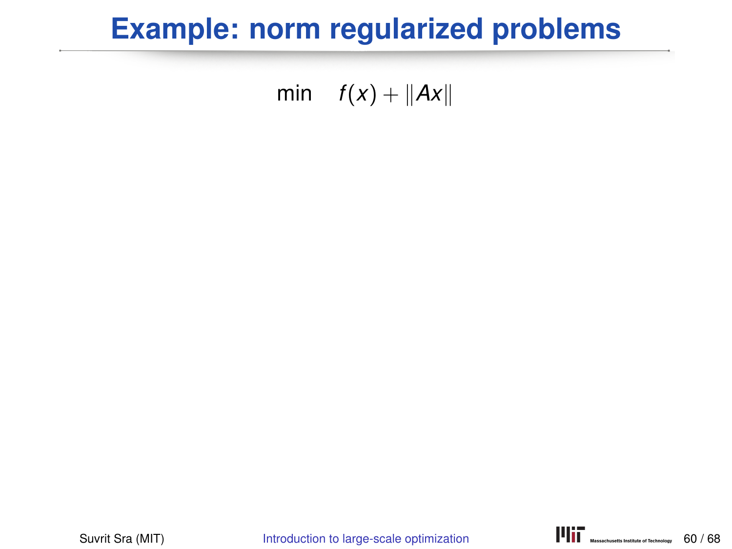# Example: norm regularized problems

$$\min \quad f(x) + \|Ax\|$$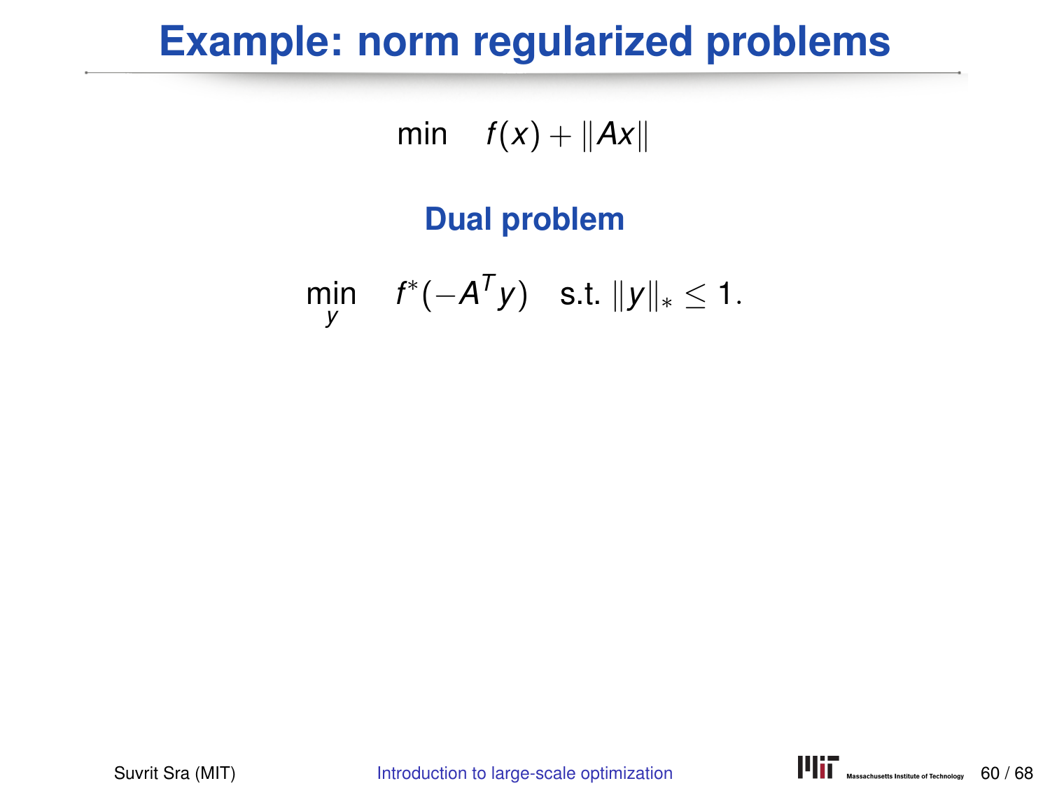# Example: norm regularized problems

$$\min \quad f(x) + \|Ax\|$$

**Dual problem**

$$\min_y \quad f^*(-A^T y) \quad \text{s.t. } \|y\|_* \leq 1.$$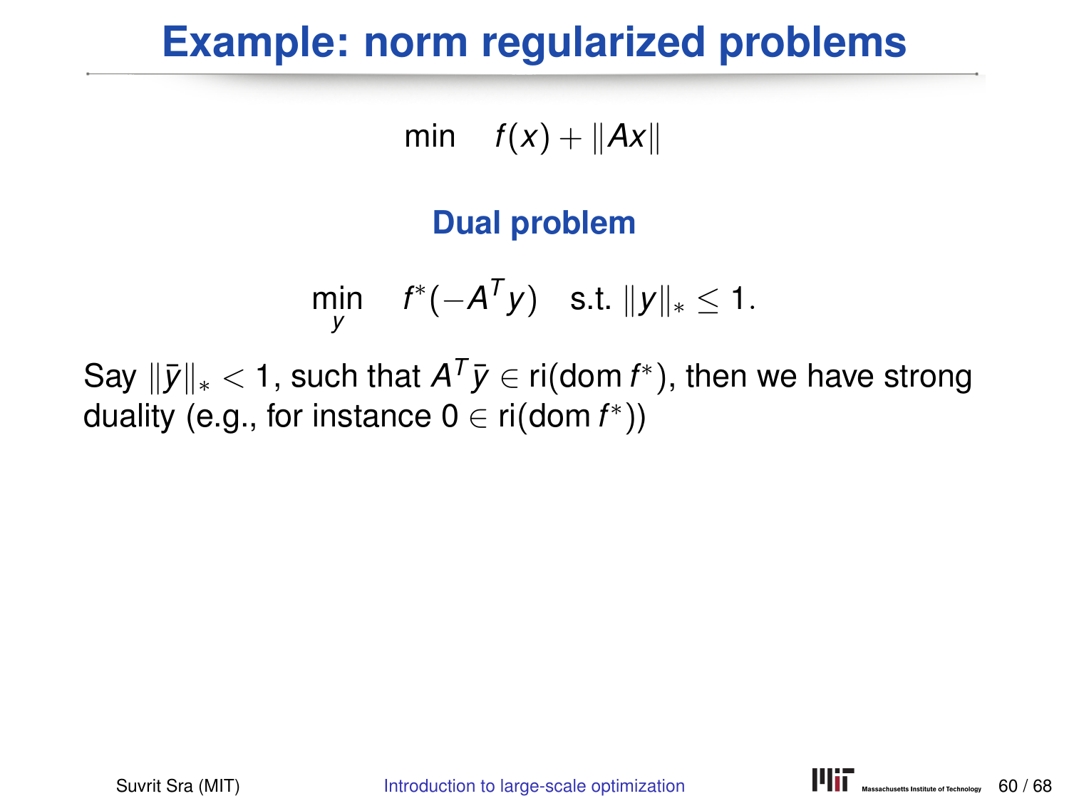# Example: norm regularized problems

$$\min \quad f(x) + \|Ax\|$$

**Dual problem**

$$\min_y \quad f^*(-A^T y) \quad \text{s.t. } \|y\|_* \leq 1.$$

Say $\|\bar{y}\|_* < 1$, such that $A^T\bar{y} \in \text{ri}(\text{dom } f^*)$, then we have strong duality (e.g., for instance $0 \in \text{ri}(\text{dom } f^*)$)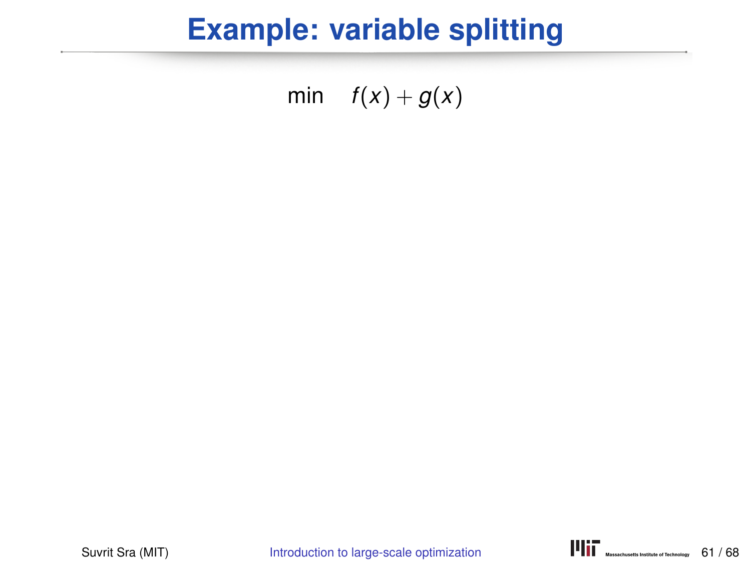# Example: variable splitting

$$\min \quad f(x) + g(x)$$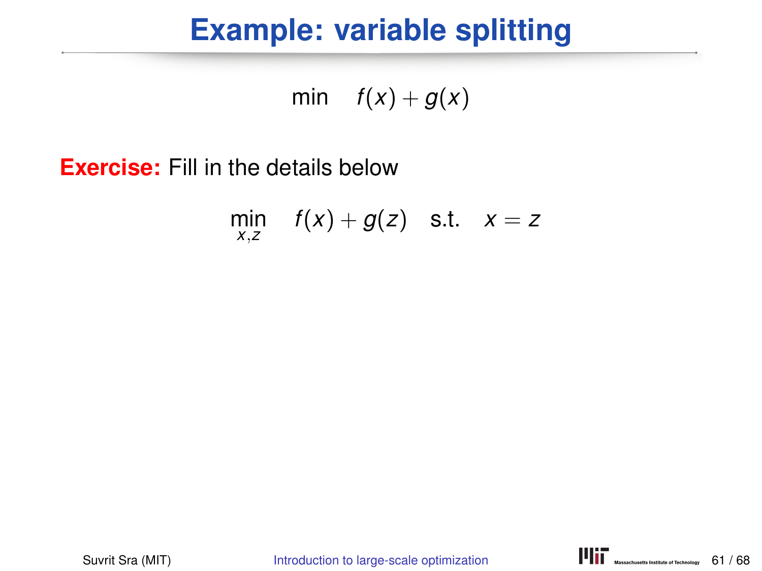# Example: variable splitting

$$\min \quad f(x) + g(x)$$

**Exercise:** Fill in the details below

$$\min_{x,z} \quad f(x) + g(z) \quad \text{s.t.} \quad x = z$$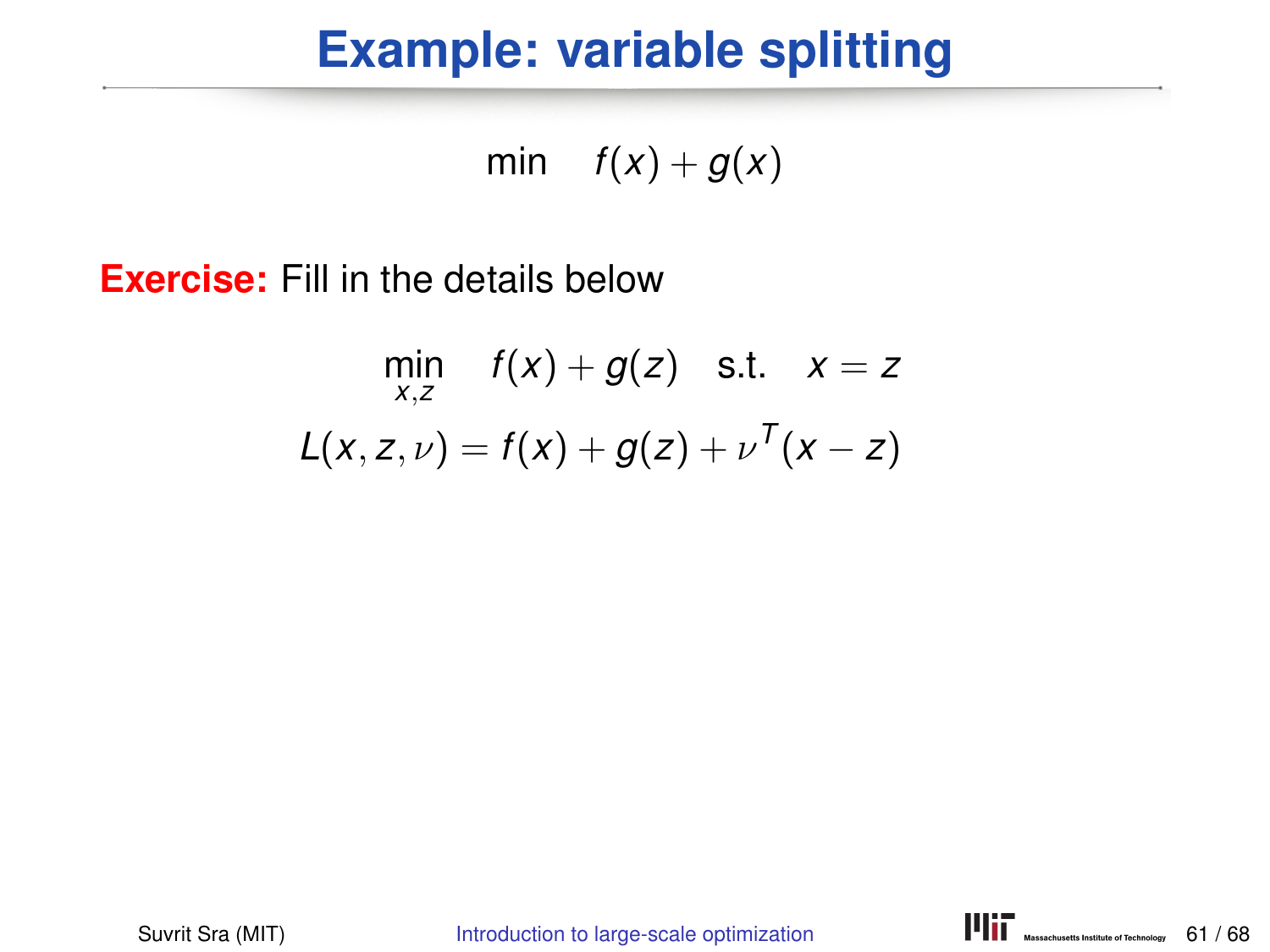# Example: variable splitting

$$\min \quad f(x) + g(x)$$

**Exercise:** Fill in the details below

$$\min_{x,z} \quad f(x) + g(z) \quad \text{s.t.} \quad x = z$$

$$L(x, z, \nu) = f(x) + g(z) + \nu^T(x - z)$$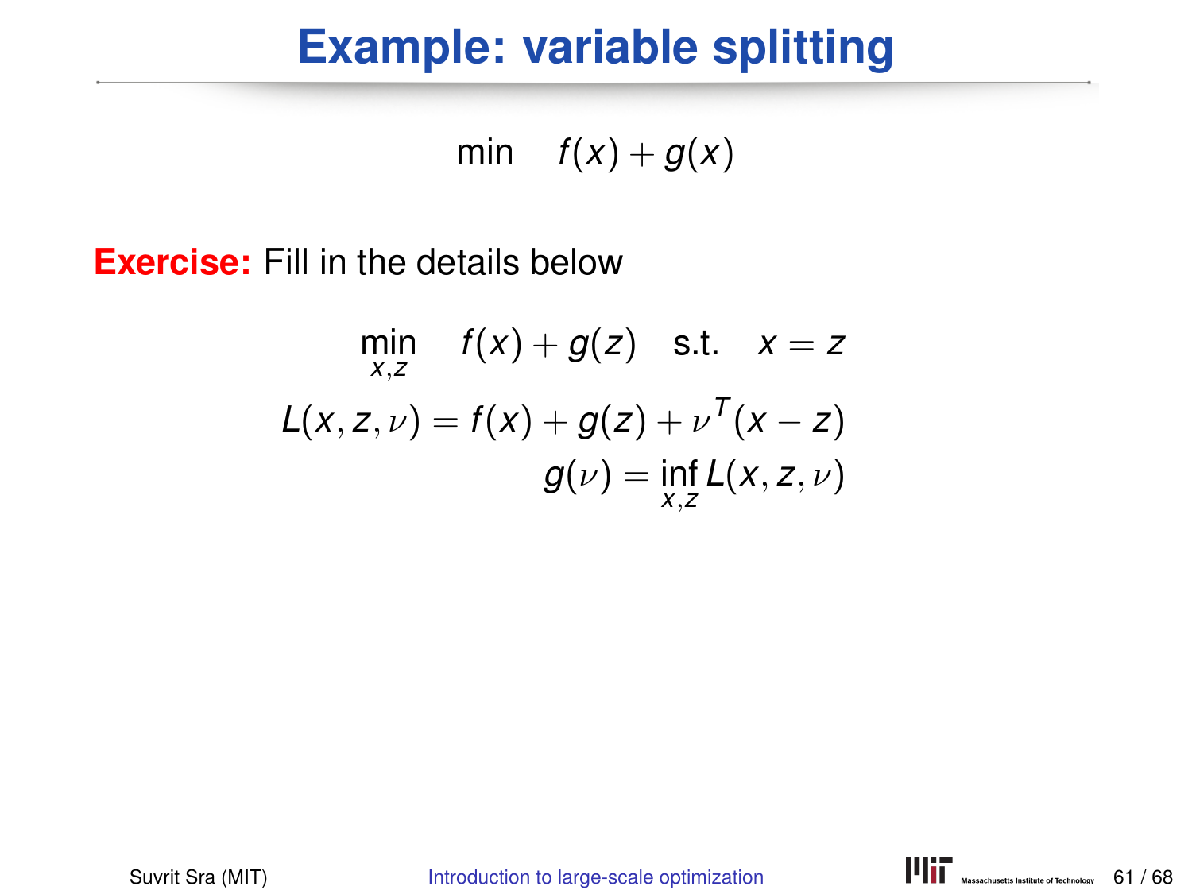# Example: variable splitting

$$\min \quad f(x) + g(x)$$

**Exercise:** Fill in the details below

$$\min_{x,z} \quad f(x) + g(z) \quad \text{s.t.} \quad x = z$$

$$L(x, z, \nu) = f(x) + g(z) + \nu^T(x - z)$$

$$g(\nu) = \inf_{x,z} L(x, z, \nu)$$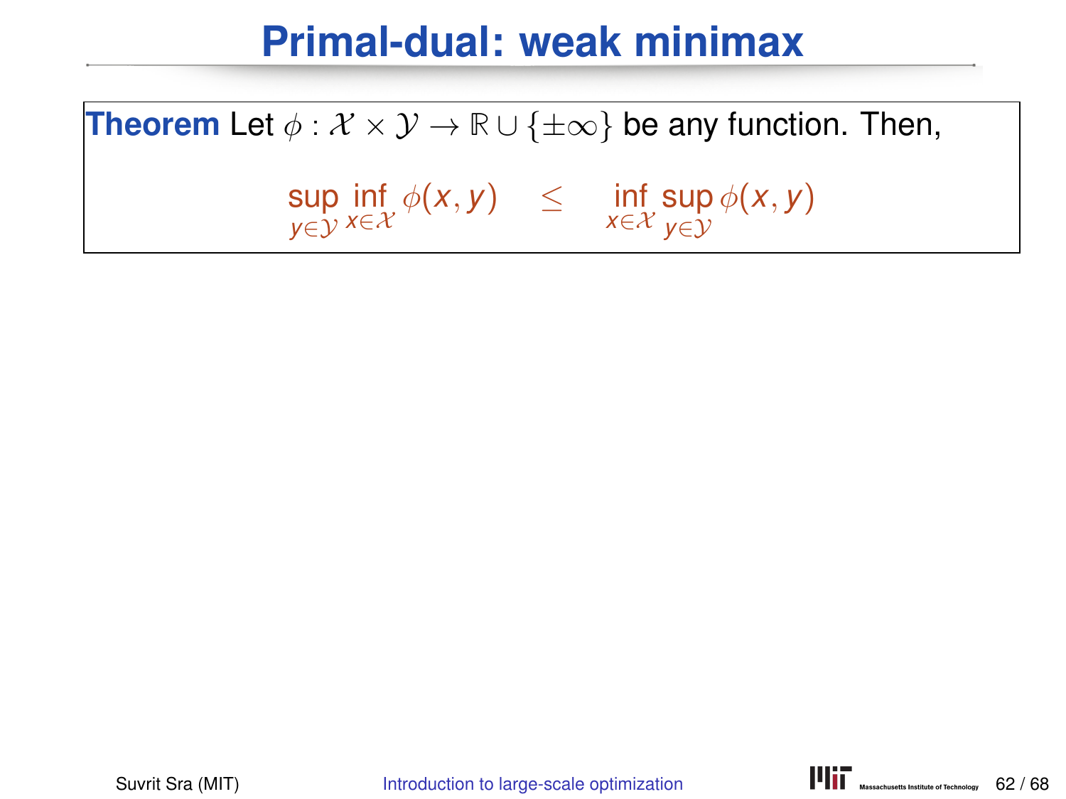# Primal-dual: weak minimax

**Theorem** Let $\phi : \mathcal{X} \times \mathcal{Y} \to \mathbb{R} \cup \{\pm\infty\}$ be any function. Then,

$$\sup_{y \in \mathcal{Y}} \inf_{x \in \mathcal{X}} \phi(x, y) \quad \leq \quad \inf_{x \in \mathcal{X}} \sup_{y \in \mathcal{Y}} \phi(x, y)$$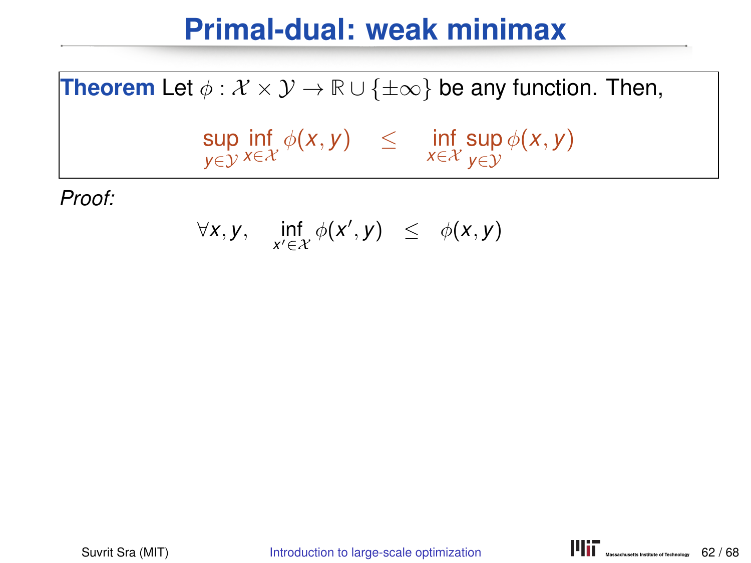# Primal-dual: weak minimax

**Theorem** Let $\phi : \mathcal{X} \times \mathcal{Y} \to \mathbb{R} \cup \{\pm\infty\}$ be any function. Then,

$$\sup_{y \in \mathcal{Y}} \inf_{x \in \mathcal{X}} \phi(x, y) \quad \leq \quad \inf_{x \in \mathcal{X}} \sup_{y \in \mathcal{Y}} \phi(x, y)$$

*Proof:*

$$\forall x, y, \quad \inf_{x' \in \mathcal{X}} \phi(x', y) \;\; \leq \;\; \phi(x, y)$$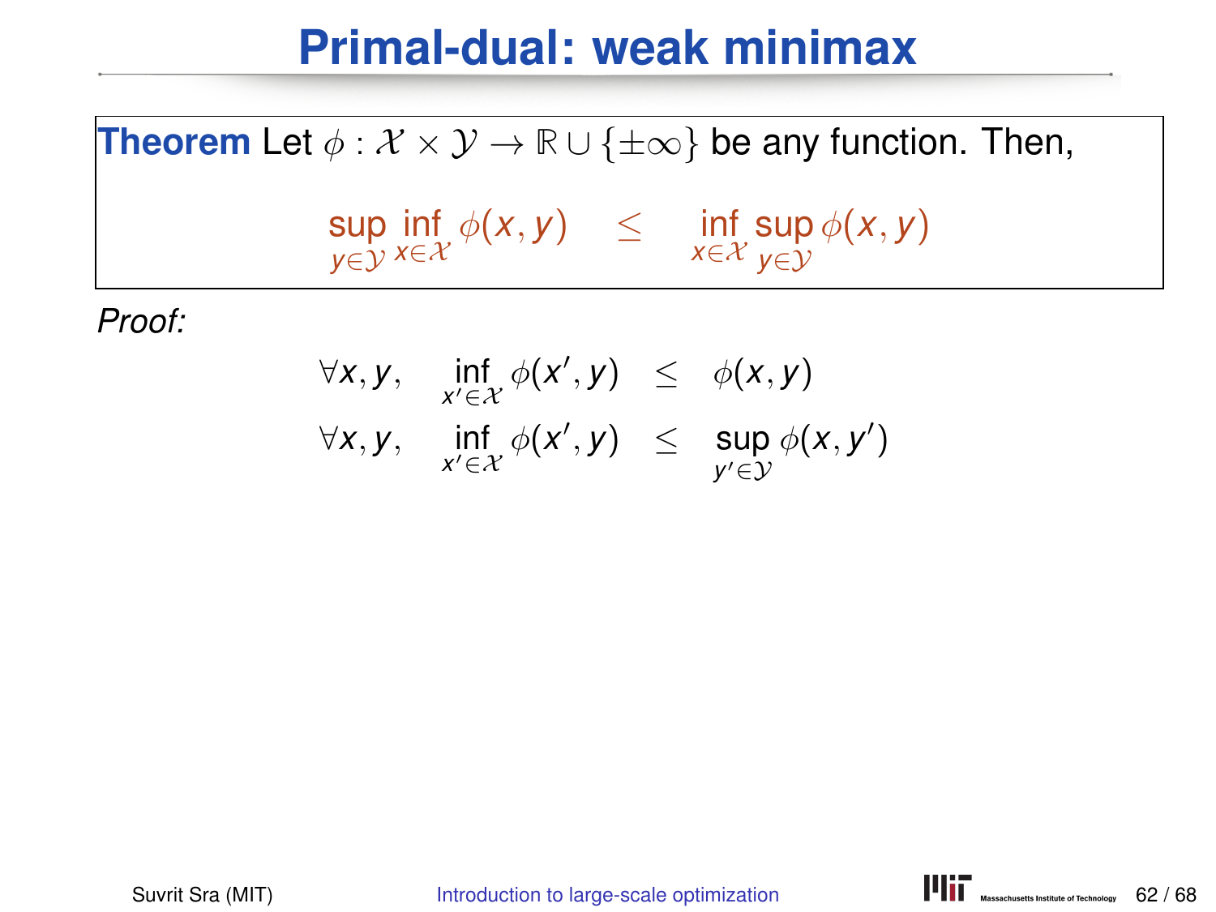# Primal-dual: weak minimax

**Theorem** Let $\phi : \mathcal{X} \times \mathcal{Y} \to \mathbb{R} \cup \{\pm\infty\}$ be any function. Then,

$$\sup_{y \in \mathcal{Y}} \inf_{x \in \mathcal{X}} \phi(x, y) \quad \leq \quad \inf_{x \in \mathcal{X}} \sup_{y \in \mathcal{Y}} \phi(x, y)$$

*Proof:*

$$\forall x, y, \quad \inf_{x' \in \mathcal{X}} \phi(x', y) \quad \leq \quad \phi(x, y)$$

$$\forall x, y, \quad \inf_{x' \in \mathcal{X}} \phi(x', y) \quad \leq \quad \sup_{y' \in \mathcal{Y}} \phi(x, y')$$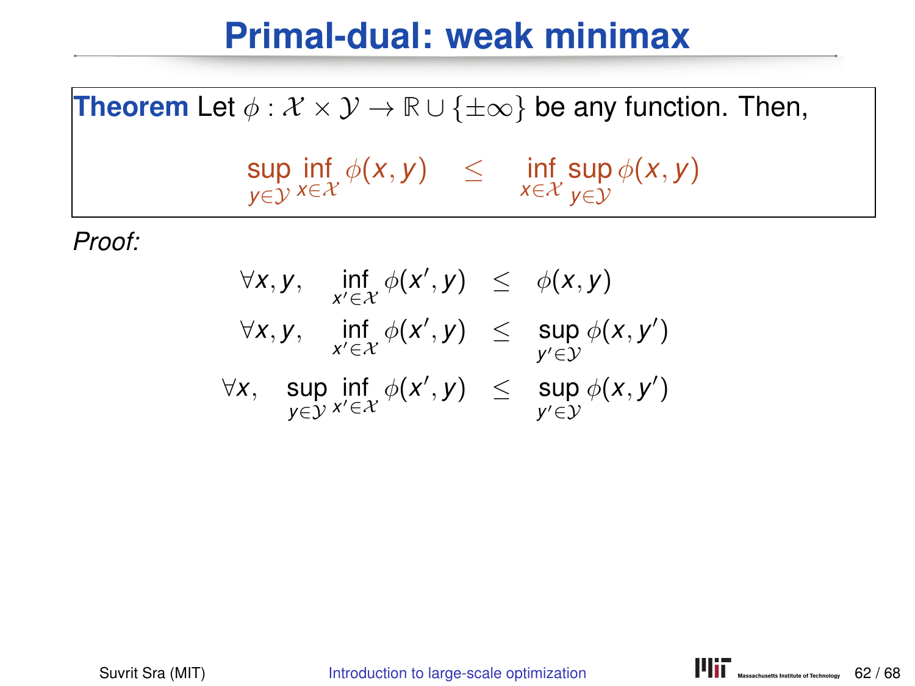# Primal-dual: weak minimax

**Theorem** Let $\phi : \mathcal{X} \times \mathcal{Y} \to \mathbb{R} \cup \{\pm\infty\}$ be any function. Then,

$$\sup_{y \in \mathcal{Y}} \inf_{x \in \mathcal{X}} \phi(x, y) \quad \leq \quad \inf_{x \in \mathcal{X}} \sup_{y \in \mathcal{Y}} \phi(x, y)$$

*Proof:*

$$\forall x, y, \quad \inf_{x' \in \mathcal{X}} \phi(x', y) \quad \leq \quad \phi(x, y)$$

$$\forall x, y, \quad \inf_{x' \in \mathcal{X}} \phi(x', y) \quad \leq \quad \sup_{y' \in \mathcal{Y}} \phi(x, y')$$

$$\forall x, \quad \sup_{y \in \mathcal{Y}} \inf_{x' \in \mathcal{X}} \phi(x', y) \quad \leq \quad \sup_{y' \in \mathcal{Y}} \phi(x, y')$$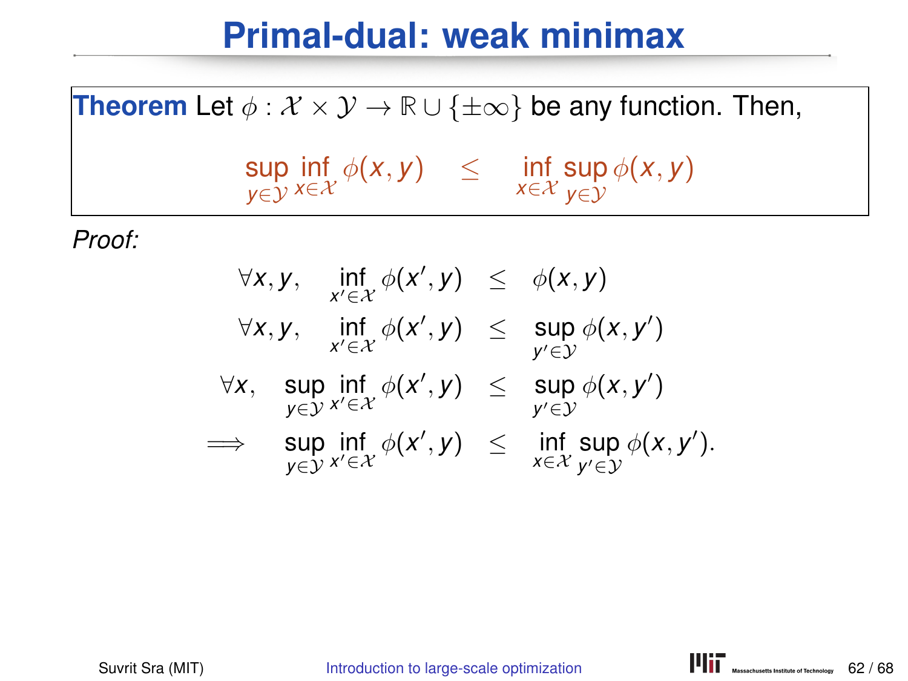# Primal-dual: weak minimax

**Theorem** Let $\phi : \mathcal{X} \times \mathcal{Y} \to \mathbb{R} \cup \{\pm\infty\}$ be any function. Then,

$$\sup_{y \in \mathcal{Y}} \inf_{x \in \mathcal{X}} \phi(x, y) \quad \leq \quad \inf_{x \in \mathcal{X}} \sup_{y \in \mathcal{Y}} \phi(x, y)$$

*Proof:*

$$
\begin{aligned}
\forall x, y, \quad \inf_{x' \in \mathcal{X}} \phi(x', y) \quad &\leq \quad \phi(x, y) \\
\forall x, y, \quad \inf_{x' \in \mathcal{X}} \phi(x', y) \quad &\leq \quad \sup_{y' \in \mathcal{Y}} \phi(x, y') \\
\forall x, \quad \sup_{y \in \mathcal{Y}} \inf_{x' \in \mathcal{X}} \phi(x', y) \quad &\leq \quad \sup_{y' \in \mathcal{Y}} \phi(x, y') \\
\implies \quad \sup_{y \in \mathcal{Y}} \inf_{x' \in \mathcal{X}} \phi(x', y) \quad &\leq \quad \inf_{x \in \mathcal{X}} \sup_{y' \in \mathcal{Y}} \phi(x, y').
\end{aligned}
$$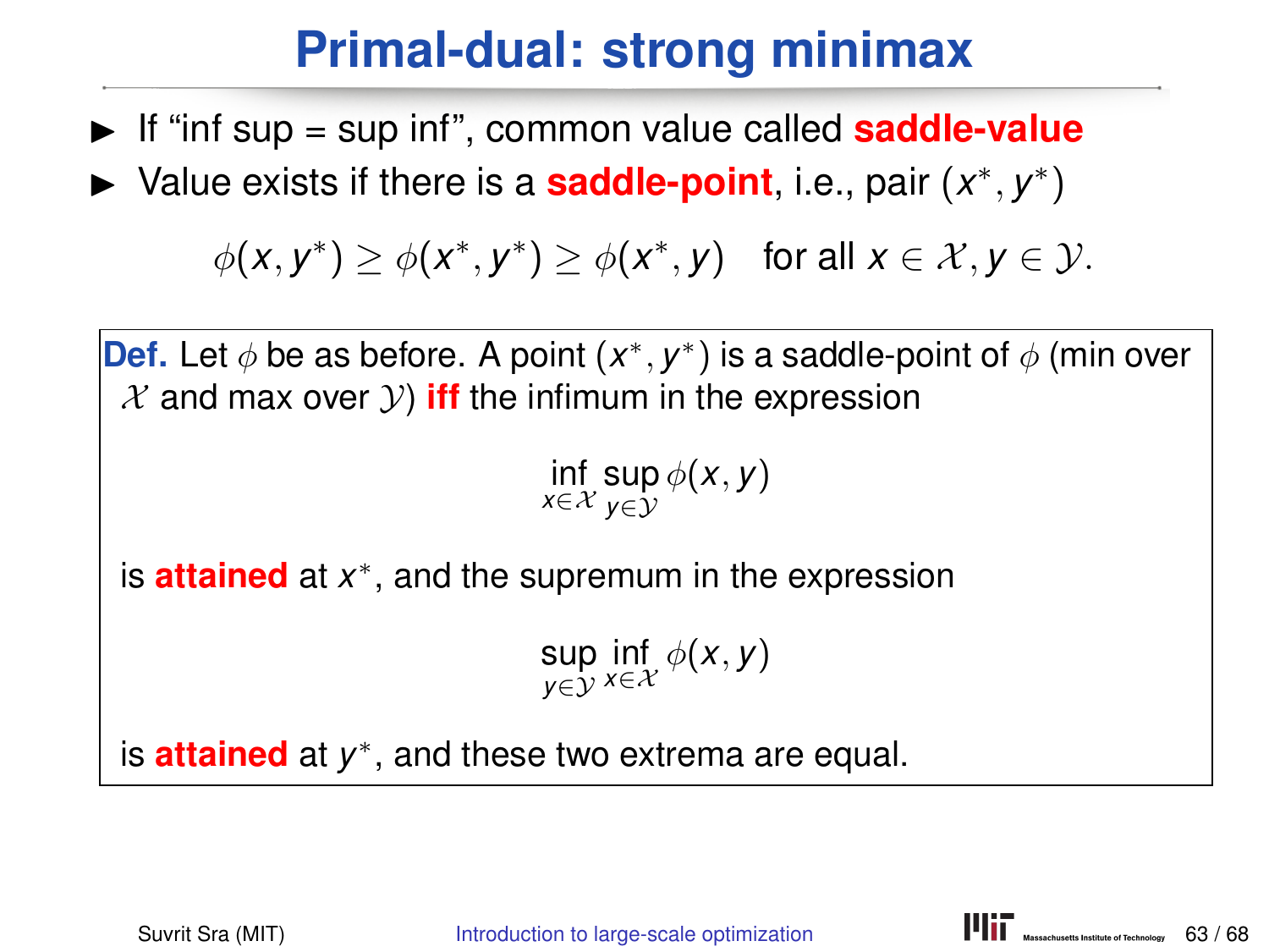# Primal-dual: strong minimax

- If "inf sup = sup inf", common value called **saddle-value**
- Value exists if there is a **saddle-point**, i.e., pair $(x^*, y^*)$

$$\phi(x, y^*) \geq \phi(x^*, y^*) \geq \phi(x^*, y) \quad \text{for all } x \in \mathcal{X}, y \in \mathcal{Y}.$$

**Def.** Let $\phi$ be as before. A point $(x^*, y^*)$ is a saddle-point of $\phi$ (min over $\mathcal{X}$ and max over $\mathcal{Y}$) **iff** the infimum in the expression

$$\inf_{x \in \mathcal{X}} \sup_{y \in \mathcal{Y}} \phi(x, y)$$

is **attained** at $x^*$, and the supremum in the expression

$$\sup_{y \in \mathcal{Y}} \inf_{x \in \mathcal{X}} \phi(x, y)$$

is **attained** at $y^*$, and these two extrema are equal.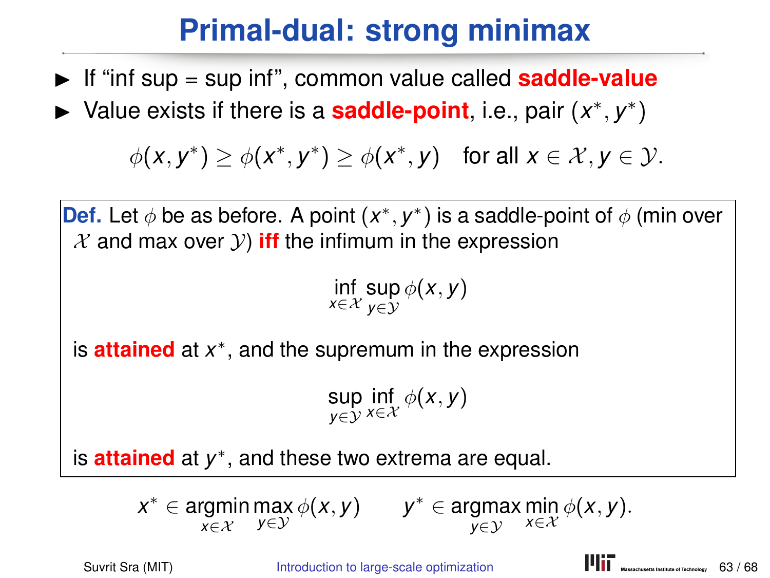# Primal-dual: strong minimax

- If "inf sup = sup inf", common value called **saddle-value**
- Value exists if there is a **saddle-point**, i.e., pair $(x^*, y^*)$

$$\phi(x, y^*) \geq \phi(x^*, y^*) \geq \phi(x^*, y) \quad \text{for all } x \in \mathcal{X}, y \in \mathcal{Y}.$$

**Def.** Let $\phi$ be as before. A point $(x^*, y^*)$ is a saddle-point of $\phi$ (min over $\mathcal{X}$ and max over $\mathcal{Y}$) **iff** the infimum in the expression

$$\inf_{x \in \mathcal{X}} \sup_{y \in \mathcal{Y}} \phi(x, y)$$

is **attained** at $x^*$, and the supremum in the expression

$$\sup_{y \in \mathcal{Y}} \inf_{x \in \mathcal{X}} \phi(x, y)$$

is **attained** at $y^*$, and these two extrema are equal.

$$x^* \in \operatorname*{argmin}_{x \in \mathcal{X}} \max_{y \in \mathcal{Y}} \phi(x, y) \qquad y^* \in \operatorname*{argmax}_{y \in \mathcal{Y}} \min_{x \in \mathcal{X}} \phi(x, y).$$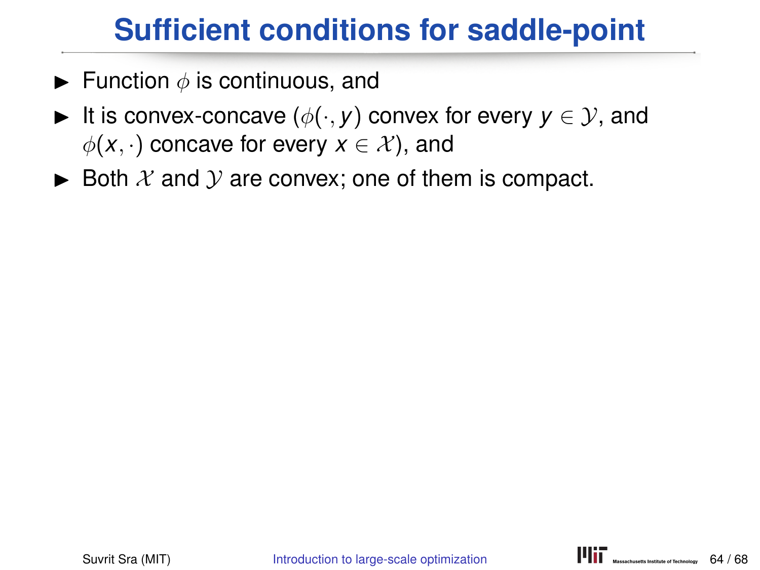# Sufficient conditions for saddle-point

- Function $\phi$ is continuous, and
- It is convex-concave ($\phi(\cdot, y)$ convex for every $y \in \mathcal{Y}$, and $\phi(x, \cdot)$ concave for every $x \in \mathcal{X}$), and
- Both $\mathcal{X}$ and $\mathcal{Y}$ are convex; one of them is compact.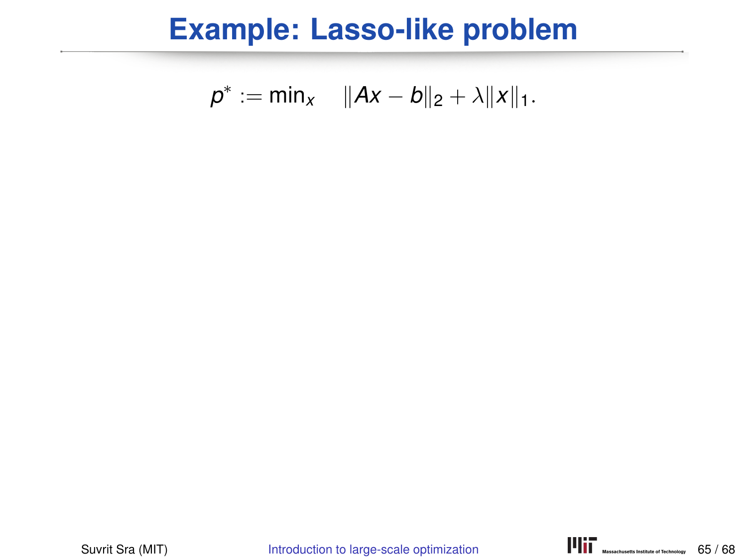# Example: Lasso-like problem

$$p^* := \min_x \quad \|Ax - b\|_2 + \lambda \|x\|_1.$$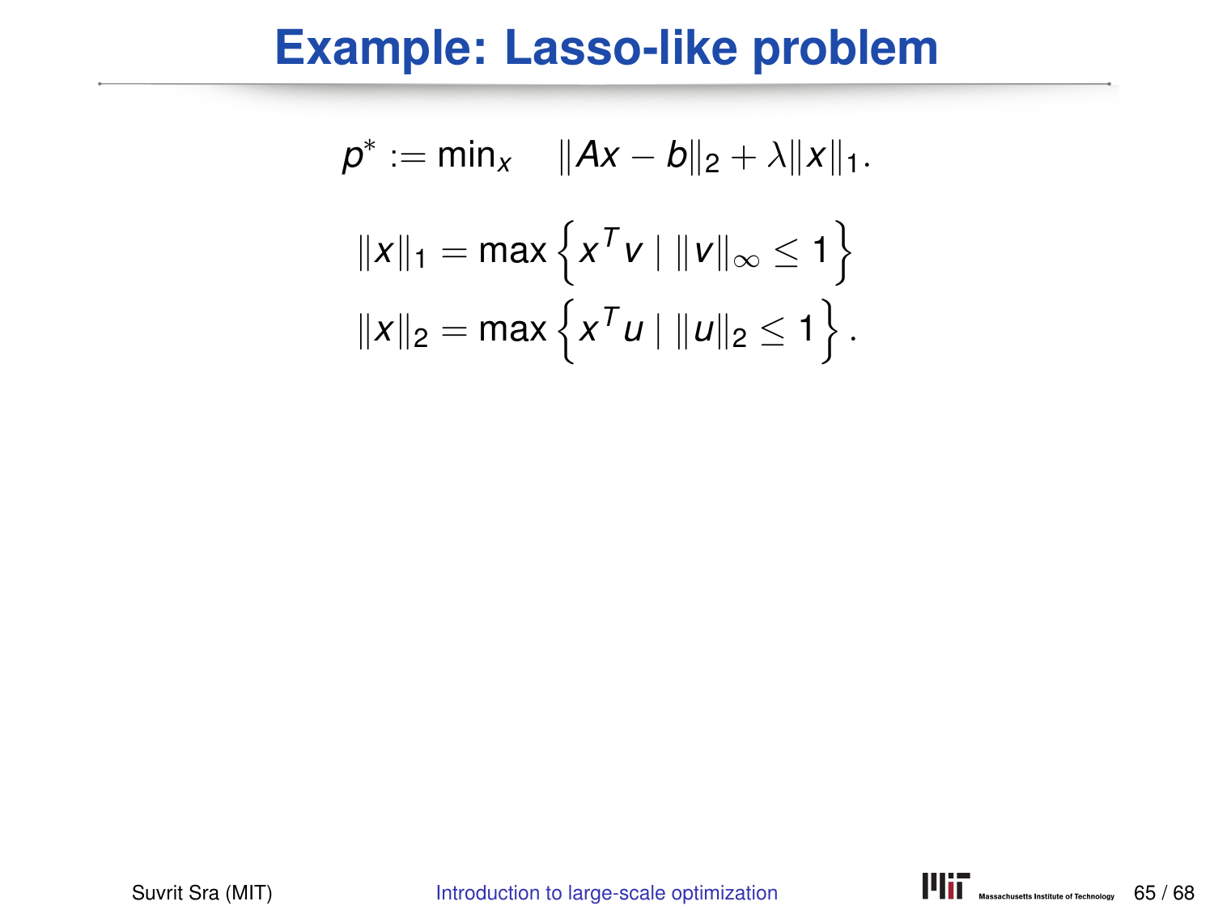# Example: Lasso-like problem

$$p^* := \min_x \quad \|Ax - b\|_2 + \lambda \|x\|_1.$$

$$\|x\|_1 = \max \left\{ x^T v \mid \|v\|_\infty \leq 1 \right\}$$

$$\|x\|_2 = \max \left\{ x^T u \mid \|u\|_2 \leq 1 \right\}.$$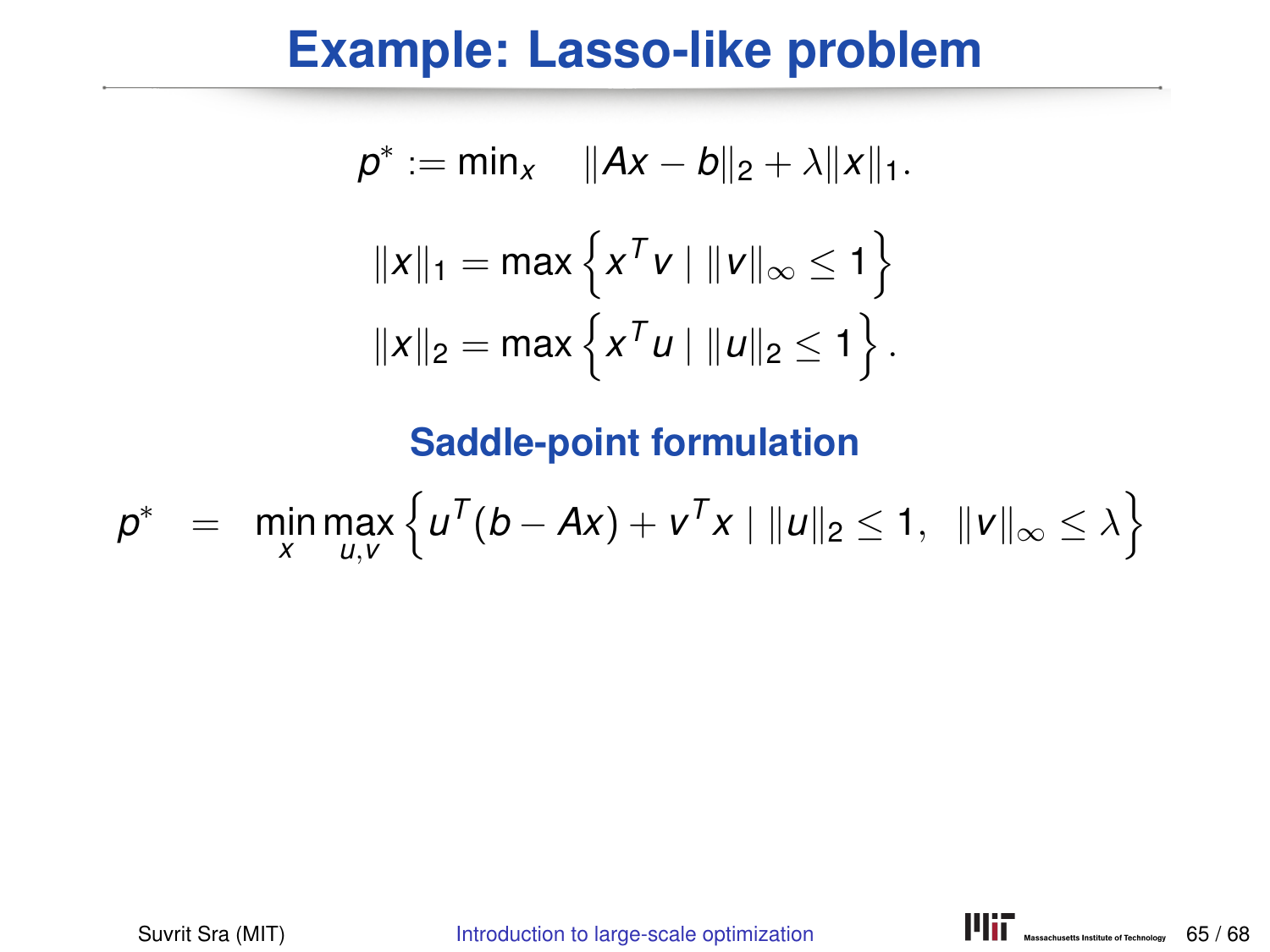# Example: Lasso-like problem

$$p^* := \min_x \quad \|Ax - b\|_2 + \lambda \|x\|_1.$$

$$\|x\|_1 = \max\left\{ x^T v \mid \|v\|_\infty \leq 1 \right\}$$

$$\|x\|_2 = \max\left\{ x^T u \mid \|u\|_2 \leq 1 \right\}.$$

## Saddle-point formulation

$$p^* \quad = \quad \min_x \max_{u,v} \left\{ u^T(b - Ax) + v^T x \mid \|u\|_2 \leq 1, \;\; \|v\|_\infty \leq \lambda \right\}$$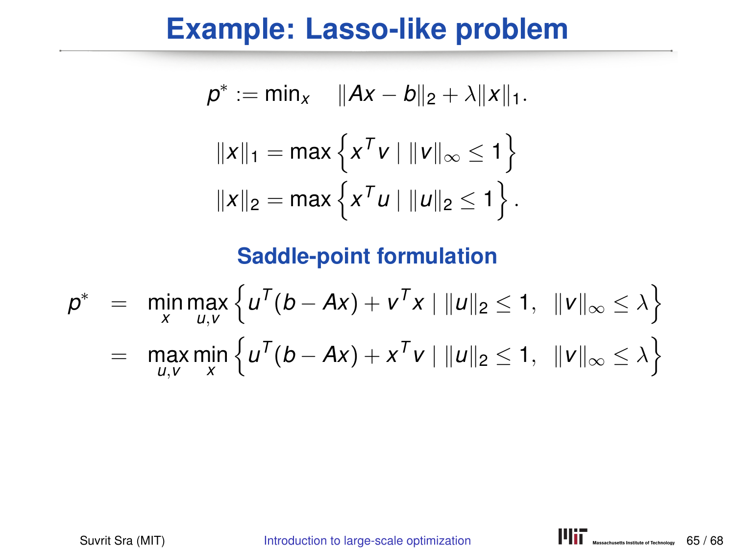# Example: Lasso-like problem

$$p^* := \min_x \quad \|Ax - b\|_2 + \lambda\|x\|_1.$$

$$\|x\|_1 = \max\left\{x^T v \mid \|v\|_\infty \leq 1\right\}$$

$$\|x\|_2 = \max\left\{x^T u \mid \|u\|_2 \leq 1\right\}.$$

## Saddle-point formulation

$$\begin{aligned} p^* &= \min_x \max_{u,v} \left\{u^T(b - Ax) + v^T x \mid \|u\|_2 \leq 1, \ \ \|v\|_\infty \leq \lambda\right\} \\ &= \max_{u,v} \min_x \left\{u^T(b - Ax) + x^T v \mid \|u\|_2 \leq 1, \ \ \|v\|_\infty \leq \lambda\right\} \end{aligned}$$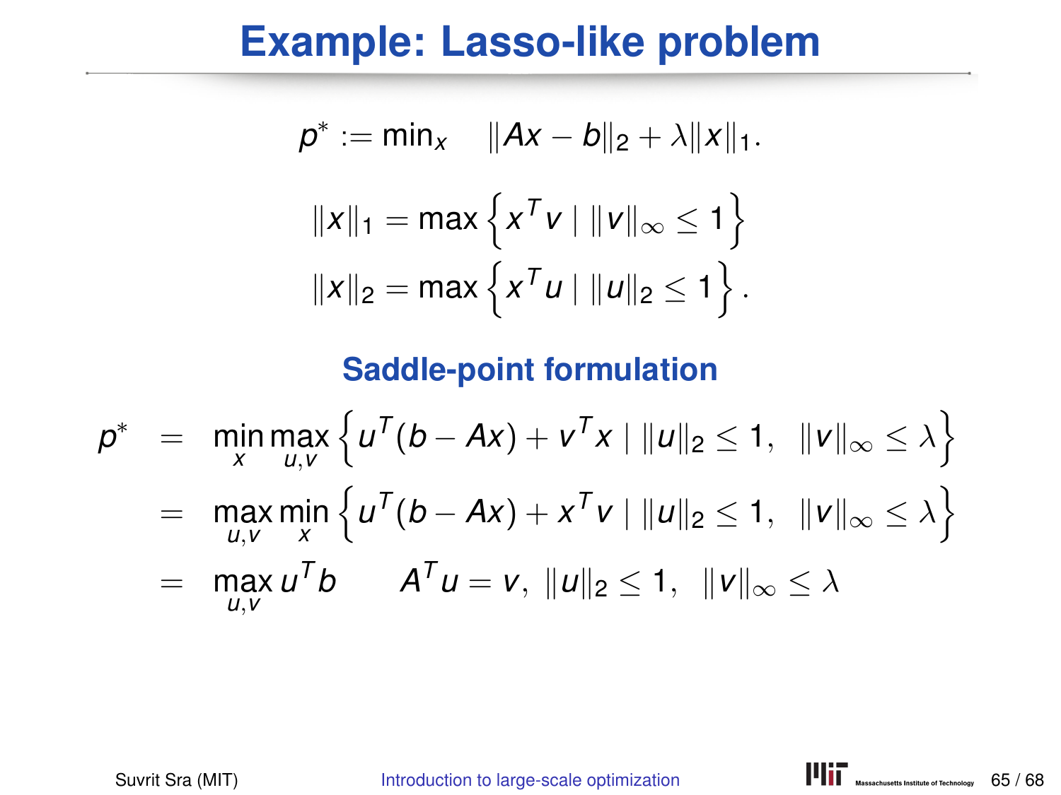# Example: Lasso-like problem

$$p^* := \min_x \quad \|Ax - b\|_2 + \lambda\|x\|_1.$$

$$\|x\|_1 = \max\left\{x^T v \mid \|v\|_\infty \leq 1\right\}$$

$$\|x\|_2 = \max\left\{x^T u \mid \|u\|_2 \leq 1\right\}.$$

## Saddle-point formulation

$$\begin{aligned}
p^* &= \min_x \max_{u,v} \left\{u^T(b - Ax) + v^T x \mid \|u\|_2 \leq 1, \ \ \|v\|_\infty \leq \lambda\right\} \\
&= \max_{u,v} \min_x \left\{u^T(b - Ax) + x^T v \mid \|u\|_2 \leq 1, \ \ \|v\|_\infty \leq \lambda\right\} \\
&= \max_{u,v} u^T b \qquad A^T u = v, \ \|u\|_2 \leq 1, \ \ \|v\|_\infty \leq \lambda
\end{aligned}$$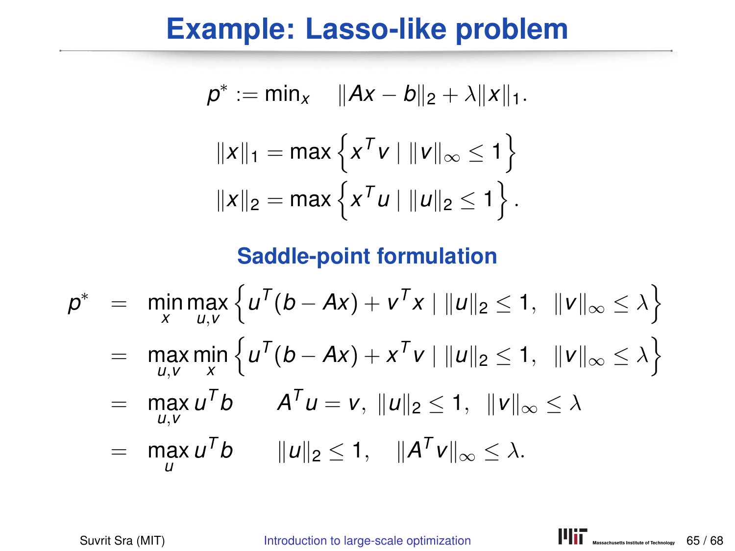# Example: Lasso-like problem

$$p^* := \min_x \quad \|Ax - b\|_2 + \lambda \|x\|_1.$$

$$\|x\|_1 = \max \left\{ x^T v \mid \|v\|_\infty \leq 1 \right\}$$

$$\|x\|_2 = \max \left\{ x^T u \mid \|u\|_2 \leq 1 \right\}.$$

## Saddle-point formulation

$$
\begin{aligned}
p^* &= \min_x \max_{u,v} \left\{ u^T(b - Ax) + v^T x \mid \|u\|_2 \leq 1, \;\; \|v\|_\infty \leq \lambda \right\} \\
&= \max_{u,v} \min_x \left\{ u^T(b - Ax) + x^T v \mid \|u\|_2 \leq 1, \;\; \|v\|_\infty \leq \lambda \right\} \\
&= \max_{u,v} u^T b \qquad A^T u = v, \; \|u\|_2 \leq 1, \;\; \|v\|_\infty \leq \lambda \\
&= \max_u u^T b \qquad \|u\|_2 \leq 1, \quad \|A^T v\|_\infty \leq \lambda.
\end{aligned}
$$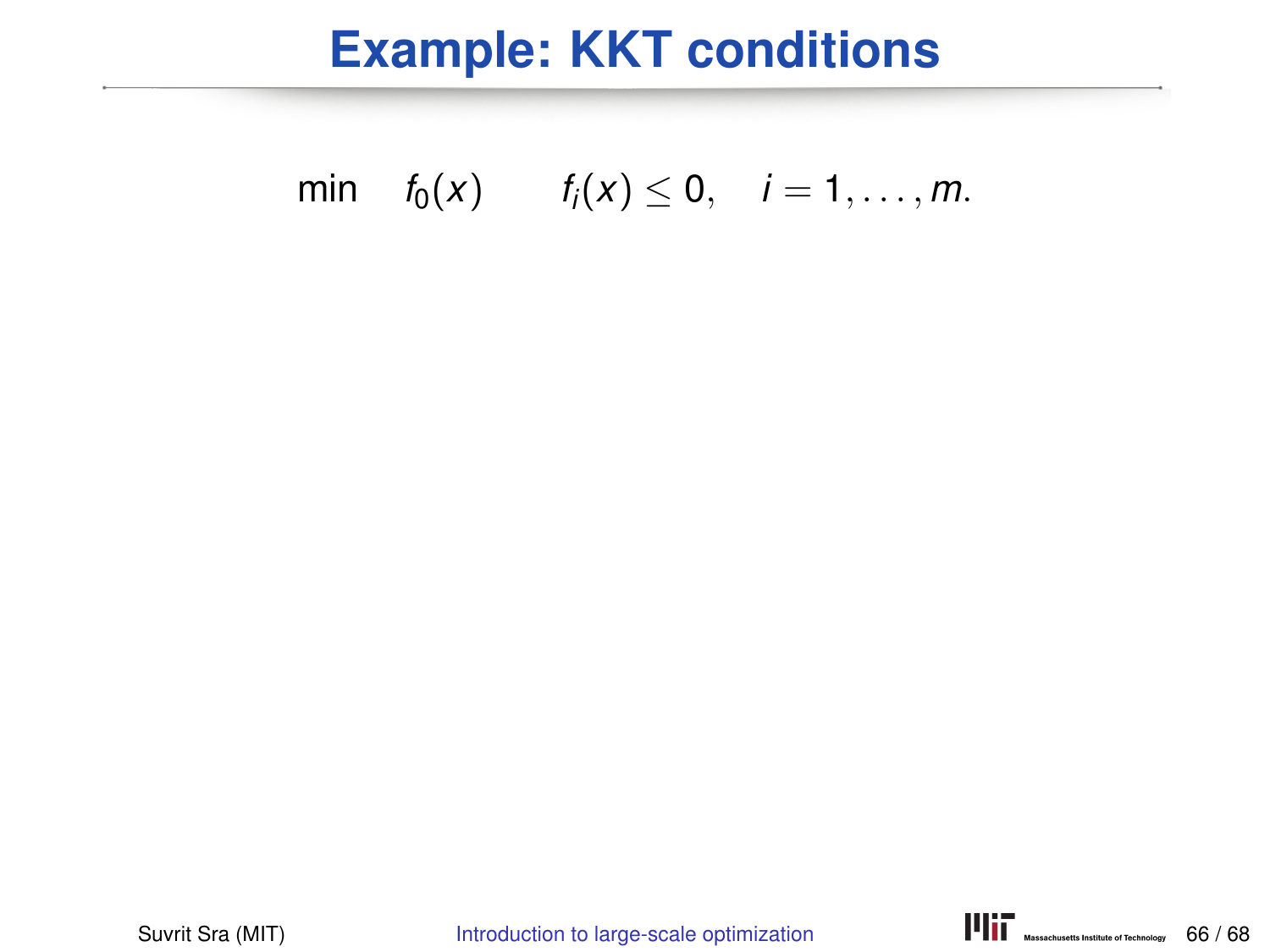# Example: KKT conditions

$$\min \quad f_0(x) \qquad f_i(x) \leq 0, \quad i = 1, \ldots, m.$$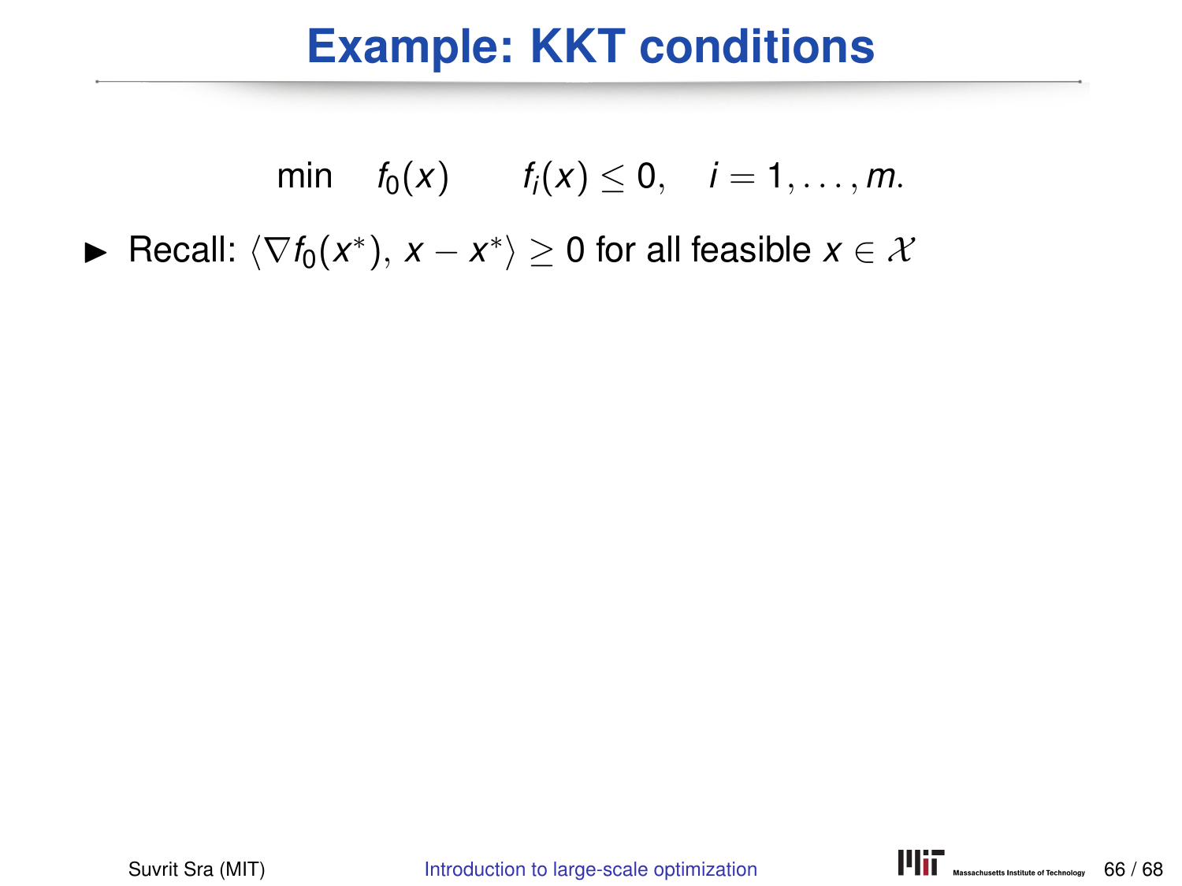# Example: KKT conditions

$$\min \quad f_0(x) \qquad f_i(x) \leq 0, \quad i = 1, \ldots, m.$$

- Recall: $\langle \nabla f_0(x^*), \, x - x^* \rangle \geq 0$ for all feasible $x \in \mathcal{X}$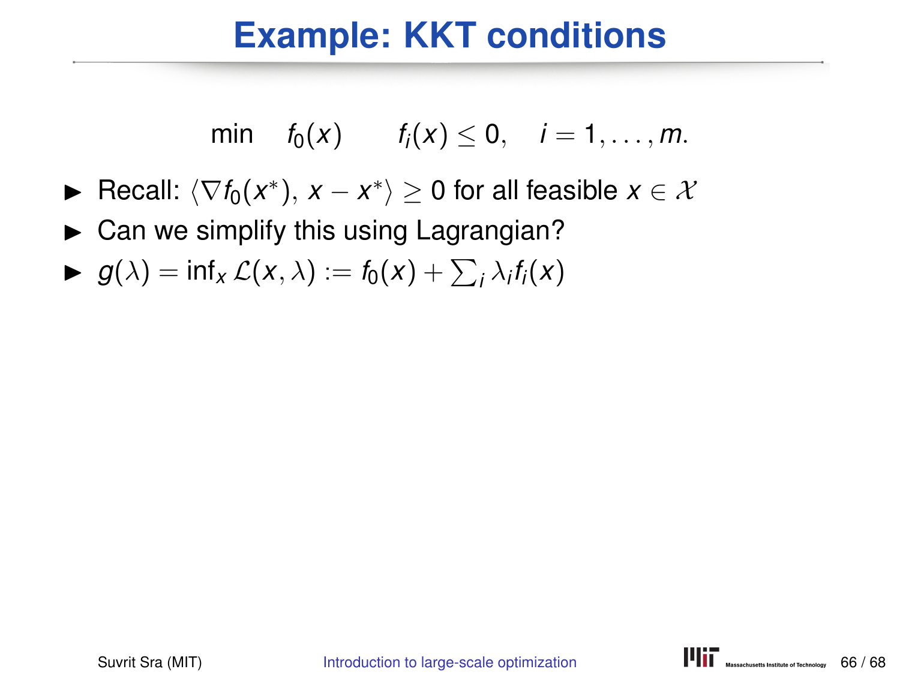# Example: KKT conditions

$$\min \quad f_0(x) \qquad f_i(x) \leq 0, \quad i = 1, \ldots, m.$$

- Recall: $\langle \nabla f_0(x^*), x - x^* \rangle \geq 0$ for all feasible $x \in \mathcal{X}$
- Can we simplify this using Lagrangian?
- $g(\lambda) = \inf_x \mathcal{L}(x, \lambda) := f_0(x) + \sum_i \lambda_i f_i(x)$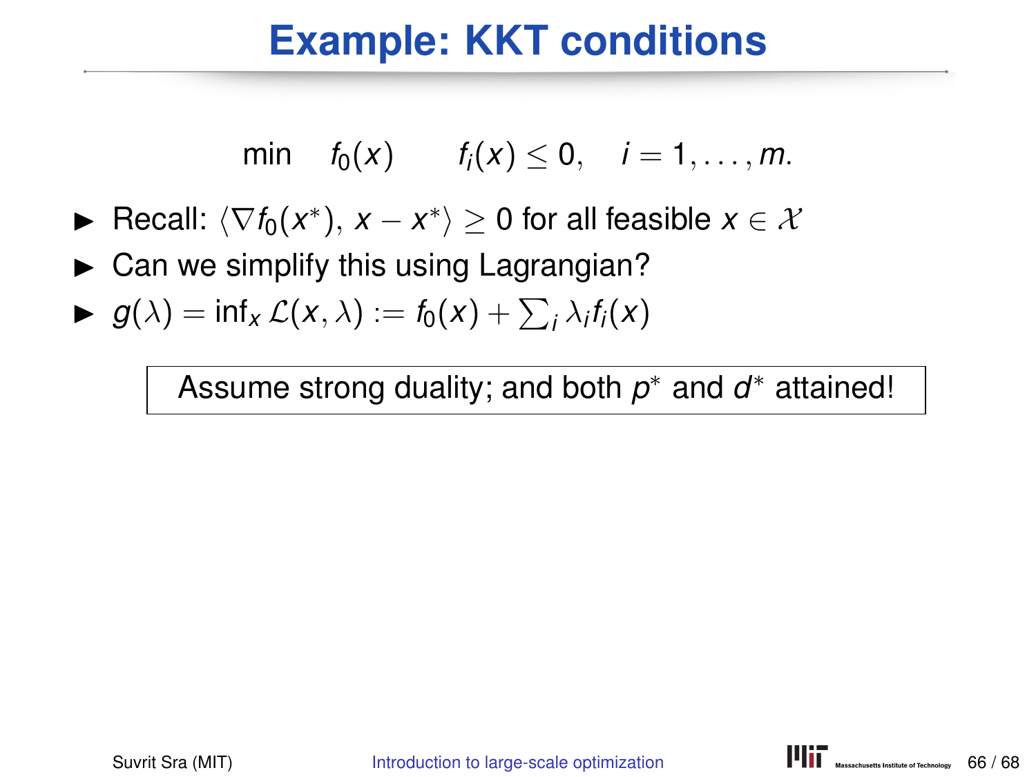# Example: KKT conditions

$$\min \quad f_0(x) \qquad f_i(x) \leq 0, \quad i = 1, \ldots, m.$$

- Recall: $\langle \nabla f_0(x^*), x - x^* \rangle \geq 0$ for all feasible $x \in \mathcal{X}$
- Can we simplify this using Lagrangian?
- $g(\lambda) = \inf_x \mathcal{L}(x, \lambda) := f_0(x) + \sum_i \lambda_i f_i(x)$

Assume strong duality; and both $p^*$ and $d^*$ attained!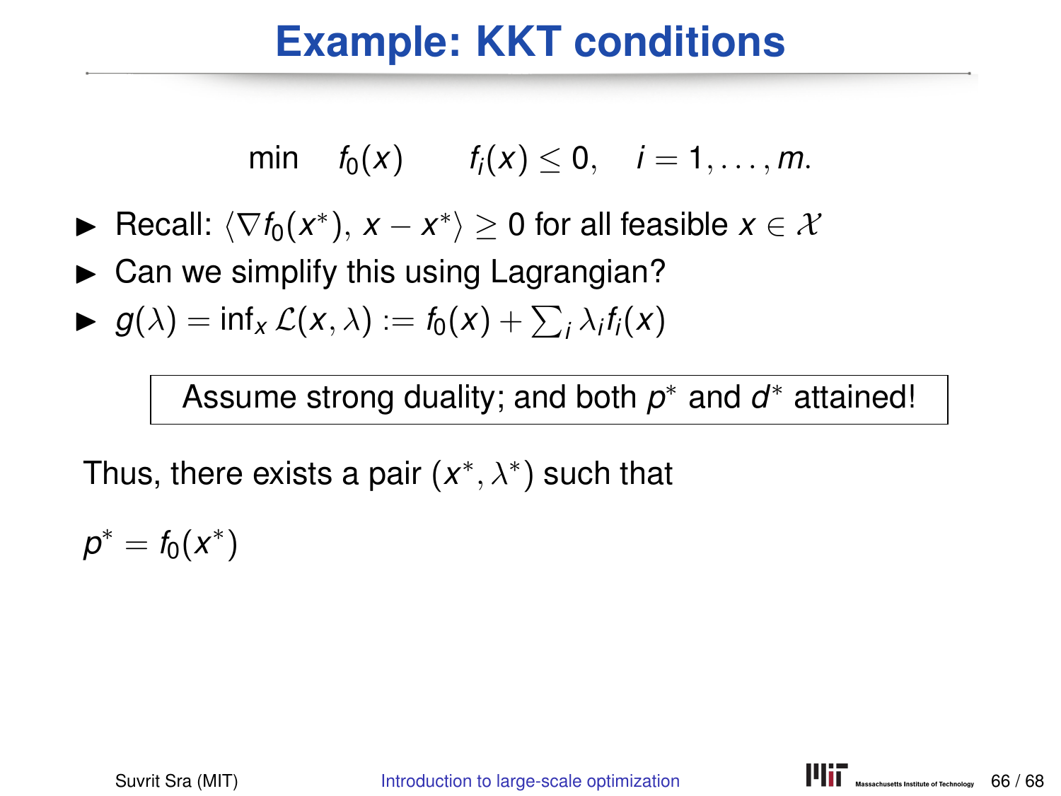# Example: KKT conditions

$$\min \quad f_0(x) \qquad f_i(x) \leq 0, \quad i = 1, \ldots, m.$$

- Recall: $\langle \nabla f_0(x^*), \, x - x^* \rangle \geq 0$ for all feasible $x \in \mathcal{X}$
- Can we simplify this using Lagrangian?
- $g(\lambda) = \inf_x \mathcal{L}(x, \lambda) := f_0(x) + \sum_i \lambda_i f_i(x)$

| Assume strong duality; and both $p^*$ and $d^*$ attained! |
|---|

Thus, there exists a pair $(x^*, \lambda^*)$ such that

$$p^* = f_0(x^*)$$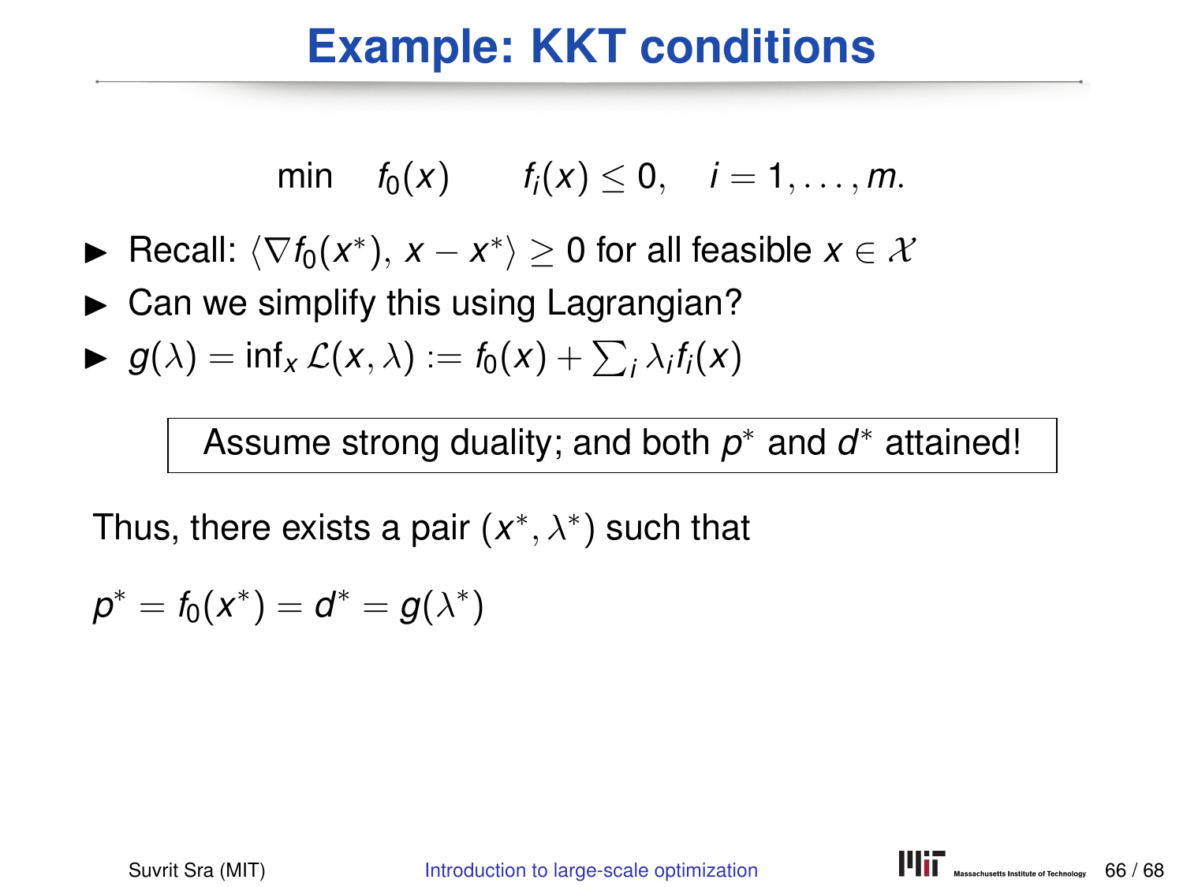# Example: KKT conditions

$$\min \quad f_0(x) \qquad f_i(x) \leq 0, \quad i = 1, \ldots, m.$$

- Recall: $\langle \nabla f_0(x^*), \, x - x^* \rangle \geq 0$ for all feasible $x \in \mathcal{X}$
- Can we simplify this using Lagrangian?
- $g(\lambda) = \inf_x \mathcal{L}(x, \lambda) := f_0(x) + \sum_i \lambda_i f_i(x)$

> Assume strong duality; and both $p^*$ and $d^*$ attained!

Thus, there exists a pair $(x^*, \lambda^*)$ such that

$$p^* = f_0(x^*) = d^* = g(\lambda^*)$$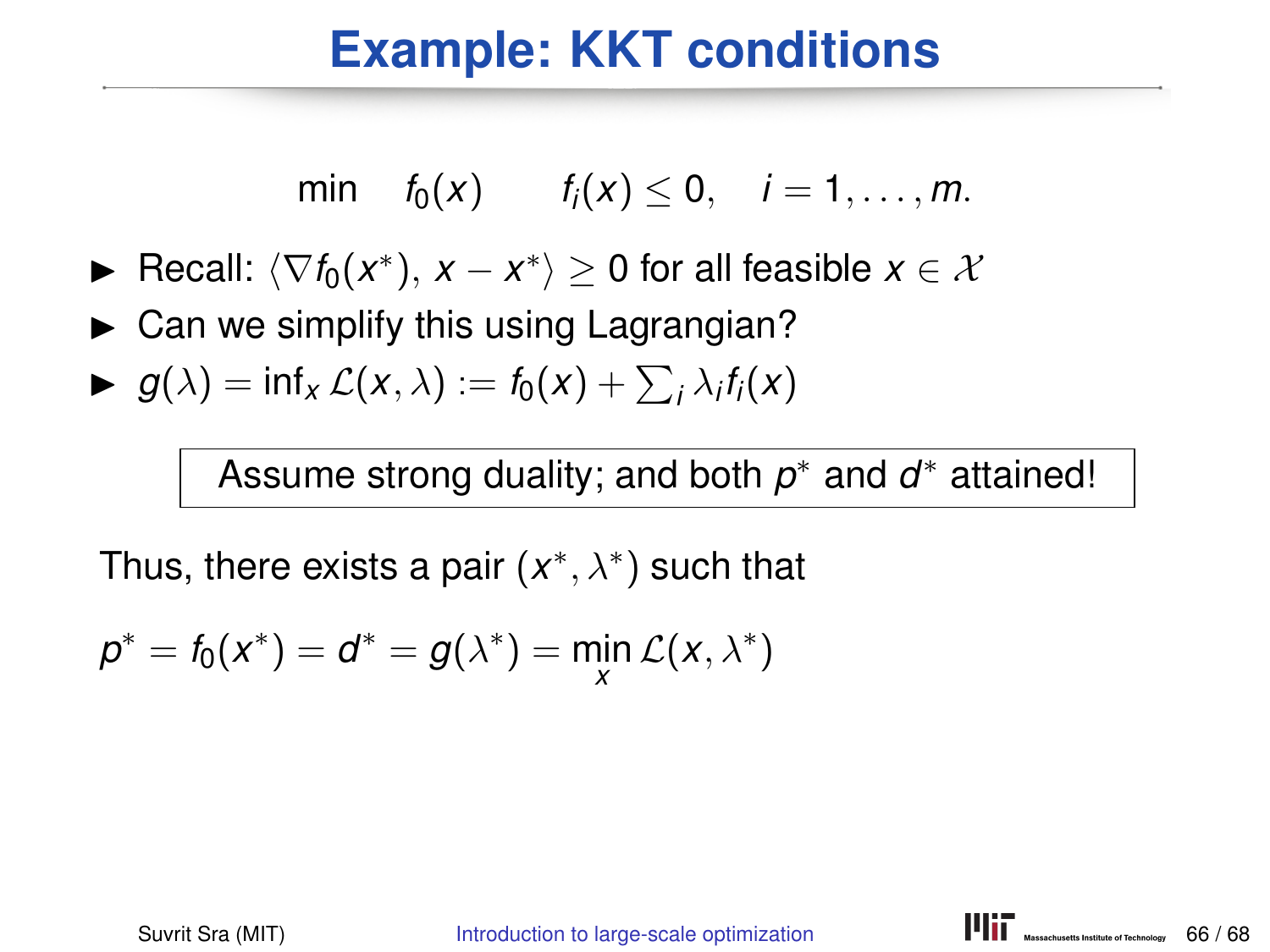# Example: KKT conditions

$$\min \quad f_0(x) \qquad f_i(x) \leq 0, \quad i = 1, \ldots, m.$$

- Recall: $\langle \nabla f_0(x^*), \, x - x^* \rangle \geq 0$ for all feasible $x \in \mathcal{X}$
- Can we simplify this using Lagrangian?
- $g(\lambda) = \inf_x \mathcal{L}(x, \lambda) := f_0(x) + \sum_i \lambda_i f_i(x)$

> Assume strong duality; and both $p^*$ and $d^*$ attained!

Thus, there exists a pair $(x^*, \lambda^*)$ such that

$$p^* = f_0(x^*) = d^* = g(\lambda^*) = \min_x \mathcal{L}(x, \lambda^*)$$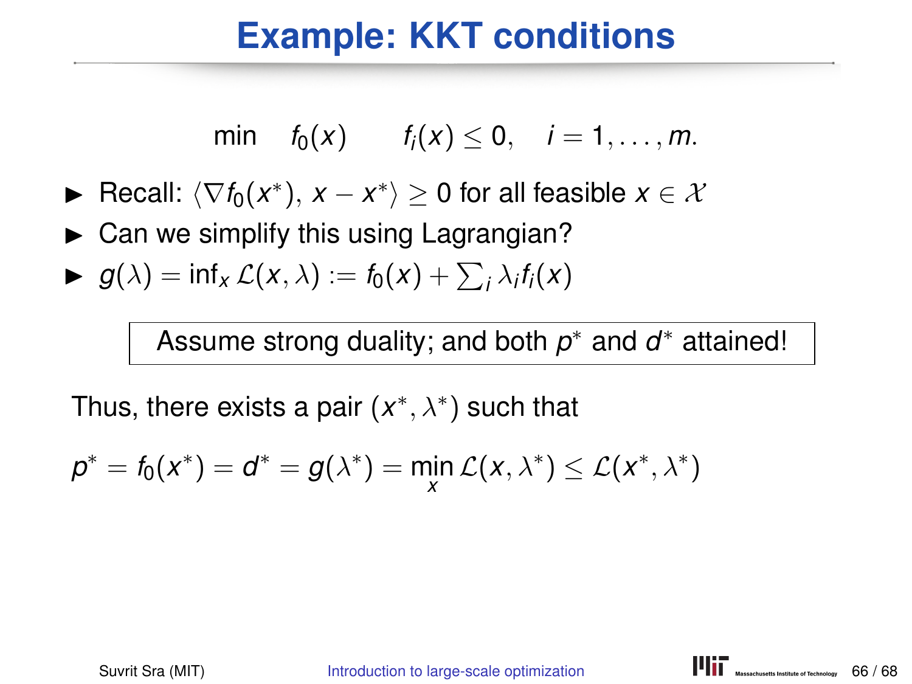# Example: KKT conditions

$$\min \quad f_0(x) \qquad f_i(x) \leq 0, \quad i = 1, \ldots, m.$$

- Recall: $\langle \nabla f_0(x^*), \, x - x^* \rangle \geq 0$ for all feasible $x \in \mathcal{X}$
- Can we simplify this using Lagrangian?
- $g(\lambda) = \inf_x \mathcal{L}(x, \lambda) := f_0(x) + \sum_i \lambda_i f_i(x)$

| Assume strong duality; and both $p^*$ and $d^*$ attained! |
|---|

Thus, there exists a pair $(x^*, \lambda^*)$ such that

$$p^* = f_0(x^*) = d^* = g(\lambda^*) = \min_x \mathcal{L}(x, \lambda^*) \leq \mathcal{L}(x^*, \lambda^*)$$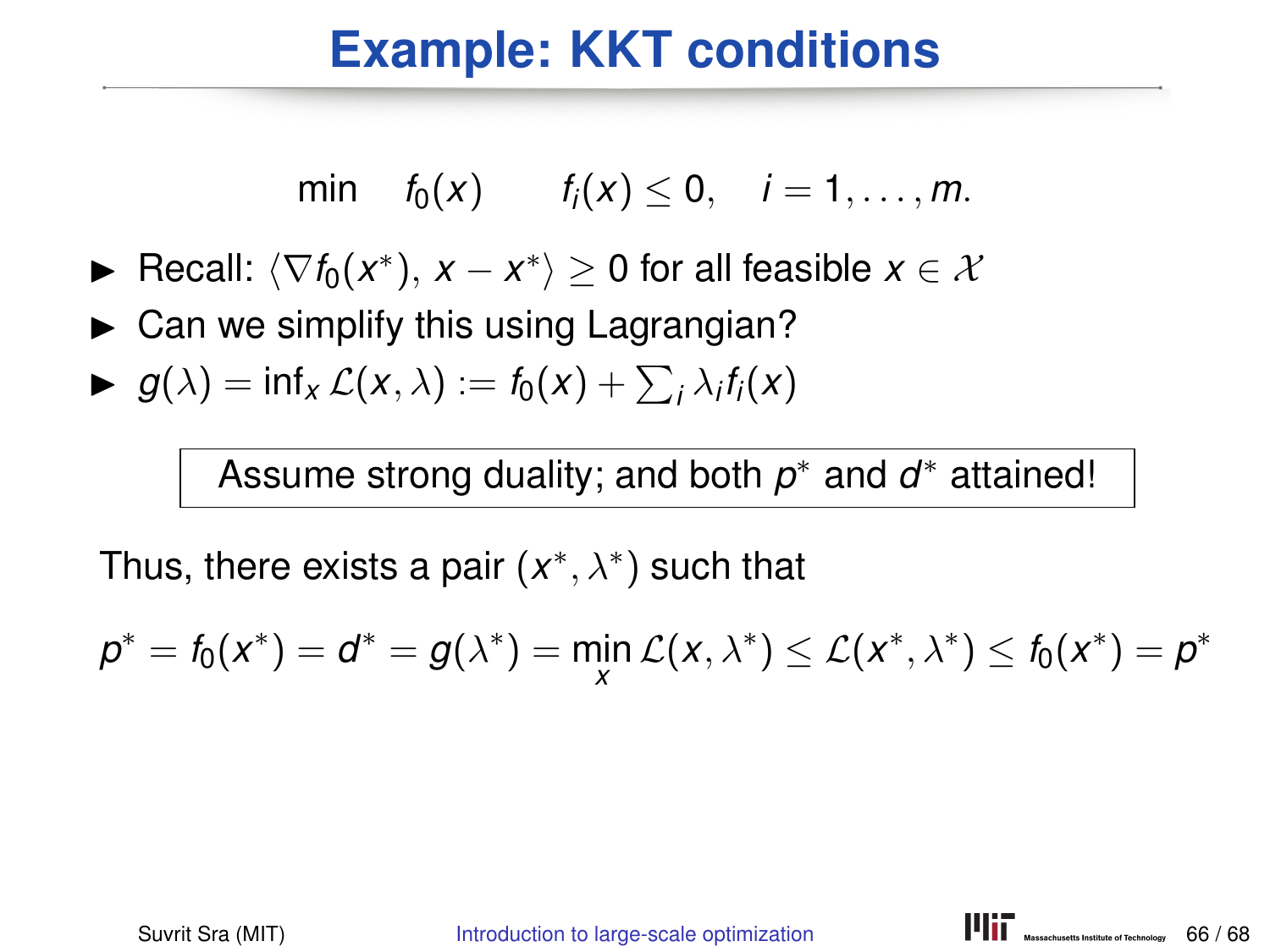# Example: KKT conditions

$$\min \quad f_0(x) \qquad f_i(x) \leq 0, \quad i = 1, \ldots, m.$$

- Recall: $\langle \nabla f_0(x^*), \, x - x^* \rangle \geq 0$ for all feasible $x \in \mathcal{X}$
- Can we simplify this using Lagrangian?
- $g(\lambda) = \inf_x \mathcal{L}(x, \lambda) := f_0(x) + \sum_i \lambda_i f_i(x)$

> Assume strong duality; and both $p^*$ and $d^*$ attained!

Thus, there exists a pair $(x^*, \lambda^*)$ such that

$$p^* = f_0(x^*) = d^* = g(\lambda^*) = \min_x \mathcal{L}(x, \lambda^*) \leq \mathcal{L}(x^*, \lambda^*) \leq f_0(x^*) = p^*$$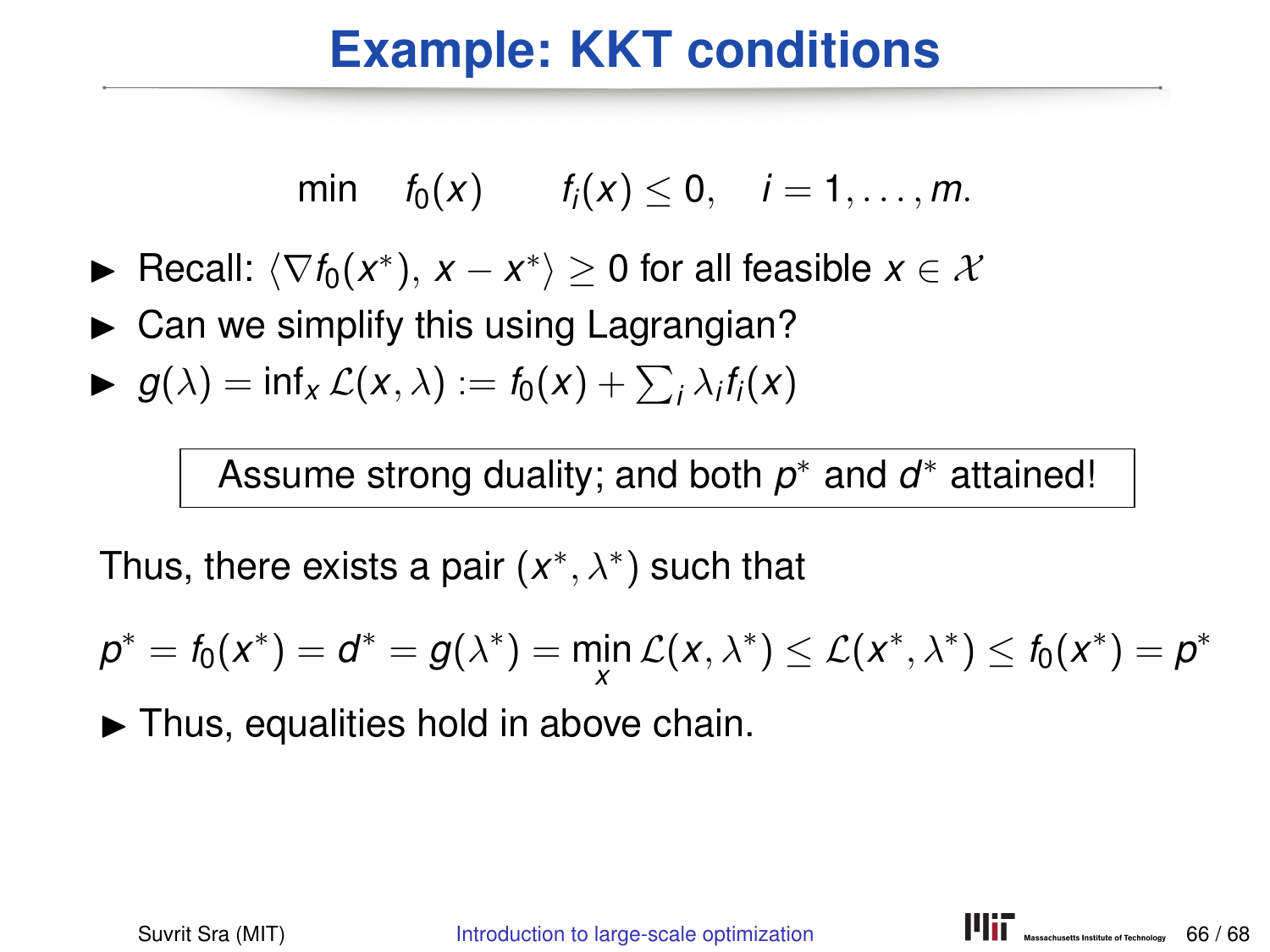# Example: KKT conditions

$$\min \quad f_0(x) \qquad f_i(x) \leq 0, \quad i = 1, \ldots, m.$$

- Recall: $\langle \nabla f_0(x^*), \, x - x^* \rangle \geq 0$ for all feasible $x \in \mathcal{X}$
- Can we simplify this using Lagrangian?
- $g(\lambda) = \inf_x \mathcal{L}(x, \lambda) := f_0(x) + \sum_i \lambda_i f_i(x)$

Assume strong duality; and both $p^*$ and $d^*$ attained!

Thus, there exists a pair $(x^*, \lambda^*)$ such that

$$p^* = f_0(x^*) = d^* = g(\lambda^*) = \min_x \mathcal{L}(x, \lambda^*) \leq \mathcal{L}(x^*, \lambda^*) \leq f_0(x^*) = p^*$$

- Thus, equalities hold in above chain.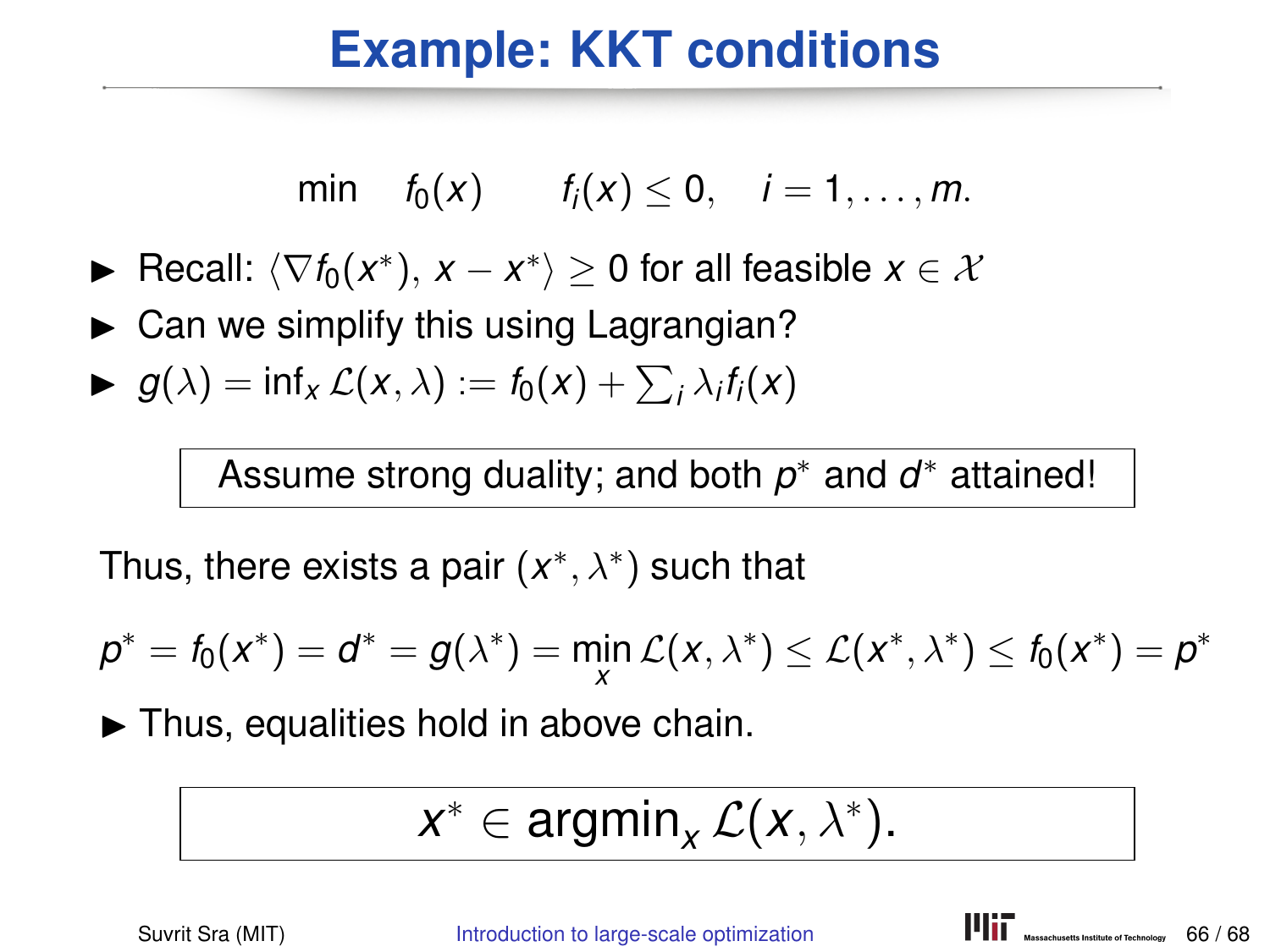# Example: KKT conditions

$$\min \quad f_0(x) \qquad f_i(x) \le 0, \quad i = 1, \ldots, m.$$

- Recall: $\langle \nabla f_0(x^*), x - x^* \rangle \ge 0$ for all feasible $x \in \mathcal{X}$
- Can we simplify this using Lagrangian?
- $g(\lambda) = \inf_x \mathcal{L}(x, \lambda) := f_0(x) + \sum_i \lambda_i f_i(x)$

**Assume strong duality; and both $p^*$ and $d^*$ attained!**

Thus, there exists a pair $(x^*, \lambda^*)$ such that

$$p^* = f_0(x^*) = d^* = g(\lambda^*) = \min_x \mathcal{L}(x, \lambda^*) \le \mathcal{L}(x^*, \lambda^*) \le f_0(x^*) = p^*$$

- Thus, equalities hold in above chain.

$$x^* \in \operatorname{argmin}_x \mathcal{L}(x, \lambda^*).$$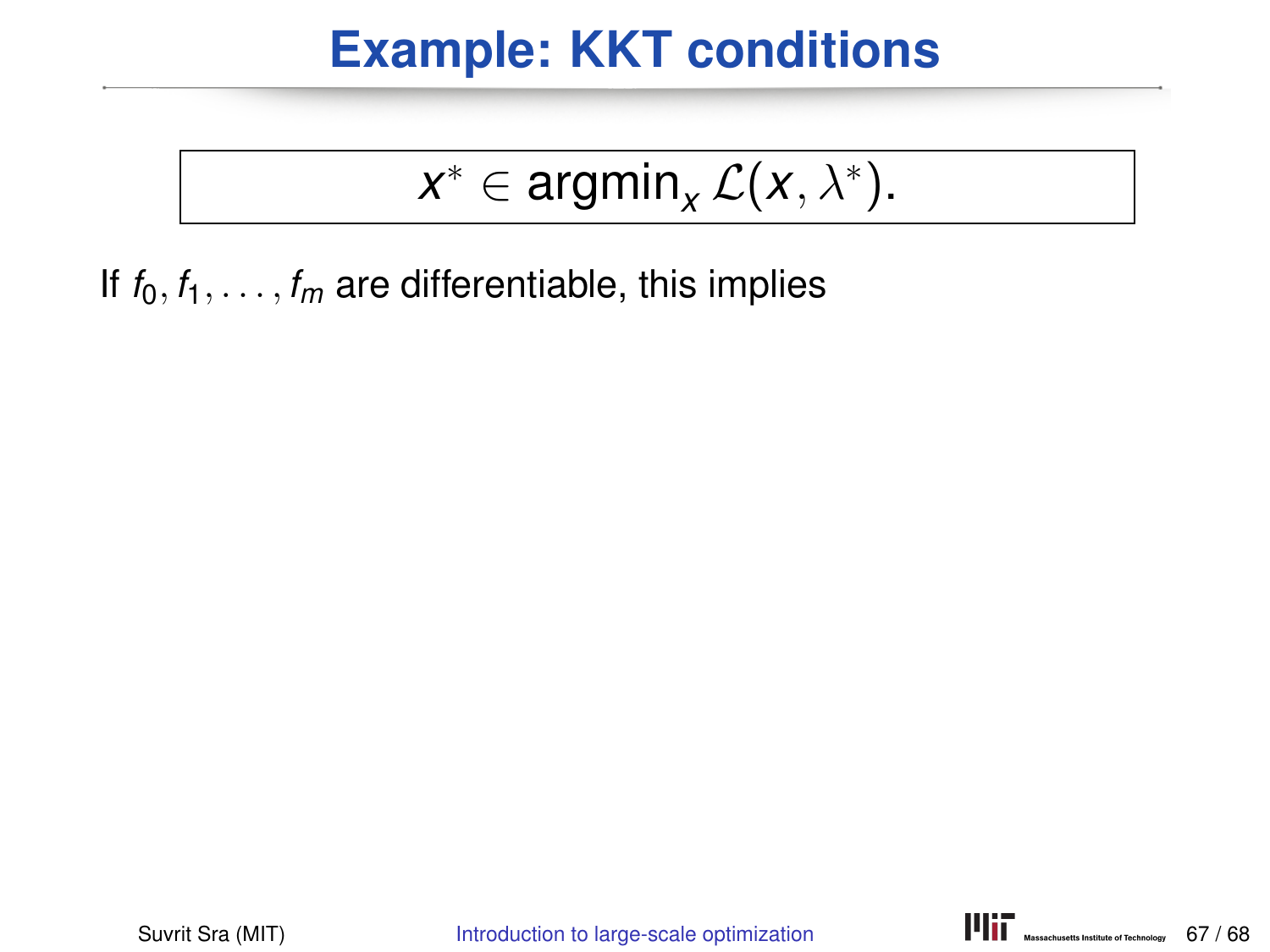# Example: KKT conditions

$$x^* \in \operatorname{argmin}_x \mathcal{L}(x, \lambda^*).$$

If $f_0, f_1, \ldots, f_m$ are differentiable, this implies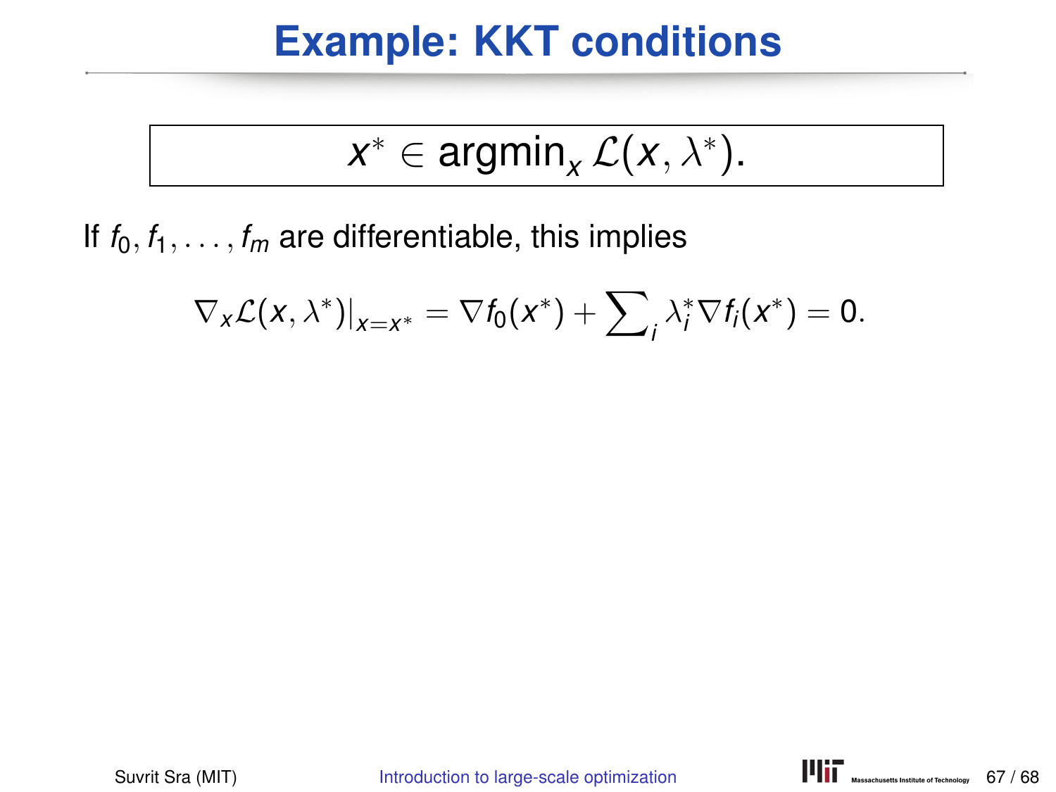# Example: KKT conditions

$$x^* \in \operatorname{argmin}_x \mathcal{L}(x, \lambda^*).$$

If $f_0, f_1, \ldots, f_m$ are differentiable, this implies

$$\nabla_x \mathcal{L}(x, \lambda^*)|_{x=x^*} = \nabla f_0(x^*) + \sum\nolimits_i \lambda_i^* \nabla f_i(x^*) = 0.$$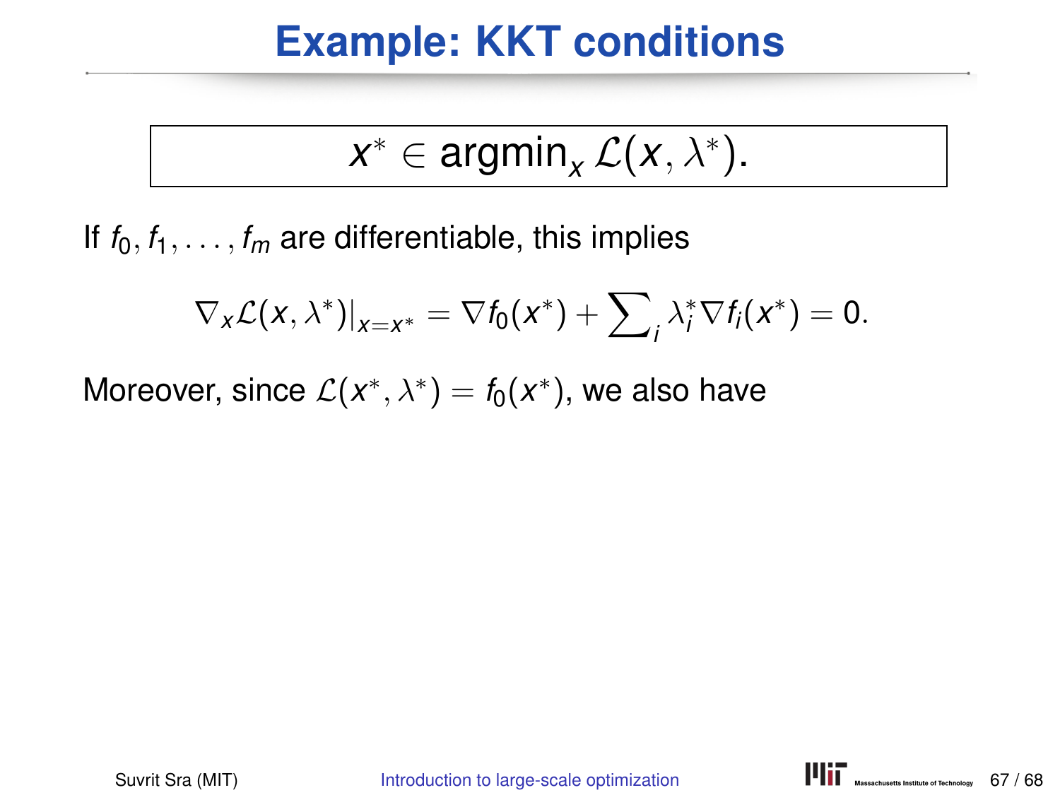# Example: KKT conditions

$$x^* \in \operatorname{argmin}_x \mathcal{L}(x, \lambda^*).$$

If $f_0, f_1, \ldots, f_m$ are differentiable, this implies

$$\nabla_x \mathcal{L}(x, \lambda^*)|_{x=x^*} = \nabla f_0(x^*) + \sum\nolimits_i \lambda_i^* \nabla f_i(x^*) = 0.$$

Moreover, since $\mathcal{L}(x^*, \lambda^*) = f_0(x^*)$, we also have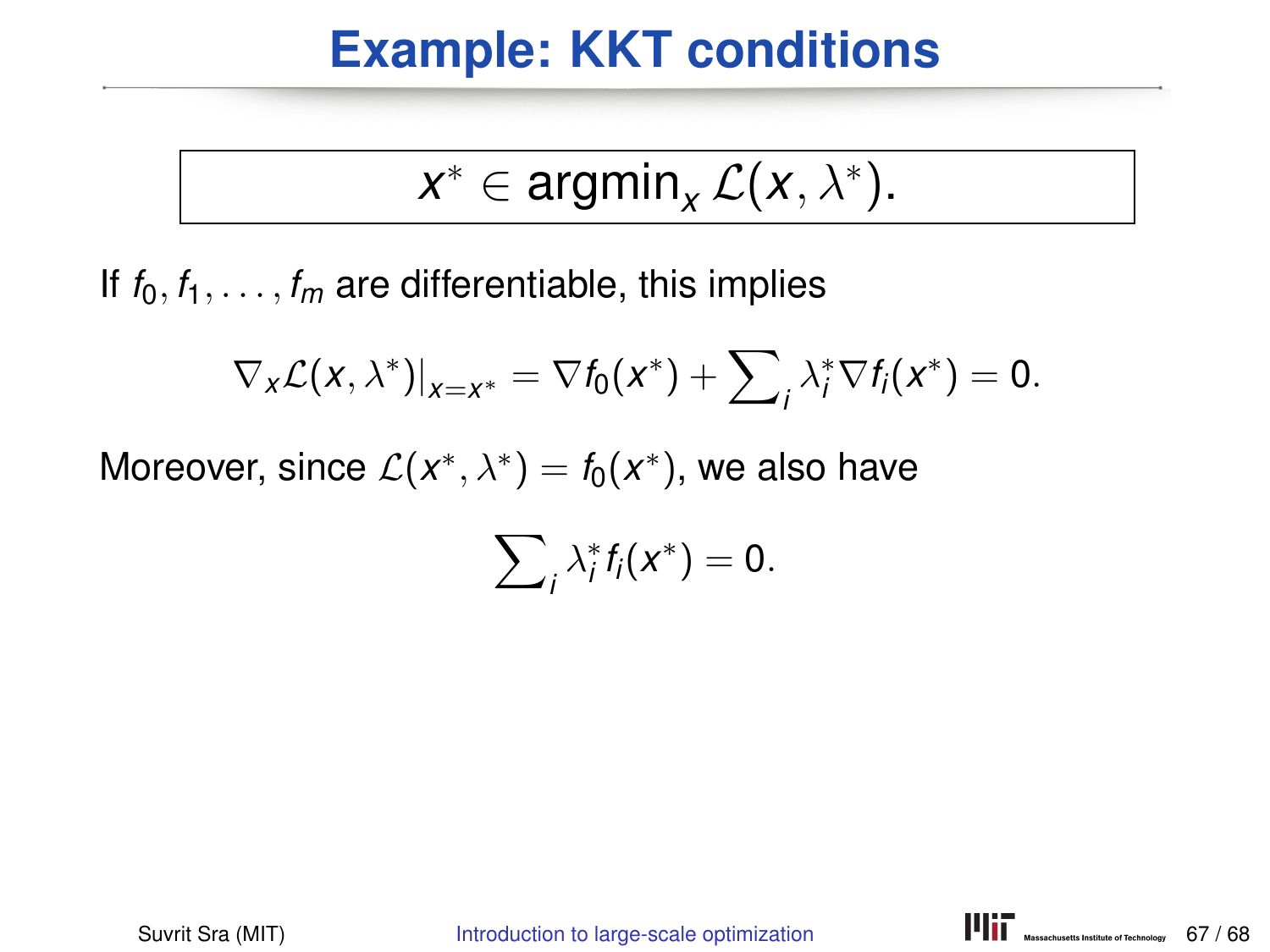# Example: KKT conditions

$$\boxed{x^* \in \operatorname{argmin}_x \mathcal{L}(x, \lambda^*).}$$

If $f_0, f_1, \ldots, f_m$ are differentiable, this implies

$$\nabla_x \mathcal{L}(x, \lambda^*)|_{x=x^*} = \nabla f_0(x^*) + \sum\nolimits_i \lambda_i^* \nabla f_i(x^*) = 0.$$

Moreover, since $\mathcal{L}(x^*, \lambda^*) = f_0(x^*)$, we also have

$$\sum\nolimits_i \lambda_i^* f_i(x^*) = 0.$$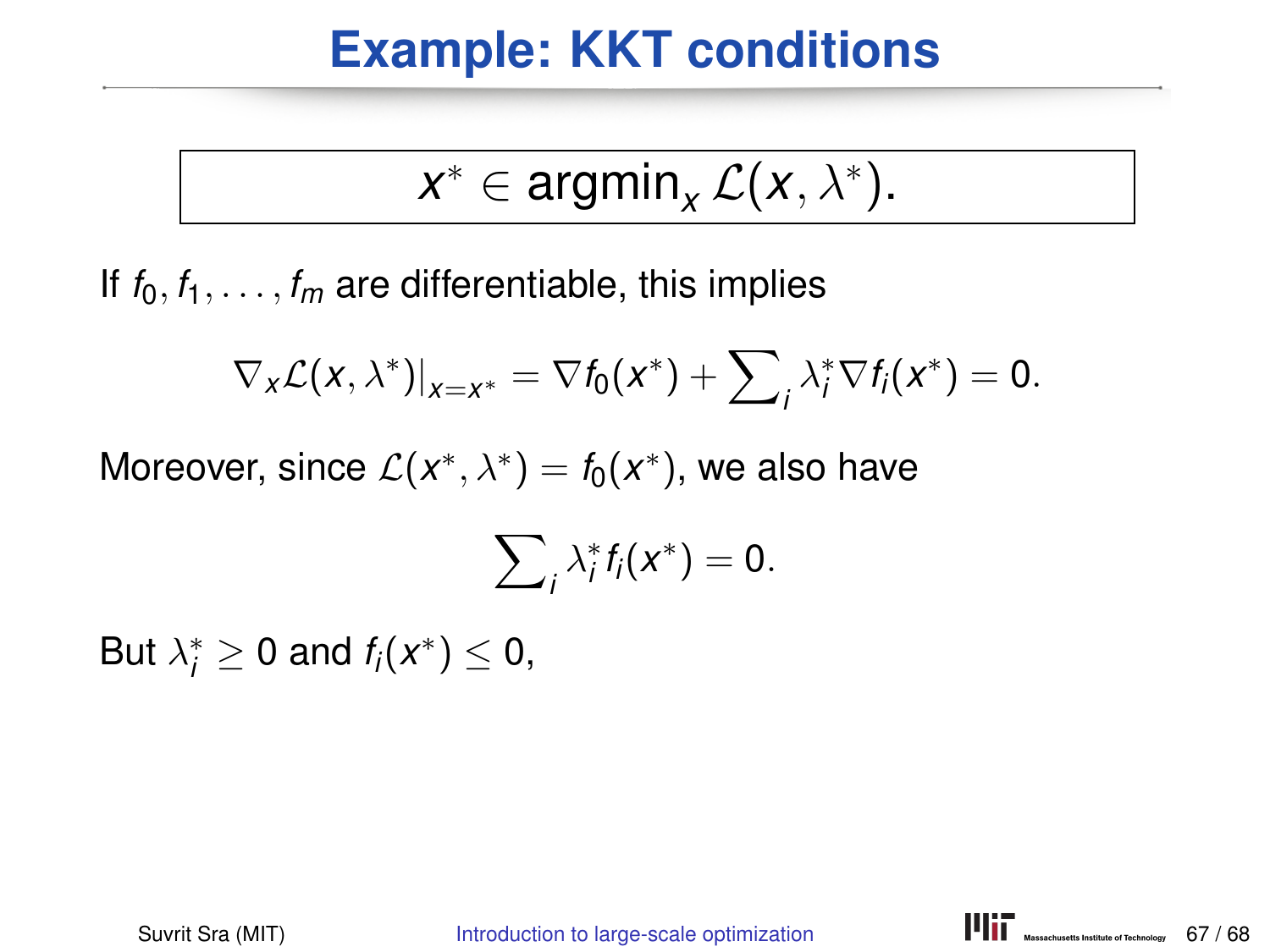# Example: KKT conditions

$$\boxed{x^* \in \operatorname{argmin}_x \mathcal{L}(x, \lambda^*).}$$

If $f_0, f_1, \ldots, f_m$ are differentiable, this implies

$$\nabla_x \mathcal{L}(x, \lambda^*)|_{x=x^*} = \nabla f_0(x^*) + \sum\nolimits_i \lambda_i^* \nabla f_i(x^*) = 0.$$

Moreover, since $\mathcal{L}(x^*, \lambda^*) = f_0(x^*)$, we also have

$$\sum\nolimits_i \lambda_i^* f_i(x^*) = 0.$$

But $\lambda_i^* \geq 0$ and $f_i(x^*) \leq 0$,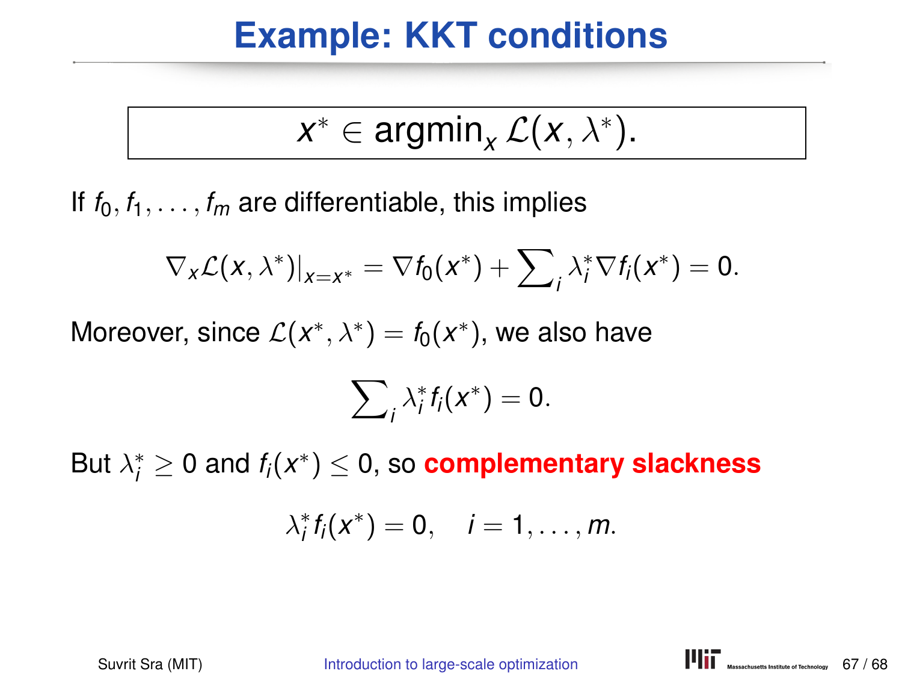# Example: KKT conditions

$$x^* \in \operatorname{argmin}_x \mathcal{L}(x, \lambda^*).$$

If $f_0, f_1, \ldots, f_m$ are differentiable, this implies

$$\nabla_x \mathcal{L}(x, \lambda^*)|_{x=x^*} = \nabla f_0(x^*) + \sum\nolimits_i \lambda_i^* \nabla f_i(x^*) = 0.$$

Moreover, since $\mathcal{L}(x^*, \lambda^*) = f_0(x^*)$, we also have

$$\sum\nolimits_i \lambda_i^* f_i(x^*) = 0.$$

But $\lambda_i^* \geq 0$ and $f_i(x^*) \leq 0$, so **complementary slackness**

$$\lambda_i^* f_i(x^*) = 0, \quad i = 1, \ldots, m.$$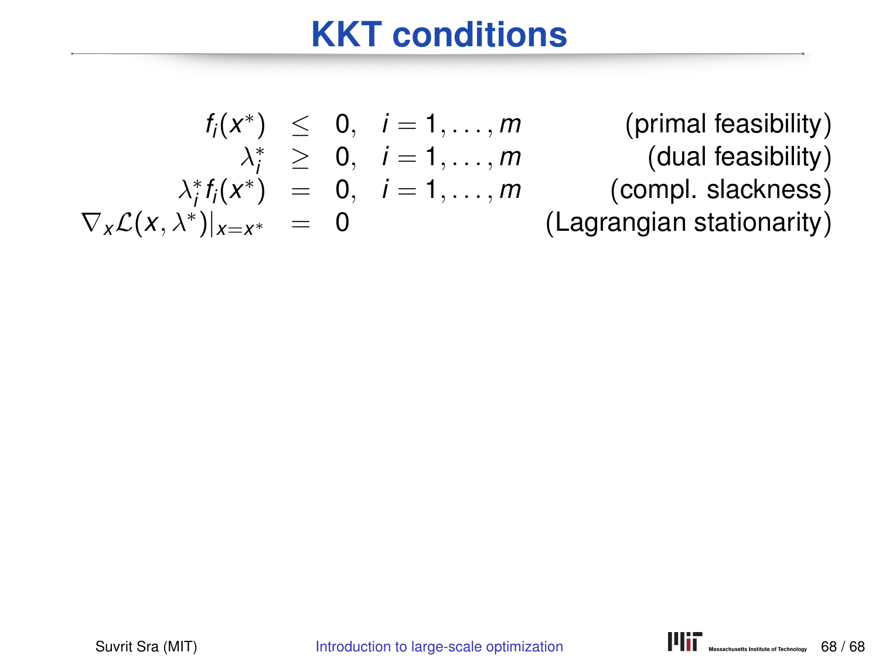# KKT conditions

$$
\begin{array}{rcll}
f_i(x^*) & \leq & 0, \quad i = 1, \ldots, m & \text{(primal feasibility)} \\
\lambda_i^* & \geq & 0, \quad i = 1, \ldots, m & \text{(dual feasibility)} \\
\lambda_i^* f_i(x^*) & = & 0, \quad i = 1, \ldots, m & \text{(compl. slackness)} \\
\nabla_x \mathcal{L}(x, \lambda^*)|_{x=x^*} & = & 0 & \text{(Lagrangian stationarity)}
\end{array}
$$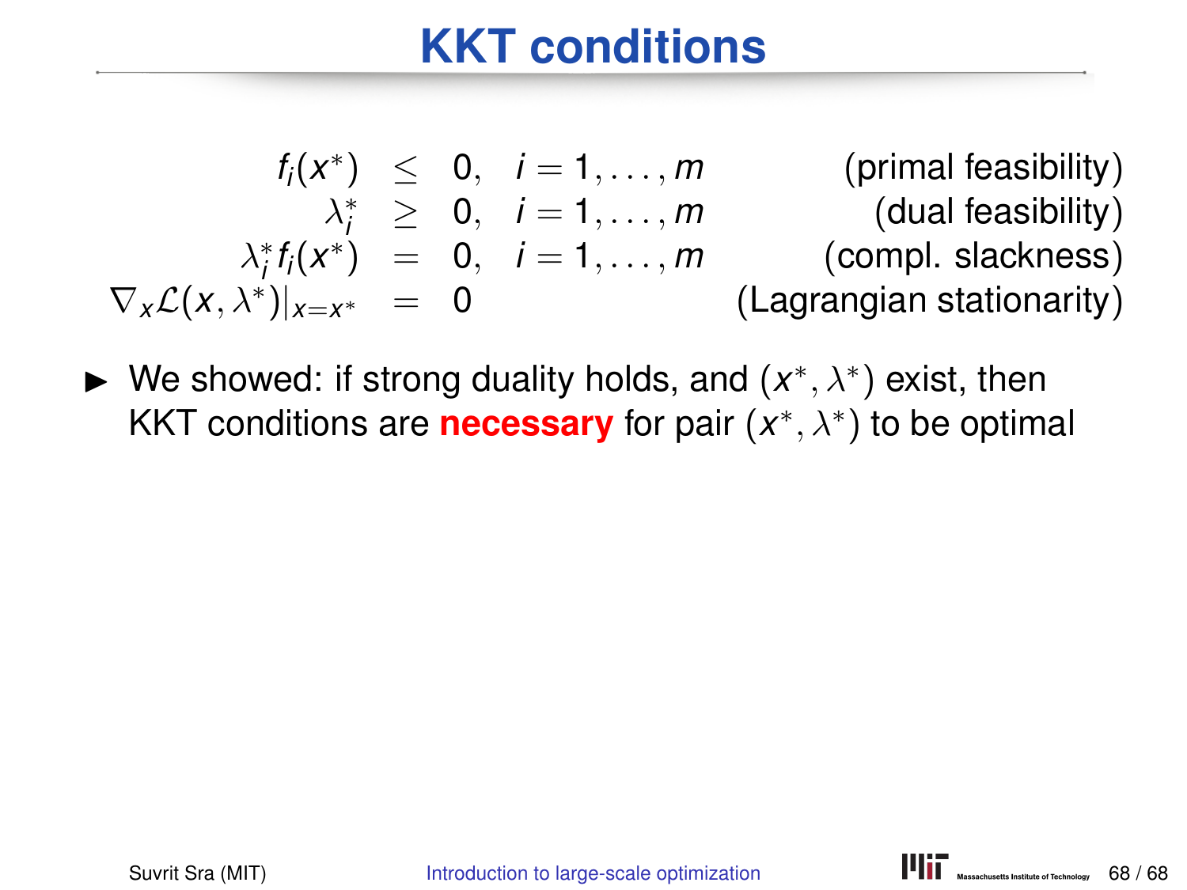# KKT conditions

$$
\begin{array}{rcll}
f_i(x^*) & \leq & 0, \quad i = 1, \ldots, m & \text{(primal feasibility)} \\
\lambda_i^* & \geq & 0, \quad i = 1, \ldots, m & \text{(dual feasibility)} \\
\lambda_i^* f_i(x^*) & = & 0, \quad i = 1, \ldots, m & \text{(compl. slackness)} \\
\nabla_x \mathcal{L}(x, \lambda^*)|_{x=x^*} & = & 0 & \text{(Lagrangian stationarity)}
\end{array}
$$

- We showed: if strong duality holds, and $(x^*, \lambda^*)$ exist, then KKT conditions are **necessary** for pair $(x^*, \lambda^*)$ to be optimal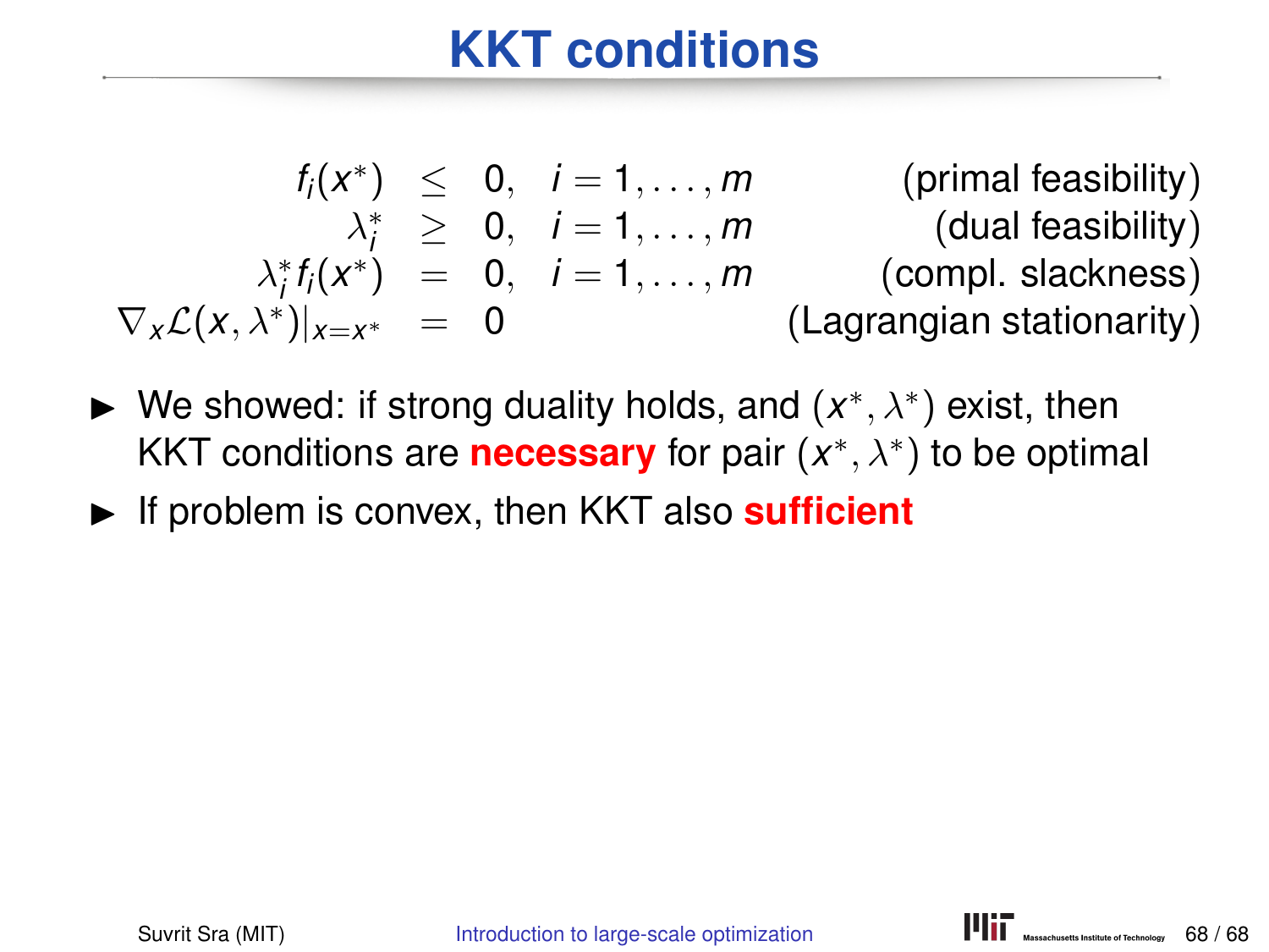# KKT conditions

$$
\begin{aligned}
f_i(x^*) &\leq 0, \quad i = 1, \ldots, m && \text{(primal feasibility)} \\
\lambda_i^* &\geq 0, \quad i = 1, \ldots, m && \text{(dual feasibility)} \\
\lambda_i^* f_i(x^*) &= 0, \quad i = 1, \ldots, m && \text{(compl. slackness)} \\
\nabla_x \mathcal{L}(x, \lambda^*)|_{x=x^*} &= 0 && \text{(Lagrangian stationarity)}
\end{aligned}
$$

- We showed: if strong duality holds, and $(x^*, \lambda^*)$ exist, then KKT conditions are **necessary** for pair $(x^*, \lambda^*)$ to be optimal
- If problem is convex, then KKT also **sufficient**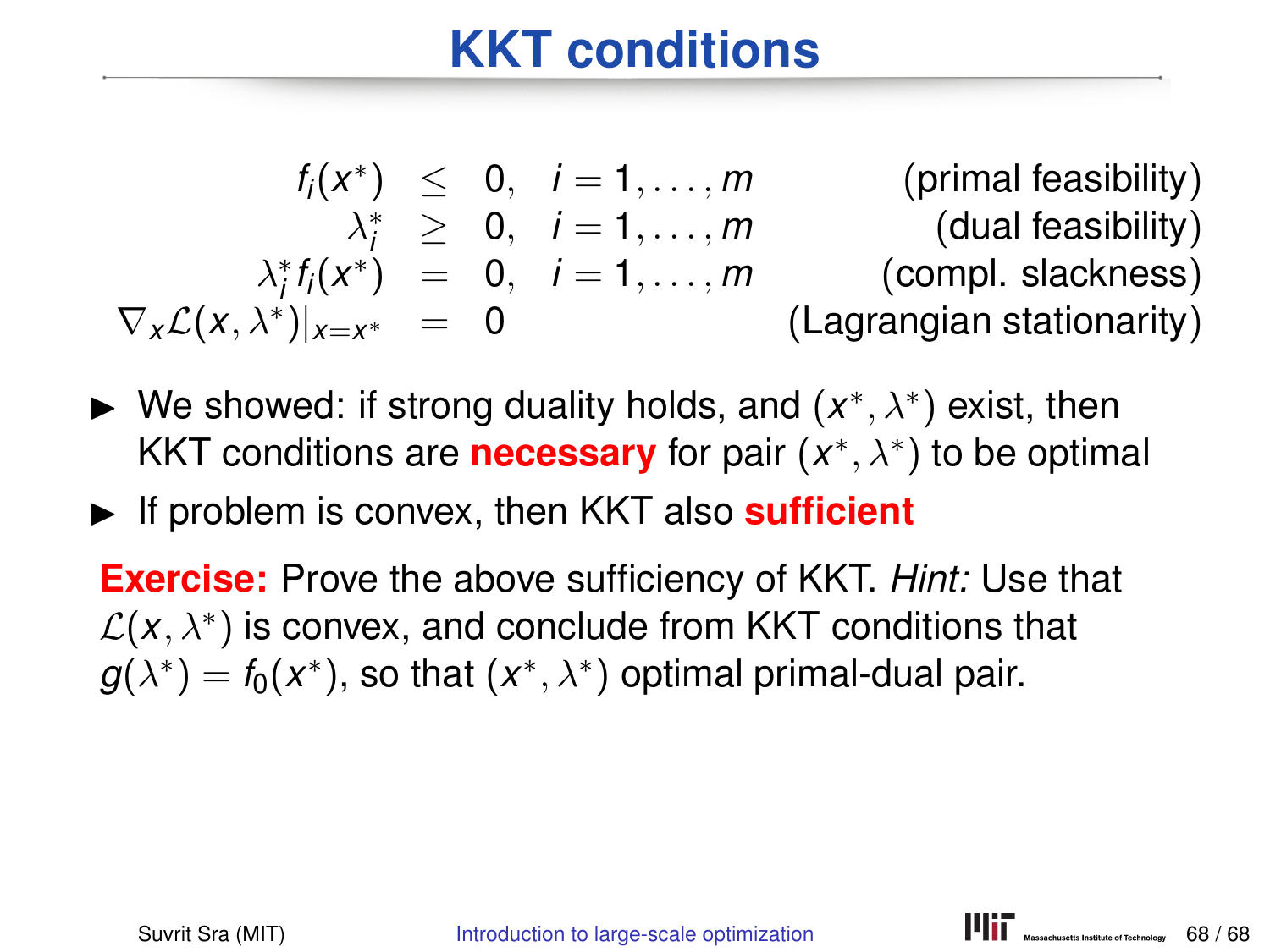# KKT conditions

$$
\begin{array}{rcll}
f_i(x^*) & \leq & 0, \quad i = 1, \ldots, m & \text{(primal feasibility)} \\
\lambda_i^* & \geq & 0, \quad i = 1, \ldots, m & \text{(dual feasibility)} \\
\lambda_i^* f_i(x^*) & = & 0, \quad i = 1, \ldots, m & \text{(compl. slackness)} \\
\nabla_x \mathcal{L}(x, \lambda^*)|_{x=x^*} & = & 0 & \text{(Lagrangian stationarity)}
\end{array}
$$

- We showed: if strong duality holds, and $(x^*, \lambda^*)$ exist, then KKT conditions are **necessary** for pair $(x^*, \lambda^*)$ to be optimal
- If problem is convex, then KKT also **sufficient**

**Exercise:** Prove the above sufficiency of KKT. *Hint:* Use that $\mathcal{L}(x, \lambda^*)$ is convex, and conclude from KKT conditions that $g(\lambda^*) = f_0(x^*)$, so that $(x^*, \lambda^*)$ optimal primal-dual pair.